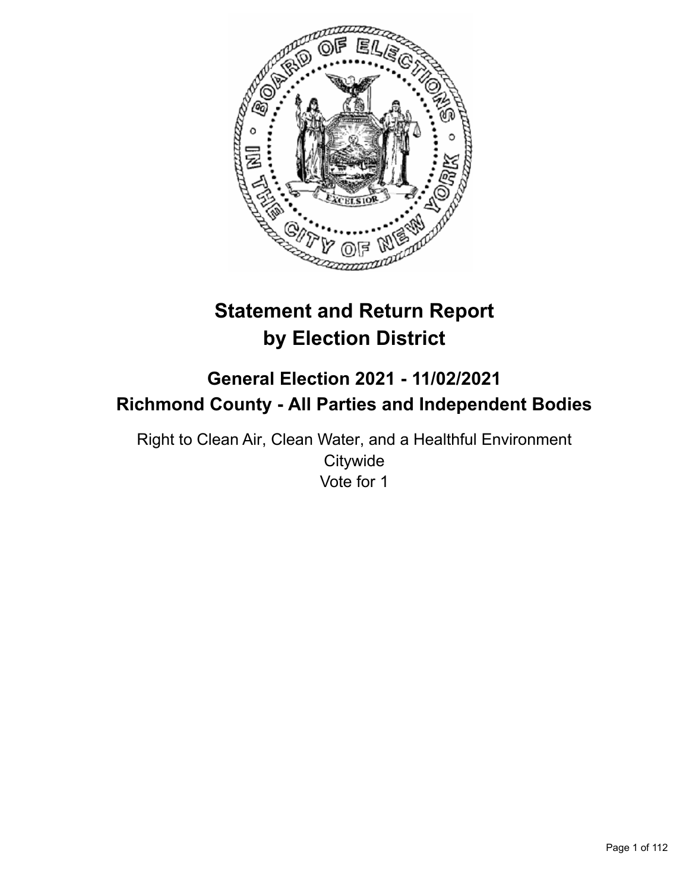# Statement and Return Report by Election District

## General Election 2021 - 11/02/2021
## Richmond County - All Parties and Independent Bodies

Right to Clean Air, Clean Water, and a Healthful Environment
Citywide
Vote for 1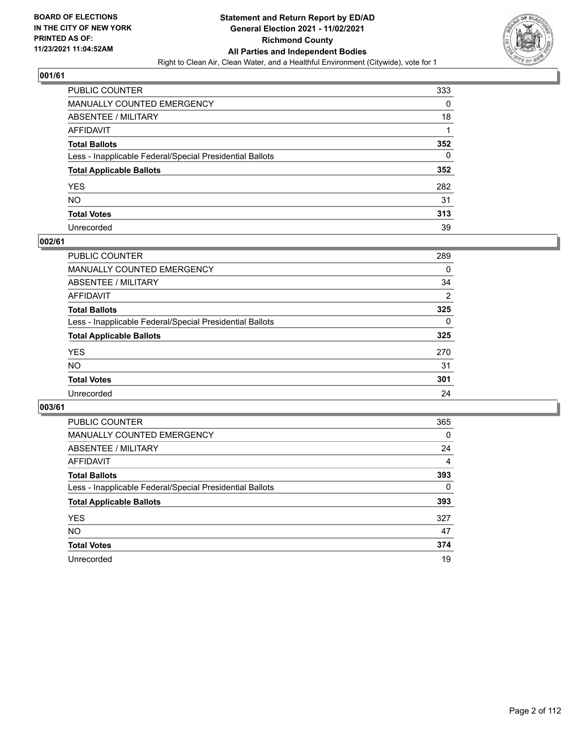BOARD OF ELECTIONS
IN THE CITY OF NEW YORK
PRINTED AS OF:
11/23/2021 11:04:52AM

**Statement and Return Report by ED/AD**
**General Election 2021 - 11/02/2021**
**Richmond County**
**All Parties and Independent Bodies**
Right to Clean Air, Clean Water, and a Healthful Environment (Citywide), vote for 1

### 001/61

| | |
|---|---|
| PUBLIC COUNTER | 333 |
| MANUALLY COUNTED EMERGENCY | 0 |
| ABSENTEE / MILITARY | 18 |
| AFFIDAVIT | 1 |
| **Total Ballots** | **352** |
| Less - Inapplicable Federal/Special Presidential Ballots | 0 |
| **Total Applicable Ballots** | **352** |
| YES | 282 |
| NO | 31 |
| **Total Votes** | **313** |
| Unrecorded | 39 |

### 002/61

| | |
|---|---|
| PUBLIC COUNTER | 289 |
| MANUALLY COUNTED EMERGENCY | 0 |
| ABSENTEE / MILITARY | 34 |
| AFFIDAVIT | 2 |
| **Total Ballots** | **325** |
| Less - Inapplicable Federal/Special Presidential Ballots | 0 |
| **Total Applicable Ballots** | **325** |
| YES | 270 |
| NO | 31 |
| **Total Votes** | **301** |
| Unrecorded | 24 |

### 003/61

| | |
|---|---|
| PUBLIC COUNTER | 365 |
| MANUALLY COUNTED EMERGENCY | 0 |
| ABSENTEE / MILITARY | 24 |
| AFFIDAVIT | 4 |
| **Total Ballots** | **393** |
| Less - Inapplicable Federal/Special Presidential Ballots | 0 |
| **Total Applicable Ballots** | **393** |
| YES | 327 |
| NO | 47 |
| **Total Votes** | **374** |
| Unrecorded | 19 |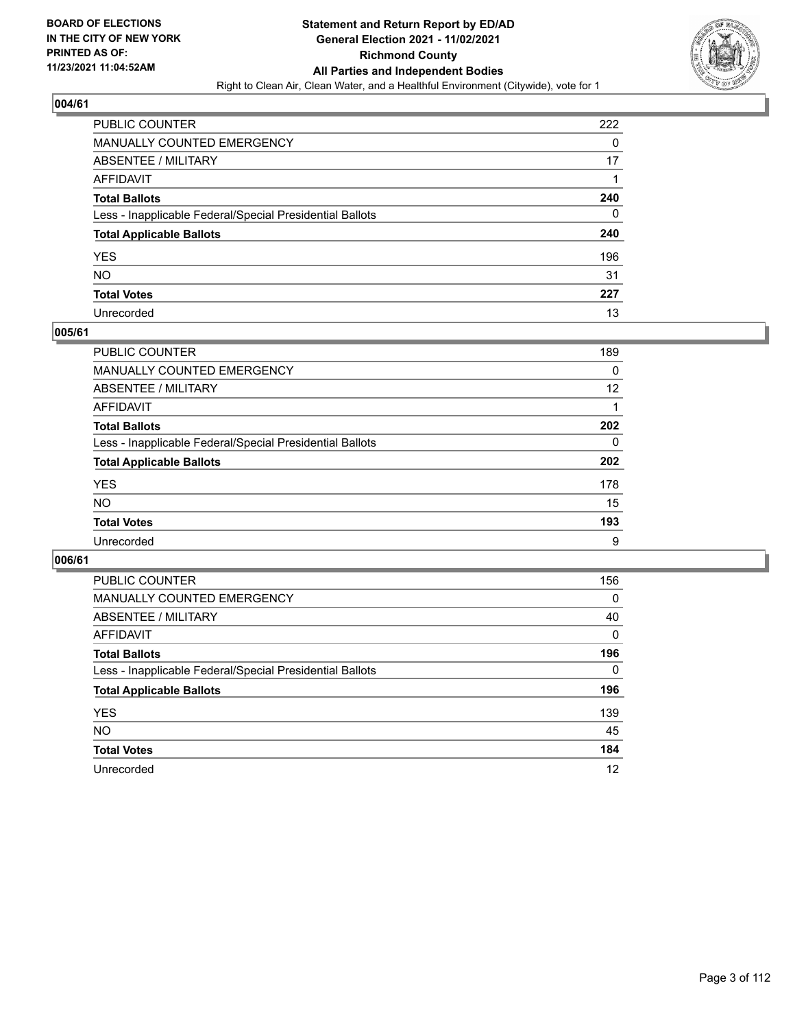**BOARD OF ELECTIONS IN THE CITY OF NEW YORK PRINTED AS OF: 11/23/2021 11:04:52AM**

**Statement and Return Report by ED/AD General Election 2021 - 11/02/2021 Richmond County All Parties and Independent Bodies**

Right to Clean Air, Clean Water, and a Healthful Environment (Citywide), vote for 1

## 004/61

| | |
|---|---|
| PUBLIC COUNTER | 222 |
| MANUALLY COUNTED EMERGENCY | 0 |
| ABSENTEE / MILITARY | 17 |
| AFFIDAVIT | 1 |
| **Total Ballots** | **240** |
| Less - Inapplicable Federal/Special Presidential Ballots | 0 |
| **Total Applicable Ballots** | **240** |
| YES | 196 |
| NO | 31 |
| **Total Votes** | **227** |
| Unrecorded | 13 |

## 005/61

| | |
|---|---|
| PUBLIC COUNTER | 189 |
| MANUALLY COUNTED EMERGENCY | 0 |
| ABSENTEE / MILITARY | 12 |
| AFFIDAVIT | 1 |
| **Total Ballots** | **202** |
| Less - Inapplicable Federal/Special Presidential Ballots | 0 |
| **Total Applicable Ballots** | **202** |
| YES | 178 |
| NO | 15 |
| **Total Votes** | **193** |
| Unrecorded | 9 |

## 006/61

| | |
|---|---|
| PUBLIC COUNTER | 156 |
| MANUALLY COUNTED EMERGENCY | 0 |
| ABSENTEE / MILITARY | 40 |
| AFFIDAVIT | 0 |
| **Total Ballots** | **196** |
| Less - Inapplicable Federal/Special Presidential Ballots | 0 |
| **Total Applicable Ballots** | **196** |
| YES | 139 |
| NO | 45 |
| **Total Votes** | **184** |
| Unrecorded | 12 |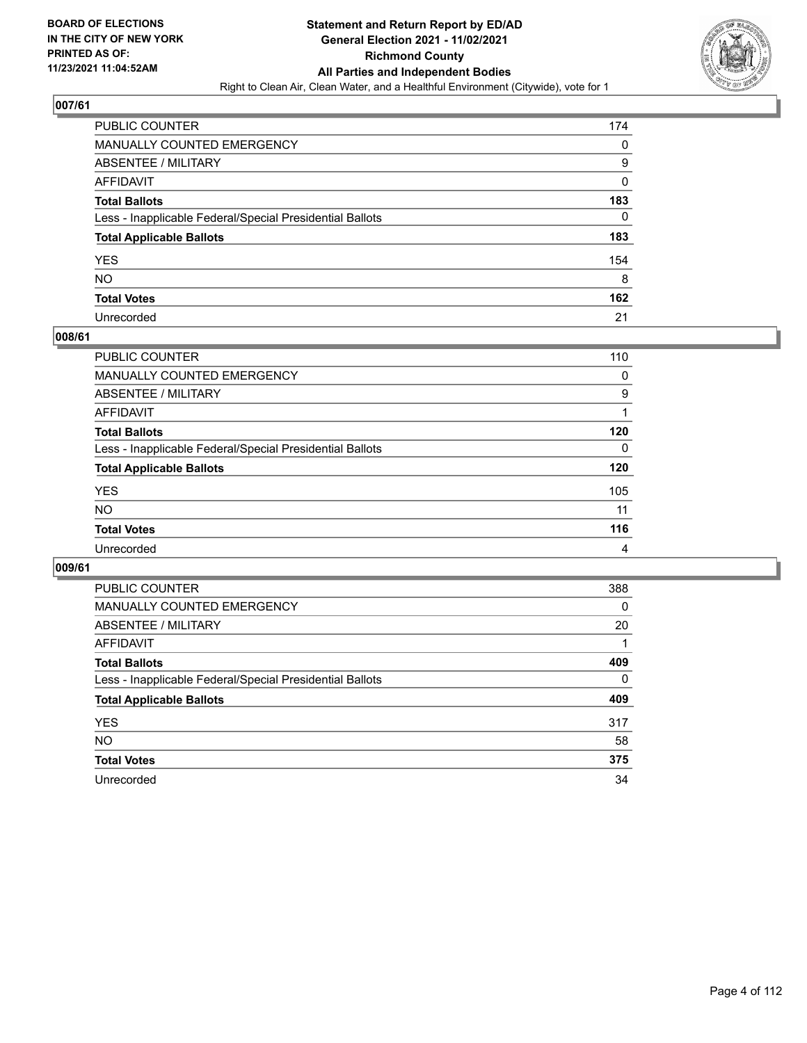BOARD OF ELECTIONS
IN THE CITY OF NEW YORK
PRINTED AS OF:
11/23/2021 11:04:52AM

**Statement and Return Report by ED/AD**
**General Election 2021 - 11/02/2021**
**Richmond County**
**All Parties and Independent Bodies**
Right to Clean Air, Clean Water, and a Healthful Environment (Citywide), vote for 1

## 007/61

| | |
|---|---|
| PUBLIC COUNTER | 174 |
| MANUALLY COUNTED EMERGENCY | 0 |
| ABSENTEE / MILITARY | 9 |
| AFFIDAVIT | 0 |
| **Total Ballots** | **183** |
| Less - Inapplicable Federal/Special Presidential Ballots | 0 |
| **Total Applicable Ballots** | **183** |
| YES | 154 |
| NO | 8 |
| **Total Votes** | **162** |
| Unrecorded | 21 |

## 008/61

| | |
|---|---|
| PUBLIC COUNTER | 110 |
| MANUALLY COUNTED EMERGENCY | 0 |
| ABSENTEE / MILITARY | 9 |
| AFFIDAVIT | 1 |
| **Total Ballots** | **120** |
| Less - Inapplicable Federal/Special Presidential Ballots | 0 |
| **Total Applicable Ballots** | **120** |
| YES | 105 |
| NO | 11 |
| **Total Votes** | **116** |
| Unrecorded | 4 |

## 009/61

| | |
|---|---|
| PUBLIC COUNTER | 388 |
| MANUALLY COUNTED EMERGENCY | 0 |
| ABSENTEE / MILITARY | 20 |
| AFFIDAVIT | 1 |
| **Total Ballots** | **409** |
| Less - Inapplicable Federal/Special Presidential Ballots | 0 |
| **Total Applicable Ballots** | **409** |
| YES | 317 |
| NO | 58 |
| **Total Votes** | **375** |
| Unrecorded | 34 |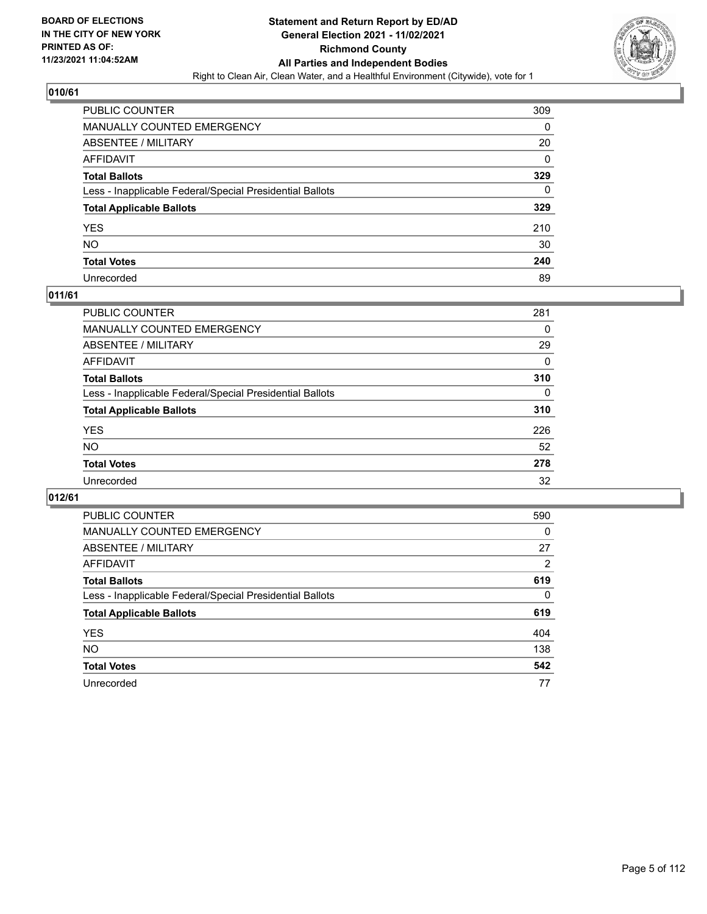BOARD OF ELECTIONS
IN THE CITY OF NEW YORK
PRINTED AS OF:
11/23/2021 11:04:52AM

**Statement and Return Report by ED/AD**
**General Election 2021 - 11/02/2021**
**Richmond County**
**All Parties and Independent Bodies**
Right to Clean Air, Clean Water, and a Healthful Environment (Citywide), vote for 1

## 010/61

| | |
|---|---|
| PUBLIC COUNTER | 309 |
| MANUALLY COUNTED EMERGENCY | 0 |
| ABSENTEE / MILITARY | 20 |
| AFFIDAVIT | 0 |
| **Total Ballots** | **329** |
| Less - Inapplicable Federal/Special Presidential Ballots | 0 |
| **Total Applicable Ballots** | **329** |
| YES | 210 |
| NO | 30 |
| **Total Votes** | **240** |
| Unrecorded | 89 |

## 011/61

| | |
|---|---|
| PUBLIC COUNTER | 281 |
| MANUALLY COUNTED EMERGENCY | 0 |
| ABSENTEE / MILITARY | 29 |
| AFFIDAVIT | 0 |
| **Total Ballots** | **310** |
| Less - Inapplicable Federal/Special Presidential Ballots | 0 |
| **Total Applicable Ballots** | **310** |
| YES | 226 |
| NO | 52 |
| **Total Votes** | **278** |
| Unrecorded | 32 |

## 012/61

| | |
|---|---|
| PUBLIC COUNTER | 590 |
| MANUALLY COUNTED EMERGENCY | 0 |
| ABSENTEE / MILITARY | 27 |
| AFFIDAVIT | 2 |
| **Total Ballots** | **619** |
| Less - Inapplicable Federal/Special Presidential Ballots | 0 |
| **Total Applicable Ballots** | **619** |
| YES | 404 |
| NO | 138 |
| **Total Votes** | **542** |
| Unrecorded | 77 |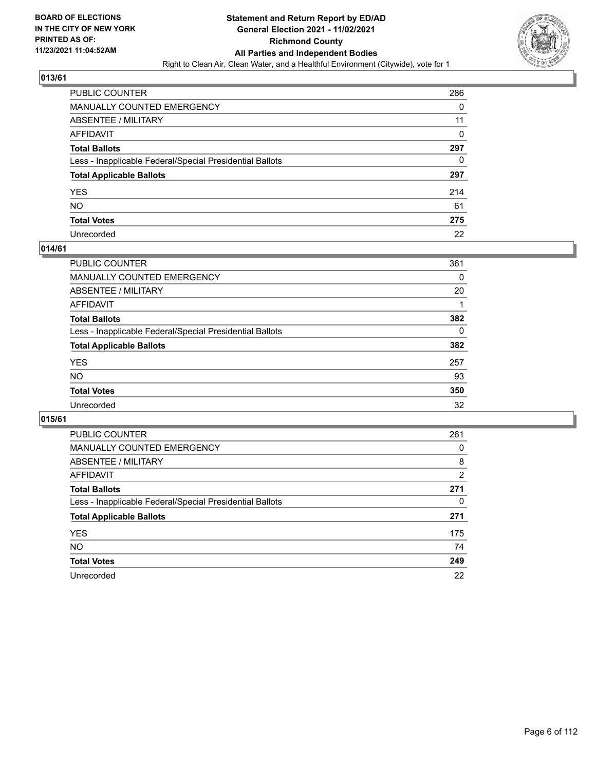**Statement and Return Report by ED/AD**
**General Election 2021 - 11/02/2021**
**Richmond County**
**All Parties and Independent Bodies**
Right to Clean Air, Clean Water, and a Healthful Environment (Citywide), vote for 1

BOARD OF ELECTIONS IN THE CITY OF NEW YORK PRINTED AS OF: 11/23/2021 11:04:52AM

## 013/61

| | |
|---|---|
| PUBLIC COUNTER | 286 |
| MANUALLY COUNTED EMERGENCY | 0 |
| ABSENTEE / MILITARY | 11 |
| AFFIDAVIT | 0 |
| **Total Ballots** | **297** |
| Less - Inapplicable Federal/Special Presidential Ballots | 0 |
| **Total Applicable Ballots** | **297** |
| YES | 214 |
| NO | 61 |
| **Total Votes** | **275** |
| Unrecorded | 22 |

## 014/61

| | |
|---|---|
| PUBLIC COUNTER | 361 |
| MANUALLY COUNTED EMERGENCY | 0 |
| ABSENTEE / MILITARY | 20 |
| AFFIDAVIT | 1 |
| **Total Ballots** | **382** |
| Less - Inapplicable Federal/Special Presidential Ballots | 0 |
| **Total Applicable Ballots** | **382** |
| YES | 257 |
| NO | 93 |
| **Total Votes** | **350** |
| Unrecorded | 32 |

## 015/61

| | |
|---|---|
| PUBLIC COUNTER | 261 |
| MANUALLY COUNTED EMERGENCY | 0 |
| ABSENTEE / MILITARY | 8 |
| AFFIDAVIT | 2 |
| **Total Ballots** | **271** |
| Less - Inapplicable Federal/Special Presidential Ballots | 0 |
| **Total Applicable Ballots** | **271** |
| YES | 175 |
| NO | 74 |
| **Total Votes** | **249** |
| Unrecorded | 22 |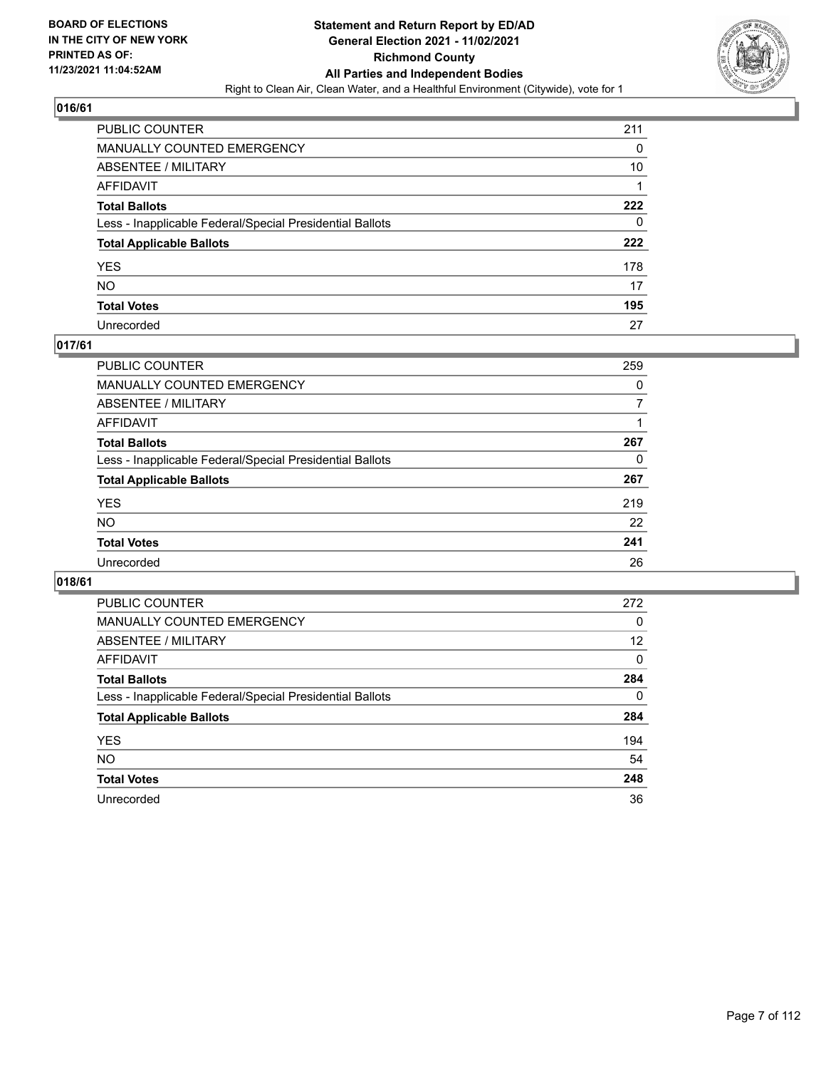BOARD OF ELECTIONS
IN THE CITY OF NEW YORK
PRINTED AS OF:
11/23/2021 11:04:52AM

**Statement and Return Report by ED/AD**
**General Election 2021 - 11/02/2021**
**Richmond County**
**All Parties and Independent Bodies**
Right to Clean Air, Clean Water, and a Healthful Environment (Citywide), vote for 1

## 016/61

| | |
|---|---|
| PUBLIC COUNTER | 211 |
| MANUALLY COUNTED EMERGENCY | 0 |
| ABSENTEE / MILITARY | 10 |
| AFFIDAVIT | 1 |
| **Total Ballots** | **222** |
| Less - Inapplicable Federal/Special Presidential Ballots | 0 |
| **Total Applicable Ballots** | **222** |
| YES | 178 |
| NO | 17 |
| **Total Votes** | **195** |
| Unrecorded | 27 |

## 017/61

| | |
|---|---|
| PUBLIC COUNTER | 259 |
| MANUALLY COUNTED EMERGENCY | 0 |
| ABSENTEE / MILITARY | 7 |
| AFFIDAVIT | 1 |
| **Total Ballots** | **267** |
| Less - Inapplicable Federal/Special Presidential Ballots | 0 |
| **Total Applicable Ballots** | **267** |
| YES | 219 |
| NO | 22 |
| **Total Votes** | **241** |
| Unrecorded | 26 |

## 018/61

| | |
|---|---|
| PUBLIC COUNTER | 272 |
| MANUALLY COUNTED EMERGENCY | 0 |
| ABSENTEE / MILITARY | 12 |
| AFFIDAVIT | 0 |
| **Total Ballots** | **284** |
| Less - Inapplicable Federal/Special Presidential Ballots | 0 |
| **Total Applicable Ballots** | **284** |
| YES | 194 |
| NO | 54 |
| **Total Votes** | **248** |
| Unrecorded | 36 |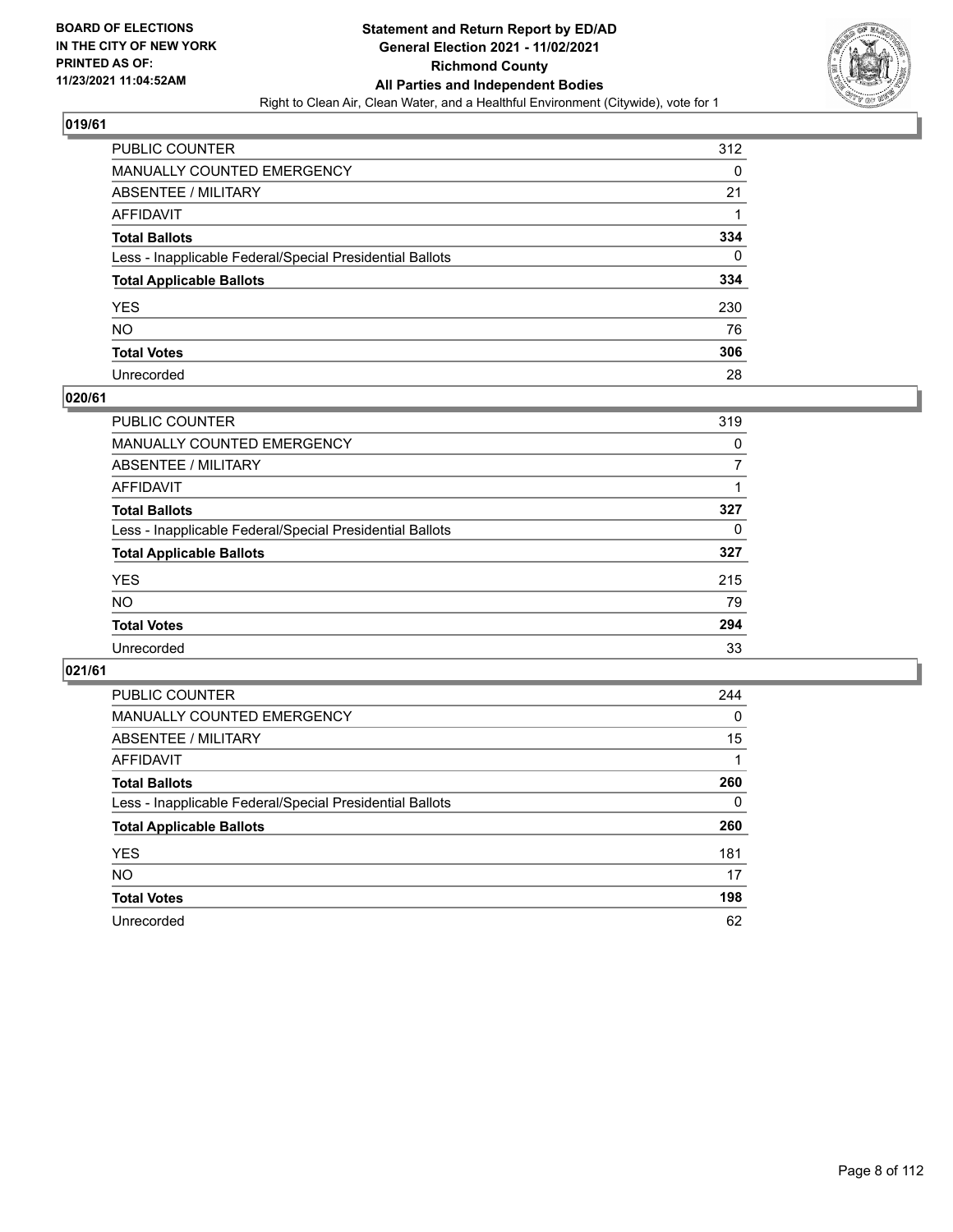BOARD OF ELECTIONS
IN THE CITY OF NEW YORK
PRINTED AS OF:
11/23/2021 11:04:52AM

**Statement and Return Report by ED/AD**
**General Election 2021 - 11/02/2021**
**Richmond County**
**All Parties and Independent Bodies**
Right to Clean Air, Clean Water, and a Healthful Environment (Citywide), vote for 1

### 019/61

| | |
|---|---|
| PUBLIC COUNTER | 312 |
| MANUALLY COUNTED EMERGENCY | 0 |
| ABSENTEE / MILITARY | 21 |
| AFFIDAVIT | 1 |
| **Total Ballots** | **334** |
| Less - Inapplicable Federal/Special Presidential Ballots | 0 |
| **Total Applicable Ballots** | **334** |
| YES | 230 |
| NO | 76 |
| **Total Votes** | **306** |
| Unrecorded | 28 |

### 020/61

| | |
|---|---|
| PUBLIC COUNTER | 319 |
| MANUALLY COUNTED EMERGENCY | 0 |
| ABSENTEE / MILITARY | 7 |
| AFFIDAVIT | 1 |
| **Total Ballots** | **327** |
| Less - Inapplicable Federal/Special Presidential Ballots | 0 |
| **Total Applicable Ballots** | **327** |
| YES | 215 |
| NO | 79 |
| **Total Votes** | **294** |
| Unrecorded | 33 |

### 021/61

| | |
|---|---|
| PUBLIC COUNTER | 244 |
| MANUALLY COUNTED EMERGENCY | 0 |
| ABSENTEE / MILITARY | 15 |
| AFFIDAVIT | 1 |
| **Total Ballots** | **260** |
| Less - Inapplicable Federal/Special Presidential Ballots | 0 |
| **Total Applicable Ballots** | **260** |
| YES | 181 |
| NO | 17 |
| **Total Votes** | **198** |
| Unrecorded | 62 |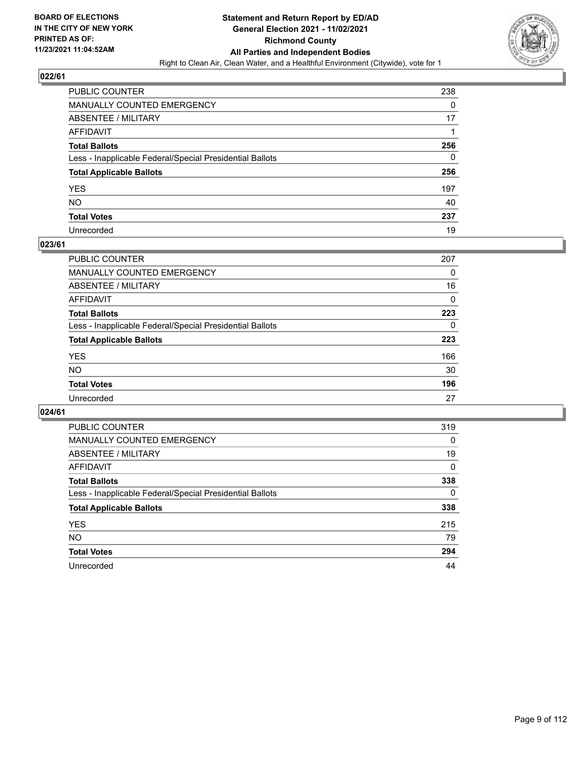BOARD OF ELECTIONS
IN THE CITY OF NEW YORK
PRINTED AS OF:
11/23/2021 11:04:52AM

**Statement and Return Report by ED/AD**
**General Election 2021 - 11/02/2021**
**Richmond County**
**All Parties and Independent Bodies**
Right to Clean Air, Clean Water, and a Healthful Environment (Citywide), vote for 1

### 022/61

| | |
|---|---|
| PUBLIC COUNTER | 238 |
| MANUALLY COUNTED EMERGENCY | 0 |
| ABSENTEE / MILITARY | 17 |
| AFFIDAVIT | 1 |
| **Total Ballots** | **256** |
| Less - Inapplicable Federal/Special Presidential Ballots | 0 |
| **Total Applicable Ballots** | **256** |
| YES | 197 |
| NO | 40 |
| **Total Votes** | **237** |
| Unrecorded | 19 |

### 023/61

| | |
|---|---|
| PUBLIC COUNTER | 207 |
| MANUALLY COUNTED EMERGENCY | 0 |
| ABSENTEE / MILITARY | 16 |
| AFFIDAVIT | 0 |
| **Total Ballots** | **223** |
| Less - Inapplicable Federal/Special Presidential Ballots | 0 |
| **Total Applicable Ballots** | **223** |
| YES | 166 |
| NO | 30 |
| **Total Votes** | **196** |
| Unrecorded | 27 |

### 024/61

| | |
|---|---|
| PUBLIC COUNTER | 319 |
| MANUALLY COUNTED EMERGENCY | 0 |
| ABSENTEE / MILITARY | 19 |
| AFFIDAVIT | 0 |
| **Total Ballots** | **338** |
| Less - Inapplicable Federal/Special Presidential Ballots | 0 |
| **Total Applicable Ballots** | **338** |
| YES | 215 |
| NO | 79 |
| **Total Votes** | **294** |
| Unrecorded | 44 |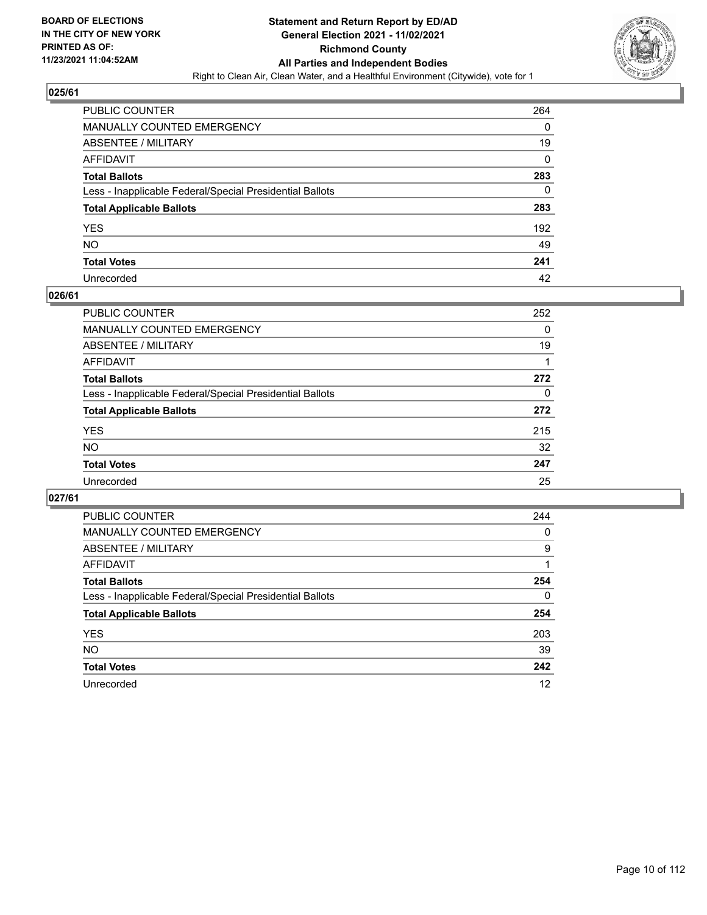## 025/61

| | |
|---|---|
| PUBLIC COUNTER | 264 |
| MANUALLY COUNTED EMERGENCY | 0 |
| ABSENTEE / MILITARY | 19 |
| AFFIDAVIT | 0 |
| **Total Ballots** | **283** |
| Less - Inapplicable Federal/Special Presidential Ballots | 0 |
| **Total Applicable Ballots** | **283** |
| YES | 192 |
| NO | 49 |
| **Total Votes** | **241** |
| Unrecorded | 42 |

## 026/61

| | |
|---|---|
| PUBLIC COUNTER | 252 |
| MANUALLY COUNTED EMERGENCY | 0 |
| ABSENTEE / MILITARY | 19 |
| AFFIDAVIT | 1 |
| **Total Ballots** | **272** |
| Less - Inapplicable Federal/Special Presidential Ballots | 0 |
| **Total Applicable Ballots** | **272** |
| YES | 215 |
| NO | 32 |
| **Total Votes** | **247** |
| Unrecorded | 25 |

## 027/61

| | |
|---|---|
| PUBLIC COUNTER | 244 |
| MANUALLY COUNTED EMERGENCY | 0 |
| ABSENTEE / MILITARY | 9 |
| AFFIDAVIT | 1 |
| **Total Ballots** | **254** |
| Less - Inapplicable Federal/Special Presidential Ballots | 0 |
| **Total Applicable Ballots** | **254** |
| YES | 203 |
| NO | 39 |
| **Total Votes** | **242** |
| Unrecorded | 12 |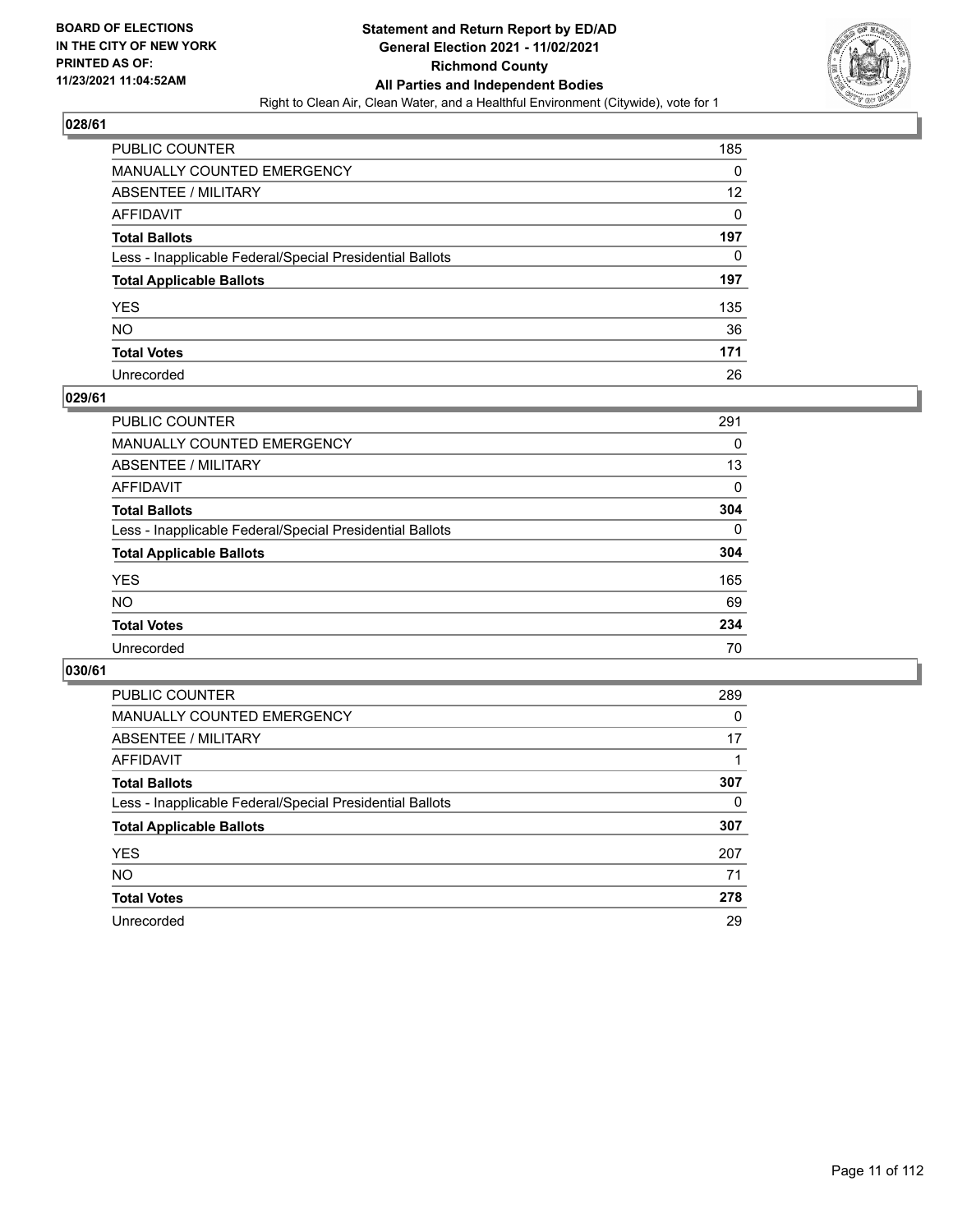**BOARD OF ELECTIONS IN THE CITY OF NEW YORK PRINTED AS OF: 11/23/2021 11:04:52AM**

**Statement and Return Report by ED/AD General Election 2021 - 11/02/2021 Richmond County All Parties and Independent Bodies**

Right to Clean Air, Clean Water, and a Healthful Environment (Citywide), vote for 1

## 028/61

| | |
|---|---|
| PUBLIC COUNTER | 185 |
| MANUALLY COUNTED EMERGENCY | 0 |
| ABSENTEE / MILITARY | 12 |
| AFFIDAVIT | 0 |
| **Total Ballots** | **197** |
| Less - Inapplicable Federal/Special Presidential Ballots | 0 |
| **Total Applicable Ballots** | **197** |
| YES | 135 |
| NO | 36 |
| **Total Votes** | **171** |
| Unrecorded | 26 |

## 029/61

| | |
|---|---|
| PUBLIC COUNTER | 291 |
| MANUALLY COUNTED EMERGENCY | 0 |
| ABSENTEE / MILITARY | 13 |
| AFFIDAVIT | 0 |
| **Total Ballots** | **304** |
| Less - Inapplicable Federal/Special Presidential Ballots | 0 |
| **Total Applicable Ballots** | **304** |
| YES | 165 |
| NO | 69 |
| **Total Votes** | **234** |
| Unrecorded | 70 |

## 030/61

| | |
|---|---|
| PUBLIC COUNTER | 289 |
| MANUALLY COUNTED EMERGENCY | 0 |
| ABSENTEE / MILITARY | 17 |
| AFFIDAVIT | 1 |
| **Total Ballots** | **307** |
| Less - Inapplicable Federal/Special Presidential Ballots | 0 |
| **Total Applicable Ballots** | **307** |
| YES | 207 |
| NO | 71 |
| **Total Votes** | **278** |
| Unrecorded | 29 |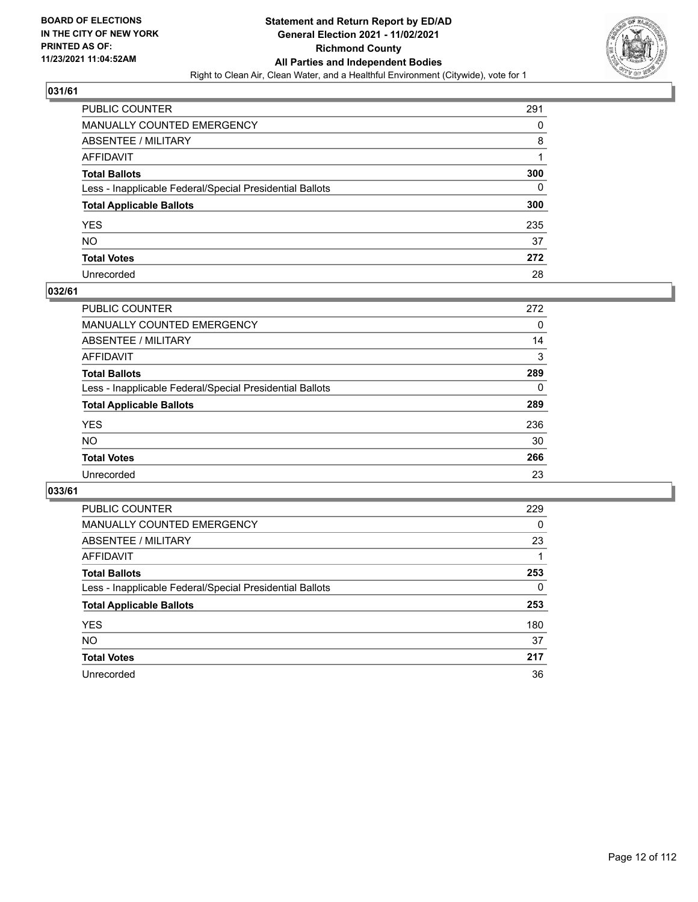BOARD OF ELECTIONS
IN THE CITY OF NEW YORK
PRINTED AS OF:
11/23/2021 11:04:52AM

**Statement and Return Report by ED/AD**
**General Election 2021 - 11/02/2021**
**Richmond County**
**All Parties and Independent Bodies**
Right to Clean Air, Clean Water, and a Healthful Environment (Citywide), vote for 1

### 031/61

| | |
|---|---|
| PUBLIC COUNTER | 291 |
| MANUALLY COUNTED EMERGENCY | 0 |
| ABSENTEE / MILITARY | 8 |
| AFFIDAVIT | 1 |
| **Total Ballots** | **300** |
| Less - Inapplicable Federal/Special Presidential Ballots | 0 |
| **Total Applicable Ballots** | **300** |
| YES | 235 |
| NO | 37 |
| **Total Votes** | **272** |
| Unrecorded | 28 |

### 032/61

| | |
|---|---|
| PUBLIC COUNTER | 272 |
| MANUALLY COUNTED EMERGENCY | 0 |
| ABSENTEE / MILITARY | 14 |
| AFFIDAVIT | 3 |
| **Total Ballots** | **289** |
| Less - Inapplicable Federal/Special Presidential Ballots | 0 |
| **Total Applicable Ballots** | **289** |
| YES | 236 |
| NO | 30 |
| **Total Votes** | **266** |
| Unrecorded | 23 |

### 033/61

| | |
|---|---|
| PUBLIC COUNTER | 229 |
| MANUALLY COUNTED EMERGENCY | 0 |
| ABSENTEE / MILITARY | 23 |
| AFFIDAVIT | 1 |
| **Total Ballots** | **253** |
| Less - Inapplicable Federal/Special Presidential Ballots | 0 |
| **Total Applicable Ballots** | **253** |
| YES | 180 |
| NO | 37 |
| **Total Votes** | **217** |
| Unrecorded | 36 |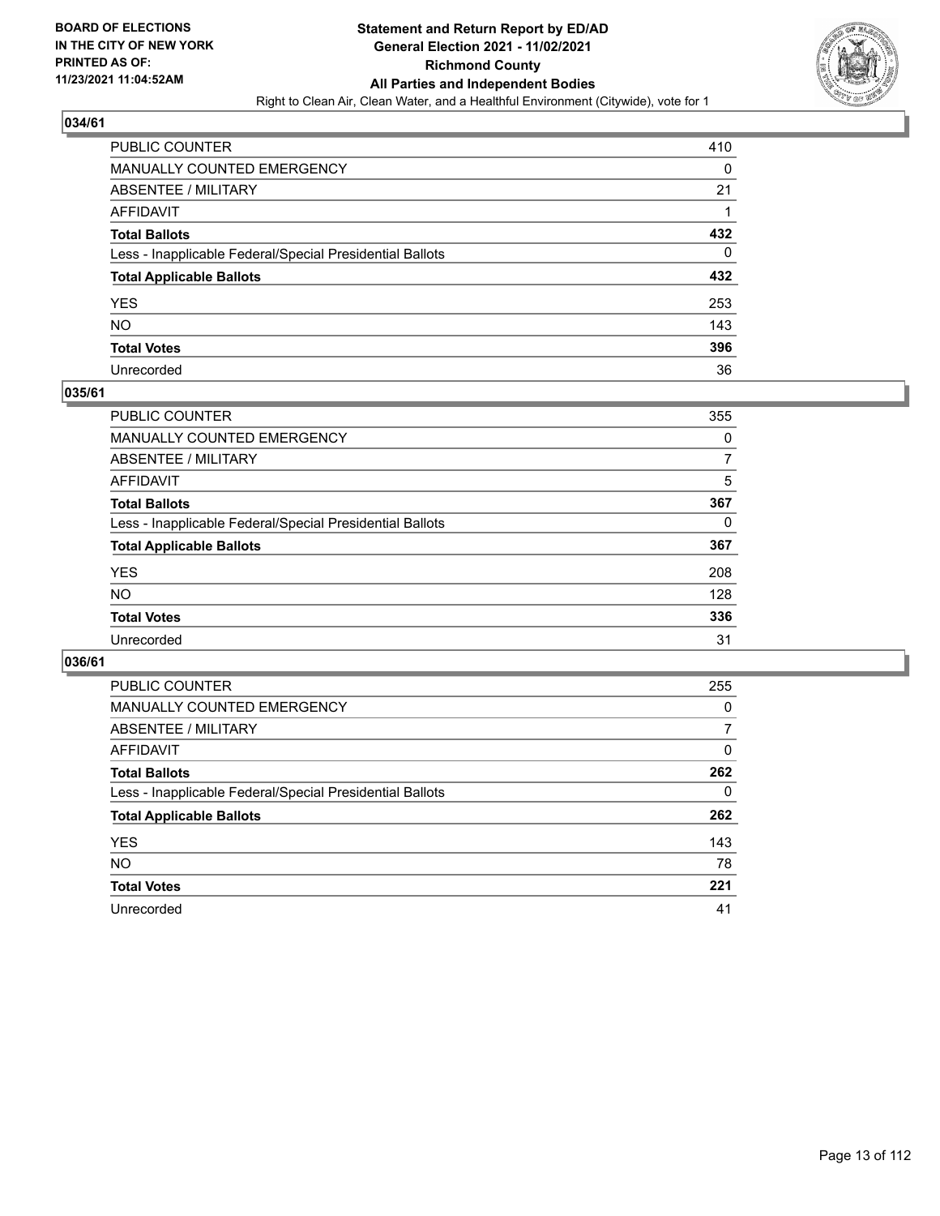## 034/61

| | |
|---|---|
| PUBLIC COUNTER | 410 |
| MANUALLY COUNTED EMERGENCY | 0 |
| ABSENTEE / MILITARY | 21 |
| AFFIDAVIT | 1 |
| **Total Ballots** | **432** |
| Less - Inapplicable Federal/Special Presidential Ballots | 0 |
| **Total Applicable Ballots** | **432** |
| YES | 253 |
| NO | 143 |
| **Total Votes** | **396** |
| Unrecorded | 36 |

## 035/61

| | |
|---|---|
| PUBLIC COUNTER | 355 |
| MANUALLY COUNTED EMERGENCY | 0 |
| ABSENTEE / MILITARY | 7 |
| AFFIDAVIT | 5 |
| **Total Ballots** | **367** |
| Less - Inapplicable Federal/Special Presidential Ballots | 0 |
| **Total Applicable Ballots** | **367** |
| YES | 208 |
| NO | 128 |
| **Total Votes** | **336** |
| Unrecorded | 31 |

## 036/61

| | |
|---|---|
| PUBLIC COUNTER | 255 |
| MANUALLY COUNTED EMERGENCY | 0 |
| ABSENTEE / MILITARY | 7 |
| AFFIDAVIT | 0 |
| **Total Ballots** | **262** |
| Less - Inapplicable Federal/Special Presidential Ballots | 0 |
| **Total Applicable Ballots** | **262** |
| YES | 143 |
| NO | 78 |
| **Total Votes** | **221** |
| Unrecorded | 41 |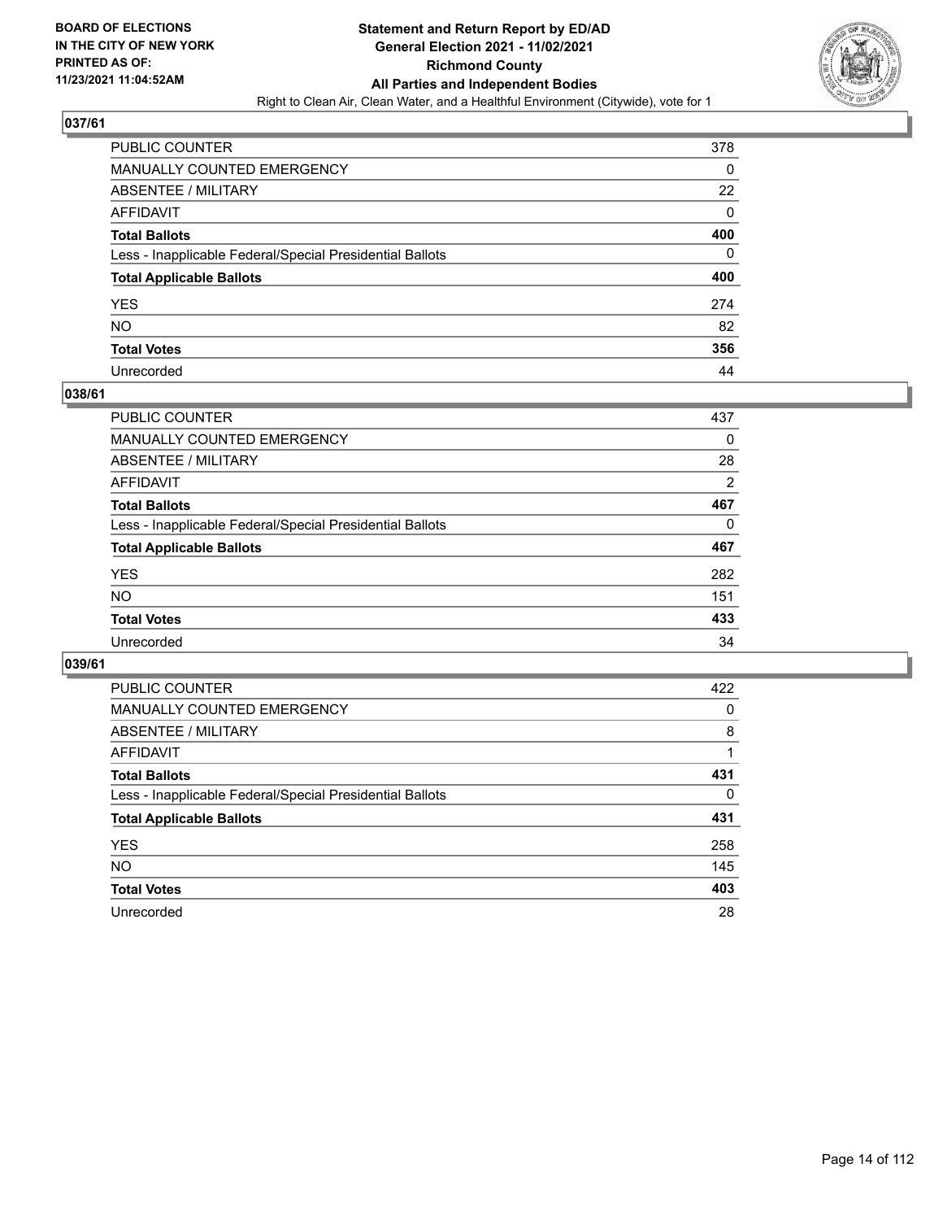BOARD OF ELECTIONS
IN THE CITY OF NEW YORK
PRINTED AS OF:
11/23/2021 11:04:52AM

**Statement and Return Report by ED/AD**
**General Election 2021 - 11/02/2021**
**Richmond County**
**All Parties and Independent Bodies**
Right to Clean Air, Clean Water, and a Healthful Environment (Citywide), vote for 1

## 037/61

| | |
|---|---|
| PUBLIC COUNTER | 378 |
| MANUALLY COUNTED EMERGENCY | 0 |
| ABSENTEE / MILITARY | 22 |
| AFFIDAVIT | 0 |
| **Total Ballots** | **400** |
| Less - Inapplicable Federal/Special Presidential Ballots | 0 |
| **Total Applicable Ballots** | **400** |
| YES | 274 |
| NO | 82 |
| **Total Votes** | **356** |
| Unrecorded | 44 |

## 038/61

| | |
|---|---|
| PUBLIC COUNTER | 437 |
| MANUALLY COUNTED EMERGENCY | 0 |
| ABSENTEE / MILITARY | 28 |
| AFFIDAVIT | 2 |
| **Total Ballots** | **467** |
| Less - Inapplicable Federal/Special Presidential Ballots | 0 |
| **Total Applicable Ballots** | **467** |
| YES | 282 |
| NO | 151 |
| **Total Votes** | **433** |
| Unrecorded | 34 |

## 039/61

| | |
|---|---|
| PUBLIC COUNTER | 422 |
| MANUALLY COUNTED EMERGENCY | 0 |
| ABSENTEE / MILITARY | 8 |
| AFFIDAVIT | 1 |
| **Total Ballots** | **431** |
| Less - Inapplicable Federal/Special Presidential Ballots | 0 |
| **Total Applicable Ballots** | **431** |
| YES | 258 |
| NO | 145 |
| **Total Votes** | **403** |
| Unrecorded | 28 |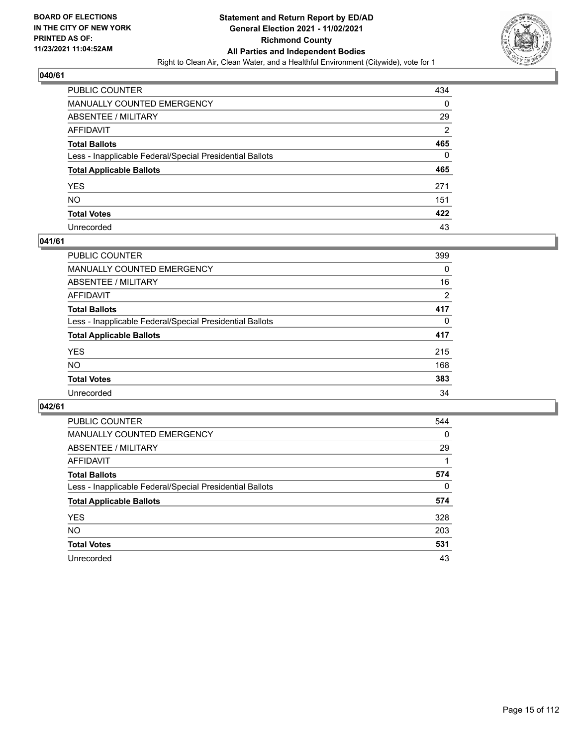BOARD OF ELECTIONS
IN THE CITY OF NEW YORK
PRINTED AS OF:
11/23/2021 11:04:52AM

**Statement and Return Report by ED/AD**
**General Election 2021 - 11/02/2021**
**Richmond County**
**All Parties and Independent Bodies**
Right to Clean Air, Clean Water, and a Healthful Environment (Citywide), vote for 1

### 040/61

| | |
|---|---|
| PUBLIC COUNTER | 434 |
| MANUALLY COUNTED EMERGENCY | 0 |
| ABSENTEE / MILITARY | 29 |
| AFFIDAVIT | 2 |
| **Total Ballots** | **465** |
| Less - Inapplicable Federal/Special Presidential Ballots | 0 |
| **Total Applicable Ballots** | **465** |
| YES | 271 |
| NO | 151 |
| **Total Votes** | **422** |
| Unrecorded | 43 |

### 041/61

| | |
|---|---|
| PUBLIC COUNTER | 399 |
| MANUALLY COUNTED EMERGENCY | 0 |
| ABSENTEE / MILITARY | 16 |
| AFFIDAVIT | 2 |
| **Total Ballots** | **417** |
| Less - Inapplicable Federal/Special Presidential Ballots | 0 |
| **Total Applicable Ballots** | **417** |
| YES | 215 |
| NO | 168 |
| **Total Votes** | **383** |
| Unrecorded | 34 |

### 042/61

| | |
|---|---|
| PUBLIC COUNTER | 544 |
| MANUALLY COUNTED EMERGENCY | 0 |
| ABSENTEE / MILITARY | 29 |
| AFFIDAVIT | 1 |
| **Total Ballots** | **574** |
| Less - Inapplicable Federal/Special Presidential Ballots | 0 |
| **Total Applicable Ballots** | **574** |
| YES | 328 |
| NO | 203 |
| **Total Votes** | **531** |
| Unrecorded | 43 |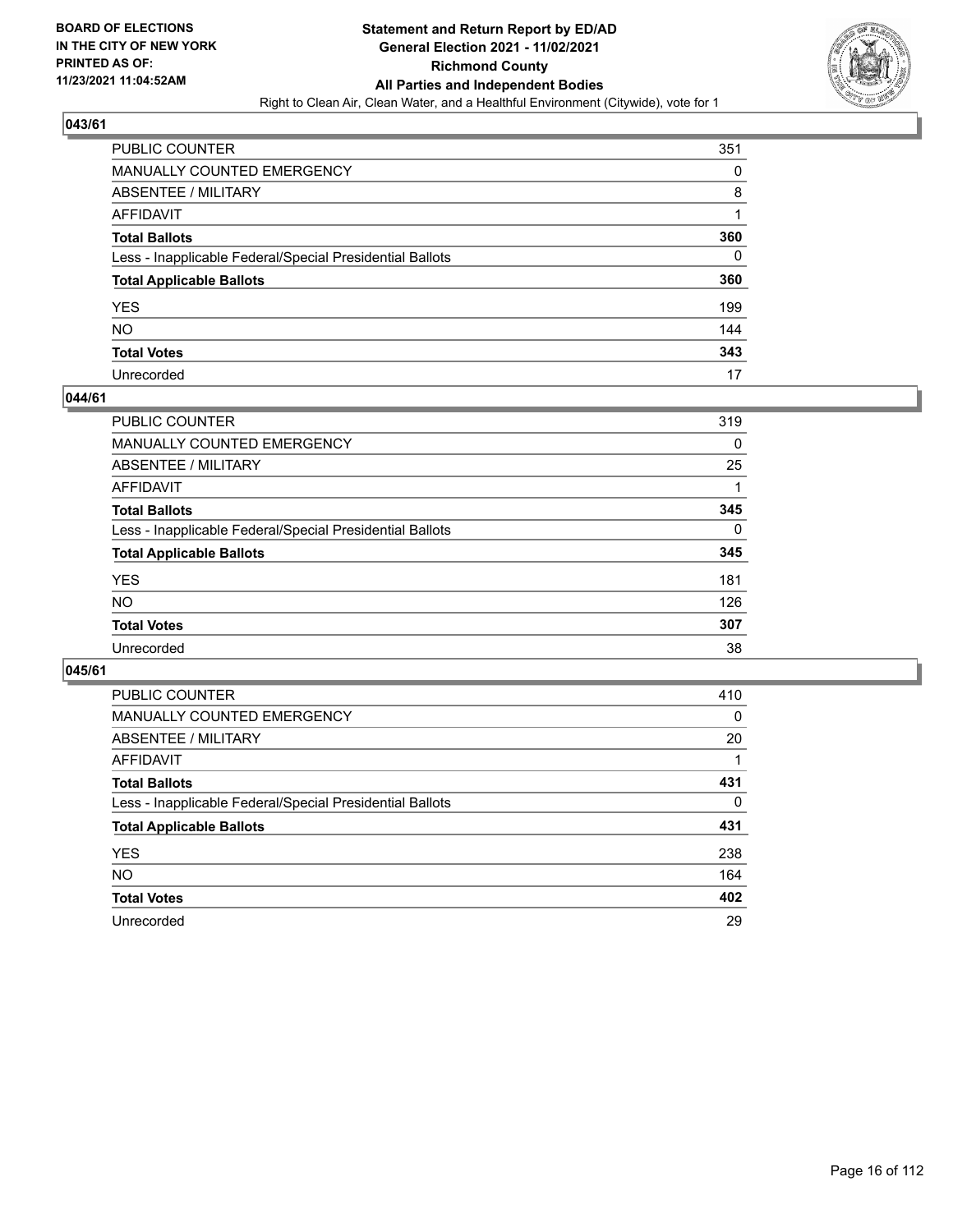## 043/61

| | |
|---|---|
| PUBLIC COUNTER | 351 |
| MANUALLY COUNTED EMERGENCY | 0 |
| ABSENTEE / MILITARY | 8 |
| AFFIDAVIT | 1 |
| **Total Ballots** | **360** |
| Less - Inapplicable Federal/Special Presidential Ballots | 0 |
| **Total Applicable Ballots** | **360** |
| YES | 199 |
| NO | 144 |
| **Total Votes** | **343** |
| Unrecorded | 17 |

## 044/61

| | |
|---|---|
| PUBLIC COUNTER | 319 |
| MANUALLY COUNTED EMERGENCY | 0 |
| ABSENTEE / MILITARY | 25 |
| AFFIDAVIT | 1 |
| **Total Ballots** | **345** |
| Less - Inapplicable Federal/Special Presidential Ballots | 0 |
| **Total Applicable Ballots** | **345** |
| YES | 181 |
| NO | 126 |
| **Total Votes** | **307** |
| Unrecorded | 38 |

## 045/61

| | |
|---|---|
| PUBLIC COUNTER | 410 |
| MANUALLY COUNTED EMERGENCY | 0 |
| ABSENTEE / MILITARY | 20 |
| AFFIDAVIT | 1 |
| **Total Ballots** | **431** |
| Less - Inapplicable Federal/Special Presidential Ballots | 0 |
| **Total Applicable Ballots** | **431** |
| YES | 238 |
| NO | 164 |
| **Total Votes** | **402** |
| Unrecorded | 29 |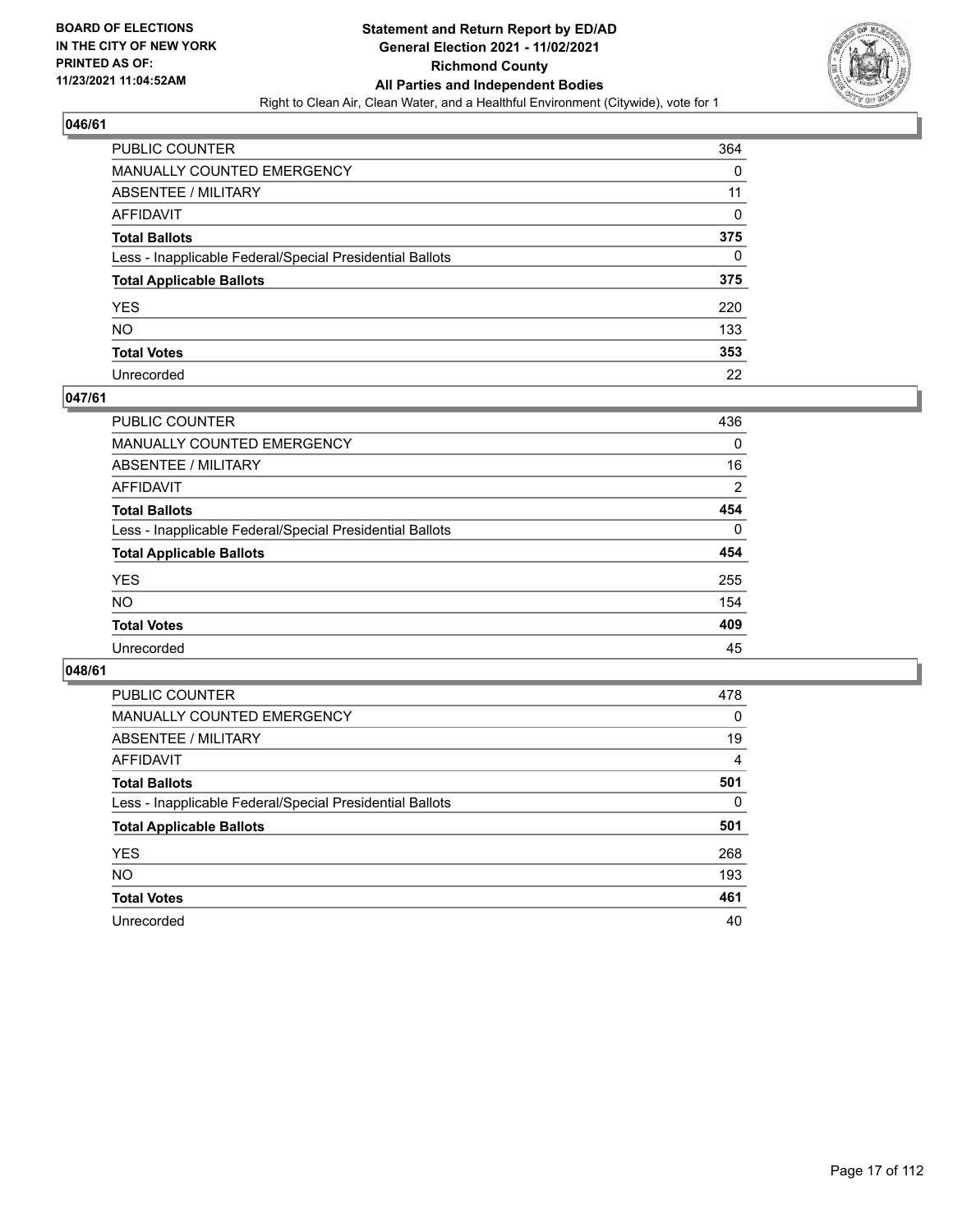BOARD OF ELECTIONS
IN THE CITY OF NEW YORK
PRINTED AS OF:
11/23/2021 11:04:52AM

**Statement and Return Report by ED/AD**
**General Election 2021 - 11/02/2021**
**Richmond County**
**All Parties and Independent Bodies**
Right to Clean Air, Clean Water, and a Healthful Environment (Citywide), vote for 1

### 046/61

| | |
|---|---|
| PUBLIC COUNTER | 364 |
| MANUALLY COUNTED EMERGENCY | 0 |
| ABSENTEE / MILITARY | 11 |
| AFFIDAVIT | 0 |
| **Total Ballots** | **375** |
| Less - Inapplicable Federal/Special Presidential Ballots | 0 |
| **Total Applicable Ballots** | **375** |
| YES | 220 |
| NO | 133 |
| **Total Votes** | **353** |
| Unrecorded | 22 |

### 047/61

| | |
|---|---|
| PUBLIC COUNTER | 436 |
| MANUALLY COUNTED EMERGENCY | 0 |
| ABSENTEE / MILITARY | 16 |
| AFFIDAVIT | 2 |
| **Total Ballots** | **454** |
| Less - Inapplicable Federal/Special Presidential Ballots | 0 |
| **Total Applicable Ballots** | **454** |
| YES | 255 |
| NO | 154 |
| **Total Votes** | **409** |
| Unrecorded | 45 |

### 048/61

| | |
|---|---|
| PUBLIC COUNTER | 478 |
| MANUALLY COUNTED EMERGENCY | 0 |
| ABSENTEE / MILITARY | 19 |
| AFFIDAVIT | 4 |
| **Total Ballots** | **501** |
| Less - Inapplicable Federal/Special Presidential Ballots | 0 |
| **Total Applicable Ballots** | **501** |
| YES | 268 |
| NO | 193 |
| **Total Votes** | **461** |
| Unrecorded | 40 |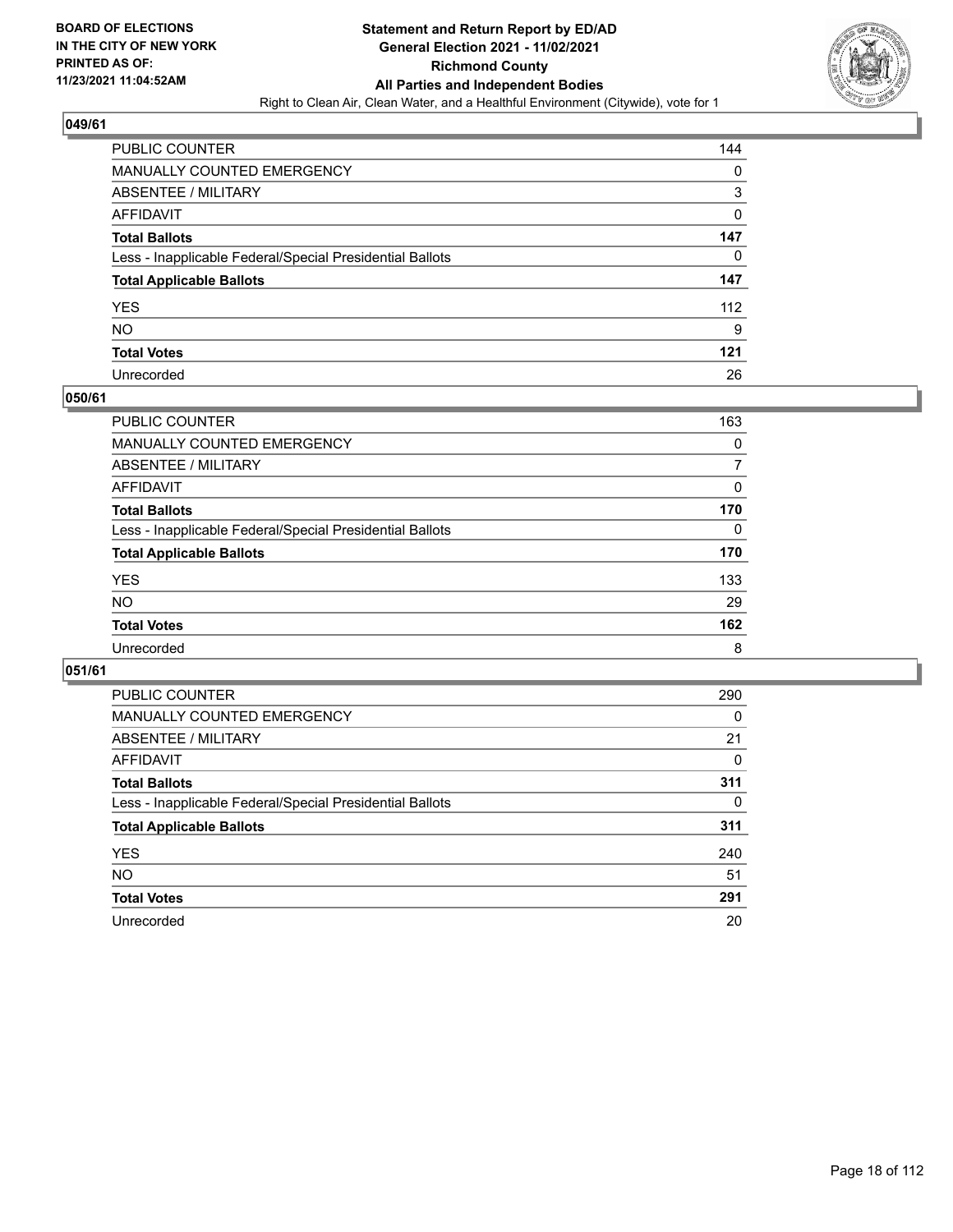BOARD OF ELECTIONS
IN THE CITY OF NEW YORK
PRINTED AS OF:
11/23/2021 11:04:52AM

**Statement and Return Report by ED/AD**
**General Election 2021 - 11/02/2021**
**Richmond County**
**All Parties and Independent Bodies**
Right to Clean Air, Clean Water, and a Healthful Environment (Citywide), vote for 1

### 049/61

| | |
|---|---|
| PUBLIC COUNTER | 144 |
| MANUALLY COUNTED EMERGENCY | 0 |
| ABSENTEE / MILITARY | 3 |
| AFFIDAVIT | 0 |
| **Total Ballots** | **147** |
| Less - Inapplicable Federal/Special Presidential Ballots | 0 |
| **Total Applicable Ballots** | **147** |
| YES | 112 |
| NO | 9 |
| **Total Votes** | **121** |
| Unrecorded | 26 |

### 050/61

| | |
|---|---|
| PUBLIC COUNTER | 163 |
| MANUALLY COUNTED EMERGENCY | 0 |
| ABSENTEE / MILITARY | 7 |
| AFFIDAVIT | 0 |
| **Total Ballots** | **170** |
| Less - Inapplicable Federal/Special Presidential Ballots | 0 |
| **Total Applicable Ballots** | **170** |
| YES | 133 |
| NO | 29 |
| **Total Votes** | **162** |
| Unrecorded | 8 |

### 051/61

| | |
|---|---|
| PUBLIC COUNTER | 290 |
| MANUALLY COUNTED EMERGENCY | 0 |
| ABSENTEE / MILITARY | 21 |
| AFFIDAVIT | 0 |
| **Total Ballots** | **311** |
| Less - Inapplicable Federal/Special Presidential Ballots | 0 |
| **Total Applicable Ballots** | **311** |
| YES | 240 |
| NO | 51 |
| **Total Votes** | **291** |
| Unrecorded | 20 |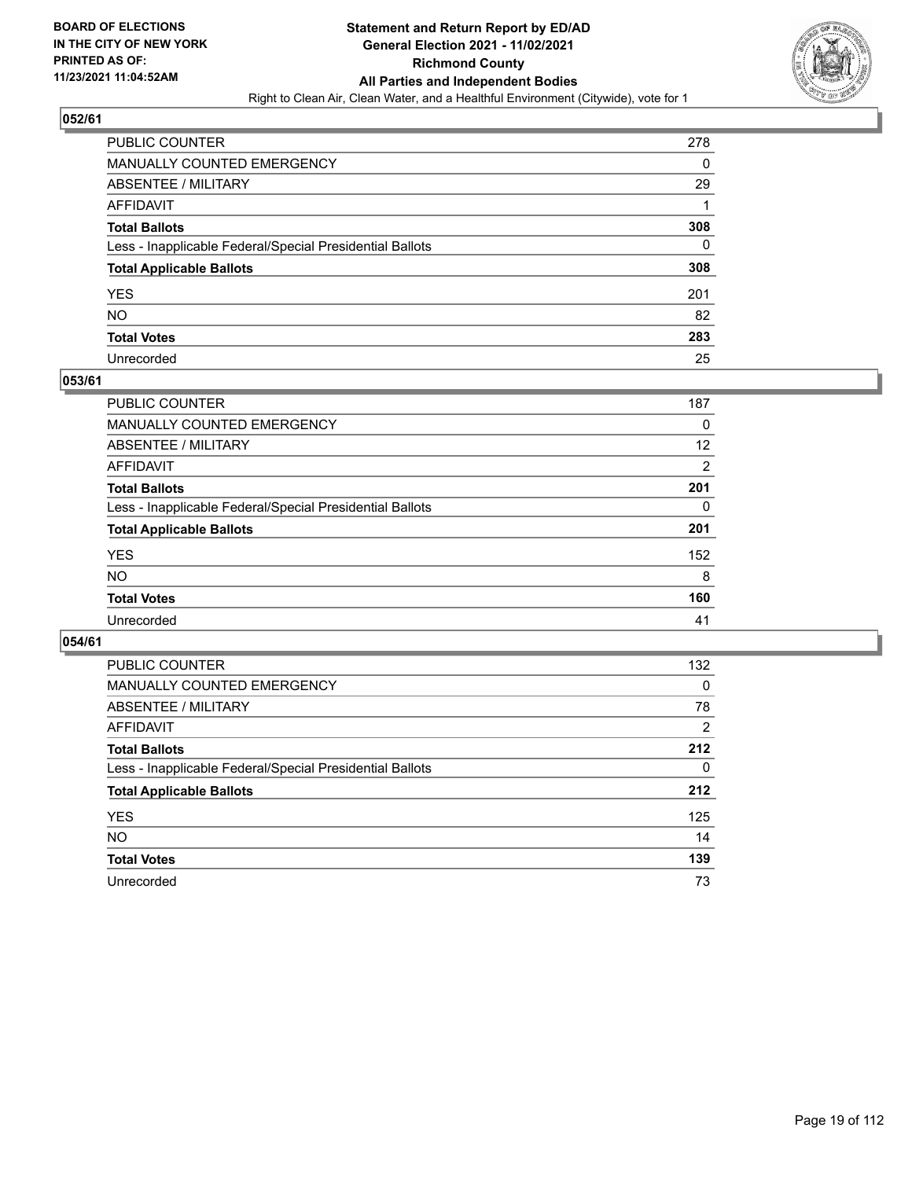**BOARD OF ELECTIONS IN THE CITY OF NEW YORK PRINTED AS OF: 11/23/2021 11:04:52AM**

**Statement and Return Report by ED/AD General Election 2021 - 11/02/2021 Richmond County All Parties and Independent Bodies**

Right to Clean Air, Clean Water, and a Healthful Environment (Citywide), vote for 1

## 052/61

| | |
|---|---|
| PUBLIC COUNTER | 278 |
| MANUALLY COUNTED EMERGENCY | 0 |
| ABSENTEE / MILITARY | 29 |
| AFFIDAVIT | 1 |
| **Total Ballots** | **308** |
| Less - Inapplicable Federal/Special Presidential Ballots | 0 |
| **Total Applicable Ballots** | **308** |
| YES | 201 |
| NO | 82 |
| **Total Votes** | **283** |
| Unrecorded | 25 |

## 053/61

| | |
|---|---|
| PUBLIC COUNTER | 187 |
| MANUALLY COUNTED EMERGENCY | 0 |
| ABSENTEE / MILITARY | 12 |
| AFFIDAVIT | 2 |
| **Total Ballots** | **201** |
| Less - Inapplicable Federal/Special Presidential Ballots | 0 |
| **Total Applicable Ballots** | **201** |
| YES | 152 |
| NO | 8 |
| **Total Votes** | **160** |
| Unrecorded | 41 |

## 054/61

| | |
|---|---|
| PUBLIC COUNTER | 132 |
| MANUALLY COUNTED EMERGENCY | 0 |
| ABSENTEE / MILITARY | 78 |
| AFFIDAVIT | 2 |
| **Total Ballots** | **212** |
| Less - Inapplicable Federal/Special Presidential Ballots | 0 |
| **Total Applicable Ballots** | **212** |
| YES | 125 |
| NO | 14 |
| **Total Votes** | **139** |
| Unrecorded | 73 |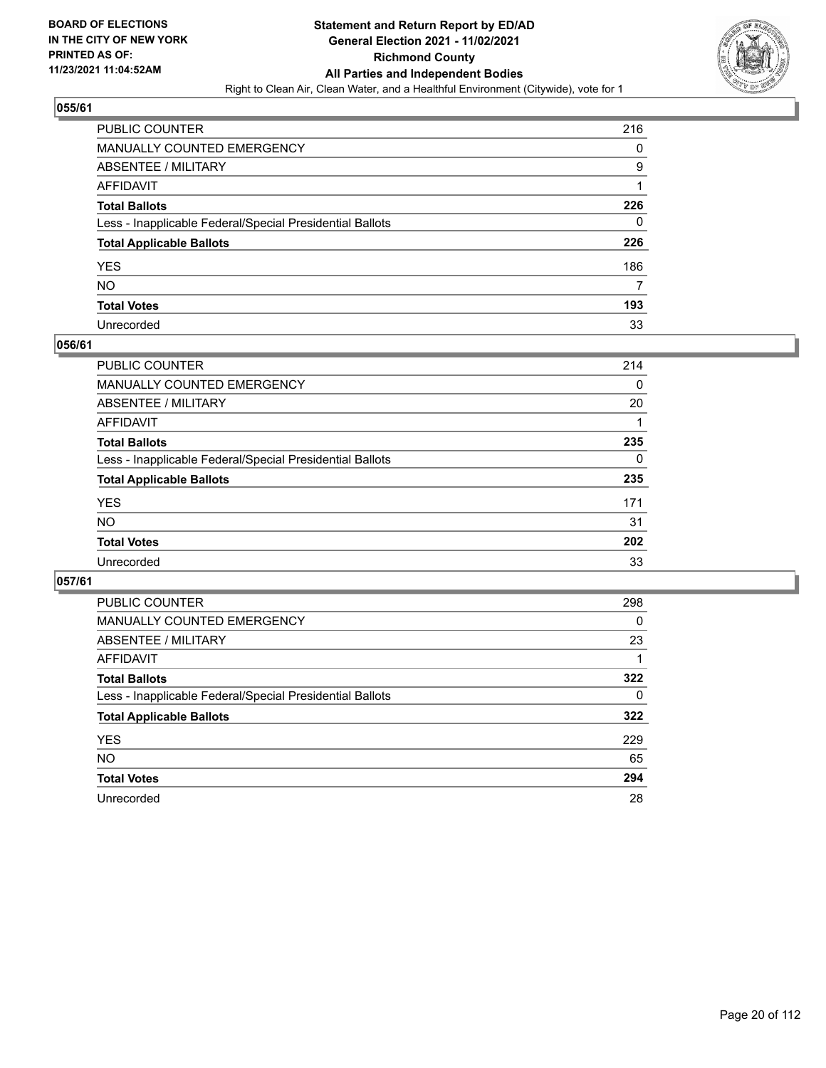## 055/61

| | |
|---|---|
| PUBLIC COUNTER | 216 |
| MANUALLY COUNTED EMERGENCY | 0 |
| ABSENTEE / MILITARY | 9 |
| AFFIDAVIT | 1 |
| **Total Ballots** | **226** |
| Less - Inapplicable Federal/Special Presidential Ballots | 0 |
| **Total Applicable Ballots** | **226** |
| YES | 186 |
| NO | 7 |
| **Total Votes** | **193** |
| Unrecorded | 33 |

## 056/61

| | |
|---|---|
| PUBLIC COUNTER | 214 |
| MANUALLY COUNTED EMERGENCY | 0 |
| ABSENTEE / MILITARY | 20 |
| AFFIDAVIT | 1 |
| **Total Ballots** | **235** |
| Less - Inapplicable Federal/Special Presidential Ballots | 0 |
| **Total Applicable Ballots** | **235** |
| YES | 171 |
| NO | 31 |
| **Total Votes** | **202** |
| Unrecorded | 33 |

## 057/61

| | |
|---|---|
| PUBLIC COUNTER | 298 |
| MANUALLY COUNTED EMERGENCY | 0 |
| ABSENTEE / MILITARY | 23 |
| AFFIDAVIT | 1 |
| **Total Ballots** | **322** |
| Less - Inapplicable Federal/Special Presidential Ballots | 0 |
| **Total Applicable Ballots** | **322** |
| YES | 229 |
| NO | 65 |
| **Total Votes** | **294** |
| Unrecorded | 28 |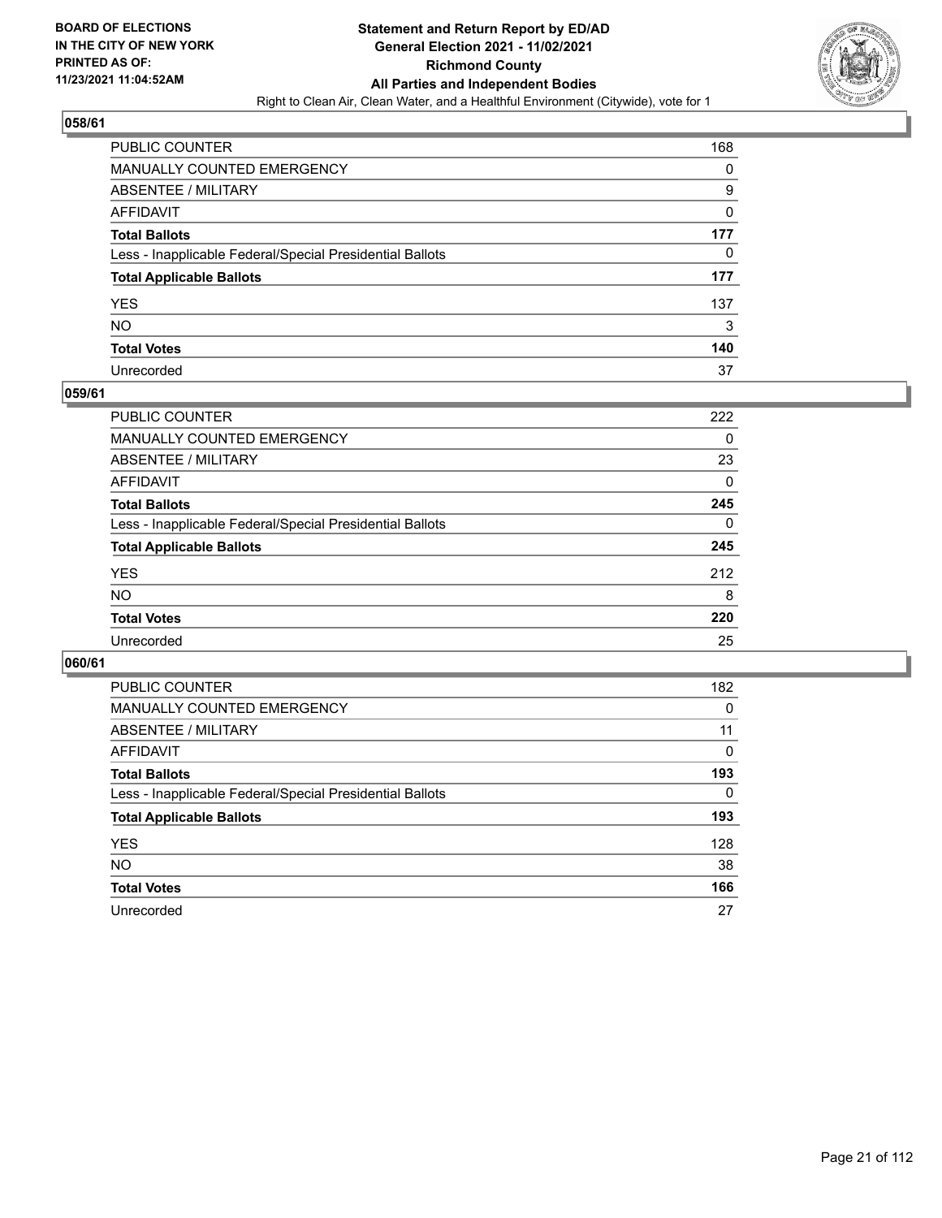BOARD OF ELECTIONS
IN THE CITY OF NEW YORK
PRINTED AS OF:
11/23/2021 11:04:52AM

**Statement and Return Report by ED/AD**
**General Election 2021 - 11/02/2021**
**Richmond County**
**All Parties and Independent Bodies**
Right to Clean Air, Clean Water, and a Healthful Environment (Citywide), vote for 1

### 058/61

| | |
|---|---|
| PUBLIC COUNTER | 168 |
| MANUALLY COUNTED EMERGENCY | 0 |
| ABSENTEE / MILITARY | 9 |
| AFFIDAVIT | 0 |
| **Total Ballots** | **177** |
| Less - Inapplicable Federal/Special Presidential Ballots | 0 |
| **Total Applicable Ballots** | **177** |
| YES | 137 |
| NO | 3 |
| **Total Votes** | **140** |
| Unrecorded | 37 |

### 059/61

| | |
|---|---|
| PUBLIC COUNTER | 222 |
| MANUALLY COUNTED EMERGENCY | 0 |
| ABSENTEE / MILITARY | 23 |
| AFFIDAVIT | 0 |
| **Total Ballots** | **245** |
| Less - Inapplicable Federal/Special Presidential Ballots | 0 |
| **Total Applicable Ballots** | **245** |
| YES | 212 |
| NO | 8 |
| **Total Votes** | **220** |
| Unrecorded | 25 |

### 060/61

| | |
|---|---|
| PUBLIC COUNTER | 182 |
| MANUALLY COUNTED EMERGENCY | 0 |
| ABSENTEE / MILITARY | 11 |
| AFFIDAVIT | 0 |
| **Total Ballots** | **193** |
| Less - Inapplicable Federal/Special Presidential Ballots | 0 |
| **Total Applicable Ballots** | **193** |
| YES | 128 |
| NO | 38 |
| **Total Votes** | **166** |
| Unrecorded | 27 |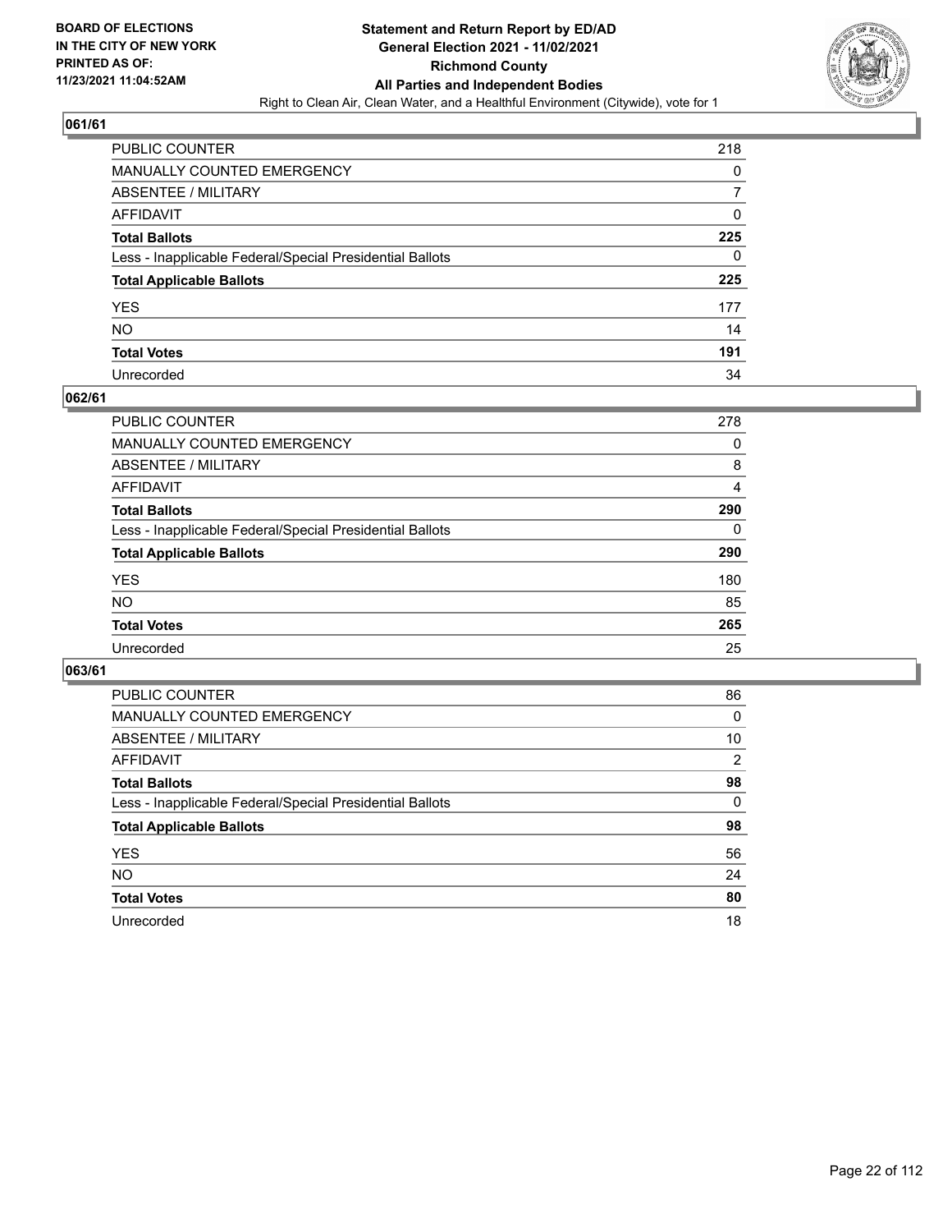**BOARD OF ELECTIONS IN THE CITY OF NEW YORK PRINTED AS OF: 11/23/2021 11:04:52AM**

**Statement and Return Report by ED/AD General Election 2021 - 11/02/2021 Richmond County All Parties and Independent Bodies**

Right to Clean Air, Clean Water, and a Healthful Environment (Citywide), vote for 1

## 061/61

| | |
|---|---|
| PUBLIC COUNTER | 218 |
| MANUALLY COUNTED EMERGENCY | 0 |
| ABSENTEE / MILITARY | 7 |
| AFFIDAVIT | 0 |
| **Total Ballots** | **225** |
| Less - Inapplicable Federal/Special Presidential Ballots | 0 |
| **Total Applicable Ballots** | **225** |
| YES | 177 |
| NO | 14 |
| **Total Votes** | **191** |
| Unrecorded | 34 |

## 062/61

| | |
|---|---|
| PUBLIC COUNTER | 278 |
| MANUALLY COUNTED EMERGENCY | 0 |
| ABSENTEE / MILITARY | 8 |
| AFFIDAVIT | 4 |
| **Total Ballots** | **290** |
| Less - Inapplicable Federal/Special Presidential Ballots | 0 |
| **Total Applicable Ballots** | **290** |
| YES | 180 |
| NO | 85 |
| **Total Votes** | **265** |
| Unrecorded | 25 |

## 063/61

| | |
|---|---|
| PUBLIC COUNTER | 86 |
| MANUALLY COUNTED EMERGENCY | 0 |
| ABSENTEE / MILITARY | 10 |
| AFFIDAVIT | 2 |
| **Total Ballots** | **98** |
| Less - Inapplicable Federal/Special Presidential Ballots | 0 |
| **Total Applicable Ballots** | **98** |
| YES | 56 |
| NO | 24 |
| **Total Votes** | **80** |
| Unrecorded | 18 |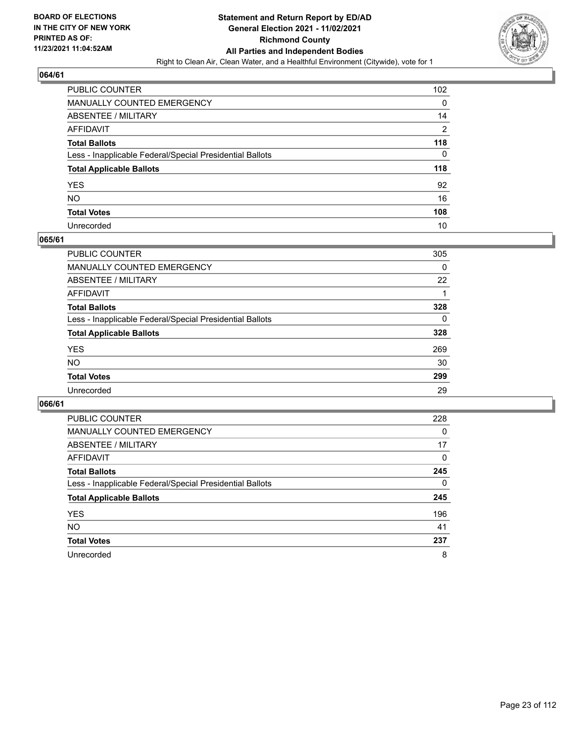## 064/61

| | |
|---|---|
| PUBLIC COUNTER | 102 |
| MANUALLY COUNTED EMERGENCY | 0 |
| ABSENTEE / MILITARY | 14 |
| AFFIDAVIT | 2 |
| **Total Ballots** | **118** |
| Less - Inapplicable Federal/Special Presidential Ballots | 0 |
| **Total Applicable Ballots** | **118** |
| YES | 92 |
| NO | 16 |
| **Total Votes** | **108** |
| Unrecorded | 10 |

## 065/61

| | |
|---|---|
| PUBLIC COUNTER | 305 |
| MANUALLY COUNTED EMERGENCY | 0 |
| ABSENTEE / MILITARY | 22 |
| AFFIDAVIT | 1 |
| **Total Ballots** | **328** |
| Less - Inapplicable Federal/Special Presidential Ballots | 0 |
| **Total Applicable Ballots** | **328** |
| YES | 269 |
| NO | 30 |
| **Total Votes** | **299** |
| Unrecorded | 29 |

## 066/61

| | |
|---|---|
| PUBLIC COUNTER | 228 |
| MANUALLY COUNTED EMERGENCY | 0 |
| ABSENTEE / MILITARY | 17 |
| AFFIDAVIT | 0 |
| **Total Ballots** | **245** |
| Less - Inapplicable Federal/Special Presidential Ballots | 0 |
| **Total Applicable Ballots** | **245** |
| YES | 196 |
| NO | 41 |
| **Total Votes** | **237** |
| Unrecorded | 8 |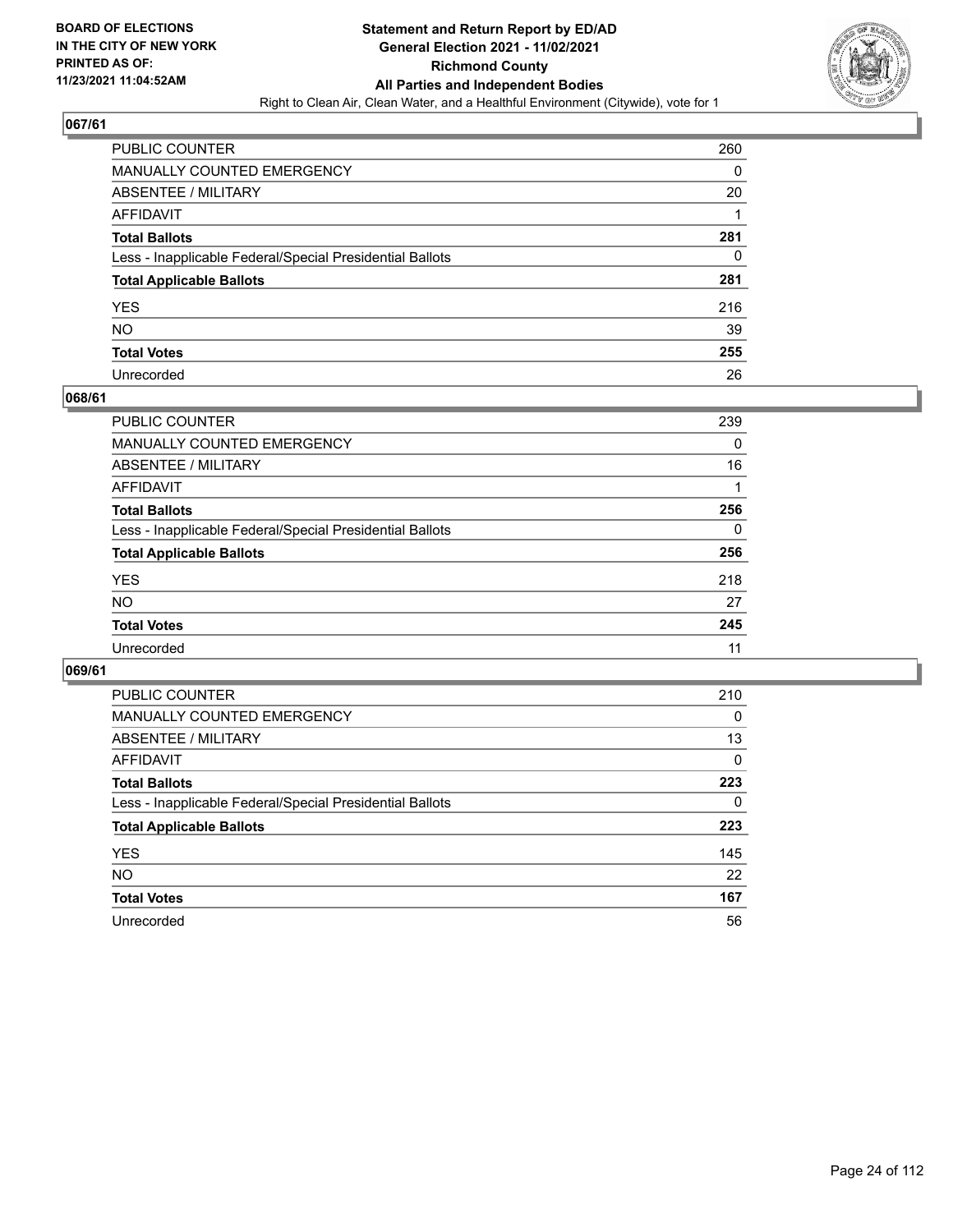**BOARD OF ELECTIONS IN THE CITY OF NEW YORK PRINTED AS OF: 11/23/2021 11:04:52AM**

**Statement and Return Report by ED/AD General Election 2021 - 11/02/2021 Richmond County All Parties and Independent Bodies**

Right to Clean Air, Clean Water, and a Healthful Environment (Citywide), vote for 1

## 067/61

| | |
|---|---|
| PUBLIC COUNTER | 260 |
| MANUALLY COUNTED EMERGENCY | 0 |
| ABSENTEE / MILITARY | 20 |
| AFFIDAVIT | 1 |
| **Total Ballots** | **281** |
| Less - Inapplicable Federal/Special Presidential Ballots | 0 |
| **Total Applicable Ballots** | **281** |
| YES | 216 |
| NO | 39 |
| **Total Votes** | **255** |
| Unrecorded | 26 |

## 068/61

| | |
|---|---|
| PUBLIC COUNTER | 239 |
| MANUALLY COUNTED EMERGENCY | 0 |
| ABSENTEE / MILITARY | 16 |
| AFFIDAVIT | 1 |
| **Total Ballots** | **256** |
| Less - Inapplicable Federal/Special Presidential Ballots | 0 |
| **Total Applicable Ballots** | **256** |
| YES | 218 |
| NO | 27 |
| **Total Votes** | **245** |
| Unrecorded | 11 |

## 069/61

| | |
|---|---|
| PUBLIC COUNTER | 210 |
| MANUALLY COUNTED EMERGENCY | 0 |
| ABSENTEE / MILITARY | 13 |
| AFFIDAVIT | 0 |
| **Total Ballots** | **223** |
| Less - Inapplicable Federal/Special Presidential Ballots | 0 |
| **Total Applicable Ballots** | **223** |
| YES | 145 |
| NO | 22 |
| **Total Votes** | **167** |
| Unrecorded | 56 |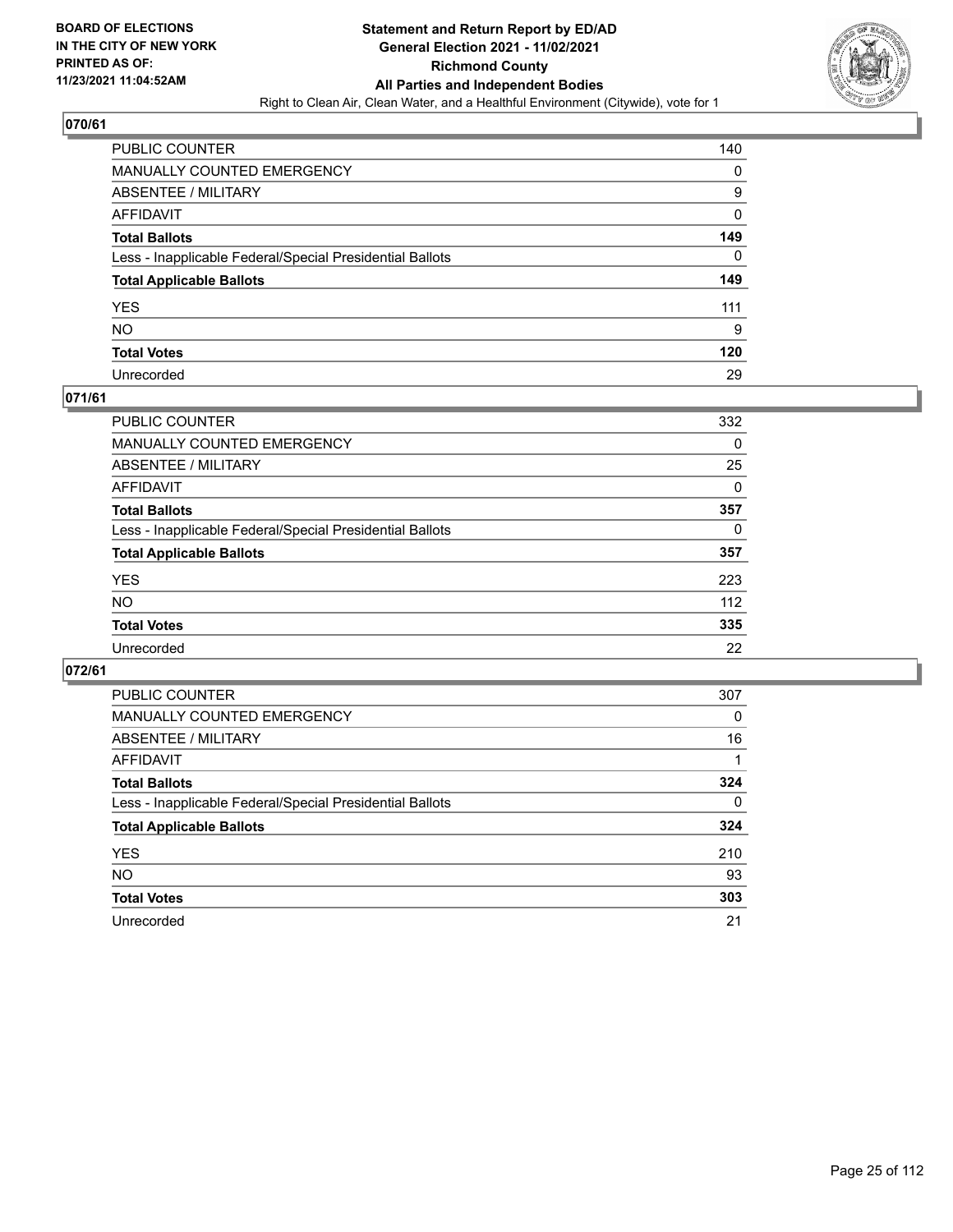BOARD OF ELECTIONS
IN THE CITY OF NEW YORK
PRINTED AS OF:
11/23/2021 11:04:52AM

**Statement and Return Report by ED/AD**
**General Election 2021 - 11/02/2021**
**Richmond County**
**All Parties and Independent Bodies**
Right to Clean Air, Clean Water, and a Healthful Environment (Citywide), vote for 1

## 070/61

| | |
|---|---|
| PUBLIC COUNTER | 140 |
| MANUALLY COUNTED EMERGENCY | 0 |
| ABSENTEE / MILITARY | 9 |
| AFFIDAVIT | 0 |
| **Total Ballots** | **149** |
| Less - Inapplicable Federal/Special Presidential Ballots | 0 |
| **Total Applicable Ballots** | **149** |
| YES | 111 |
| NO | 9 |
| **Total Votes** | **120** |
| Unrecorded | 29 |

## 071/61

| | |
|---|---|
| PUBLIC COUNTER | 332 |
| MANUALLY COUNTED EMERGENCY | 0 |
| ABSENTEE / MILITARY | 25 |
| AFFIDAVIT | 0 |
| **Total Ballots** | **357** |
| Less - Inapplicable Federal/Special Presidential Ballots | 0 |
| **Total Applicable Ballots** | **357** |
| YES | 223 |
| NO | 112 |
| **Total Votes** | **335** |
| Unrecorded | 22 |

## 072/61

| | |
|---|---|
| PUBLIC COUNTER | 307 |
| MANUALLY COUNTED EMERGENCY | 0 |
| ABSENTEE / MILITARY | 16 |
| AFFIDAVIT | 1 |
| **Total Ballots** | **324** |
| Less - Inapplicable Federal/Special Presidential Ballots | 0 |
| **Total Applicable Ballots** | **324** |
| YES | 210 |
| NO | 93 |
| **Total Votes** | **303** |
| Unrecorded | 21 |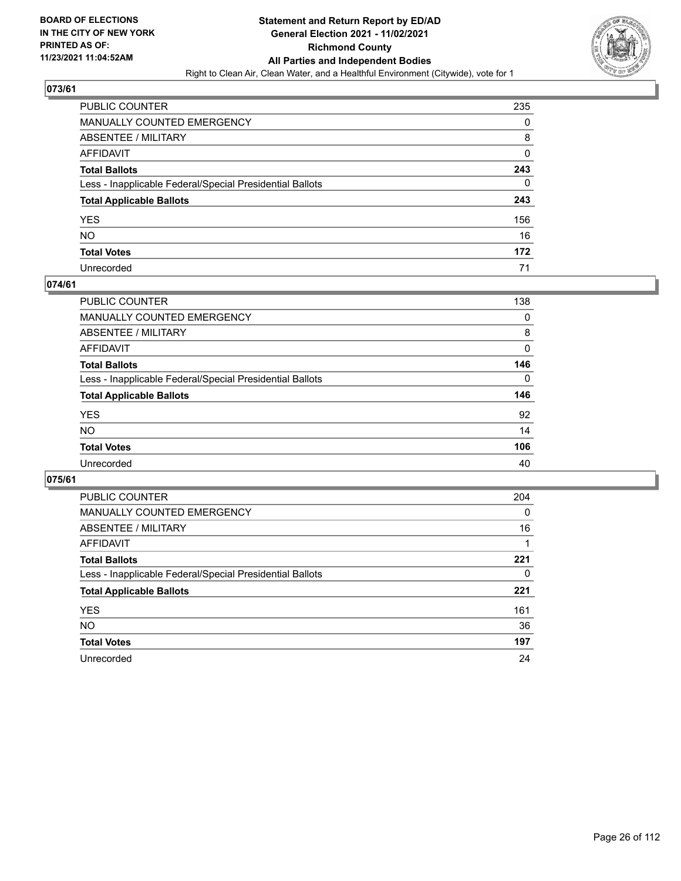## 073/61

| | |
|---|---|
| PUBLIC COUNTER | 235 |
| MANUALLY COUNTED EMERGENCY | 0 |
| ABSENTEE / MILITARY | 8 |
| AFFIDAVIT | 0 |
| **Total Ballots** | **243** |
| Less - Inapplicable Federal/Special Presidential Ballots | 0 |
| **Total Applicable Ballots** | **243** |
| YES | 156 |
| NO | 16 |
| **Total Votes** | **172** |
| Unrecorded | 71 |

## 074/61

| | |
|---|---|
| PUBLIC COUNTER | 138 |
| MANUALLY COUNTED EMERGENCY | 0 |
| ABSENTEE / MILITARY | 8 |
| AFFIDAVIT | 0 |
| **Total Ballots** | **146** |
| Less - Inapplicable Federal/Special Presidential Ballots | 0 |
| **Total Applicable Ballots** | **146** |
| YES | 92 |
| NO | 14 |
| **Total Votes** | **106** |
| Unrecorded | 40 |

## 075/61

| | |
|---|---|
| PUBLIC COUNTER | 204 |
| MANUALLY COUNTED EMERGENCY | 0 |
| ABSENTEE / MILITARY | 16 |
| AFFIDAVIT | 1 |
| **Total Ballots** | **221** |
| Less - Inapplicable Federal/Special Presidential Ballots | 0 |
| **Total Applicable Ballots** | **221** |
| YES | 161 |
| NO | 36 |
| **Total Votes** | **197** |
| Unrecorded | 24 |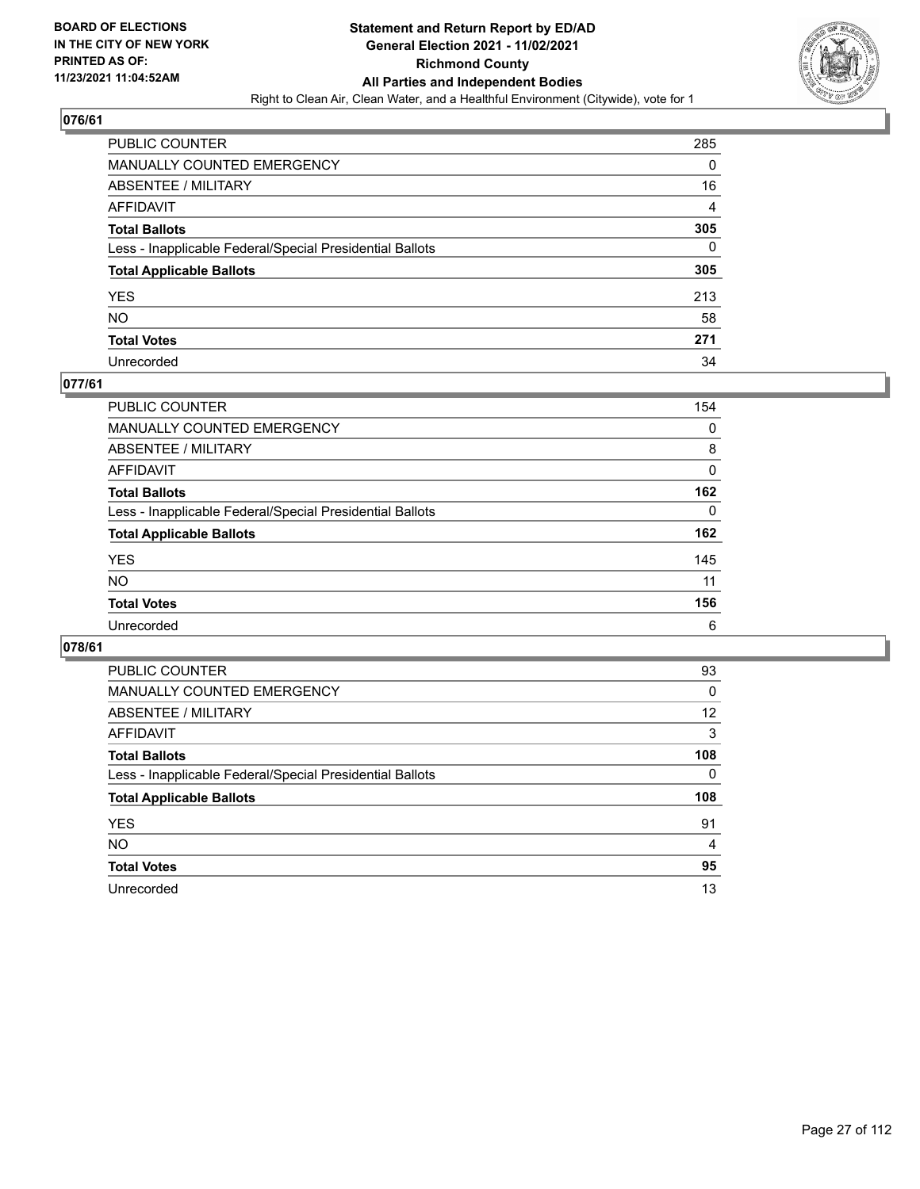## 076/61

| | |
|---|---|
| PUBLIC COUNTER | 285 |
| MANUALLY COUNTED EMERGENCY | 0 |
| ABSENTEE / MILITARY | 16 |
| AFFIDAVIT | 4 |
| **Total Ballots** | **305** |
| Less - Inapplicable Federal/Special Presidential Ballots | 0 |
| **Total Applicable Ballots** | **305** |
| YES | 213 |
| NO | 58 |
| **Total Votes** | **271** |
| Unrecorded | 34 |

## 077/61

| | |
|---|---|
| PUBLIC COUNTER | 154 |
| MANUALLY COUNTED EMERGENCY | 0 |
| ABSENTEE / MILITARY | 8 |
| AFFIDAVIT | 0 |
| **Total Ballots** | **162** |
| Less - Inapplicable Federal/Special Presidential Ballots | 0 |
| **Total Applicable Ballots** | **162** |
| YES | 145 |
| NO | 11 |
| **Total Votes** | **156** |
| Unrecorded | 6 |

## 078/61

| | |
|---|---|
| PUBLIC COUNTER | 93 |
| MANUALLY COUNTED EMERGENCY | 0 |
| ABSENTEE / MILITARY | 12 |
| AFFIDAVIT | 3 |
| **Total Ballots** | **108** |
| Less - Inapplicable Federal/Special Presidential Ballots | 0 |
| **Total Applicable Ballots** | **108** |
| YES | 91 |
| NO | 4 |
| **Total Votes** | **95** |
| Unrecorded | 13 |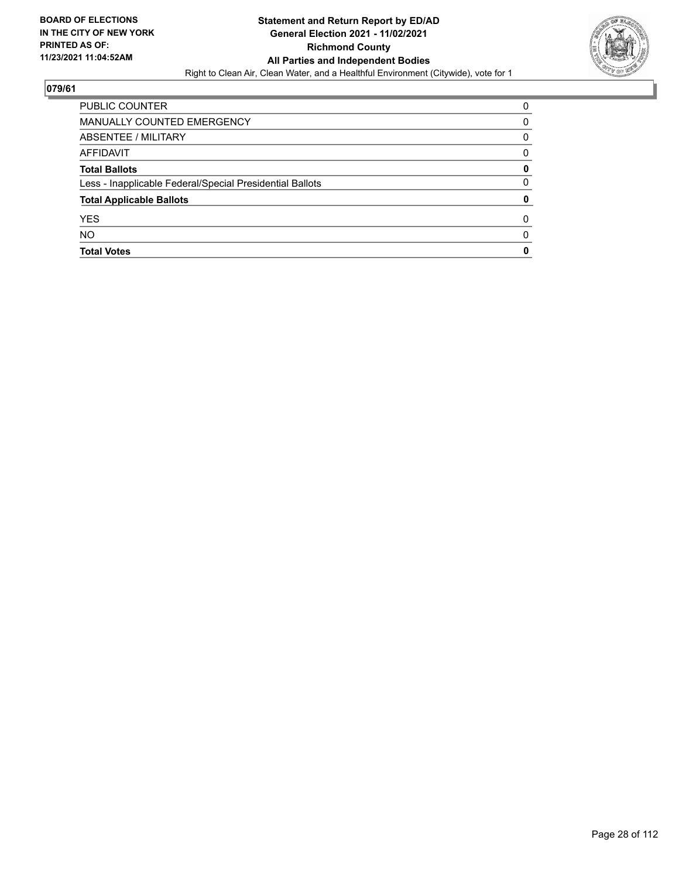**BOARD OF ELECTIONS IN THE CITY OF NEW YORK PRINTED AS OF: 11/23/2021 11:04:52AM**

**Statement and Return Report by ED/AD**
**General Election 2021 - 11/02/2021**
**Richmond County**
**All Parties and Independent Bodies**
Right to Clean Air, Clean Water, and a Healthful Environment (Citywide), vote for 1

## 079/61

| | |
|---|---|
| PUBLIC COUNTER | 0 |
| MANUALLY COUNTED EMERGENCY | 0 |
| ABSENTEE / MILITARY | 0 |
| AFFIDAVIT | 0 |
| **Total Ballots** | **0** |
| Less - Inapplicable Federal/Special Presidential Ballots | 0 |
| **Total Applicable Ballots** | **0** |
| YES | 0 |
| NO | 0 |
| **Total Votes** | **0** |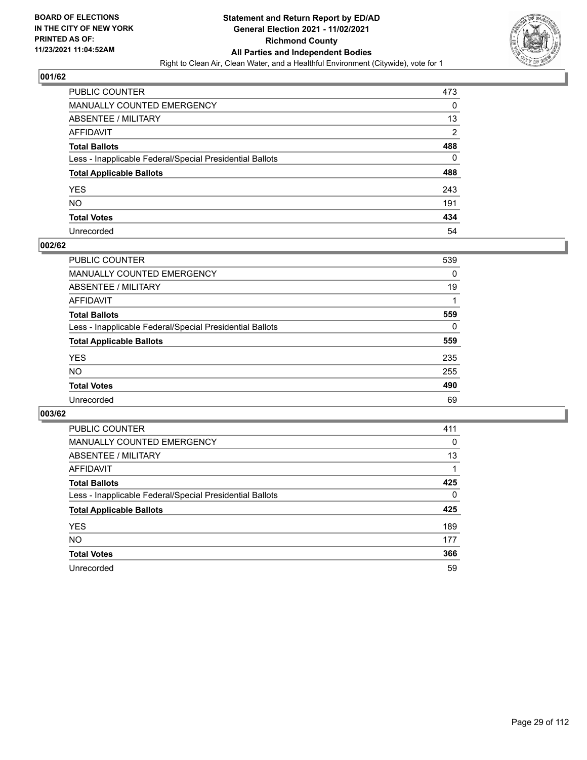BOARD OF ELECTIONS
IN THE CITY OF NEW YORK
PRINTED AS OF:
11/23/2021 11:04:52AM

**Statement and Return Report by ED/AD**
**General Election 2021 - 11/02/2021**
**Richmond County**
**All Parties and Independent Bodies**
Right to Clean Air, Clean Water, and a Healthful Environment (Citywide), vote for 1

## 001/62

| | |
|---|---|
| PUBLIC COUNTER | 473 |
| MANUALLY COUNTED EMERGENCY | 0 |
| ABSENTEE / MILITARY | 13 |
| AFFIDAVIT | 2 |
| **Total Ballots** | **488** |
| Less - Inapplicable Federal/Special Presidential Ballots | 0 |
| **Total Applicable Ballots** | **488** |
| YES | 243 |
| NO | 191 |
| **Total Votes** | **434** |
| Unrecorded | 54 |

## 002/62

| | |
|---|---|
| PUBLIC COUNTER | 539 |
| MANUALLY COUNTED EMERGENCY | 0 |
| ABSENTEE / MILITARY | 19 |
| AFFIDAVIT | 1 |
| **Total Ballots** | **559** |
| Less - Inapplicable Federal/Special Presidential Ballots | 0 |
| **Total Applicable Ballots** | **559** |
| YES | 235 |
| NO | 255 |
| **Total Votes** | **490** |
| Unrecorded | 69 |

## 003/62

| | |
|---|---|
| PUBLIC COUNTER | 411 |
| MANUALLY COUNTED EMERGENCY | 0 |
| ABSENTEE / MILITARY | 13 |
| AFFIDAVIT | 1 |
| **Total Ballots** | **425** |
| Less - Inapplicable Federal/Special Presidential Ballots | 0 |
| **Total Applicable Ballots** | **425** |
| YES | 189 |
| NO | 177 |
| **Total Votes** | **366** |
| Unrecorded | 59 |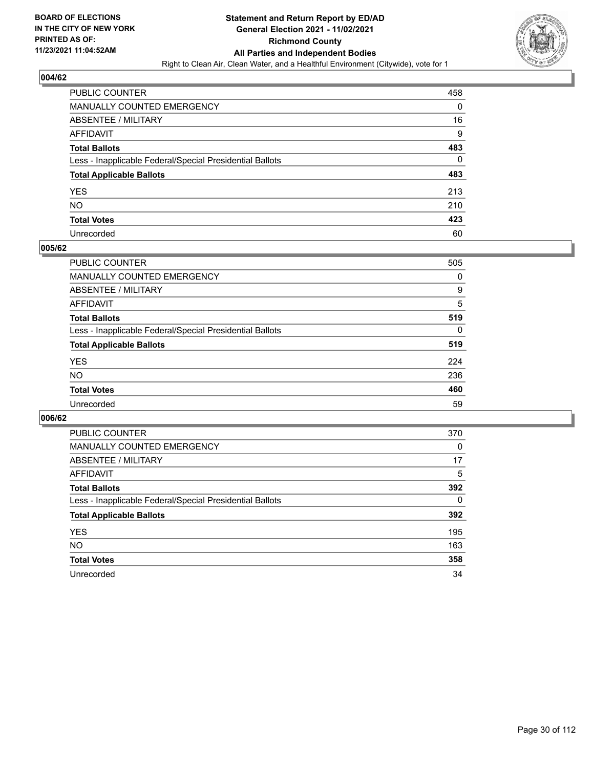**BOARD OF ELECTIONS**
**IN THE CITY OF NEW YORK**
**PRINTED AS OF:**
**11/23/2021 11:04:52AM**

**Statement and Return Report by ED/AD**
**General Election 2021 - 11/02/2021**
**Richmond County**
**All Parties and Independent Bodies**
Right to Clean Air, Clean Water, and a Healthful Environment (Citywide), vote for 1

## 004/62

| | |
|---|---|
| PUBLIC COUNTER | 458 |
| MANUALLY COUNTED EMERGENCY | 0 |
| ABSENTEE / MILITARY | 16 |
| AFFIDAVIT | 9 |
| **Total Ballots** | **483** |
| Less - Inapplicable Federal/Special Presidential Ballots | 0 |
| **Total Applicable Ballots** | **483** |
| YES | 213 |
| NO | 210 |
| **Total Votes** | **423** |
| Unrecorded | 60 |

## 005/62

| | |
|---|---|
| PUBLIC COUNTER | 505 |
| MANUALLY COUNTED EMERGENCY | 0 |
| ABSENTEE / MILITARY | 9 |
| AFFIDAVIT | 5 |
| **Total Ballots** | **519** |
| Less - Inapplicable Federal/Special Presidential Ballots | 0 |
| **Total Applicable Ballots** | **519** |
| YES | 224 |
| NO | 236 |
| **Total Votes** | **460** |
| Unrecorded | 59 |

## 006/62

| | |
|---|---|
| PUBLIC COUNTER | 370 |
| MANUALLY COUNTED EMERGENCY | 0 |
| ABSENTEE / MILITARY | 17 |
| AFFIDAVIT | 5 |
| **Total Ballots** | **392** |
| Less - Inapplicable Federal/Special Presidential Ballots | 0 |
| **Total Applicable Ballots** | **392** |
| YES | 195 |
| NO | 163 |
| **Total Votes** | **358** |
| Unrecorded | 34 |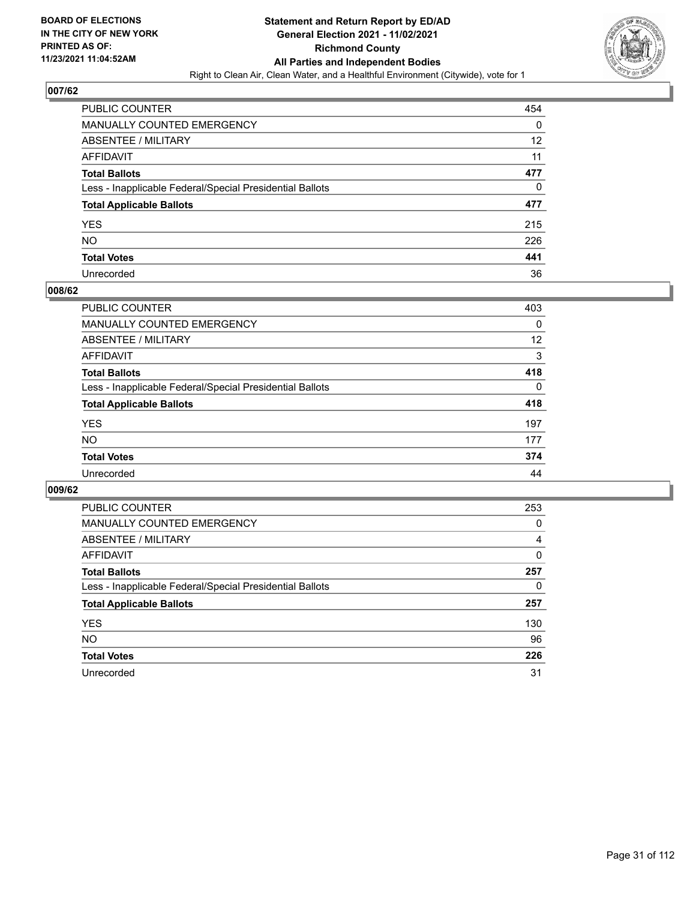BOARD OF ELECTIONS
IN THE CITY OF NEW YORK
PRINTED AS OF:
11/23/2021 11:04:52AM

**Statement and Return Report by ED/AD**
**General Election 2021 - 11/02/2021**
**Richmond County**
**All Parties and Independent Bodies**
Right to Clean Air, Clean Water, and a Healthful Environment (Citywide), vote for 1

## 007/62

| | |
|---|---|
| PUBLIC COUNTER | 454 |
| MANUALLY COUNTED EMERGENCY | 0 |
| ABSENTEE / MILITARY | 12 |
| AFFIDAVIT | 11 |
| **Total Ballots** | **477** |
| Less - Inapplicable Federal/Special Presidential Ballots | 0 |
| **Total Applicable Ballots** | **477** |
| YES | 215 |
| NO | 226 |
| **Total Votes** | **441** |
| Unrecorded | 36 |

## 008/62

| | |
|---|---|
| PUBLIC COUNTER | 403 |
| MANUALLY COUNTED EMERGENCY | 0 |
| ABSENTEE / MILITARY | 12 |
| AFFIDAVIT | 3 |
| **Total Ballots** | **418** |
| Less - Inapplicable Federal/Special Presidential Ballots | 0 |
| **Total Applicable Ballots** | **418** |
| YES | 197 |
| NO | 177 |
| **Total Votes** | **374** |
| Unrecorded | 44 |

## 009/62

| | |
|---|---|
| PUBLIC COUNTER | 253 |
| MANUALLY COUNTED EMERGENCY | 0 |
| ABSENTEE / MILITARY | 4 |
| AFFIDAVIT | 0 |
| **Total Ballots** | **257** |
| Less - Inapplicable Federal/Special Presidential Ballots | 0 |
| **Total Applicable Ballots** | **257** |
| YES | 130 |
| NO | 96 |
| **Total Votes** | **226** |
| Unrecorded | 31 |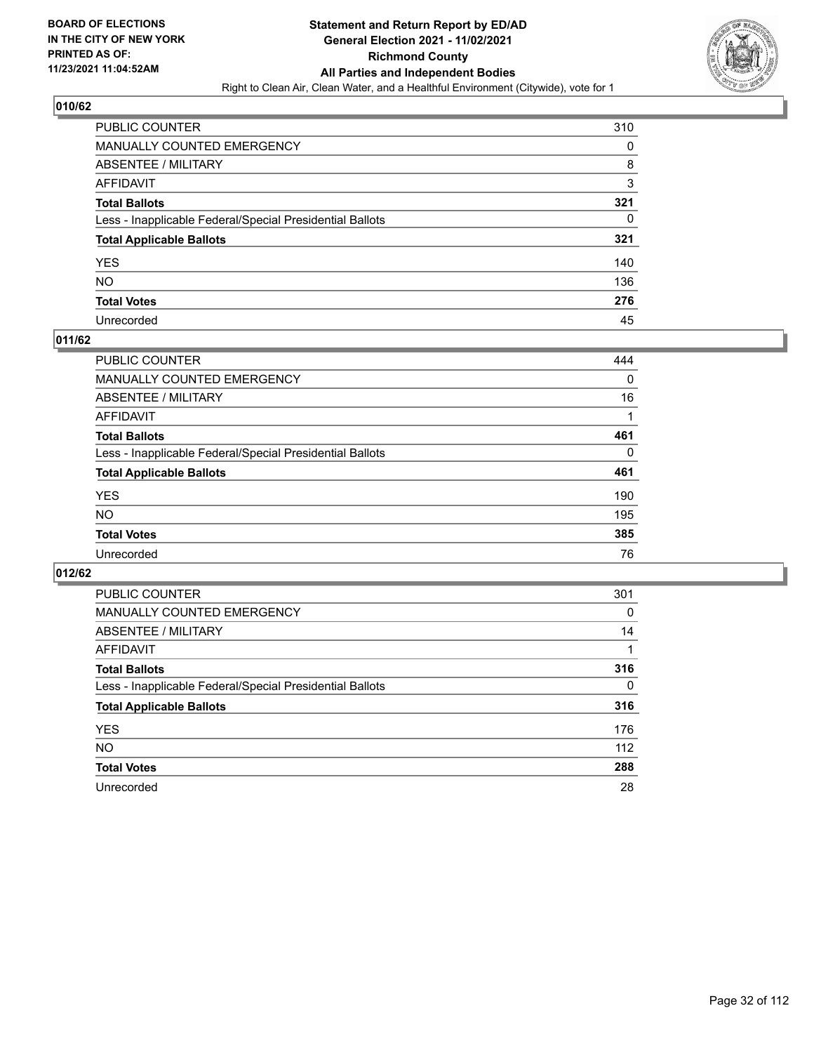BOARD OF ELECTIONS
IN THE CITY OF NEW YORK
PRINTED AS OF:
11/23/2021 11:04:52AM

**Statement and Return Report by ED/AD**
**General Election 2021 - 11/02/2021**
**Richmond County**
**All Parties and Independent Bodies**
Right to Clean Air, Clean Water, and a Healthful Environment (Citywide), vote for 1

### 010/62

| | |
|---|---|
| PUBLIC COUNTER | 310 |
| MANUALLY COUNTED EMERGENCY | 0 |
| ABSENTEE / MILITARY | 8 |
| AFFIDAVIT | 3 |
| **Total Ballots** | **321** |
| Less - Inapplicable Federal/Special Presidential Ballots | 0 |
| **Total Applicable Ballots** | **321** |
| YES | 140 |
| NO | 136 |
| **Total Votes** | **276** |
| Unrecorded | 45 |

### 011/62

| | |
|---|---|
| PUBLIC COUNTER | 444 |
| MANUALLY COUNTED EMERGENCY | 0 |
| ABSENTEE / MILITARY | 16 |
| AFFIDAVIT | 1 |
| **Total Ballots** | **461** |
| Less - Inapplicable Federal/Special Presidential Ballots | 0 |
| **Total Applicable Ballots** | **461** |
| YES | 190 |
| NO | 195 |
| **Total Votes** | **385** |
| Unrecorded | 76 |

### 012/62

| | |
|---|---|
| PUBLIC COUNTER | 301 |
| MANUALLY COUNTED EMERGENCY | 0 |
| ABSENTEE / MILITARY | 14 |
| AFFIDAVIT | 1 |
| **Total Ballots** | **316** |
| Less - Inapplicable Federal/Special Presidential Ballots | 0 |
| **Total Applicable Ballots** | **316** |
| YES | 176 |
| NO | 112 |
| **Total Votes** | **288** |
| Unrecorded | 28 |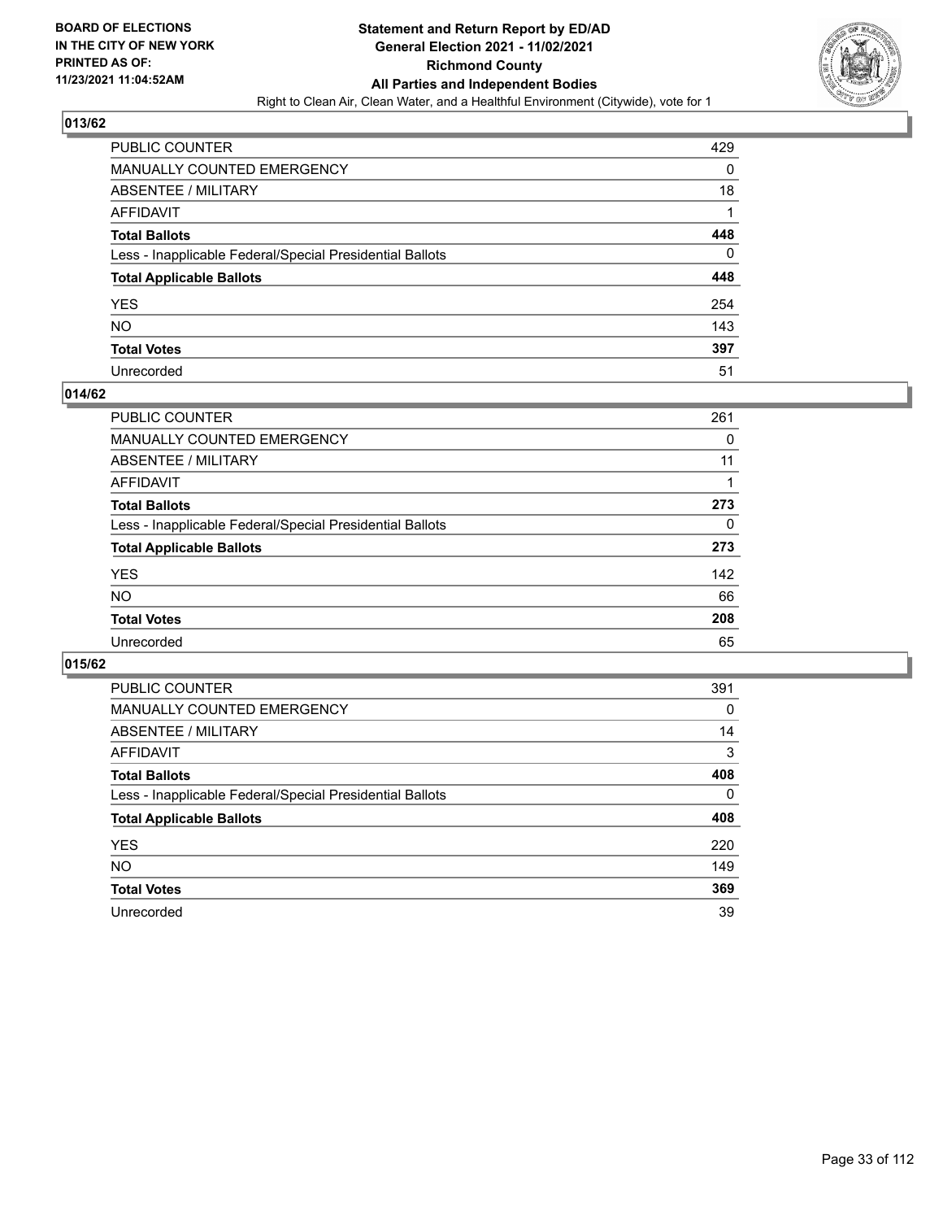## 013/62

| | |
|---|---|
| PUBLIC COUNTER | 429 |
| MANUALLY COUNTED EMERGENCY | 0 |
| ABSENTEE / MILITARY | 18 |
| AFFIDAVIT | 1 |
| **Total Ballots** | **448** |
| Less - Inapplicable Federal/Special Presidential Ballots | 0 |
| **Total Applicable Ballots** | **448** |
| YES | 254 |
| NO | 143 |
| **Total Votes** | **397** |
| Unrecorded | 51 |

## 014/62

| | |
|---|---|
| PUBLIC COUNTER | 261 |
| MANUALLY COUNTED EMERGENCY | 0 |
| ABSENTEE / MILITARY | 11 |
| AFFIDAVIT | 1 |
| **Total Ballots** | **273** |
| Less - Inapplicable Federal/Special Presidential Ballots | 0 |
| **Total Applicable Ballots** | **273** |
| YES | 142 |
| NO | 66 |
| **Total Votes** | **208** |
| Unrecorded | 65 |

## 015/62

| | |
|---|---|
| PUBLIC COUNTER | 391 |
| MANUALLY COUNTED EMERGENCY | 0 |
| ABSENTEE / MILITARY | 14 |
| AFFIDAVIT | 3 |
| **Total Ballots** | **408** |
| Less - Inapplicable Federal/Special Presidential Ballots | 0 |
| **Total Applicable Ballots** | **408** |
| YES | 220 |
| NO | 149 |
| **Total Votes** | **369** |
| Unrecorded | 39 |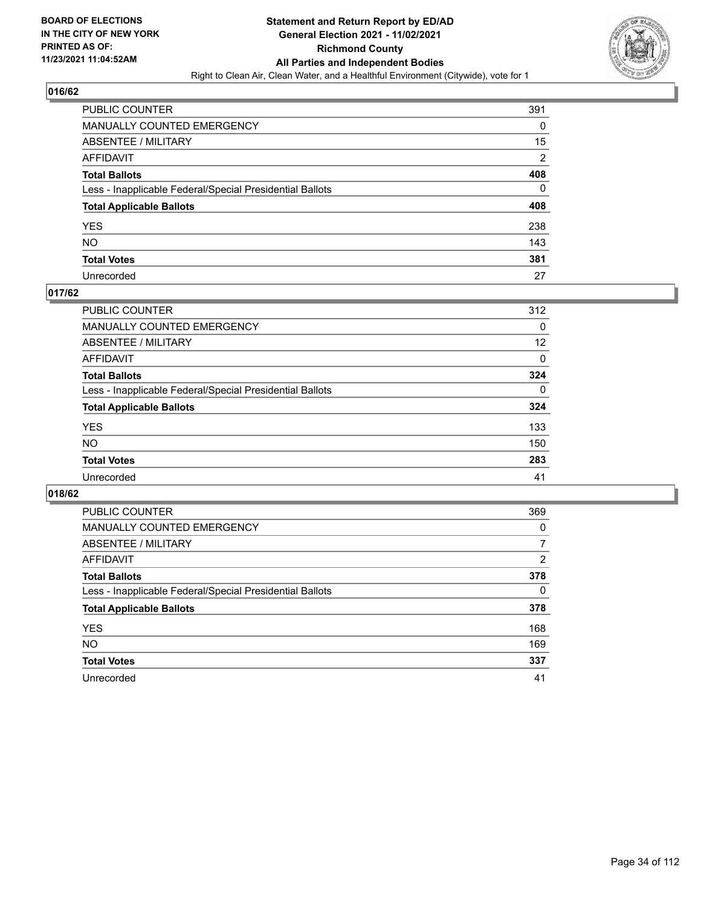BOARD OF ELECTIONS
IN THE CITY OF NEW YORK
PRINTED AS OF:
11/23/2021 11:04:52AM

**Statement and Return Report by ED/AD**
**General Election 2021 - 11/02/2021**
**Richmond County**
**All Parties and Independent Bodies**
Right to Clean Air, Clean Water, and a Healthful Environment (Citywide), vote for 1

### 016/62

| | |
|---|---|
| PUBLIC COUNTER | 391 |
| MANUALLY COUNTED EMERGENCY | 0 |
| ABSENTEE / MILITARY | 15 |
| AFFIDAVIT | 2 |
| **Total Ballots** | **408** |
| Less - Inapplicable Federal/Special Presidential Ballots | 0 |
| **Total Applicable Ballots** | **408** |
| YES | 238 |
| NO | 143 |
| **Total Votes** | **381** |
| Unrecorded | 27 |

### 017/62

| | |
|---|---|
| PUBLIC COUNTER | 312 |
| MANUALLY COUNTED EMERGENCY | 0 |
| ABSENTEE / MILITARY | 12 |
| AFFIDAVIT | 0 |
| **Total Ballots** | **324** |
| Less - Inapplicable Federal/Special Presidential Ballots | 0 |
| **Total Applicable Ballots** | **324** |
| YES | 133 |
| NO | 150 |
| **Total Votes** | **283** |
| Unrecorded | 41 |

### 018/62

| | |
|---|---|
| PUBLIC COUNTER | 369 |
| MANUALLY COUNTED EMERGENCY | 0 |
| ABSENTEE / MILITARY | 7 |
| AFFIDAVIT | 2 |
| **Total Ballots** | **378** |
| Less - Inapplicable Federal/Special Presidential Ballots | 0 |
| **Total Applicable Ballots** | **378** |
| YES | 168 |
| NO | 169 |
| **Total Votes** | **337** |
| Unrecorded | 41 |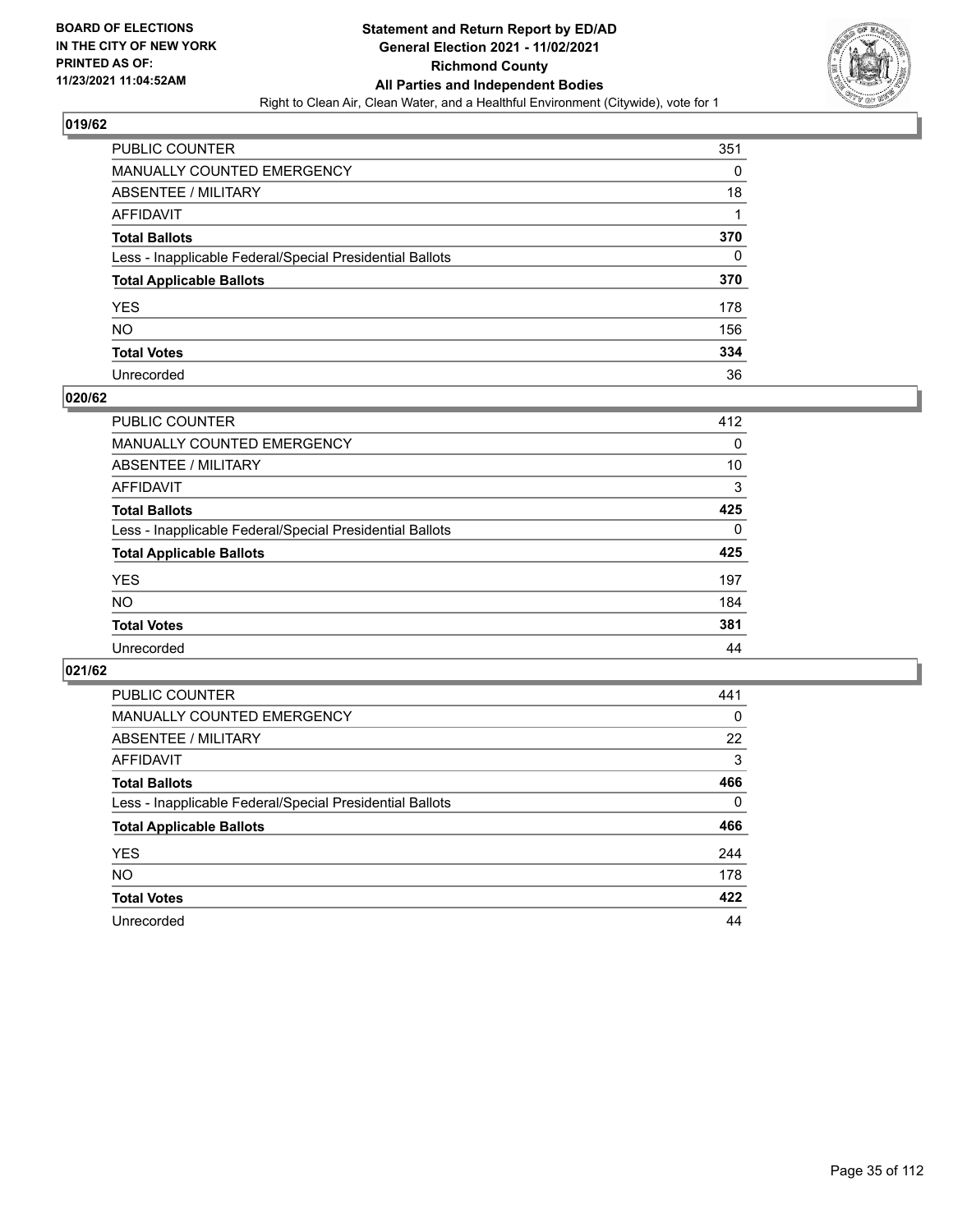BOARD OF ELECTIONS
IN THE CITY OF NEW YORK
PRINTED AS OF:
11/23/2021 11:04:52AM

**Statement and Return Report by ED/AD**
**General Election 2021 - 11/02/2021**
**Richmond County**
**All Parties and Independent Bodies**
Right to Clean Air, Clean Water, and a Healthful Environment (Citywide), vote for 1

### 019/62

| | |
|---|---|
| PUBLIC COUNTER | 351 |
| MANUALLY COUNTED EMERGENCY | 0 |
| ABSENTEE / MILITARY | 18 |
| AFFIDAVIT | 1 |
| **Total Ballots** | **370** |
| Less - Inapplicable Federal/Special Presidential Ballots | 0 |
| **Total Applicable Ballots** | **370** |
| YES | 178 |
| NO | 156 |
| **Total Votes** | **334** |
| Unrecorded | 36 |

### 020/62

| | |
|---|---|
| PUBLIC COUNTER | 412 |
| MANUALLY COUNTED EMERGENCY | 0 |
| ABSENTEE / MILITARY | 10 |
| AFFIDAVIT | 3 |
| **Total Ballots** | **425** |
| Less - Inapplicable Federal/Special Presidential Ballots | 0 |
| **Total Applicable Ballots** | **425** |
| YES | 197 |
| NO | 184 |
| **Total Votes** | **381** |
| Unrecorded | 44 |

### 021/62

| | |
|---|---|
| PUBLIC COUNTER | 441 |
| MANUALLY COUNTED EMERGENCY | 0 |
| ABSENTEE / MILITARY | 22 |
| AFFIDAVIT | 3 |
| **Total Ballots** | **466** |
| Less - Inapplicable Federal/Special Presidential Ballots | 0 |
| **Total Applicable Ballots** | **466** |
| YES | 244 |
| NO | 178 |
| **Total Votes** | **422** |
| Unrecorded | 44 |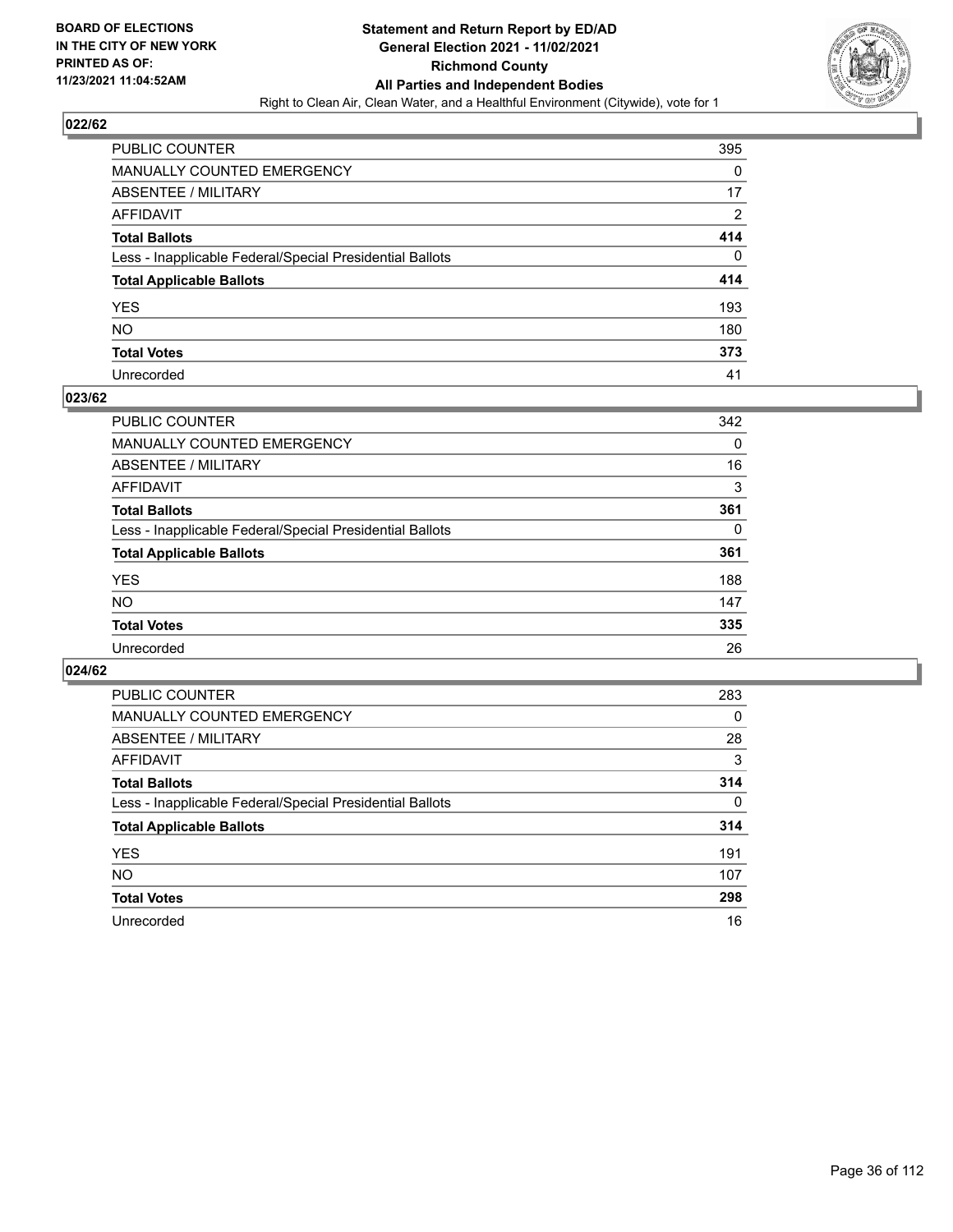BOARD OF ELECTIONS
IN THE CITY OF NEW YORK
PRINTED AS OF:
11/23/2021 11:04:52AM

**Statement and Return Report by ED/AD**
**General Election 2021 - 11/02/2021**
**Richmond County**
**All Parties and Independent Bodies**
Right to Clean Air, Clean Water, and a Healthful Environment (Citywide), vote for 1

### 022/62

| | |
|---|---|
| PUBLIC COUNTER | 395 |
| MANUALLY COUNTED EMERGENCY | 0 |
| ABSENTEE / MILITARY | 17 |
| AFFIDAVIT | 2 |
| **Total Ballots** | **414** |
| Less - Inapplicable Federal/Special Presidential Ballots | 0 |
| **Total Applicable Ballots** | **414** |
| YES | 193 |
| NO | 180 |
| **Total Votes** | **373** |
| Unrecorded | 41 |

### 023/62

| | |
|---|---|
| PUBLIC COUNTER | 342 |
| MANUALLY COUNTED EMERGENCY | 0 |
| ABSENTEE / MILITARY | 16 |
| AFFIDAVIT | 3 |
| **Total Ballots** | **361** |
| Less - Inapplicable Federal/Special Presidential Ballots | 0 |
| **Total Applicable Ballots** | **361** |
| YES | 188 |
| NO | 147 |
| **Total Votes** | **335** |
| Unrecorded | 26 |

### 024/62

| | |
|---|---|
| PUBLIC COUNTER | 283 |
| MANUALLY COUNTED EMERGENCY | 0 |
| ABSENTEE / MILITARY | 28 |
| AFFIDAVIT | 3 |
| **Total Ballots** | **314** |
| Less - Inapplicable Federal/Special Presidential Ballots | 0 |
| **Total Applicable Ballots** | **314** |
| YES | 191 |
| NO | 107 |
| **Total Votes** | **298** |
| Unrecorded | 16 |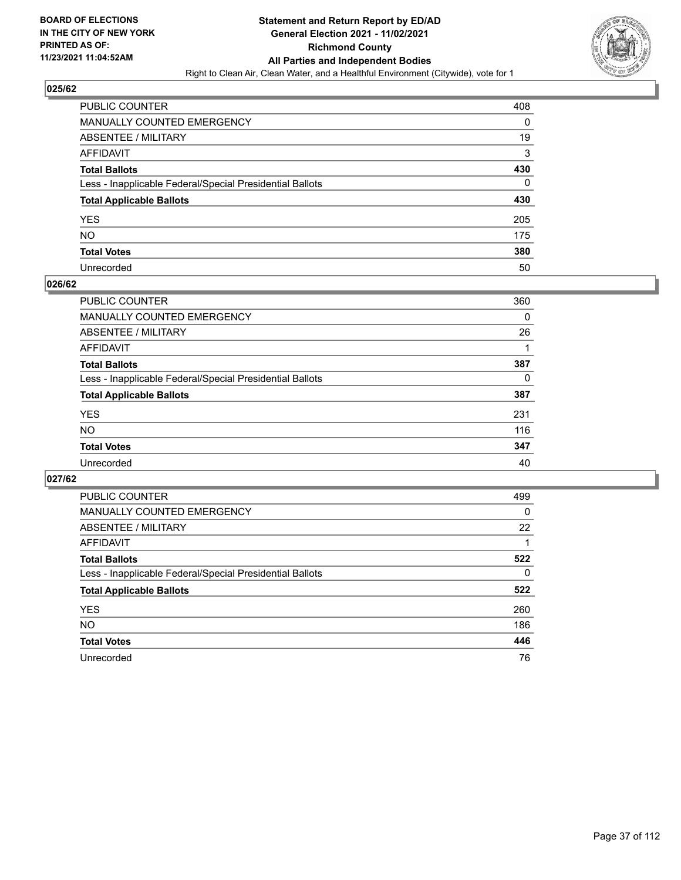**BOARD OF ELECTIONS IN THE CITY OF NEW YORK PRINTED AS OF: 11/23/2021 11:04:52AM**

**Statement and Return Report by ED/AD General Election 2021 - 11/02/2021 Richmond County All Parties and Independent Bodies**

Right to Clean Air, Clean Water, and a Healthful Environment (Citywide), vote for 1

## 025/62

| | |
|---|---|
| PUBLIC COUNTER | 408 |
| MANUALLY COUNTED EMERGENCY | 0 |
| ABSENTEE / MILITARY | 19 |
| AFFIDAVIT | 3 |
| **Total Ballots** | **430** |
| Less - Inapplicable Federal/Special Presidential Ballots | 0 |
| **Total Applicable Ballots** | **430** |
| YES | 205 |
| NO | 175 |
| **Total Votes** | **380** |
| Unrecorded | 50 |

## 026/62

| | |
|---|---|
| PUBLIC COUNTER | 360 |
| MANUALLY COUNTED EMERGENCY | 0 |
| ABSENTEE / MILITARY | 26 |
| AFFIDAVIT | 1 |
| **Total Ballots** | **387** |
| Less - Inapplicable Federal/Special Presidential Ballots | 0 |
| **Total Applicable Ballots** | **387** |
| YES | 231 |
| NO | 116 |
| **Total Votes** | **347** |
| Unrecorded | 40 |

## 027/62

| | |
|---|---|
| PUBLIC COUNTER | 499 |
| MANUALLY COUNTED EMERGENCY | 0 |
| ABSENTEE / MILITARY | 22 |
| AFFIDAVIT | 1 |
| **Total Ballots** | **522** |
| Less - Inapplicable Federal/Special Presidential Ballots | 0 |
| **Total Applicable Ballots** | **522** |
| YES | 260 |
| NO | 186 |
| **Total Votes** | **446** |
| Unrecorded | 76 |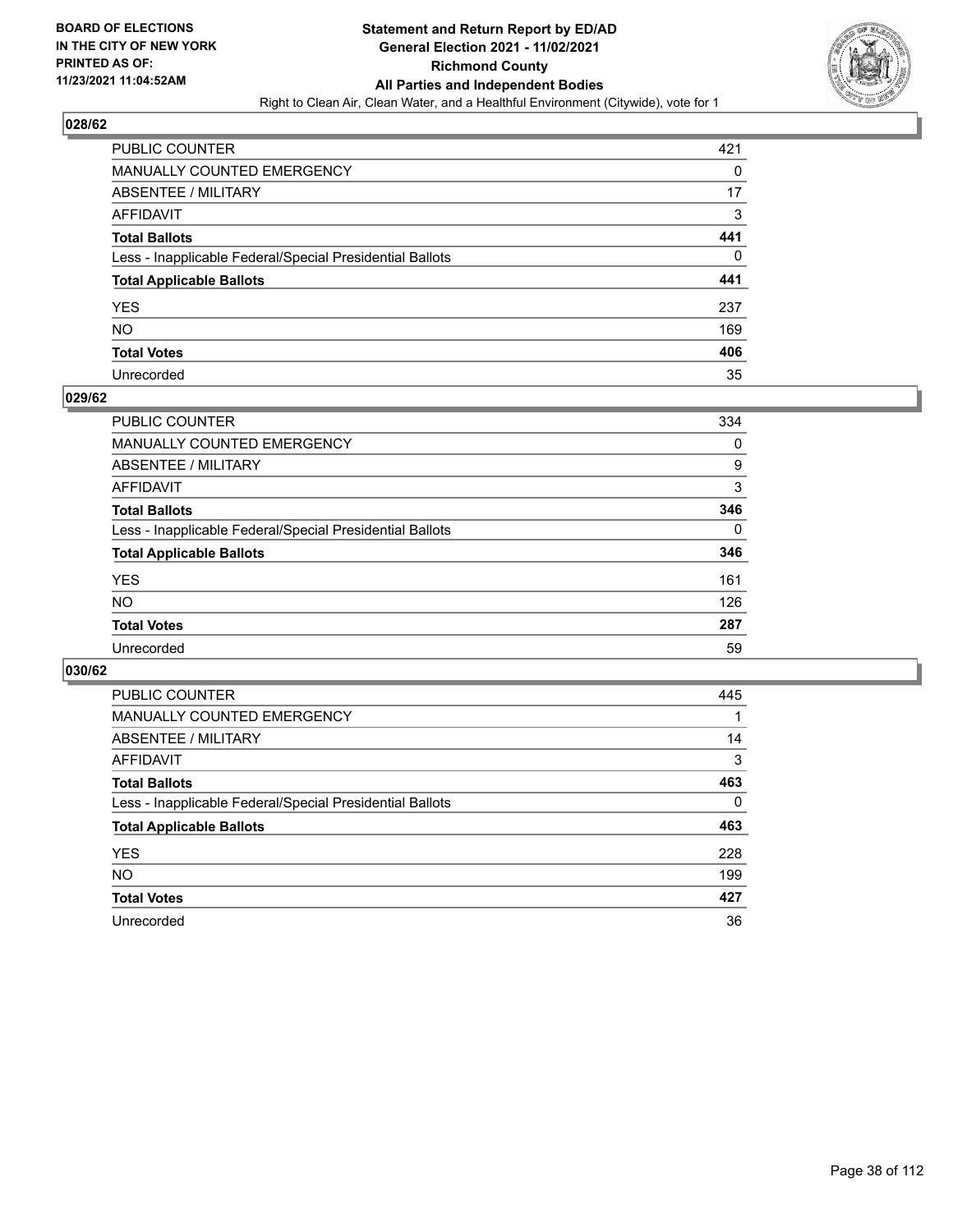## 028/62

| | |
|---|---|
| PUBLIC COUNTER | 421 |
| MANUALLY COUNTED EMERGENCY | 0 |
| ABSENTEE / MILITARY | 17 |
| AFFIDAVIT | 3 |
| **Total Ballots** | **441** |
| Less - Inapplicable Federal/Special Presidential Ballots | 0 |
| **Total Applicable Ballots** | **441** |
| YES | 237 |
| NO | 169 |
| **Total Votes** | **406** |
| Unrecorded | 35 |

## 029/62

| | |
|---|---|
| PUBLIC COUNTER | 334 |
| MANUALLY COUNTED EMERGENCY | 0 |
| ABSENTEE / MILITARY | 9 |
| AFFIDAVIT | 3 |
| **Total Ballots** | **346** |
| Less - Inapplicable Federal/Special Presidential Ballots | 0 |
| **Total Applicable Ballots** | **346** |
| YES | 161 |
| NO | 126 |
| **Total Votes** | **287** |
| Unrecorded | 59 |

## 030/62

| | |
|---|---|
| PUBLIC COUNTER | 445 |
| MANUALLY COUNTED EMERGENCY | 1 |
| ABSENTEE / MILITARY | 14 |
| AFFIDAVIT | 3 |
| **Total Ballots** | **463** |
| Less - Inapplicable Federal/Special Presidential Ballots | 0 |
| **Total Applicable Ballots** | **463** |
| YES | 228 |
| NO | 199 |
| **Total Votes** | **427** |
| Unrecorded | 36 |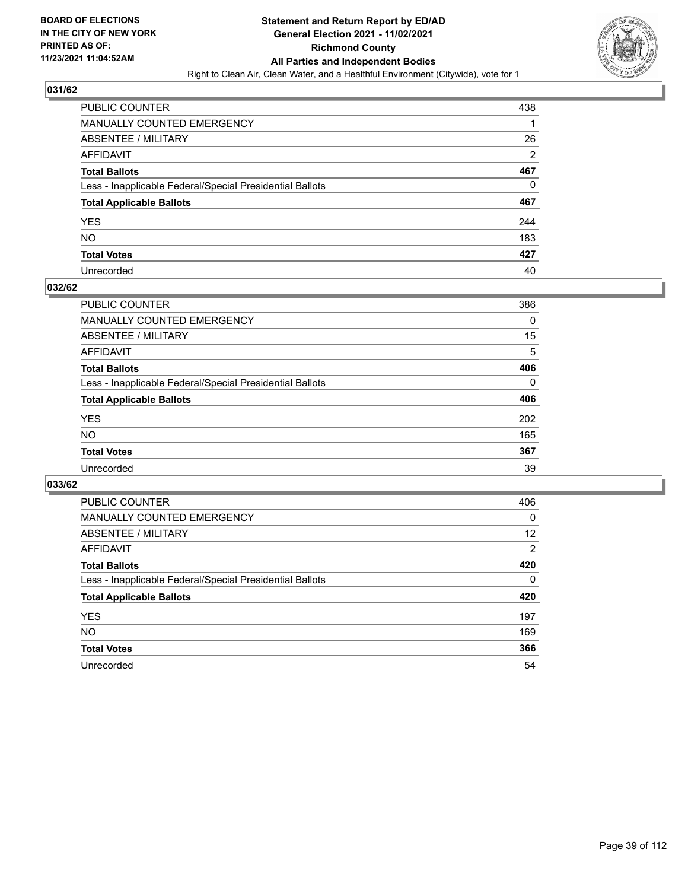## 031/62

| | |
|---|---|
| PUBLIC COUNTER | 438 |
| MANUALLY COUNTED EMERGENCY | 1 |
| ABSENTEE / MILITARY | 26 |
| AFFIDAVIT | 2 |
| **Total Ballots** | **467** |
| Less - Inapplicable Federal/Special Presidential Ballots | 0 |
| **Total Applicable Ballots** | **467** |
| YES | 244 |
| NO | 183 |
| **Total Votes** | **427** |
| Unrecorded | 40 |

## 032/62

| | |
|---|---|
| PUBLIC COUNTER | 386 |
| MANUALLY COUNTED EMERGENCY | 0 |
| ABSENTEE / MILITARY | 15 |
| AFFIDAVIT | 5 |
| **Total Ballots** | **406** |
| Less - Inapplicable Federal/Special Presidential Ballots | 0 |
| **Total Applicable Ballots** | **406** |
| YES | 202 |
| NO | 165 |
| **Total Votes** | **367** |
| Unrecorded | 39 |

## 033/62

| | |
|---|---|
| PUBLIC COUNTER | 406 |
| MANUALLY COUNTED EMERGENCY | 0 |
| ABSENTEE / MILITARY | 12 |
| AFFIDAVIT | 2 |
| **Total Ballots** | **420** |
| Less - Inapplicable Federal/Special Presidential Ballots | 0 |
| **Total Applicable Ballots** | **420** |
| YES | 197 |
| NO | 169 |
| **Total Votes** | **366** |
| Unrecorded | 54 |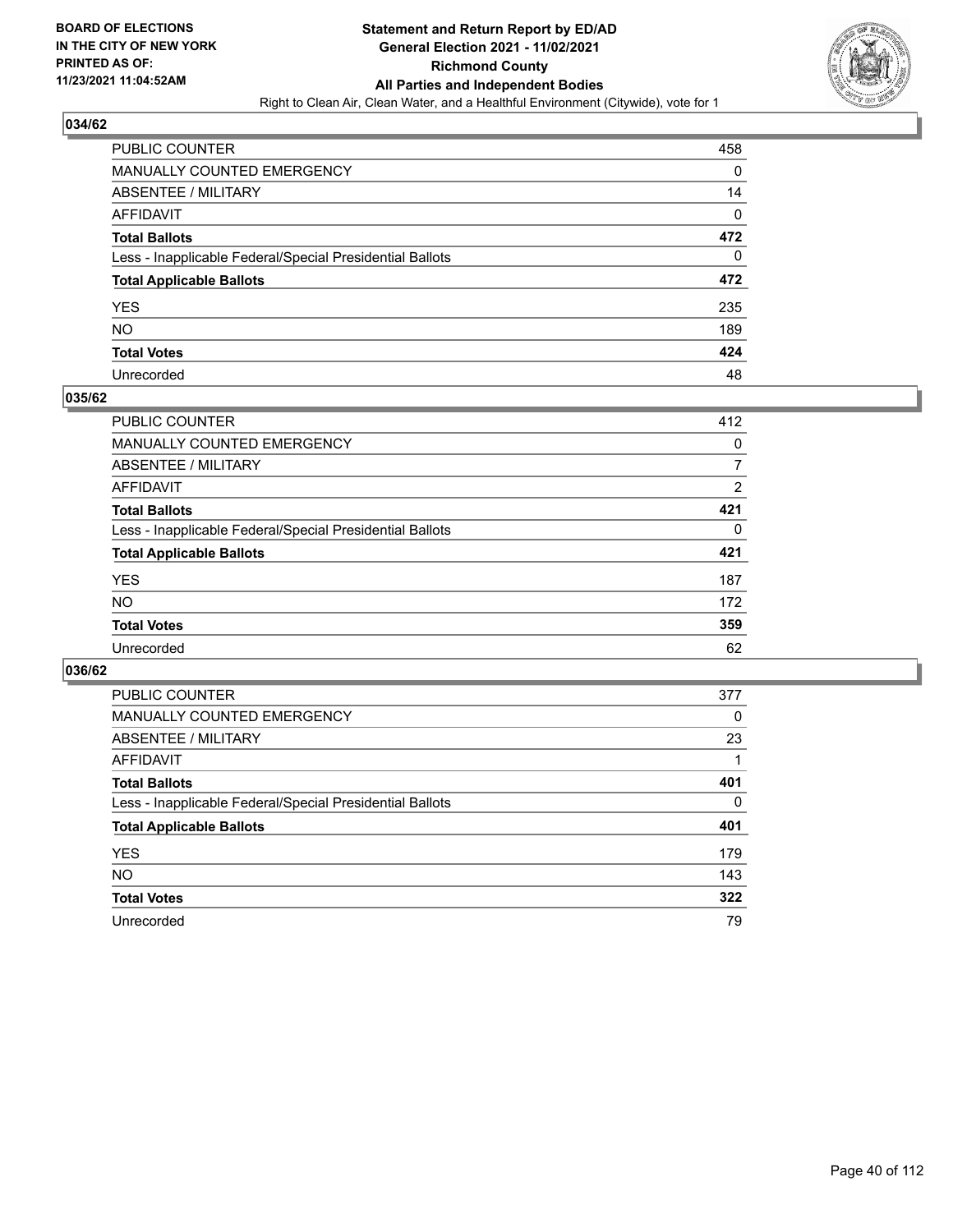**BOARD OF ELECTIONS IN THE CITY OF NEW YORK PRINTED AS OF: 11/23/2021 11:04:52AM**

# Statement and Return Report by ED/AD
## General Election 2021 - 11/02/2021
## Richmond County
## All Parties and Independent Bodies
Right to Clean Air, Clean Water, and a Healthful Environment (Citywide), vote for 1

### 034/62

| | |
|---|---|
| PUBLIC COUNTER | 458 |
| MANUALLY COUNTED EMERGENCY | 0 |
| ABSENTEE / MILITARY | 14 |
| AFFIDAVIT | 0 |
| **Total Ballots** | **472** |
| Less - Inapplicable Federal/Special Presidential Ballots | 0 |
| **Total Applicable Ballots** | **472** |
| YES | 235 |
| NO | 189 |
| **Total Votes** | **424** |
| Unrecorded | 48 |

### 035/62

| | |
|---|---|
| PUBLIC COUNTER | 412 |
| MANUALLY COUNTED EMERGENCY | 0 |
| ABSENTEE / MILITARY | 7 |
| AFFIDAVIT | 2 |
| **Total Ballots** | **421** |
| Less - Inapplicable Federal/Special Presidential Ballots | 0 |
| **Total Applicable Ballots** | **421** |
| YES | 187 |
| NO | 172 |
| **Total Votes** | **359** |
| Unrecorded | 62 |

### 036/62

| | |
|---|---|
| PUBLIC COUNTER | 377 |
| MANUALLY COUNTED EMERGENCY | 0 |
| ABSENTEE / MILITARY | 23 |
| AFFIDAVIT | 1 |
| **Total Ballots** | **401** |
| Less - Inapplicable Federal/Special Presidential Ballots | 0 |
| **Total Applicable Ballots** | **401** |
| YES | 179 |
| NO | 143 |
| **Total Votes** | **322** |
| Unrecorded | 79 |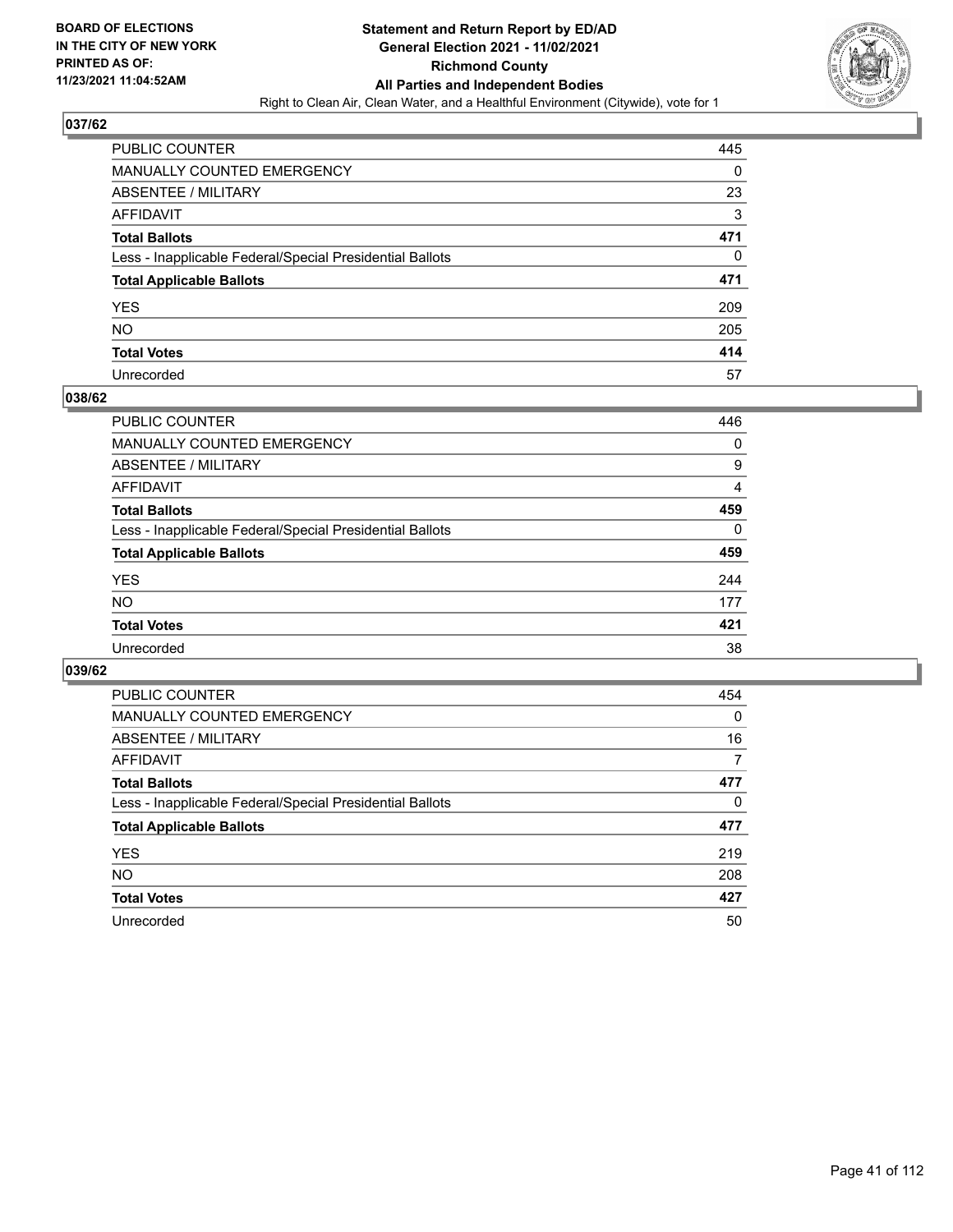## 037/62

| | |
|---|---|
| PUBLIC COUNTER | 445 |
| MANUALLY COUNTED EMERGENCY | 0 |
| ABSENTEE / MILITARY | 23 |
| AFFIDAVIT | 3 |
| **Total Ballots** | **471** |
| Less - Inapplicable Federal/Special Presidential Ballots | 0 |
| **Total Applicable Ballots** | **471** |
| YES | 209 |
| NO | 205 |
| **Total Votes** | **414** |
| Unrecorded | 57 |

## 038/62

| | |
|---|---|
| PUBLIC COUNTER | 446 |
| MANUALLY COUNTED EMERGENCY | 0 |
| ABSENTEE / MILITARY | 9 |
| AFFIDAVIT | 4 |
| **Total Ballots** | **459** |
| Less - Inapplicable Federal/Special Presidential Ballots | 0 |
| **Total Applicable Ballots** | **459** |
| YES | 244 |
| NO | 177 |
| **Total Votes** | **421** |
| Unrecorded | 38 |

## 039/62

| | |
|---|---|
| PUBLIC COUNTER | 454 |
| MANUALLY COUNTED EMERGENCY | 0 |
| ABSENTEE / MILITARY | 16 |
| AFFIDAVIT | 7 |
| **Total Ballots** | **477** |
| Less - Inapplicable Federal/Special Presidential Ballots | 0 |
| **Total Applicable Ballots** | **477** |
| YES | 219 |
| NO | 208 |
| **Total Votes** | **427** |
| Unrecorded | 50 |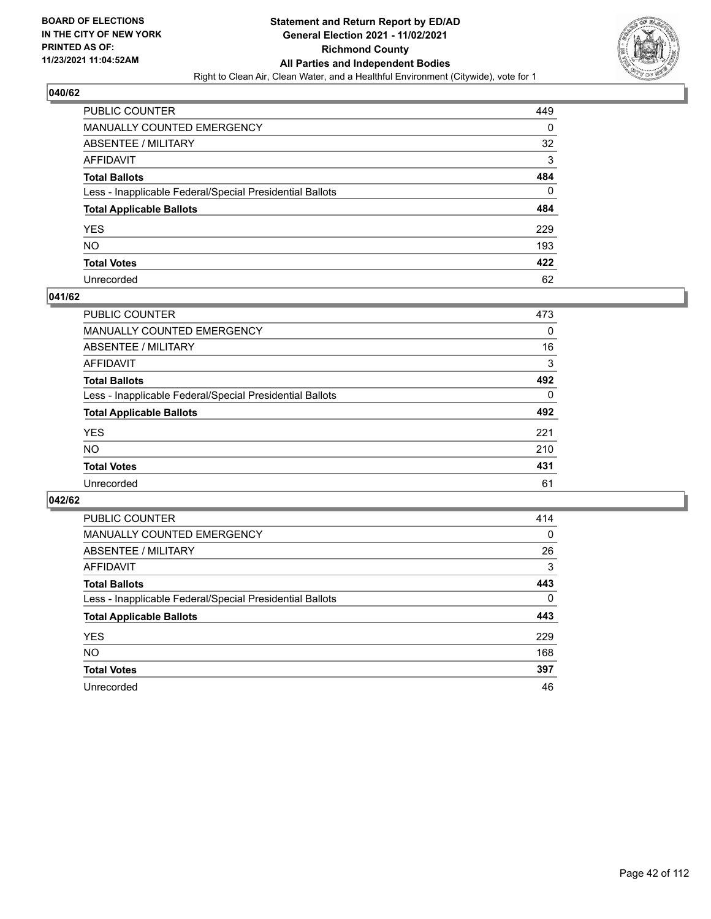**BOARD OF ELECTIONS IN THE CITY OF NEW YORK PRINTED AS OF: 11/23/2021 11:04:52AM**

**Statement and Return Report by ED/AD General Election 2021 - 11/02/2021 Richmond County All Parties and Independent Bodies**

Right to Clean Air, Clean Water, and a Healthful Environment (Citywide), vote for 1

### 040/62

| | |
|---|---|
| PUBLIC COUNTER | 449 |
| MANUALLY COUNTED EMERGENCY | 0 |
| ABSENTEE / MILITARY | 32 |
| AFFIDAVIT | 3 |
| **Total Ballots** | **484** |
| Less - Inapplicable Federal/Special Presidential Ballots | 0 |
| **Total Applicable Ballots** | **484** |
| YES | 229 |
| NO | 193 |
| **Total Votes** | **422** |
| Unrecorded | 62 |

### 041/62

| | |
|---|---|
| PUBLIC COUNTER | 473 |
| MANUALLY COUNTED EMERGENCY | 0 |
| ABSENTEE / MILITARY | 16 |
| AFFIDAVIT | 3 |
| **Total Ballots** | **492** |
| Less - Inapplicable Federal/Special Presidential Ballots | 0 |
| **Total Applicable Ballots** | **492** |
| YES | 221 |
| NO | 210 |
| **Total Votes** | **431** |
| Unrecorded | 61 |

### 042/62

| | |
|---|---|
| PUBLIC COUNTER | 414 |
| MANUALLY COUNTED EMERGENCY | 0 |
| ABSENTEE / MILITARY | 26 |
| AFFIDAVIT | 3 |
| **Total Ballots** | **443** |
| Less - Inapplicable Federal/Special Presidential Ballots | 0 |
| **Total Applicable Ballots** | **443** |
| YES | 229 |
| NO | 168 |
| **Total Votes** | **397** |
| Unrecorded | 46 |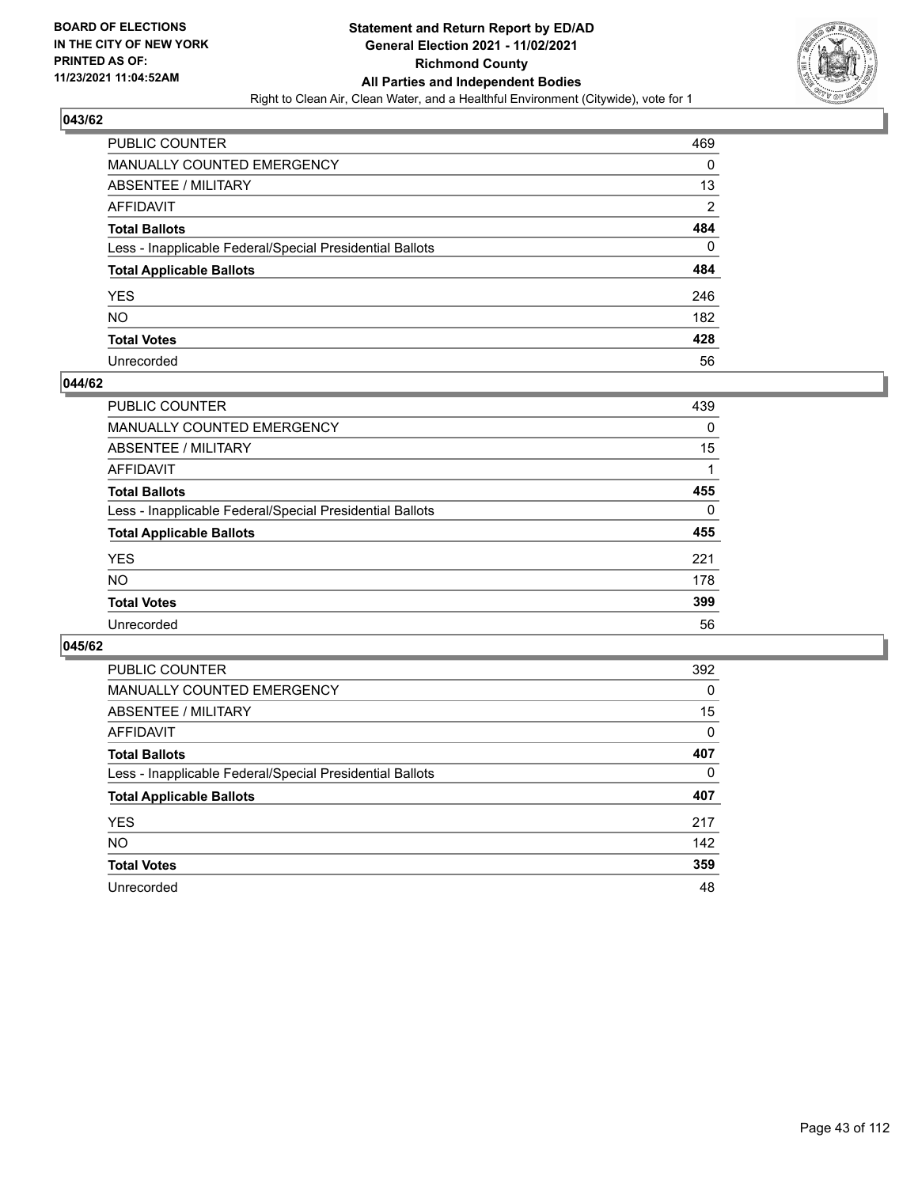BOARD OF ELECTIONS
IN THE CITY OF NEW YORK
PRINTED AS OF:
11/23/2021 11:04:52AM

**Statement and Return Report by ED/AD**
**General Election 2021 - 11/02/2021**
**Richmond County**
**All Parties and Independent Bodies**
Right to Clean Air, Clean Water, and a Healthful Environment (Citywide), vote for 1

### 043/62

| | |
|---|---|
| PUBLIC COUNTER | 469 |
| MANUALLY COUNTED EMERGENCY | 0 |
| ABSENTEE / MILITARY | 13 |
| AFFIDAVIT | 2 |
| **Total Ballots** | **484** |
| Less - Inapplicable Federal/Special Presidential Ballots | 0 |
| **Total Applicable Ballots** | **484** |
| YES | 246 |
| NO | 182 |
| **Total Votes** | **428** |
| Unrecorded | 56 |

### 044/62

| | |
|---|---|
| PUBLIC COUNTER | 439 |
| MANUALLY COUNTED EMERGENCY | 0 |
| ABSENTEE / MILITARY | 15 |
| AFFIDAVIT | 1 |
| **Total Ballots** | **455** |
| Less - Inapplicable Federal/Special Presidential Ballots | 0 |
| **Total Applicable Ballots** | **455** |
| YES | 221 |
| NO | 178 |
| **Total Votes** | **399** |
| Unrecorded | 56 |

### 045/62

| | |
|---|---|
| PUBLIC COUNTER | 392 |
| MANUALLY COUNTED EMERGENCY | 0 |
| ABSENTEE / MILITARY | 15 |
| AFFIDAVIT | 0 |
| **Total Ballots** | **407** |
| Less - Inapplicable Federal/Special Presidential Ballots | 0 |
| **Total Applicable Ballots** | **407** |
| YES | 217 |
| NO | 142 |
| **Total Votes** | **359** |
| Unrecorded | 48 |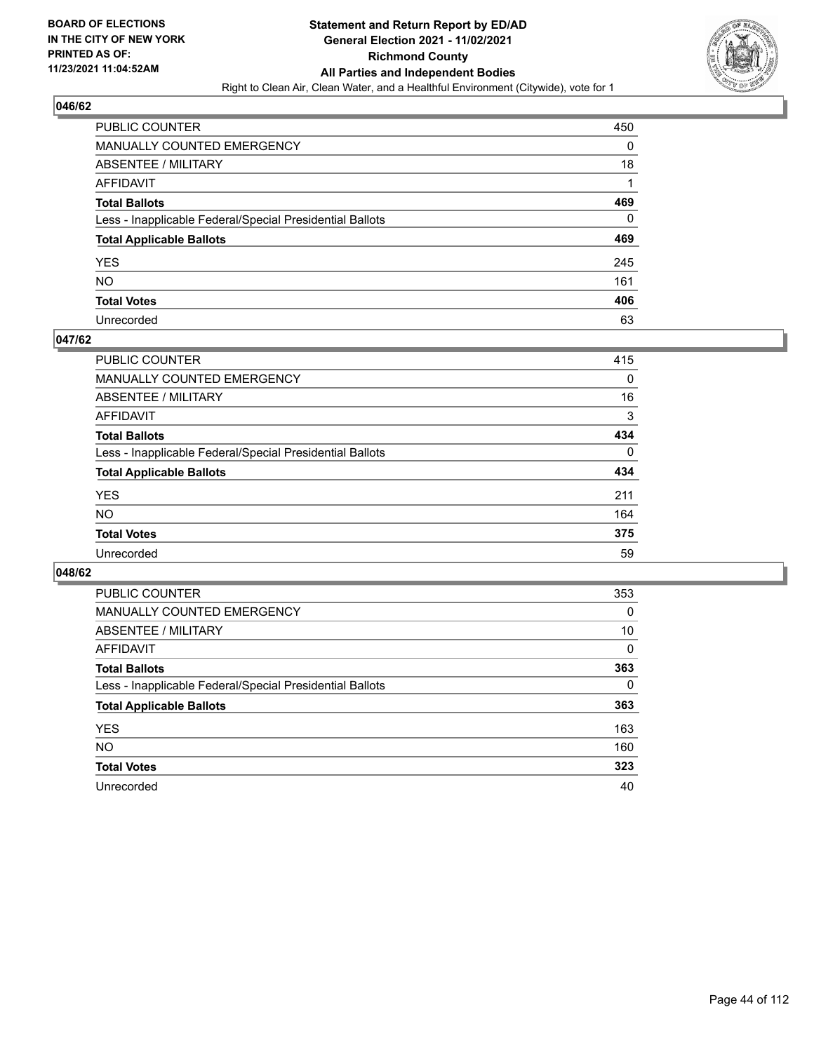## 046/62

| | |
|---|---|
| PUBLIC COUNTER | 450 |
| MANUALLY COUNTED EMERGENCY | 0 |
| ABSENTEE / MILITARY | 18 |
| AFFIDAVIT | 1 |
| **Total Ballots** | **469** |
| Less - Inapplicable Federal/Special Presidential Ballots | 0 |
| **Total Applicable Ballots** | **469** |
| YES | 245 |
| NO | 161 |
| **Total Votes** | **406** |
| Unrecorded | 63 |

## 047/62

| | |
|---|---|
| PUBLIC COUNTER | 415 |
| MANUALLY COUNTED EMERGENCY | 0 |
| ABSENTEE / MILITARY | 16 |
| AFFIDAVIT | 3 |
| **Total Ballots** | **434** |
| Less - Inapplicable Federal/Special Presidential Ballots | 0 |
| **Total Applicable Ballots** | **434** |
| YES | 211 |
| NO | 164 |
| **Total Votes** | **375** |
| Unrecorded | 59 |

## 048/62

| | |
|---|---|
| PUBLIC COUNTER | 353 |
| MANUALLY COUNTED EMERGENCY | 0 |
| ABSENTEE / MILITARY | 10 |
| AFFIDAVIT | 0 |
| **Total Ballots** | **363** |
| Less - Inapplicable Federal/Special Presidential Ballots | 0 |
| **Total Applicable Ballots** | **363** |
| YES | 163 |
| NO | 160 |
| **Total Votes** | **323** |
| Unrecorded | 40 |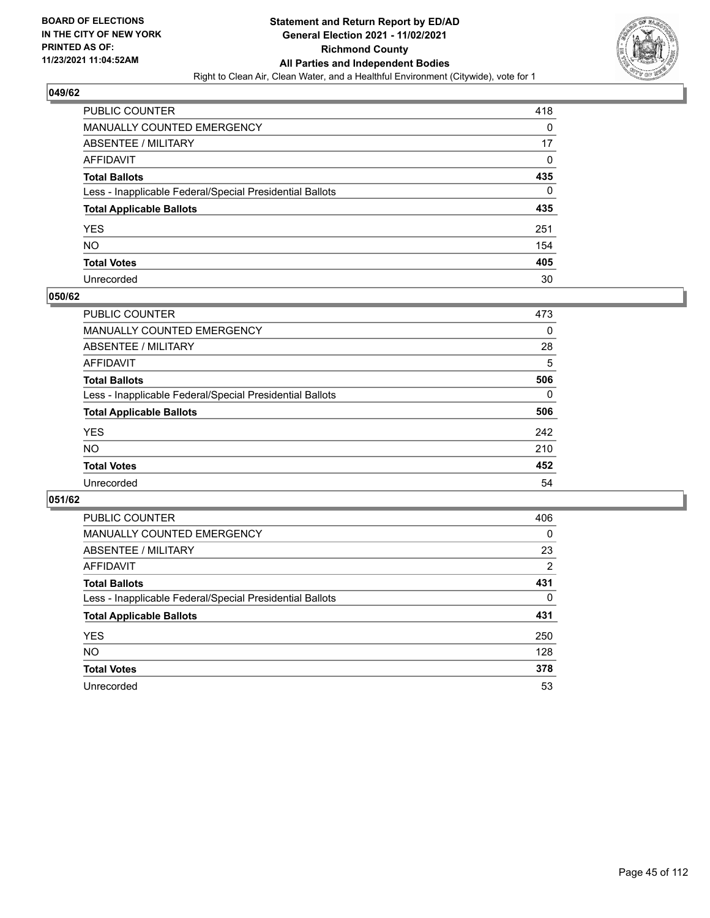BOARD OF ELECTIONS
IN THE CITY OF NEW YORK
PRINTED AS OF:
11/23/2021 11:04:52AM

# Statement and Return Report by ED/AD
## General Election 2021 - 11/02/2021
## Richmond County
## All Parties and Independent Bodies
Right to Clean Air, Clean Water, and a Healthful Environment (Citywide), vote for 1

### 049/62

| | |
|---|---|
| PUBLIC COUNTER | 418 |
| MANUALLY COUNTED EMERGENCY | 0 |
| ABSENTEE / MILITARY | 17 |
| AFFIDAVIT | 0 |
| **Total Ballots** | **435** |
| Less - Inapplicable Federal/Special Presidential Ballots | 0 |
| **Total Applicable Ballots** | **435** |
| YES | 251 |
| NO | 154 |
| **Total Votes** | **405** |
| Unrecorded | 30 |

### 050/62

| | |
|---|---|
| PUBLIC COUNTER | 473 |
| MANUALLY COUNTED EMERGENCY | 0 |
| ABSENTEE / MILITARY | 28 |
| AFFIDAVIT | 5 |
| **Total Ballots** | **506** |
| Less - Inapplicable Federal/Special Presidential Ballots | 0 |
| **Total Applicable Ballots** | **506** |
| YES | 242 |
| NO | 210 |
| **Total Votes** | **452** |
| Unrecorded | 54 |

### 051/62

| | |
|---|---|
| PUBLIC COUNTER | 406 |
| MANUALLY COUNTED EMERGENCY | 0 |
| ABSENTEE / MILITARY | 23 |
| AFFIDAVIT | 2 |
| **Total Ballots** | **431** |
| Less - Inapplicable Federal/Special Presidential Ballots | 0 |
| **Total Applicable Ballots** | **431** |
| YES | 250 |
| NO | 128 |
| **Total Votes** | **378** |
| Unrecorded | 53 |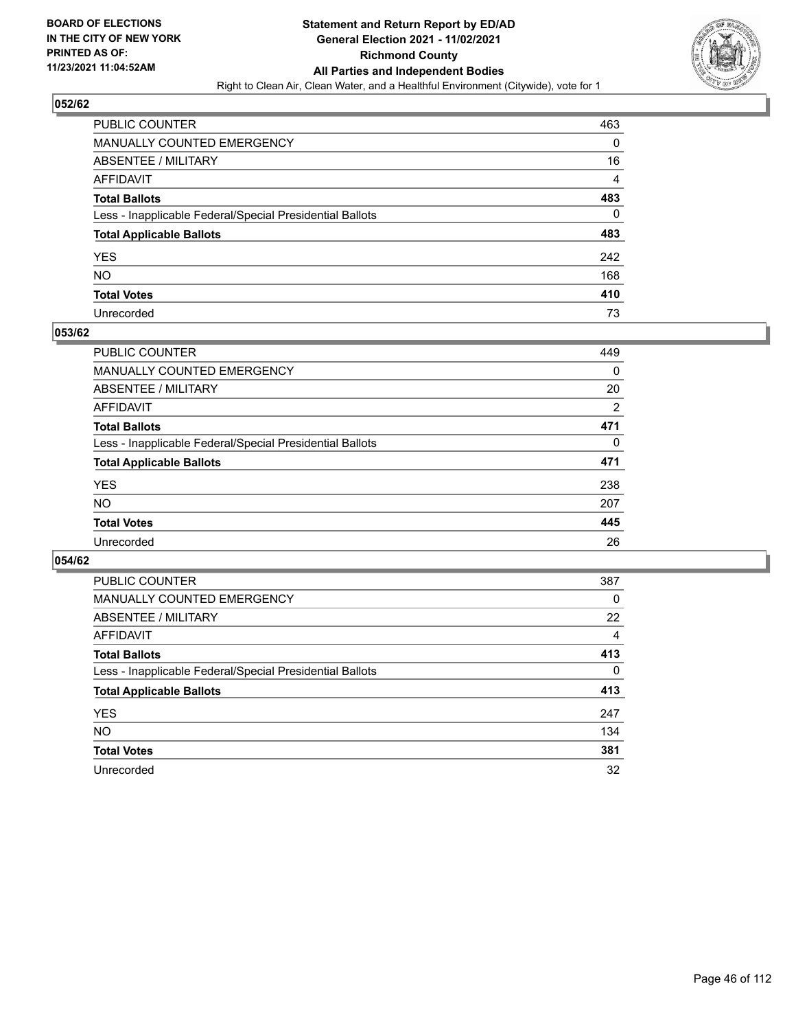BOARD OF ELECTIONS
IN THE CITY OF NEW YORK
PRINTED AS OF:
11/23/2021 11:04:52AM

**Statement and Return Report by ED/AD**
**General Election 2021 - 11/02/2021**
**Richmond County**
**All Parties and Independent Bodies**
Right to Clean Air, Clean Water, and a Healthful Environment (Citywide), vote for 1

### 052/62

| | |
|---|---|
| PUBLIC COUNTER | 463 |
| MANUALLY COUNTED EMERGENCY | 0 |
| ABSENTEE / MILITARY | 16 |
| AFFIDAVIT | 4 |
| **Total Ballots** | **483** |
| Less - Inapplicable Federal/Special Presidential Ballots | 0 |
| **Total Applicable Ballots** | **483** |
| YES | 242 |
| NO | 168 |
| **Total Votes** | **410** |
| Unrecorded | 73 |

### 053/62

| | |
|---|---|
| PUBLIC COUNTER | 449 |
| MANUALLY COUNTED EMERGENCY | 0 |
| ABSENTEE / MILITARY | 20 |
| AFFIDAVIT | 2 |
| **Total Ballots** | **471** |
| Less - Inapplicable Federal/Special Presidential Ballots | 0 |
| **Total Applicable Ballots** | **471** |
| YES | 238 |
| NO | 207 |
| **Total Votes** | **445** |
| Unrecorded | 26 |

### 054/62

| | |
|---|---|
| PUBLIC COUNTER | 387 |
| MANUALLY COUNTED EMERGENCY | 0 |
| ABSENTEE / MILITARY | 22 |
| AFFIDAVIT | 4 |
| **Total Ballots** | **413** |
| Less - Inapplicable Federal/Special Presidential Ballots | 0 |
| **Total Applicable Ballots** | **413** |
| YES | 247 |
| NO | 134 |
| **Total Votes** | **381** |
| Unrecorded | 32 |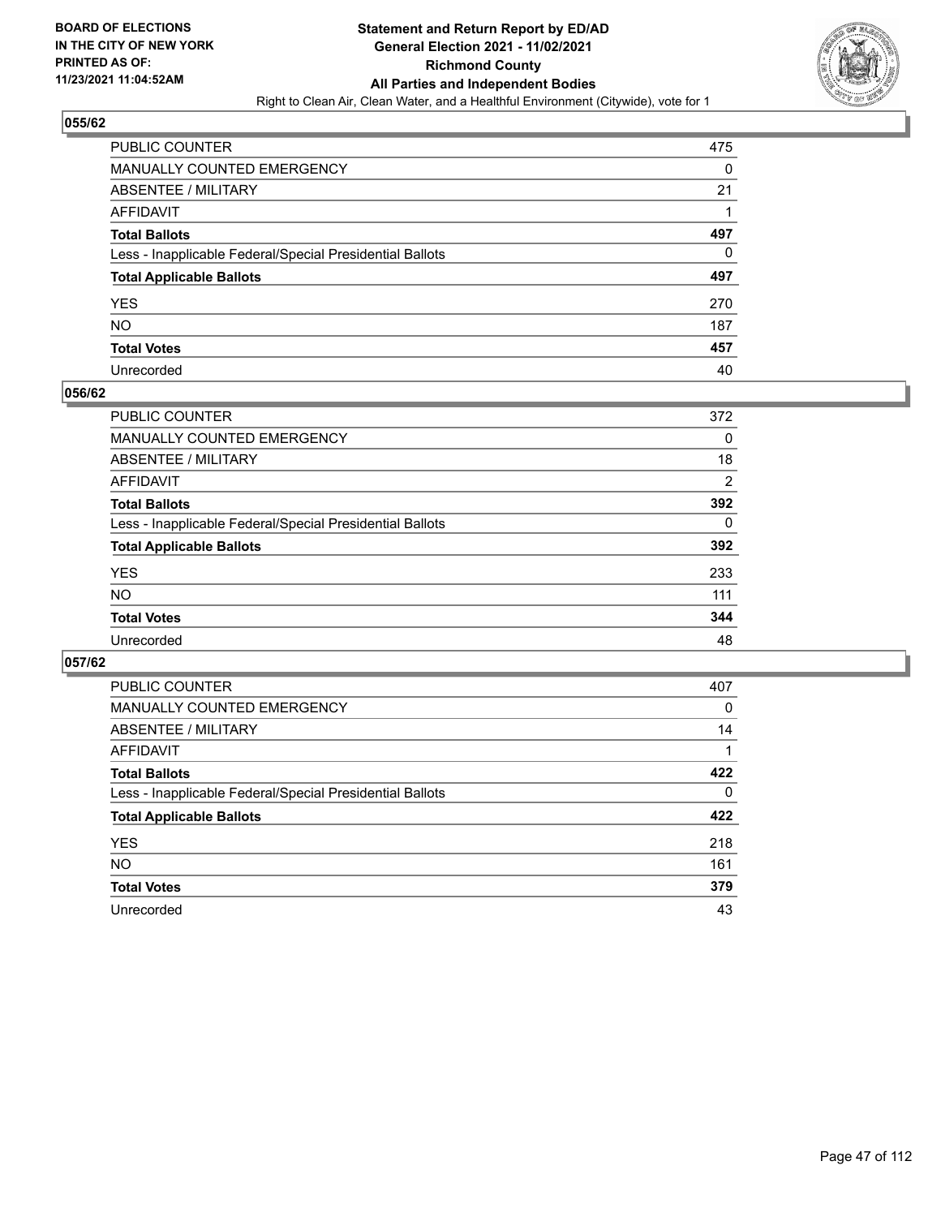BOARD OF ELECTIONS
IN THE CITY OF NEW YORK
PRINTED AS OF:
11/23/2021 11:04:52AM

**Statement and Return Report by ED/AD**
**General Election 2021 - 11/02/2021**
**Richmond County**
**All Parties and Independent Bodies**
Right to Clean Air, Clean Water, and a Healthful Environment (Citywide), vote for 1

### 055/62

| | |
|---|---|
| PUBLIC COUNTER | 475 |
| MANUALLY COUNTED EMERGENCY | 0 |
| ABSENTEE / MILITARY | 21 |
| AFFIDAVIT | 1 |
| **Total Ballots** | **497** |
| Less - Inapplicable Federal/Special Presidential Ballots | 0 |
| **Total Applicable Ballots** | **497** |
| YES | 270 |
| NO | 187 |
| **Total Votes** | **457** |
| Unrecorded | 40 |

### 056/62

| | |
|---|---|
| PUBLIC COUNTER | 372 |
| MANUALLY COUNTED EMERGENCY | 0 |
| ABSENTEE / MILITARY | 18 |
| AFFIDAVIT | 2 |
| **Total Ballots** | **392** |
| Less - Inapplicable Federal/Special Presidential Ballots | 0 |
| **Total Applicable Ballots** | **392** |
| YES | 233 |
| NO | 111 |
| **Total Votes** | **344** |
| Unrecorded | 48 |

### 057/62

| | |
|---|---|
| PUBLIC COUNTER | 407 |
| MANUALLY COUNTED EMERGENCY | 0 |
| ABSENTEE / MILITARY | 14 |
| AFFIDAVIT | 1 |
| **Total Ballots** | **422** |
| Less - Inapplicable Federal/Special Presidential Ballots | 0 |
| **Total Applicable Ballots** | **422** |
| YES | 218 |
| NO | 161 |
| **Total Votes** | **379** |
| Unrecorded | 43 |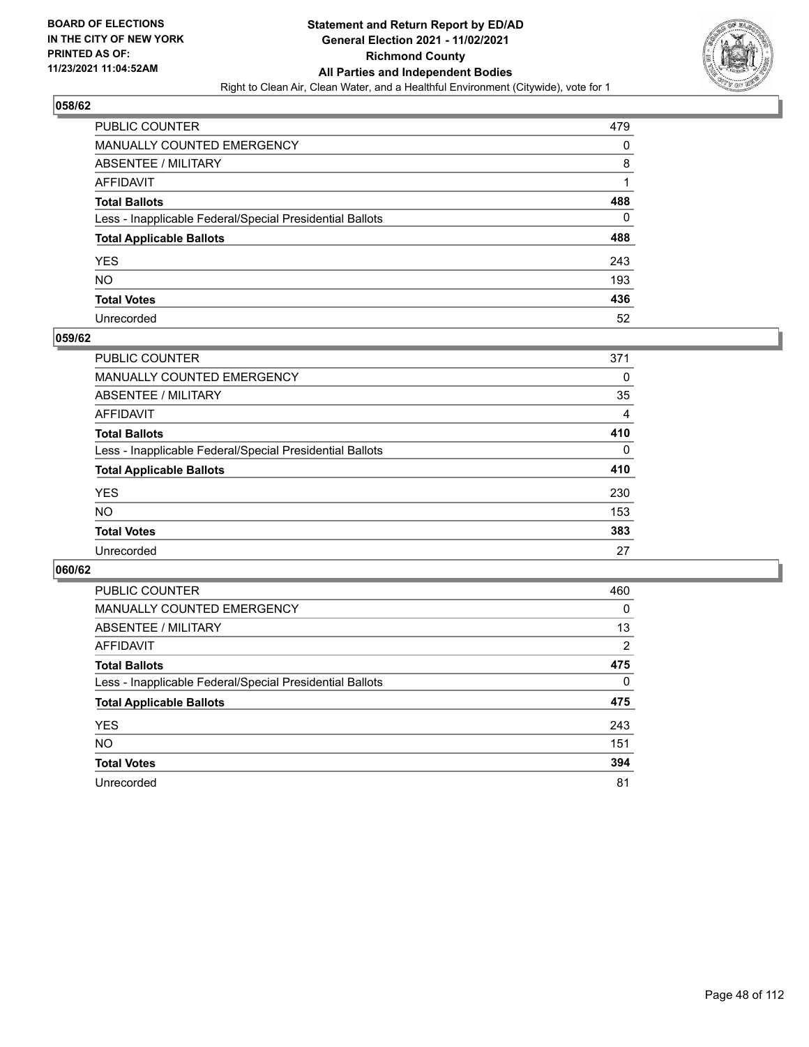**BOARD OF ELECTIONS IN THE CITY OF NEW YORK PRINTED AS OF: 11/23/2021 11:04:52AM**

**Statement and Return Report by ED/AD General Election 2021 - 11/02/2021 Richmond County All Parties and Independent Bodies**

Right to Clean Air, Clean Water, and a Healthful Environment (Citywide), vote for 1

### 058/62

| | |
|---|---|
| PUBLIC COUNTER | 479 |
| MANUALLY COUNTED EMERGENCY | 0 |
| ABSENTEE / MILITARY | 8 |
| AFFIDAVIT | 1 |
| **Total Ballots** | **488** |
| Less - Inapplicable Federal/Special Presidential Ballots | 0 |
| **Total Applicable Ballots** | **488** |
| YES | 243 |
| NO | 193 |
| **Total Votes** | **436** |
| Unrecorded | 52 |

### 059/62

| | |
|---|---|
| PUBLIC COUNTER | 371 |
| MANUALLY COUNTED EMERGENCY | 0 |
| ABSENTEE / MILITARY | 35 |
| AFFIDAVIT | 4 |
| **Total Ballots** | **410** |
| Less - Inapplicable Federal/Special Presidential Ballots | 0 |
| **Total Applicable Ballots** | **410** |
| YES | 230 |
| NO | 153 |
| **Total Votes** | **383** |
| Unrecorded | 27 |

### 060/62

| | |
|---|---|
| PUBLIC COUNTER | 460 |
| MANUALLY COUNTED EMERGENCY | 0 |
| ABSENTEE / MILITARY | 13 |
| AFFIDAVIT | 2 |
| **Total Ballots** | **475** |
| Less - Inapplicable Federal/Special Presidential Ballots | 0 |
| **Total Applicable Ballots** | **475** |
| YES | 243 |
| NO | 151 |
| **Total Votes** | **394** |
| Unrecorded | 81 |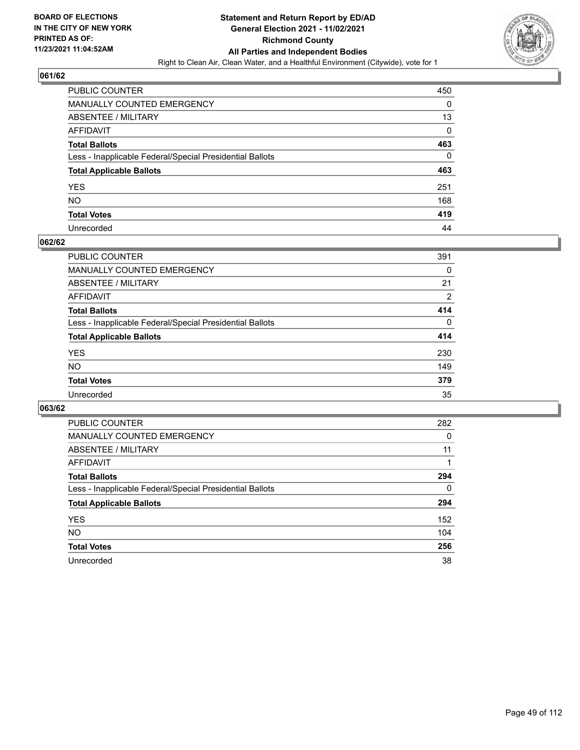BOARD OF ELECTIONS
IN THE CITY OF NEW YORK
PRINTED AS OF:
11/23/2021 11:04:52AM

# Statement and Return Report by ED/AD
## General Election 2021 - 11/02/2021
## Richmond County
## All Parties and Independent Bodies

Right to Clean Air, Clean Water, and a Healthful Environment (Citywide), vote for 1

### 061/62

| | |
|---|---|
| PUBLIC COUNTER | 450 |
| MANUALLY COUNTED EMERGENCY | 0 |
| ABSENTEE / MILITARY | 13 |
| AFFIDAVIT | 0 |
| **Total Ballots** | **463** |
| Less - Inapplicable Federal/Special Presidential Ballots | 0 |
| **Total Applicable Ballots** | **463** |
| YES | 251 |
| NO | 168 |
| **Total Votes** | **419** |
| Unrecorded | 44 |

### 062/62

| | |
|---|---|
| PUBLIC COUNTER | 391 |
| MANUALLY COUNTED EMERGENCY | 0 |
| ABSENTEE / MILITARY | 21 |
| AFFIDAVIT | 2 |
| **Total Ballots** | **414** |
| Less - Inapplicable Federal/Special Presidential Ballots | 0 |
| **Total Applicable Ballots** | **414** |
| YES | 230 |
| NO | 149 |
| **Total Votes** | **379** |
| Unrecorded | 35 |

### 063/62

| | |
|---|---|
| PUBLIC COUNTER | 282 |
| MANUALLY COUNTED EMERGENCY | 0 |
| ABSENTEE / MILITARY | 11 |
| AFFIDAVIT | 1 |
| **Total Ballots** | **294** |
| Less - Inapplicable Federal/Special Presidential Ballots | 0 |
| **Total Applicable Ballots** | **294** |
| YES | 152 |
| NO | 104 |
| **Total Votes** | **256** |
| Unrecorded | 38 |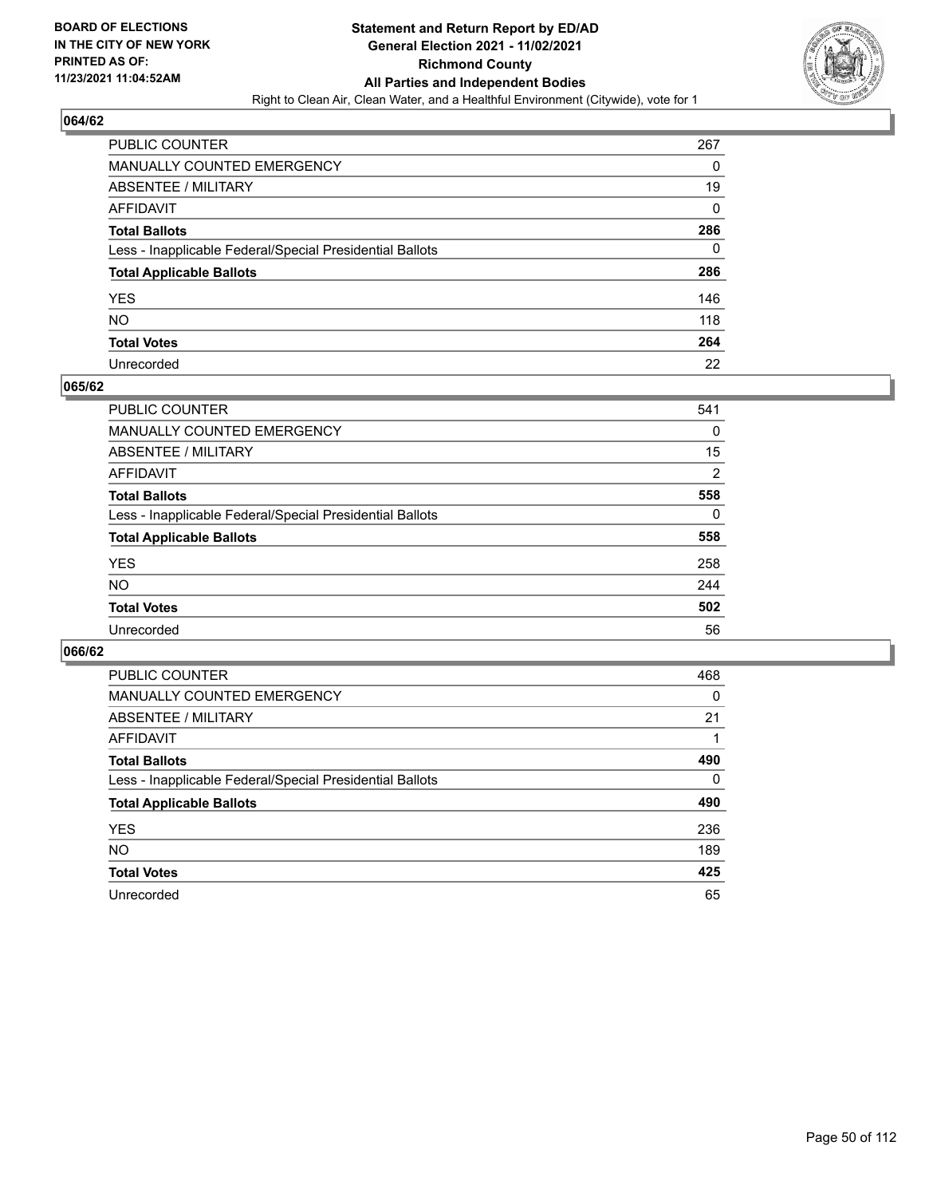BOARD OF ELECTIONS
IN THE CITY OF NEW YORK
PRINTED AS OF:
11/23/2021 11:04:52AM

**Statement and Return Report by ED/AD**
**General Election 2021 - 11/02/2021**
**Richmond County**
**All Parties and Independent Bodies**
Right to Clean Air, Clean Water, and a Healthful Environment (Citywide), vote for 1

## 064/62

| | |
|---|---|
| PUBLIC COUNTER | 267 |
| MANUALLY COUNTED EMERGENCY | 0 |
| ABSENTEE / MILITARY | 19 |
| AFFIDAVIT | 0 |
| **Total Ballots** | **286** |
| Less - Inapplicable Federal/Special Presidential Ballots | 0 |
| **Total Applicable Ballots** | **286** |
| YES | 146 |
| NO | 118 |
| **Total Votes** | **264** |
| Unrecorded | 22 |

## 065/62

| | |
|---|---|
| PUBLIC COUNTER | 541 |
| MANUALLY COUNTED EMERGENCY | 0 |
| ABSENTEE / MILITARY | 15 |
| AFFIDAVIT | 2 |
| **Total Ballots** | **558** |
| Less - Inapplicable Federal/Special Presidential Ballots | 0 |
| **Total Applicable Ballots** | **558** |
| YES | 258 |
| NO | 244 |
| **Total Votes** | **502** |
| Unrecorded | 56 |

## 066/62

| | |
|---|---|
| PUBLIC COUNTER | 468 |
| MANUALLY COUNTED EMERGENCY | 0 |
| ABSENTEE / MILITARY | 21 |
| AFFIDAVIT | 1 |
| **Total Ballots** | **490** |
| Less - Inapplicable Federal/Special Presidential Ballots | 0 |
| **Total Applicable Ballots** | **490** |
| YES | 236 |
| NO | 189 |
| **Total Votes** | **425** |
| Unrecorded | 65 |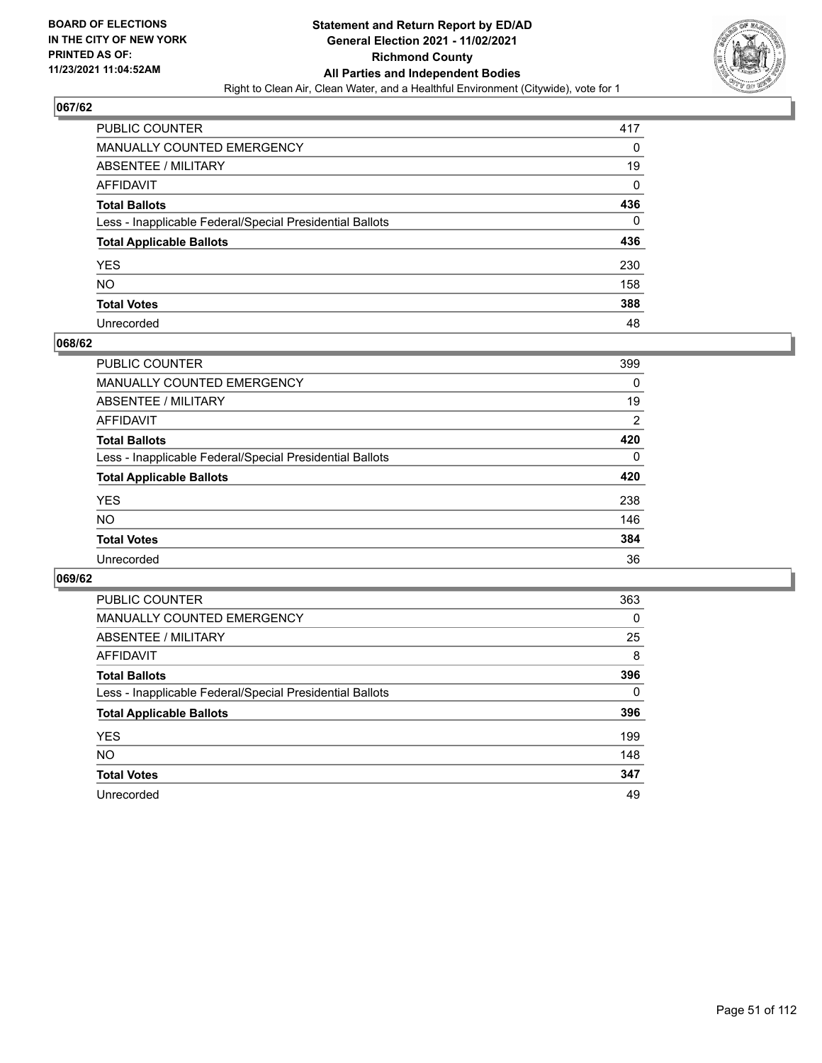## 067/62

| | |
|---|---|
| PUBLIC COUNTER | 417 |
| MANUALLY COUNTED EMERGENCY | 0 |
| ABSENTEE / MILITARY | 19 |
| AFFIDAVIT | 0 |
| **Total Ballots** | **436** |
| Less - Inapplicable Federal/Special Presidential Ballots | 0 |
| **Total Applicable Ballots** | **436** |
| YES | 230 |
| NO | 158 |
| **Total Votes** | **388** |
| Unrecorded | 48 |

## 068/62

| | |
|---|---|
| PUBLIC COUNTER | 399 |
| MANUALLY COUNTED EMERGENCY | 0 |
| ABSENTEE / MILITARY | 19 |
| AFFIDAVIT | 2 |
| **Total Ballots** | **420** |
| Less - Inapplicable Federal/Special Presidential Ballots | 0 |
| **Total Applicable Ballots** | **420** |
| YES | 238 |
| NO | 146 |
| **Total Votes** | **384** |
| Unrecorded | 36 |

## 069/62

| | |
|---|---|
| PUBLIC COUNTER | 363 |
| MANUALLY COUNTED EMERGENCY | 0 |
| ABSENTEE / MILITARY | 25 |
| AFFIDAVIT | 8 |
| **Total Ballots** | **396** |
| Less - Inapplicable Federal/Special Presidential Ballots | 0 |
| **Total Applicable Ballots** | **396** |
| YES | 199 |
| NO | 148 |
| **Total Votes** | **347** |
| Unrecorded | 49 |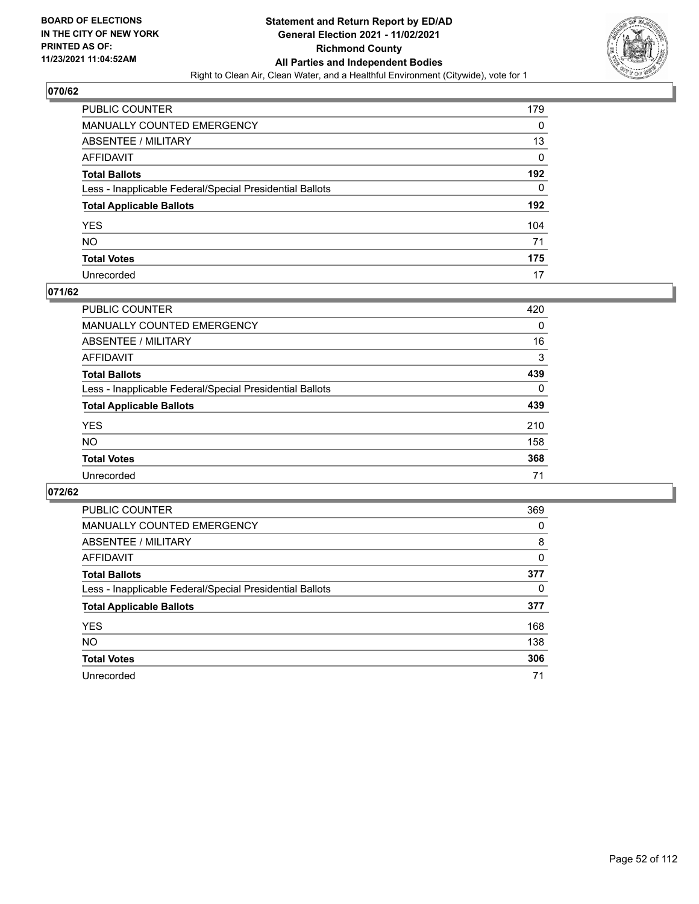BOARD OF ELECTIONS
IN THE CITY OF NEW YORK
PRINTED AS OF:
11/23/2021 11:04:52AM

**Statement and Return Report by ED/AD**
**General Election 2021 - 11/02/2021**
**Richmond County**
**All Parties and Independent Bodies**
Right to Clean Air, Clean Water, and a Healthful Environment (Citywide), vote for 1

### 070/62

| | |
|---|---|
| PUBLIC COUNTER | 179 |
| MANUALLY COUNTED EMERGENCY | 0 |
| ABSENTEE / MILITARY | 13 |
| AFFIDAVIT | 0 |
| **Total Ballots** | **192** |
| Less - Inapplicable Federal/Special Presidential Ballots | 0 |
| **Total Applicable Ballots** | **192** |
| YES | 104 |
| NO | 71 |
| **Total Votes** | **175** |
| Unrecorded | 17 |

### 071/62

| | |
|---|---|
| PUBLIC COUNTER | 420 |
| MANUALLY COUNTED EMERGENCY | 0 |
| ABSENTEE / MILITARY | 16 |
| AFFIDAVIT | 3 |
| **Total Ballots** | **439** |
| Less - Inapplicable Federal/Special Presidential Ballots | 0 |
| **Total Applicable Ballots** | **439** |
| YES | 210 |
| NO | 158 |
| **Total Votes** | **368** |
| Unrecorded | 71 |

### 072/62

| | |
|---|---|
| PUBLIC COUNTER | 369 |
| MANUALLY COUNTED EMERGENCY | 0 |
| ABSENTEE / MILITARY | 8 |
| AFFIDAVIT | 0 |
| **Total Ballots** | **377** |
| Less - Inapplicable Federal/Special Presidential Ballots | 0 |
| **Total Applicable Ballots** | **377** |
| YES | 168 |
| NO | 138 |
| **Total Votes** | **306** |
| Unrecorded | 71 |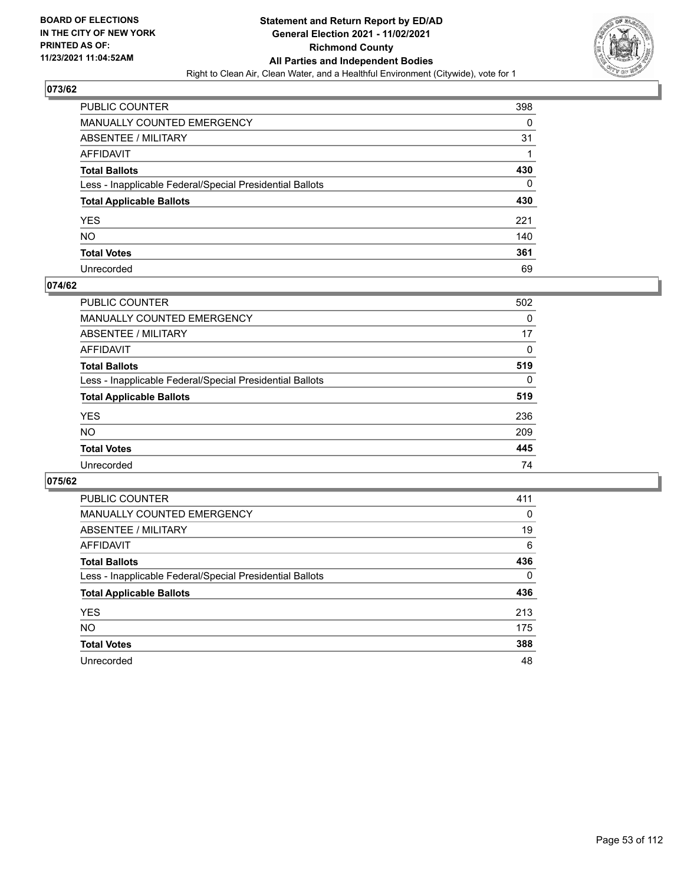BOARD OF ELECTIONS
IN THE CITY OF NEW YORK
PRINTED AS OF:
11/23/2021 11:04:52AM

**Statement and Return Report by ED/AD**
**General Election 2021 - 11/02/2021**
**Richmond County**
**All Parties and Independent Bodies**
Right to Clean Air, Clean Water, and a Healthful Environment (Citywide), vote for 1

## 073/62

| | |
|---|---|
| PUBLIC COUNTER | 398 |
| MANUALLY COUNTED EMERGENCY | 0 |
| ABSENTEE / MILITARY | 31 |
| AFFIDAVIT | 1 |
| **Total Ballots** | **430** |
| Less - Inapplicable Federal/Special Presidential Ballots | 0 |
| **Total Applicable Ballots** | **430** |
| YES | 221 |
| NO | 140 |
| **Total Votes** | **361** |
| Unrecorded | 69 |

## 074/62

| | |
|---|---|
| PUBLIC COUNTER | 502 |
| MANUALLY COUNTED EMERGENCY | 0 |
| ABSENTEE / MILITARY | 17 |
| AFFIDAVIT | 0 |
| **Total Ballots** | **519** |
| Less - Inapplicable Federal/Special Presidential Ballots | 0 |
| **Total Applicable Ballots** | **519** |
| YES | 236 |
| NO | 209 |
| **Total Votes** | **445** |
| Unrecorded | 74 |

## 075/62

| | |
|---|---|
| PUBLIC COUNTER | 411 |
| MANUALLY COUNTED EMERGENCY | 0 |
| ABSENTEE / MILITARY | 19 |
| AFFIDAVIT | 6 |
| **Total Ballots** | **436** |
| Less - Inapplicable Federal/Special Presidential Ballots | 0 |
| **Total Applicable Ballots** | **436** |
| YES | 213 |
| NO | 175 |
| **Total Votes** | **388** |
| Unrecorded | 48 |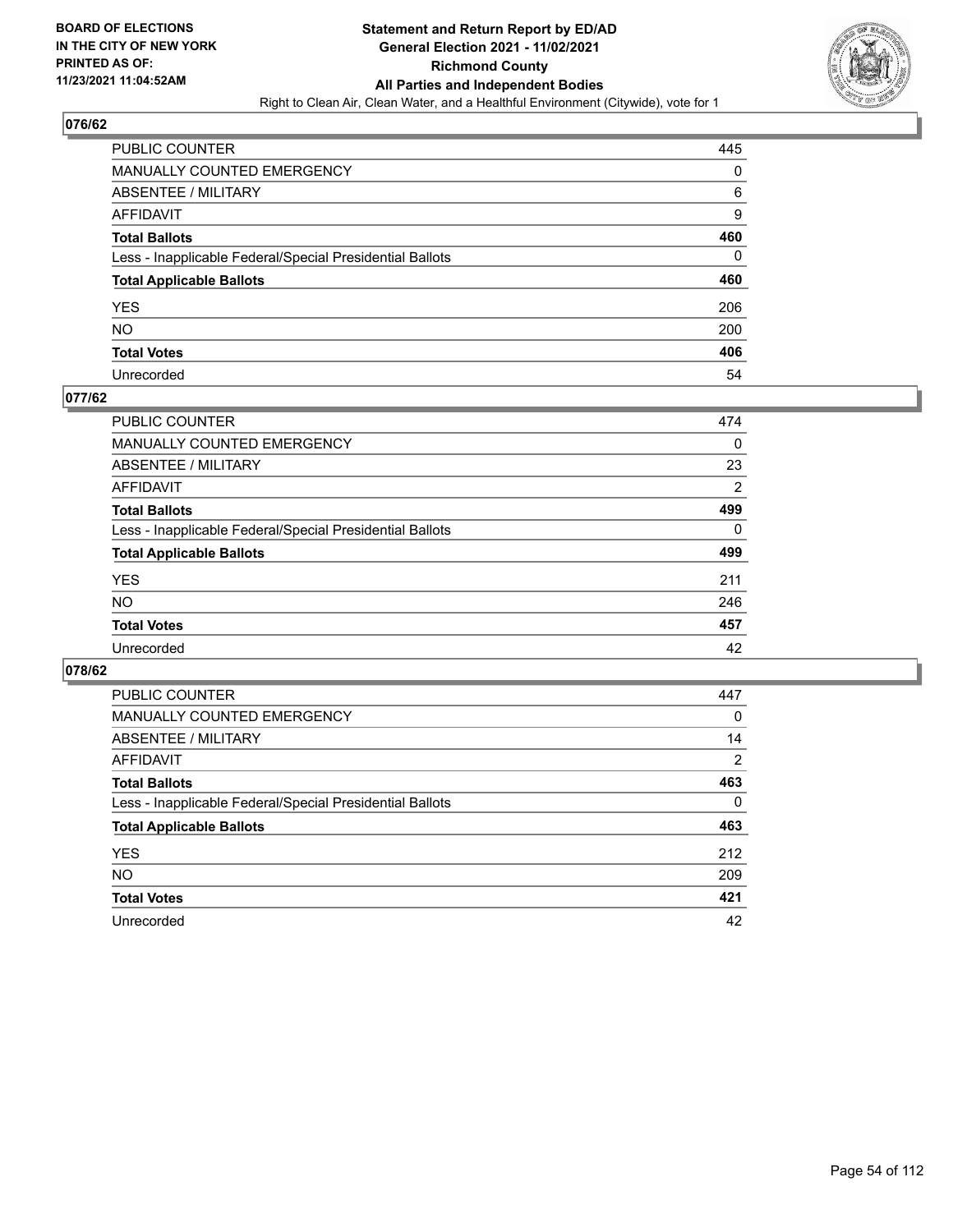BOARD OF ELECTIONS
IN THE CITY OF NEW YORK
PRINTED AS OF:
11/23/2021 11:04:52AM

# Statement and Return Report by ED/AD
## General Election 2021 - 11/02/2021
## Richmond County
## All Parties and Independent Bodies
Right to Clean Air, Clean Water, and a Healthful Environment (Citywide), vote for 1

### 076/62

| | |
|---|---|
| PUBLIC COUNTER | 445 |
| MANUALLY COUNTED EMERGENCY | 0 |
| ABSENTEE / MILITARY | 6 |
| AFFIDAVIT | 9 |
| **Total Ballots** | **460** |
| Less - Inapplicable Federal/Special Presidential Ballots | 0 |
| **Total Applicable Ballots** | **460** |
| YES | 206 |
| NO | 200 |
| **Total Votes** | **406** |
| Unrecorded | 54 |

### 077/62

| | |
|---|---|
| PUBLIC COUNTER | 474 |
| MANUALLY COUNTED EMERGENCY | 0 |
| ABSENTEE / MILITARY | 23 |
| AFFIDAVIT | 2 |
| **Total Ballots** | **499** |
| Less - Inapplicable Federal/Special Presidential Ballots | 0 |
| **Total Applicable Ballots** | **499** |
| YES | 211 |
| NO | 246 |
| **Total Votes** | **457** |
| Unrecorded | 42 |

### 078/62

| | |
|---|---|
| PUBLIC COUNTER | 447 |
| MANUALLY COUNTED EMERGENCY | 0 |
| ABSENTEE / MILITARY | 14 |
| AFFIDAVIT | 2 |
| **Total Ballots** | **463** |
| Less - Inapplicable Federal/Special Presidential Ballots | 0 |
| **Total Applicable Ballots** | **463** |
| YES | 212 |
| NO | 209 |
| **Total Votes** | **421** |
| Unrecorded | 42 |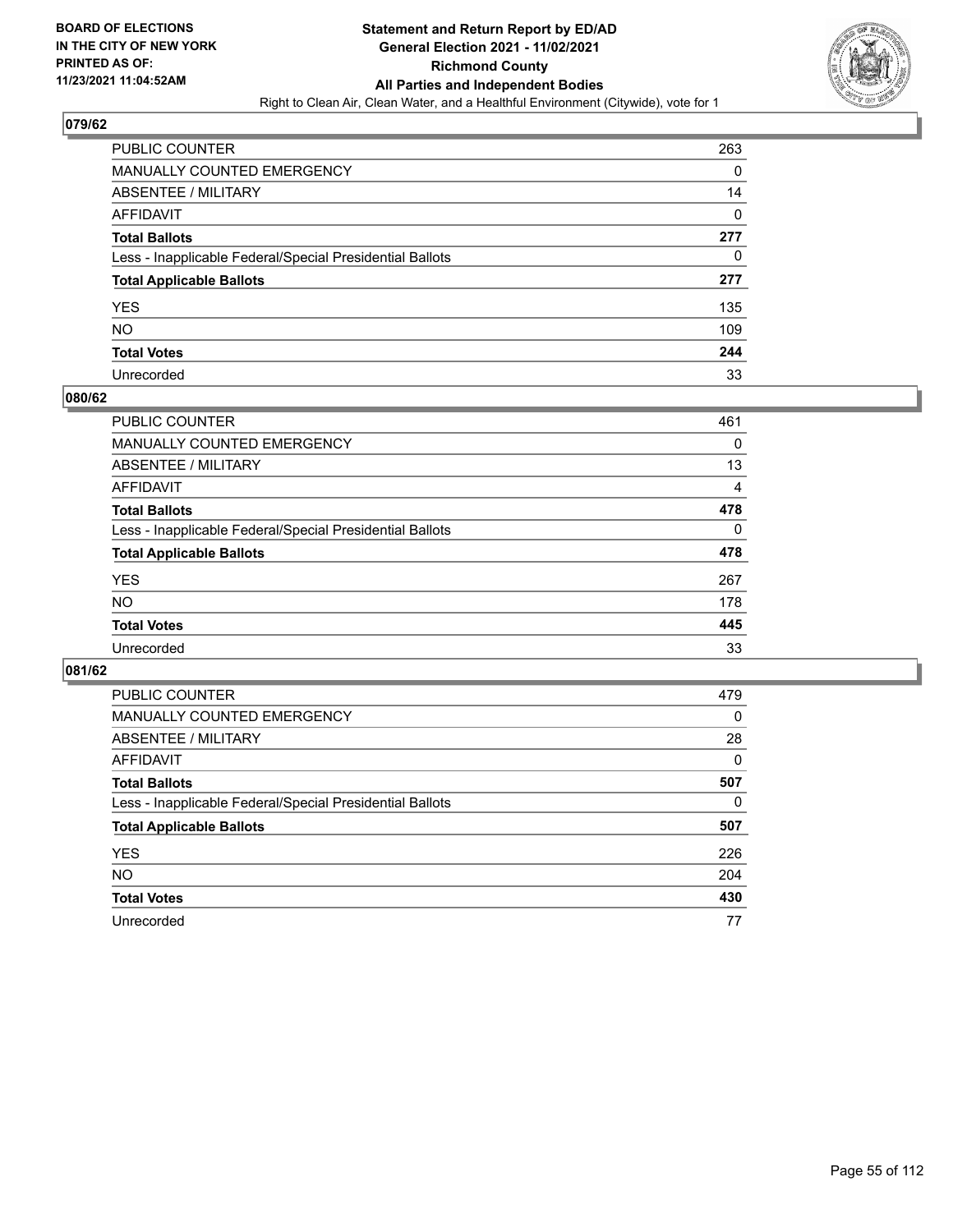BOARD OF ELECTIONS
IN THE CITY OF NEW YORK
PRINTED AS OF:
11/23/2021 11:04:52AM

**Statement and Return Report by ED/AD**
**General Election 2021 - 11/02/2021**
**Richmond County**
**All Parties and Independent Bodies**
Right to Clean Air, Clean Water, and a Healthful Environment (Citywide), vote for 1

### 079/62

| | |
|---|---|
| PUBLIC COUNTER | 263 |
| MANUALLY COUNTED EMERGENCY | 0 |
| ABSENTEE / MILITARY | 14 |
| AFFIDAVIT | 0 |
| **Total Ballots** | **277** |
| Less - Inapplicable Federal/Special Presidential Ballots | 0 |
| **Total Applicable Ballots** | **277** |
| YES | 135 |
| NO | 109 |
| **Total Votes** | **244** |
| Unrecorded | 33 |

### 080/62

| | |
|---|---|
| PUBLIC COUNTER | 461 |
| MANUALLY COUNTED EMERGENCY | 0 |
| ABSENTEE / MILITARY | 13 |
| AFFIDAVIT | 4 |
| **Total Ballots** | **478** |
| Less - Inapplicable Federal/Special Presidential Ballots | 0 |
| **Total Applicable Ballots** | **478** |
| YES | 267 |
| NO | 178 |
| **Total Votes** | **445** |
| Unrecorded | 33 |

### 081/62

| | |
|---|---|
| PUBLIC COUNTER | 479 |
| MANUALLY COUNTED EMERGENCY | 0 |
| ABSENTEE / MILITARY | 28 |
| AFFIDAVIT | 0 |
| **Total Ballots** | **507** |
| Less - Inapplicable Federal/Special Presidential Ballots | 0 |
| **Total Applicable Ballots** | **507** |
| YES | 226 |
| NO | 204 |
| **Total Votes** | **430** |
| Unrecorded | 77 |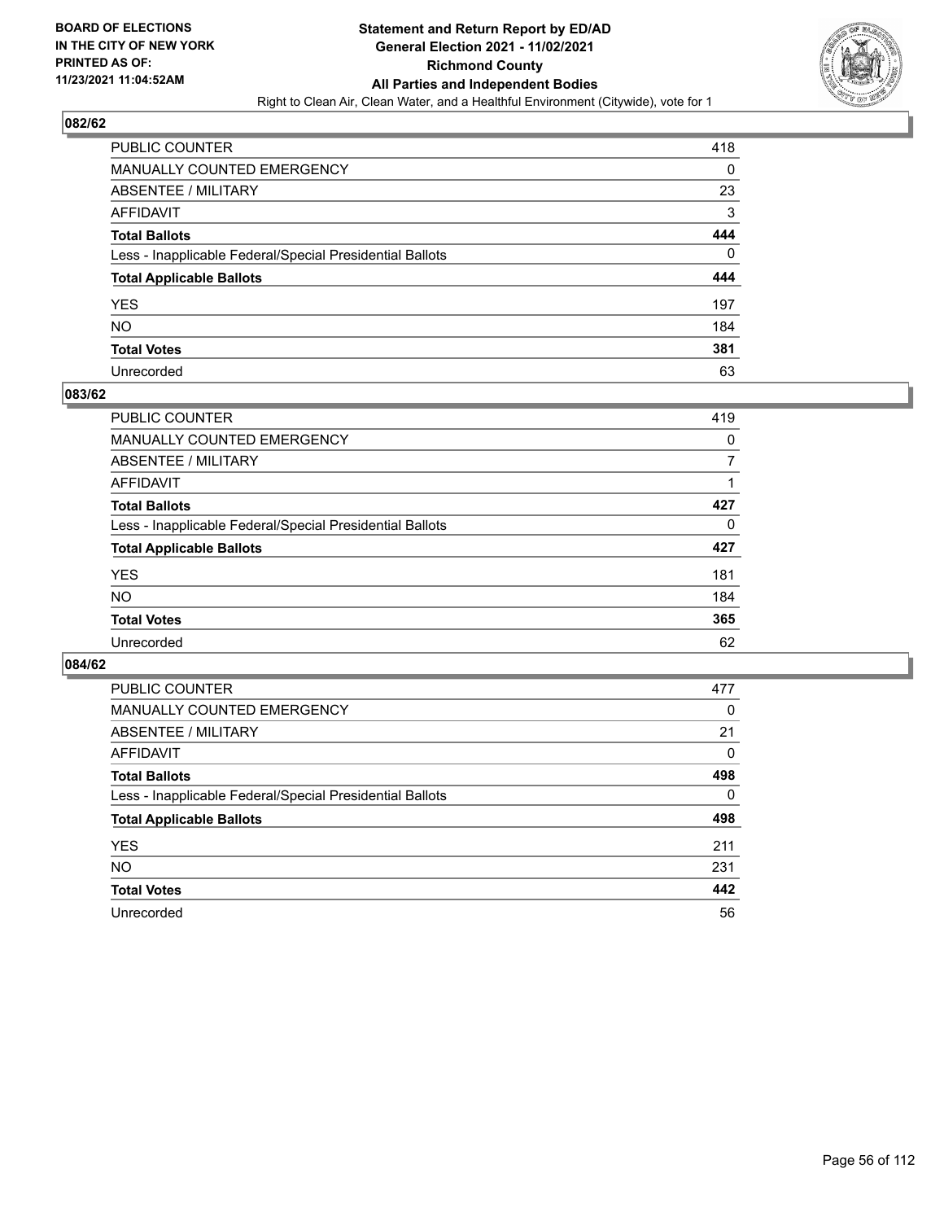BOARD OF ELECTIONS
IN THE CITY OF NEW YORK
PRINTED AS OF:
11/23/2021 11:04:52AM

**Statement and Return Report by ED/AD**
**General Election 2021 - 11/02/2021**
**Richmond County**
**All Parties and Independent Bodies**
Right to Clean Air, Clean Water, and a Healthful Environment (Citywide), vote for 1

## 082/62

| | |
|---|---|
| PUBLIC COUNTER | 418 |
| MANUALLY COUNTED EMERGENCY | 0 |
| ABSENTEE / MILITARY | 23 |
| AFFIDAVIT | 3 |
| **Total Ballots** | **444** |
| Less - Inapplicable Federal/Special Presidential Ballots | 0 |
| **Total Applicable Ballots** | **444** |
| YES | 197 |
| NO | 184 |
| **Total Votes** | **381** |
| Unrecorded | 63 |

## 083/62

| | |
|---|---|
| PUBLIC COUNTER | 419 |
| MANUALLY COUNTED EMERGENCY | 0 |
| ABSENTEE / MILITARY | 7 |
| AFFIDAVIT | 1 |
| **Total Ballots** | **427** |
| Less - Inapplicable Federal/Special Presidential Ballots | 0 |
| **Total Applicable Ballots** | **427** |
| YES | 181 |
| NO | 184 |
| **Total Votes** | **365** |
| Unrecorded | 62 |

## 084/62

| | |
|---|---|
| PUBLIC COUNTER | 477 |
| MANUALLY COUNTED EMERGENCY | 0 |
| ABSENTEE / MILITARY | 21 |
| AFFIDAVIT | 0 |
| **Total Ballots** | **498** |
| Less - Inapplicable Federal/Special Presidential Ballots | 0 |
| **Total Applicable Ballots** | **498** |
| YES | 211 |
| NO | 231 |
| **Total Votes** | **442** |
| Unrecorded | 56 |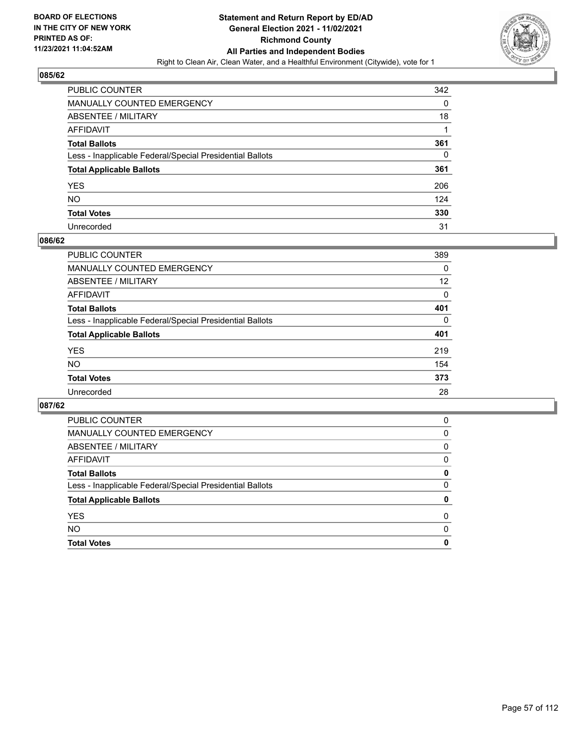BOARD OF ELECTIONS
IN THE CITY OF NEW YORK
PRINTED AS OF:
11/23/2021 11:04:52AM

# Statement and Return Report by ED/AD
## General Election 2021 - 11/02/2021
## Richmond County
## All Parties and Independent Bodies
Right to Clean Air, Clean Water, and a Healthful Environment (Citywide), vote for 1

### 085/62

| | |
|---|---|
| PUBLIC COUNTER | 342 |
| MANUALLY COUNTED EMERGENCY | 0 |
| ABSENTEE / MILITARY | 18 |
| AFFIDAVIT | 1 |
| **Total Ballots** | **361** |
| Less - Inapplicable Federal/Special Presidential Ballots | 0 |
| **Total Applicable Ballots** | **361** |
| YES | 206 |
| NO | 124 |
| **Total Votes** | **330** |
| Unrecorded | 31 |

### 086/62

| | |
|---|---|
| PUBLIC COUNTER | 389 |
| MANUALLY COUNTED EMERGENCY | 0 |
| ABSENTEE / MILITARY | 12 |
| AFFIDAVIT | 0 |
| **Total Ballots** | **401** |
| Less - Inapplicable Federal/Special Presidential Ballots | 0 |
| **Total Applicable Ballots** | **401** |
| YES | 219 |
| NO | 154 |
| **Total Votes** | **373** |
| Unrecorded | 28 |

### 087/62

| | |
|---|---|
| PUBLIC COUNTER | 0 |
| MANUALLY COUNTED EMERGENCY | 0 |
| ABSENTEE / MILITARY | 0 |
| AFFIDAVIT | 0 |
| **Total Ballots** | **0** |
| Less - Inapplicable Federal/Special Presidential Ballots | 0 |
| **Total Applicable Ballots** | **0** |
| YES | 0 |
| NO | 0 |
| **Total Votes** | **0** |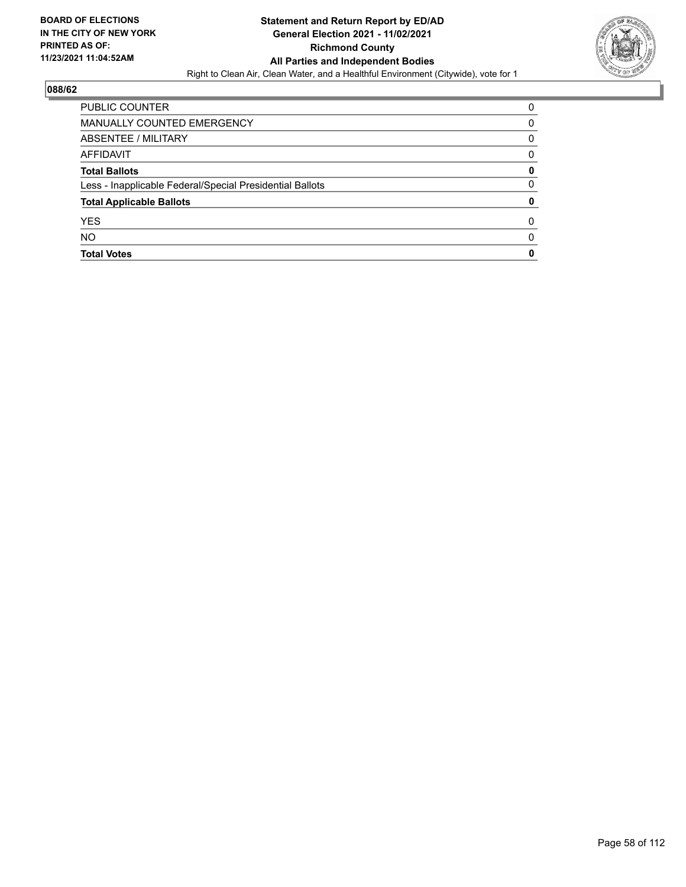BOARD OF ELECTIONS
IN THE CITY OF NEW YORK
PRINTED AS OF:
11/23/2021 11:04:52AM

**Statement and Return Report by ED/AD**
**General Election 2021 - 11/02/2021**
**Richmond County**
**All Parties and Independent Bodies**
Right to Clean Air, Clean Water, and a Healthful Environment (Citywide), vote for 1

## 088/62

| | |
|---|---|
| PUBLIC COUNTER | 0 |
| MANUALLY COUNTED EMERGENCY | 0 |
| ABSENTEE / MILITARY | 0 |
| AFFIDAVIT | 0 |
| **Total Ballots** | **0** |
| Less - Inapplicable Federal/Special Presidential Ballots | 0 |
| **Total Applicable Ballots** | **0** |
| YES | 0 |
| NO | 0 |
| **Total Votes** | **0** |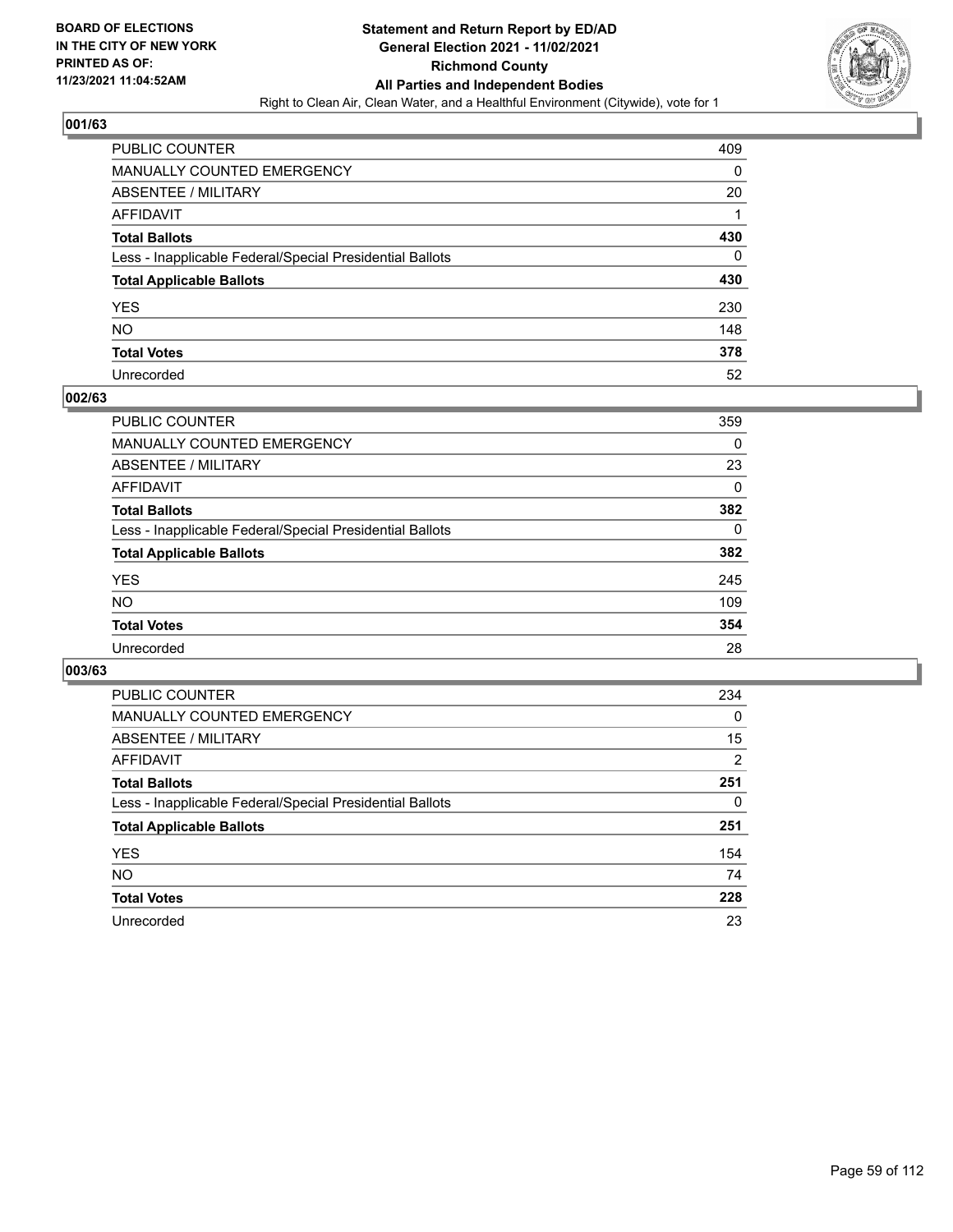BOARD OF ELECTIONS
IN THE CITY OF NEW YORK
PRINTED AS OF:
11/23/2021 11:04:52AM

**Statement and Return Report by ED/AD**
**General Election 2021 - 11/02/2021**
**Richmond County**
**All Parties and Independent Bodies**
Right to Clean Air, Clean Water, and a Healthful Environment (Citywide), vote for 1

### 001/63

| | |
|---|---|
| PUBLIC COUNTER | 409 |
| MANUALLY COUNTED EMERGENCY | 0 |
| ABSENTEE / MILITARY | 20 |
| AFFIDAVIT | 1 |
| **Total Ballots** | **430** |
| Less - Inapplicable Federal/Special Presidential Ballots | 0 |
| **Total Applicable Ballots** | **430** |
| YES | 230 |
| NO | 148 |
| **Total Votes** | **378** |
| Unrecorded | 52 |

### 002/63

| | |
|---|---|
| PUBLIC COUNTER | 359 |
| MANUALLY COUNTED EMERGENCY | 0 |
| ABSENTEE / MILITARY | 23 |
| AFFIDAVIT | 0 |
| **Total Ballots** | **382** |
| Less - Inapplicable Federal/Special Presidential Ballots | 0 |
| **Total Applicable Ballots** | **382** |
| YES | 245 |
| NO | 109 |
| **Total Votes** | **354** |
| Unrecorded | 28 |

### 003/63

| | |
|---|---|
| PUBLIC COUNTER | 234 |
| MANUALLY COUNTED EMERGENCY | 0 |
| ABSENTEE / MILITARY | 15 |
| AFFIDAVIT | 2 |
| **Total Ballots** | **251** |
| Less - Inapplicable Federal/Special Presidential Ballots | 0 |
| **Total Applicable Ballots** | **251** |
| YES | 154 |
| NO | 74 |
| **Total Votes** | **228** |
| Unrecorded | 23 |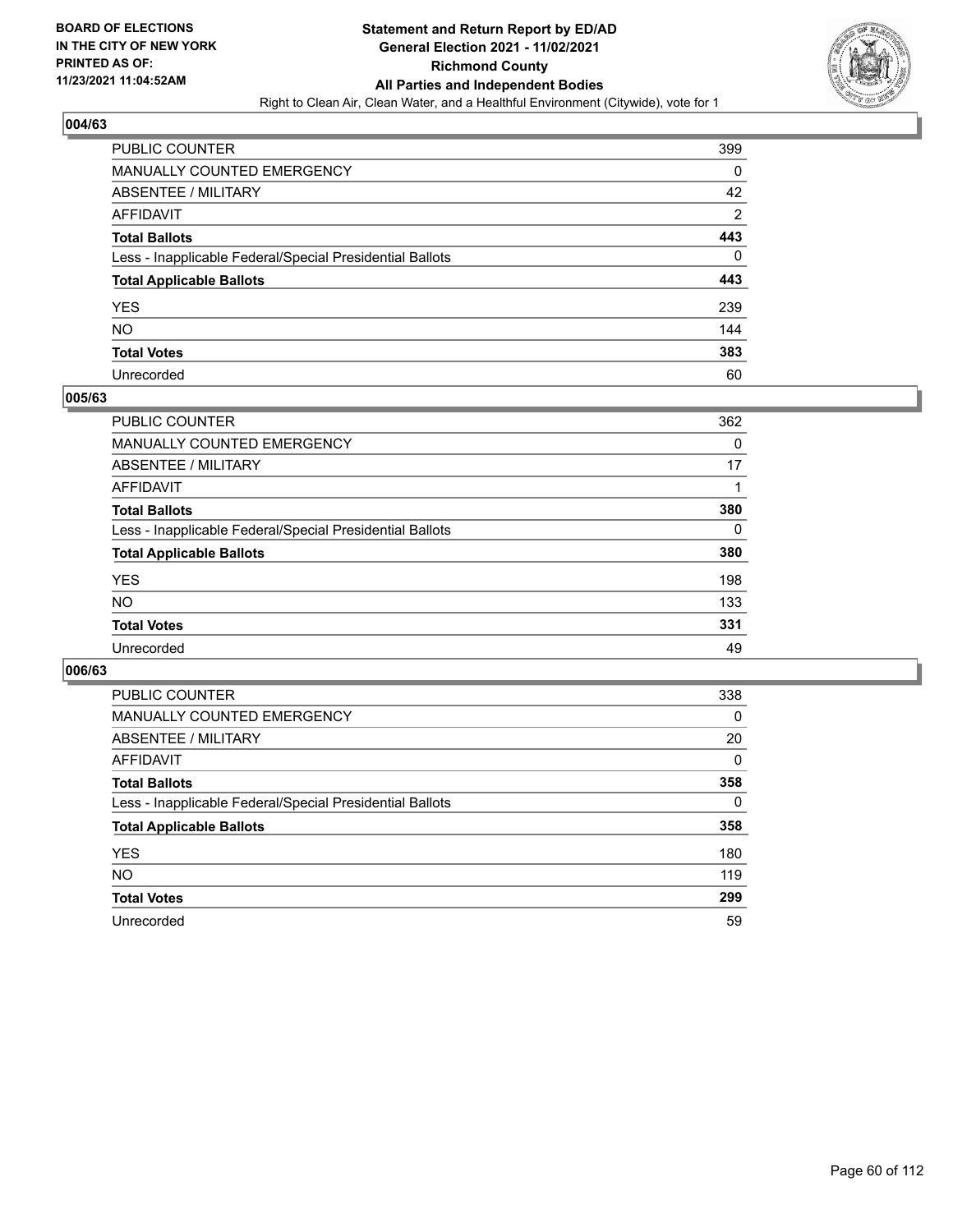**BOARD OF ELECTIONS IN THE CITY OF NEW YORK PRINTED AS OF: 11/23/2021 11:04:52AM**

# Statement and Return Report by ED/AD
## General Election 2021 - 11/02/2021
## Richmond County
## All Parties and Independent Bodies
Right to Clean Air, Clean Water, and a Healthful Environment (Citywide), vote for 1

### 004/63

| | |
|---|---|
| PUBLIC COUNTER | 399 |
| MANUALLY COUNTED EMERGENCY | 0 |
| ABSENTEE / MILITARY | 42 |
| AFFIDAVIT | 2 |
| **Total Ballots** | **443** |
| Less - Inapplicable Federal/Special Presidential Ballots | 0 |
| **Total Applicable Ballots** | **443** |
| YES | 239 |
| NO | 144 |
| **Total Votes** | **383** |
| Unrecorded | 60 |

### 005/63

| | |
|---|---|
| PUBLIC COUNTER | 362 |
| MANUALLY COUNTED EMERGENCY | 0 |
| ABSENTEE / MILITARY | 17 |
| AFFIDAVIT | 1 |
| **Total Ballots** | **380** |
| Less - Inapplicable Federal/Special Presidential Ballots | 0 |
| **Total Applicable Ballots** | **380** |
| YES | 198 |
| NO | 133 |
| **Total Votes** | **331** |
| Unrecorded | 49 |

### 006/63

| | |
|---|---|
| PUBLIC COUNTER | 338 |
| MANUALLY COUNTED EMERGENCY | 0 |
| ABSENTEE / MILITARY | 20 |
| AFFIDAVIT | 0 |
| **Total Ballots** | **358** |
| Less - Inapplicable Federal/Special Presidential Ballots | 0 |
| **Total Applicable Ballots** | **358** |
| YES | 180 |
| NO | 119 |
| **Total Votes** | **299** |
| Unrecorded | 59 |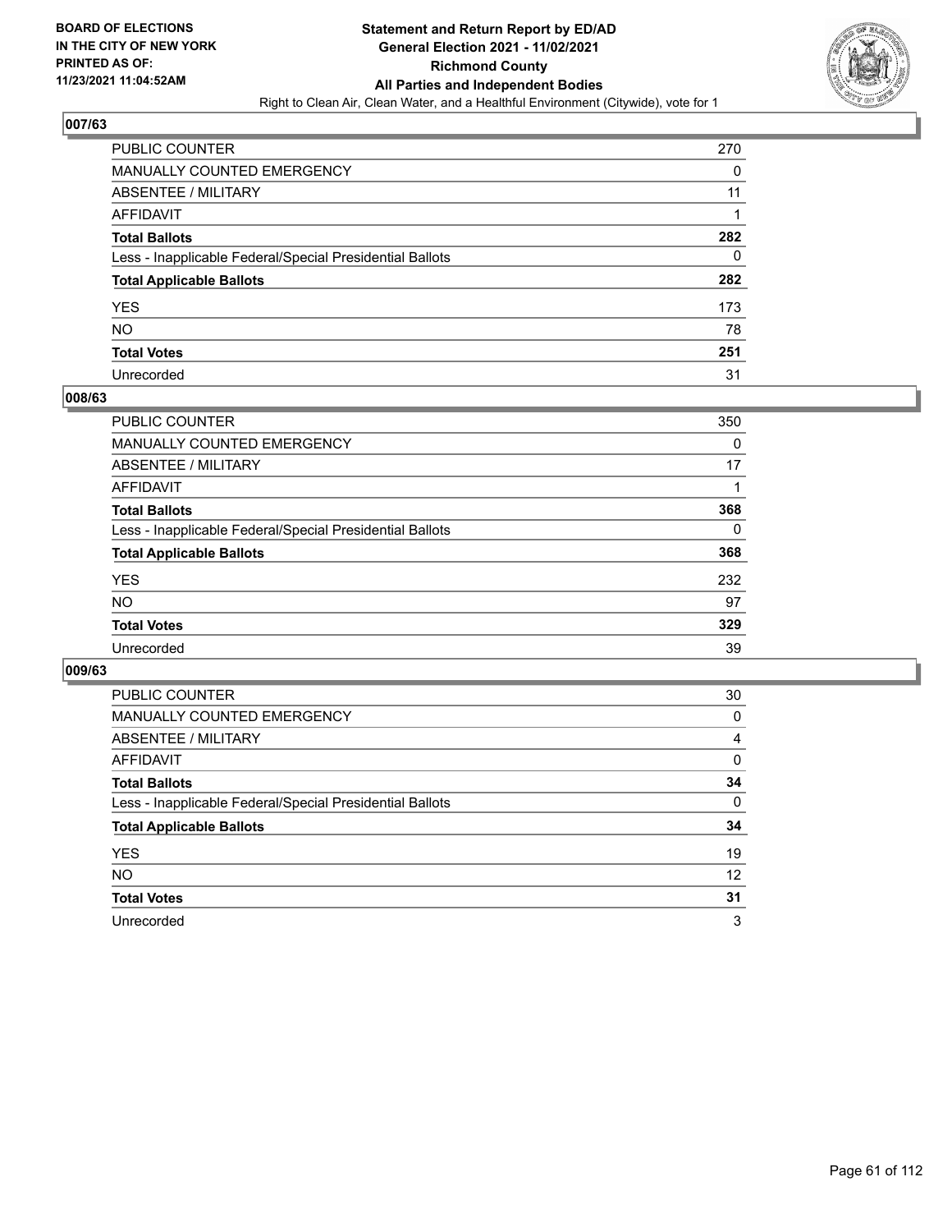## 007/63

| | |
|---|---|
| PUBLIC COUNTER | 270 |
| MANUALLY COUNTED EMERGENCY | 0 |
| ABSENTEE / MILITARY | 11 |
| AFFIDAVIT | 1 |
| **Total Ballots** | **282** |
| Less - Inapplicable Federal/Special Presidential Ballots | 0 |
| **Total Applicable Ballots** | **282** |
| YES | 173 |
| NO | 78 |
| **Total Votes** | **251** |
| Unrecorded | 31 |

## 008/63

| | |
|---|---|
| PUBLIC COUNTER | 350 |
| MANUALLY COUNTED EMERGENCY | 0 |
| ABSENTEE / MILITARY | 17 |
| AFFIDAVIT | 1 |
| **Total Ballots** | **368** |
| Less - Inapplicable Federal/Special Presidential Ballots | 0 |
| **Total Applicable Ballots** | **368** |
| YES | 232 |
| NO | 97 |
| **Total Votes** | **329** |
| Unrecorded | 39 |

## 009/63

| | |
|---|---|
| PUBLIC COUNTER | 30 |
| MANUALLY COUNTED EMERGENCY | 0 |
| ABSENTEE / MILITARY | 4 |
| AFFIDAVIT | 0 |
| **Total Ballots** | **34** |
| Less - Inapplicable Federal/Special Presidential Ballots | 0 |
| **Total Applicable Ballots** | **34** |
| YES | 19 |
| NO | 12 |
| **Total Votes** | **31** |
| Unrecorded | 3 |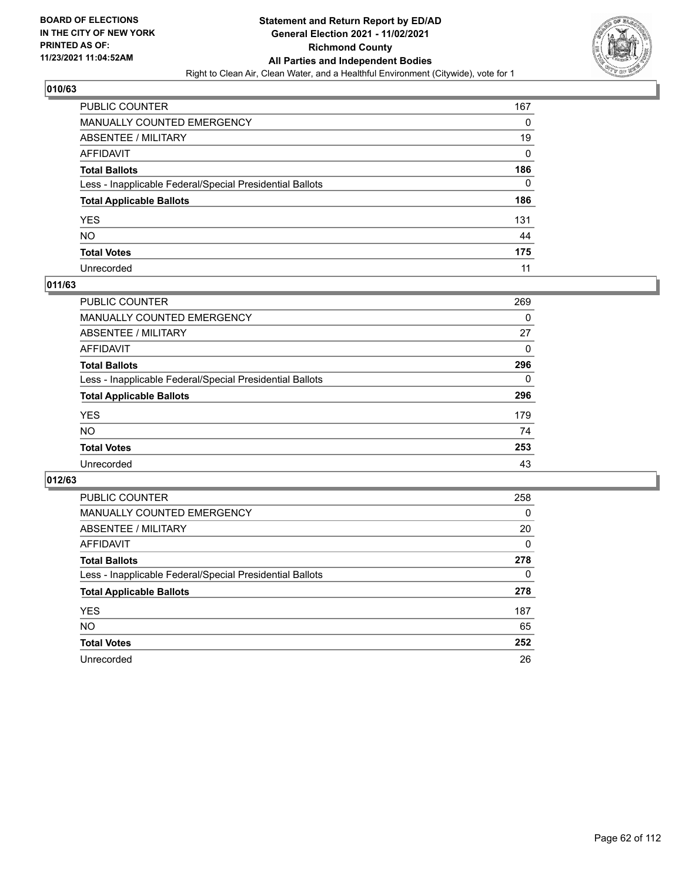BOARD OF ELECTIONS
IN THE CITY OF NEW YORK
PRINTED AS OF:
11/23/2021 11:04:52AM

**Statement and Return Report by ED/AD**
**General Election 2021 - 11/02/2021**
**Richmond County**
**All Parties and Independent Bodies**
Right to Clean Air, Clean Water, and a Healthful Environment (Citywide), vote for 1

## 010/63

| | |
|---|---|
| PUBLIC COUNTER | 167 |
| MANUALLY COUNTED EMERGENCY | 0 |
| ABSENTEE / MILITARY | 19 |
| AFFIDAVIT | 0 |
| **Total Ballots** | **186** |
| Less - Inapplicable Federal/Special Presidential Ballots | 0 |
| **Total Applicable Ballots** | **186** |
| YES | 131 |
| NO | 44 |
| **Total Votes** | **175** |
| Unrecorded | 11 |

## 011/63

| | |
|---|---|
| PUBLIC COUNTER | 269 |
| MANUALLY COUNTED EMERGENCY | 0 |
| ABSENTEE / MILITARY | 27 |
| AFFIDAVIT | 0 |
| **Total Ballots** | **296** |
| Less - Inapplicable Federal/Special Presidential Ballots | 0 |
| **Total Applicable Ballots** | **296** |
| YES | 179 |
| NO | 74 |
| **Total Votes** | **253** |
| Unrecorded | 43 |

## 012/63

| | |
|---|---|
| PUBLIC COUNTER | 258 |
| MANUALLY COUNTED EMERGENCY | 0 |
| ABSENTEE / MILITARY | 20 |
| AFFIDAVIT | 0 |
| **Total Ballots** | **278** |
| Less - Inapplicable Federal/Special Presidential Ballots | 0 |
| **Total Applicable Ballots** | **278** |
| YES | 187 |
| NO | 65 |
| **Total Votes** | **252** |
| Unrecorded | 26 |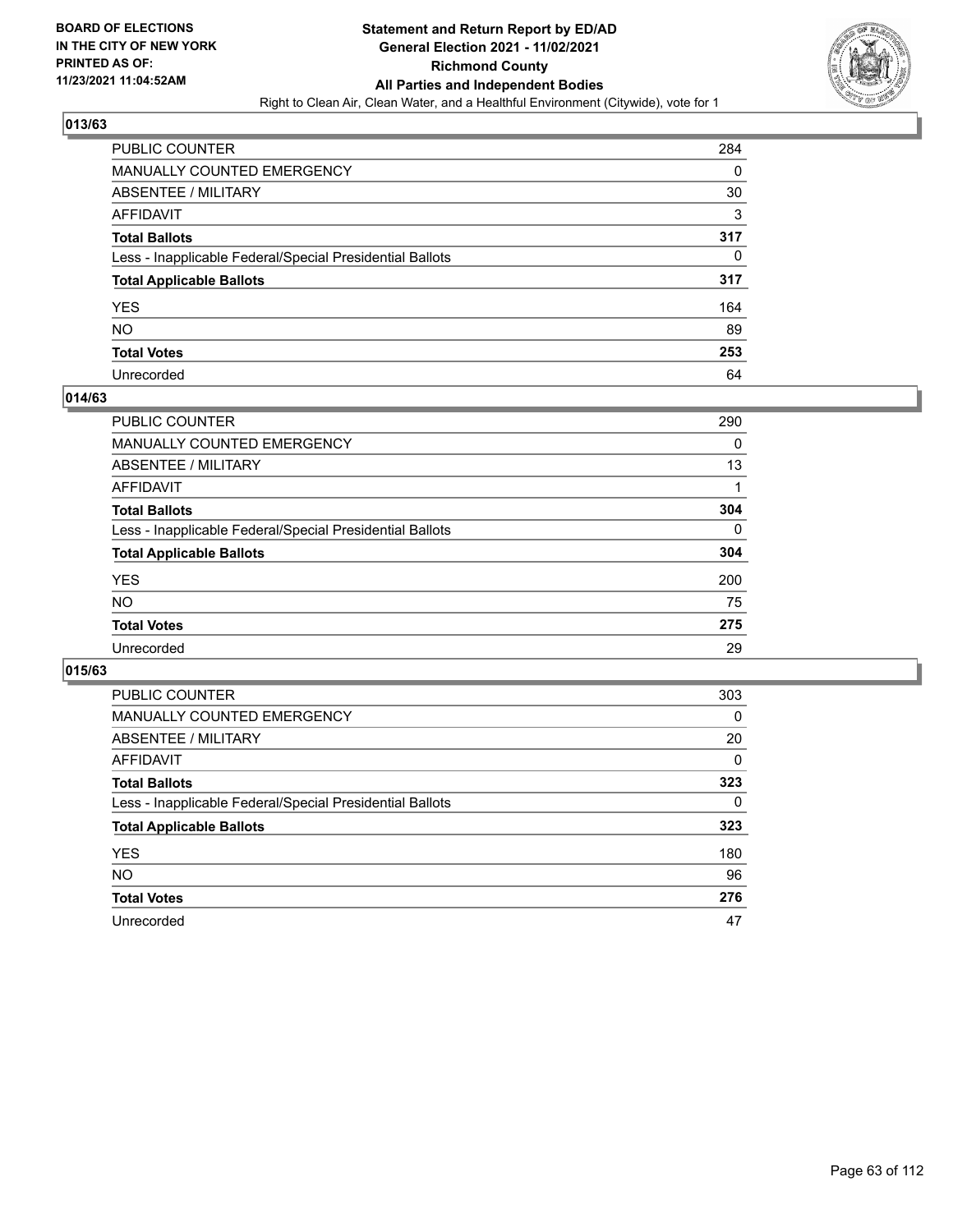BOARD OF ELECTIONS
IN THE CITY OF NEW YORK
PRINTED AS OF:
11/23/2021 11:04:52AM

**Statement and Return Report by ED/AD**
**General Election 2021 - 11/02/2021**
**Richmond County**
**All Parties and Independent Bodies**
Right to Clean Air, Clean Water, and a Healthful Environment (Citywide), vote for 1

### 013/63

| | |
|---|---|
| PUBLIC COUNTER | 284 |
| MANUALLY COUNTED EMERGENCY | 0 |
| ABSENTEE / MILITARY | 30 |
| AFFIDAVIT | 3 |
| **Total Ballots** | **317** |
| Less - Inapplicable Federal/Special Presidential Ballots | 0 |
| **Total Applicable Ballots** | **317** |
| YES | 164 |
| NO | 89 |
| **Total Votes** | **253** |
| Unrecorded | 64 |

### 014/63

| | |
|---|---|
| PUBLIC COUNTER | 290 |
| MANUALLY COUNTED EMERGENCY | 0 |
| ABSENTEE / MILITARY | 13 |
| AFFIDAVIT | 1 |
| **Total Ballots** | **304** |
| Less - Inapplicable Federal/Special Presidential Ballots | 0 |
| **Total Applicable Ballots** | **304** |
| YES | 200 |
| NO | 75 |
| **Total Votes** | **275** |
| Unrecorded | 29 |

### 015/63

| | |
|---|---|
| PUBLIC COUNTER | 303 |
| MANUALLY COUNTED EMERGENCY | 0 |
| ABSENTEE / MILITARY | 20 |
| AFFIDAVIT | 0 |
| **Total Ballots** | **323** |
| Less - Inapplicable Federal/Special Presidential Ballots | 0 |
| **Total Applicable Ballots** | **323** |
| YES | 180 |
| NO | 96 |
| **Total Votes** | **276** |
| Unrecorded | 47 |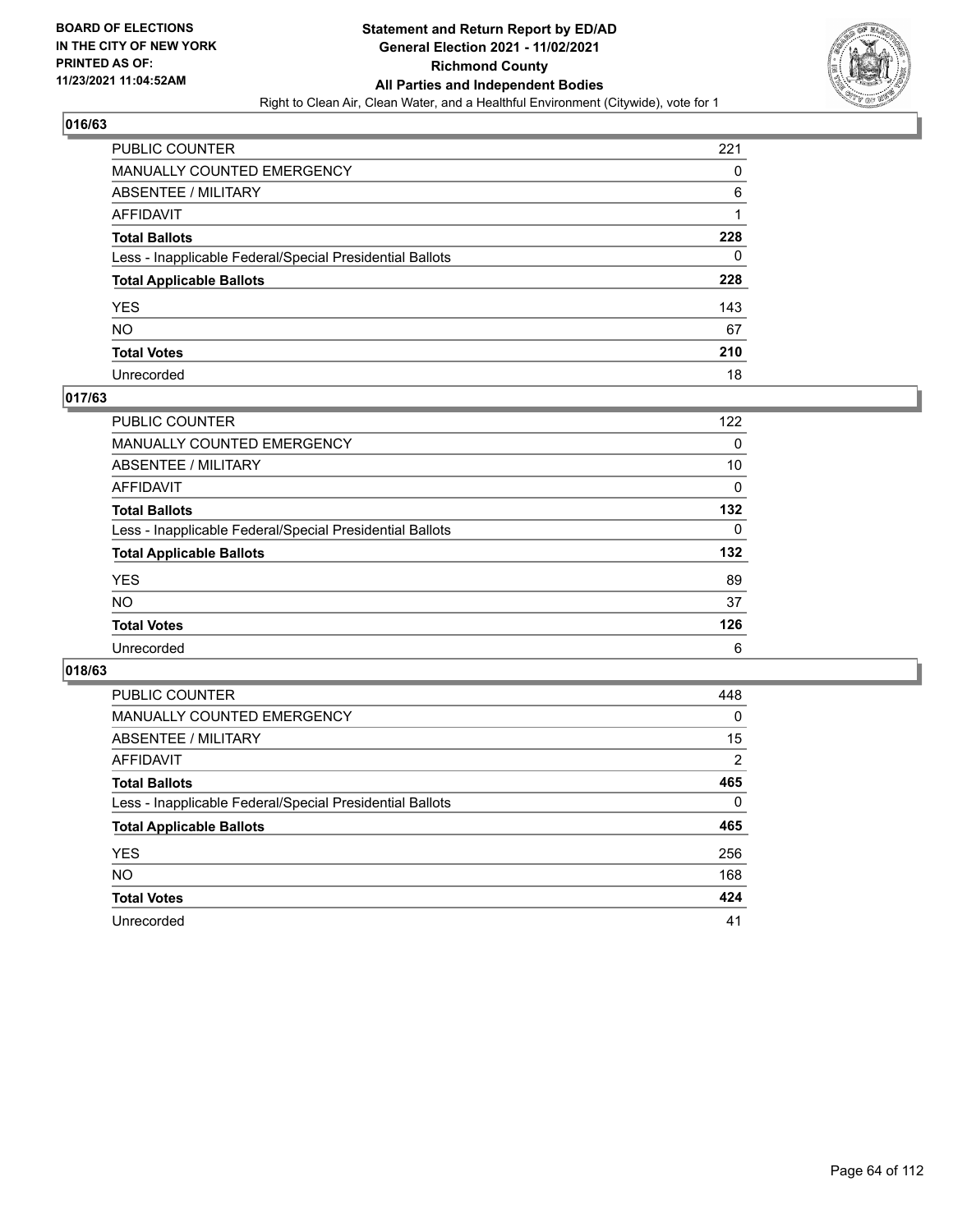## 016/63

| | |
|---|---|
| PUBLIC COUNTER | 221 |
| MANUALLY COUNTED EMERGENCY | 0 |
| ABSENTEE / MILITARY | 6 |
| AFFIDAVIT | 1 |
| **Total Ballots** | **228** |
| Less - Inapplicable Federal/Special Presidential Ballots | 0 |
| **Total Applicable Ballots** | **228** |
| YES | 143 |
| NO | 67 |
| **Total Votes** | **210** |
| Unrecorded | 18 |

## 017/63

| | |
|---|---|
| PUBLIC COUNTER | 122 |
| MANUALLY COUNTED EMERGENCY | 0 |
| ABSENTEE / MILITARY | 10 |
| AFFIDAVIT | 0 |
| **Total Ballots** | **132** |
| Less - Inapplicable Federal/Special Presidential Ballots | 0 |
| **Total Applicable Ballots** | **132** |
| YES | 89 |
| NO | 37 |
| **Total Votes** | **126** |
| Unrecorded | 6 |

## 018/63

| | |
|---|---|
| PUBLIC COUNTER | 448 |
| MANUALLY COUNTED EMERGENCY | 0 |
| ABSENTEE / MILITARY | 15 |
| AFFIDAVIT | 2 |
| **Total Ballots** | **465** |
| Less - Inapplicable Federal/Special Presidential Ballots | 0 |
| **Total Applicable Ballots** | **465** |
| YES | 256 |
| NO | 168 |
| **Total Votes** | **424** |
| Unrecorded | 41 |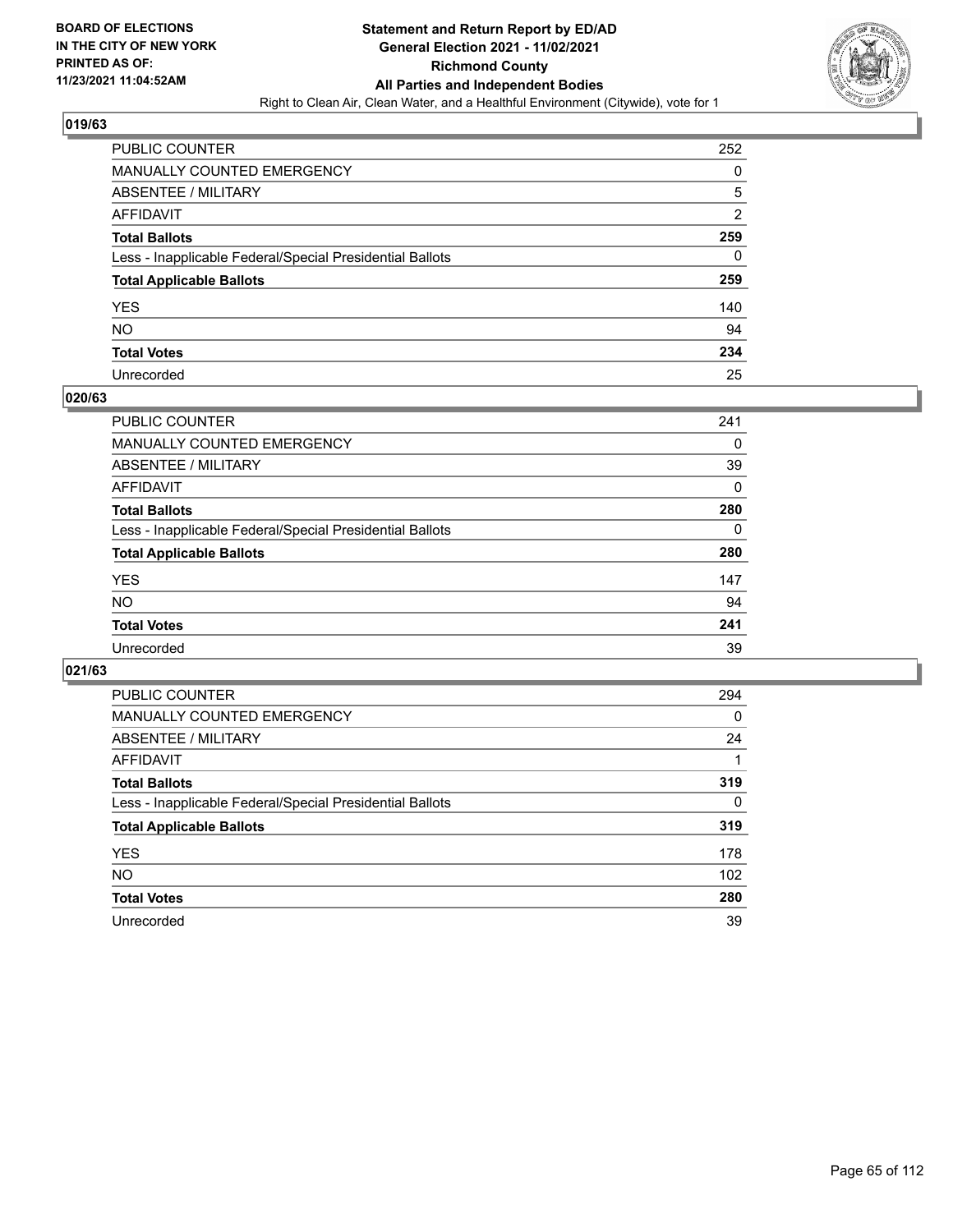BOARD OF ELECTIONS
IN THE CITY OF NEW YORK
PRINTED AS OF:
11/23/2021 11:04:52AM

**Statement and Return Report by ED/AD**
**General Election 2021 - 11/02/2021**
**Richmond County**
**All Parties and Independent Bodies**
Right to Clean Air, Clean Water, and a Healthful Environment (Citywide), vote for 1

### 019/63

| | |
|---|---|
| PUBLIC COUNTER | 252 |
| MANUALLY COUNTED EMERGENCY | 0 |
| ABSENTEE / MILITARY | 5 |
| AFFIDAVIT | 2 |
| **Total Ballots** | **259** |
| Less - Inapplicable Federal/Special Presidential Ballots | 0 |
| **Total Applicable Ballots** | **259** |
| YES | 140 |
| NO | 94 |
| **Total Votes** | **234** |
| Unrecorded | 25 |

### 020/63

| | |
|---|---|
| PUBLIC COUNTER | 241 |
| MANUALLY COUNTED EMERGENCY | 0 |
| ABSENTEE / MILITARY | 39 |
| AFFIDAVIT | 0 |
| **Total Ballots** | **280** |
| Less - Inapplicable Federal/Special Presidential Ballots | 0 |
| **Total Applicable Ballots** | **280** |
| YES | 147 |
| NO | 94 |
| **Total Votes** | **241** |
| Unrecorded | 39 |

### 021/63

| | |
|---|---|
| PUBLIC COUNTER | 294 |
| MANUALLY COUNTED EMERGENCY | 0 |
| ABSENTEE / MILITARY | 24 |
| AFFIDAVIT | 1 |
| **Total Ballots** | **319** |
| Less - Inapplicable Federal/Special Presidential Ballots | 0 |
| **Total Applicable Ballots** | **319** |
| YES | 178 |
| NO | 102 |
| **Total Votes** | **280** |
| Unrecorded | 39 |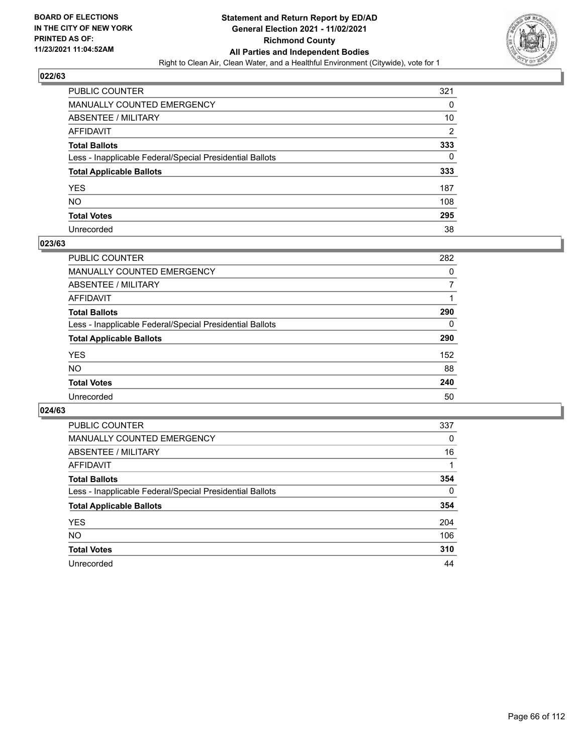BOARD OF ELECTIONS
IN THE CITY OF NEW YORK
PRINTED AS OF:
11/23/2021 11:04:52AM

# Statement and Return Report by ED/AD
## General Election 2021 - 11/02/2021
## Richmond County
## All Parties and Independent Bodies

Right to Clean Air, Clean Water, and a Healthful Environment (Citywide), vote for 1

### 022/63

| | |
|---|---|
| PUBLIC COUNTER | 321 |
| MANUALLY COUNTED EMERGENCY | 0 |
| ABSENTEE / MILITARY | 10 |
| AFFIDAVIT | 2 |
| **Total Ballots** | **333** |
| Less - Inapplicable Federal/Special Presidential Ballots | 0 |
| **Total Applicable Ballots** | **333** |
| YES | 187 |
| NO | 108 |
| **Total Votes** | **295** |
| Unrecorded | 38 |

### 023/63

| | |
|---|---|
| PUBLIC COUNTER | 282 |
| MANUALLY COUNTED EMERGENCY | 0 |
| ABSENTEE / MILITARY | 7 |
| AFFIDAVIT | 1 |
| **Total Ballots** | **290** |
| Less - Inapplicable Federal/Special Presidential Ballots | 0 |
| **Total Applicable Ballots** | **290** |
| YES | 152 |
| NO | 88 |
| **Total Votes** | **240** |
| Unrecorded | 50 |

### 024/63

| | |
|---|---|
| PUBLIC COUNTER | 337 |
| MANUALLY COUNTED EMERGENCY | 0 |
| ABSENTEE / MILITARY | 16 |
| AFFIDAVIT | 1 |
| **Total Ballots** | **354** |
| Less - Inapplicable Federal/Special Presidential Ballots | 0 |
| **Total Applicable Ballots** | **354** |
| YES | 204 |
| NO | 106 |
| **Total Votes** | **310** |
| Unrecorded | 44 |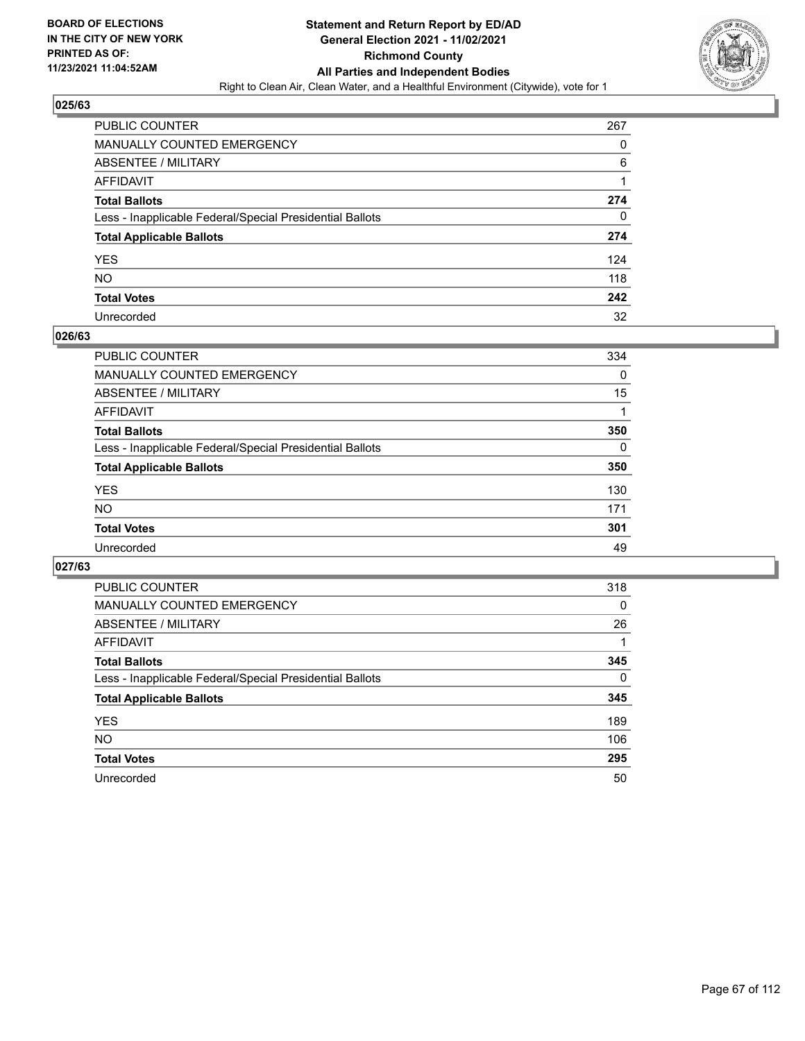BOARD OF ELECTIONS
IN THE CITY OF NEW YORK
PRINTED AS OF:
11/23/2021 11:04:52AM

# Statement and Return Report by ED/AD
## General Election 2021 - 11/02/2021
## Richmond County
## All Parties and Independent Bodies
Right to Clean Air, Clean Water, and a Healthful Environment (Citywide), vote for 1

### 025/63

| | |
|---|---|
| PUBLIC COUNTER | 267 |
| MANUALLY COUNTED EMERGENCY | 0 |
| ABSENTEE / MILITARY | 6 |
| AFFIDAVIT | 1 |
| **Total Ballots** | **274** |
| Less - Inapplicable Federal/Special Presidential Ballots | 0 |
| **Total Applicable Ballots** | **274** |
| YES | 124 |
| NO | 118 |
| **Total Votes** | **242** |
| Unrecorded | 32 |

### 026/63

| | |
|---|---|
| PUBLIC COUNTER | 334 |
| MANUALLY COUNTED EMERGENCY | 0 |
| ABSENTEE / MILITARY | 15 |
| AFFIDAVIT | 1 |
| **Total Ballots** | **350** |
| Less - Inapplicable Federal/Special Presidential Ballots | 0 |
| **Total Applicable Ballots** | **350** |
| YES | 130 |
| NO | 171 |
| **Total Votes** | **301** |
| Unrecorded | 49 |

### 027/63

| | |
|---|---|
| PUBLIC COUNTER | 318 |
| MANUALLY COUNTED EMERGENCY | 0 |
| ABSENTEE / MILITARY | 26 |
| AFFIDAVIT | 1 |
| **Total Ballots** | **345** |
| Less - Inapplicable Federal/Special Presidential Ballots | 0 |
| **Total Applicable Ballots** | **345** |
| YES | 189 |
| NO | 106 |
| **Total Votes** | **295** |
| Unrecorded | 50 |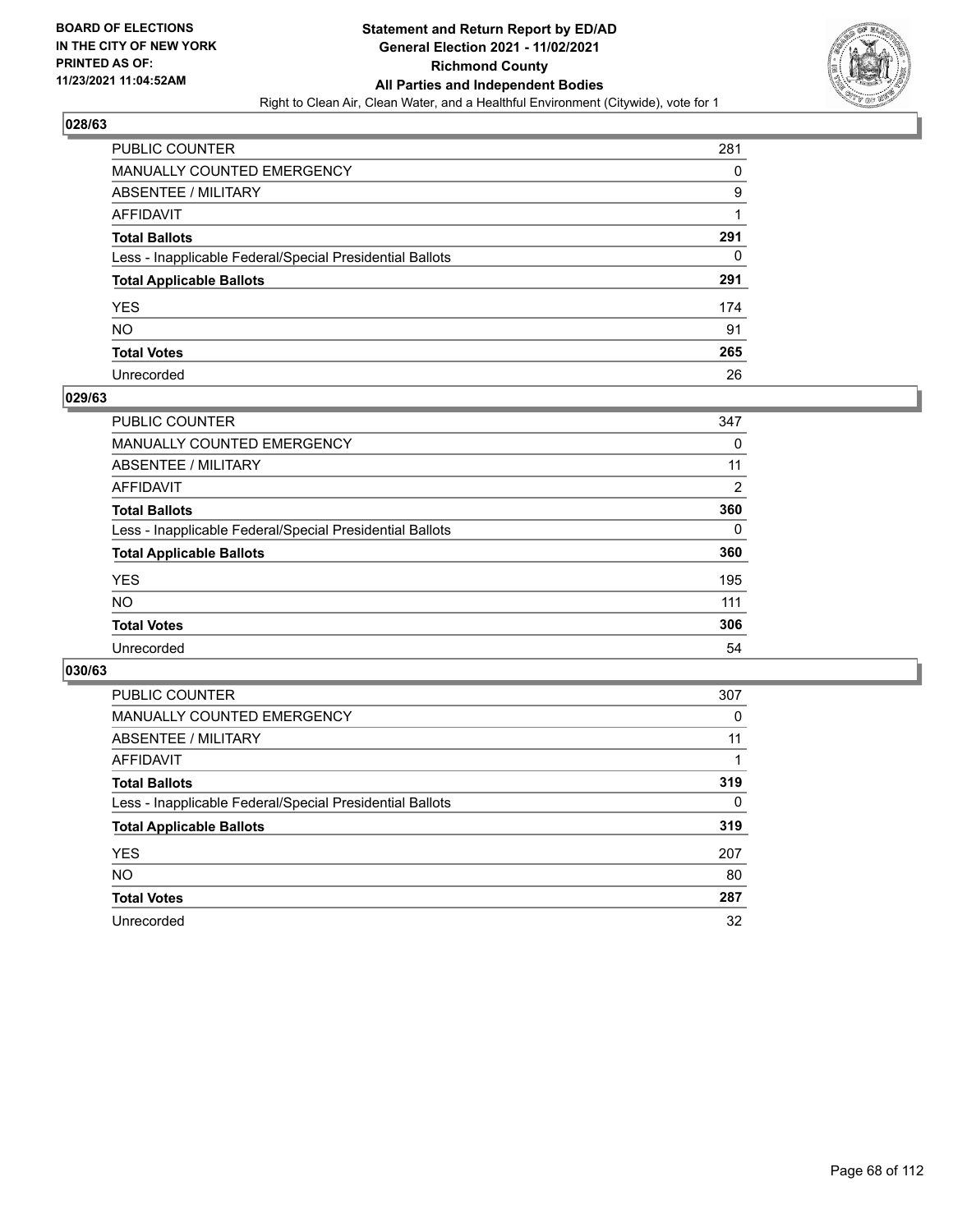BOARD OF ELECTIONS
IN THE CITY OF NEW YORK
PRINTED AS OF:
11/23/2021 11:04:52AM

**Statement and Return Report by ED/AD**
**General Election 2021 - 11/02/2021**
**Richmond County**
**All Parties and Independent Bodies**
Right to Clean Air, Clean Water, and a Healthful Environment (Citywide), vote for 1

## 028/63

| | |
|---|---|
| PUBLIC COUNTER | 281 |
| MANUALLY COUNTED EMERGENCY | 0 |
| ABSENTEE / MILITARY | 9 |
| AFFIDAVIT | 1 |
| **Total Ballots** | **291** |
| Less - Inapplicable Federal/Special Presidential Ballots | 0 |
| **Total Applicable Ballots** | **291** |
| YES | 174 |
| NO | 91 |
| **Total Votes** | **265** |
| Unrecorded | 26 |

## 029/63

| | |
|---|---|
| PUBLIC COUNTER | 347 |
| MANUALLY COUNTED EMERGENCY | 0 |
| ABSENTEE / MILITARY | 11 |
| AFFIDAVIT | 2 |
| **Total Ballots** | **360** |
| Less - Inapplicable Federal/Special Presidential Ballots | 0 |
| **Total Applicable Ballots** | **360** |
| YES | 195 |
| NO | 111 |
| **Total Votes** | **306** |
| Unrecorded | 54 |

## 030/63

| | |
|---|---|
| PUBLIC COUNTER | 307 |
| MANUALLY COUNTED EMERGENCY | 0 |
| ABSENTEE / MILITARY | 11 |
| AFFIDAVIT | 1 |
| **Total Ballots** | **319** |
| Less - Inapplicable Federal/Special Presidential Ballots | 0 |
| **Total Applicable Ballots** | **319** |
| YES | 207 |
| NO | 80 |
| **Total Votes** | **287** |
| Unrecorded | 32 |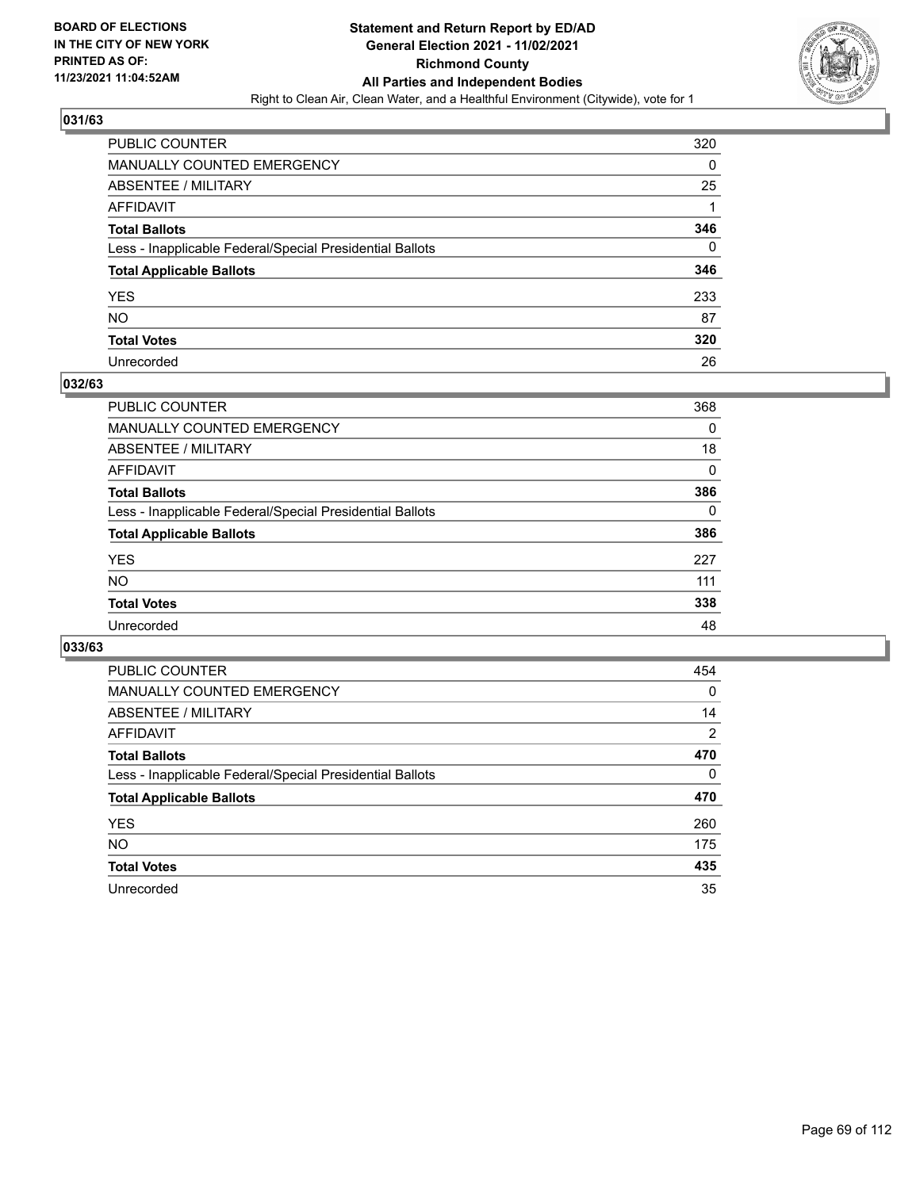BOARD OF ELECTIONS
IN THE CITY OF NEW YORK
PRINTED AS OF:
11/23/2021 11:04:52AM

**Statement and Return Report by ED/AD**
**General Election 2021 - 11/02/2021**
**Richmond County**
**All Parties and Independent Bodies**
Right to Clean Air, Clean Water, and a Healthful Environment (Citywide), vote for 1

### 031/63

| | |
|---|---|
| PUBLIC COUNTER | 320 |
| MANUALLY COUNTED EMERGENCY | 0 |
| ABSENTEE / MILITARY | 25 |
| AFFIDAVIT | 1 |
| **Total Ballots** | **346** |
| Less - Inapplicable Federal/Special Presidential Ballots | 0 |
| **Total Applicable Ballots** | **346** |
| YES | 233 |
| NO | 87 |
| **Total Votes** | **320** |
| Unrecorded | 26 |

### 032/63

| | |
|---|---|
| PUBLIC COUNTER | 368 |
| MANUALLY COUNTED EMERGENCY | 0 |
| ABSENTEE / MILITARY | 18 |
| AFFIDAVIT | 0 |
| **Total Ballots** | **386** |
| Less - Inapplicable Federal/Special Presidential Ballots | 0 |
| **Total Applicable Ballots** | **386** |
| YES | 227 |
| NO | 111 |
| **Total Votes** | **338** |
| Unrecorded | 48 |

### 033/63

| | |
|---|---|
| PUBLIC COUNTER | 454 |
| MANUALLY COUNTED EMERGENCY | 0 |
| ABSENTEE / MILITARY | 14 |
| AFFIDAVIT | 2 |
| **Total Ballots** | **470** |
| Less - Inapplicable Federal/Special Presidential Ballots | 0 |
| **Total Applicable Ballots** | **470** |
| YES | 260 |
| NO | 175 |
| **Total Votes** | **435** |
| Unrecorded | 35 |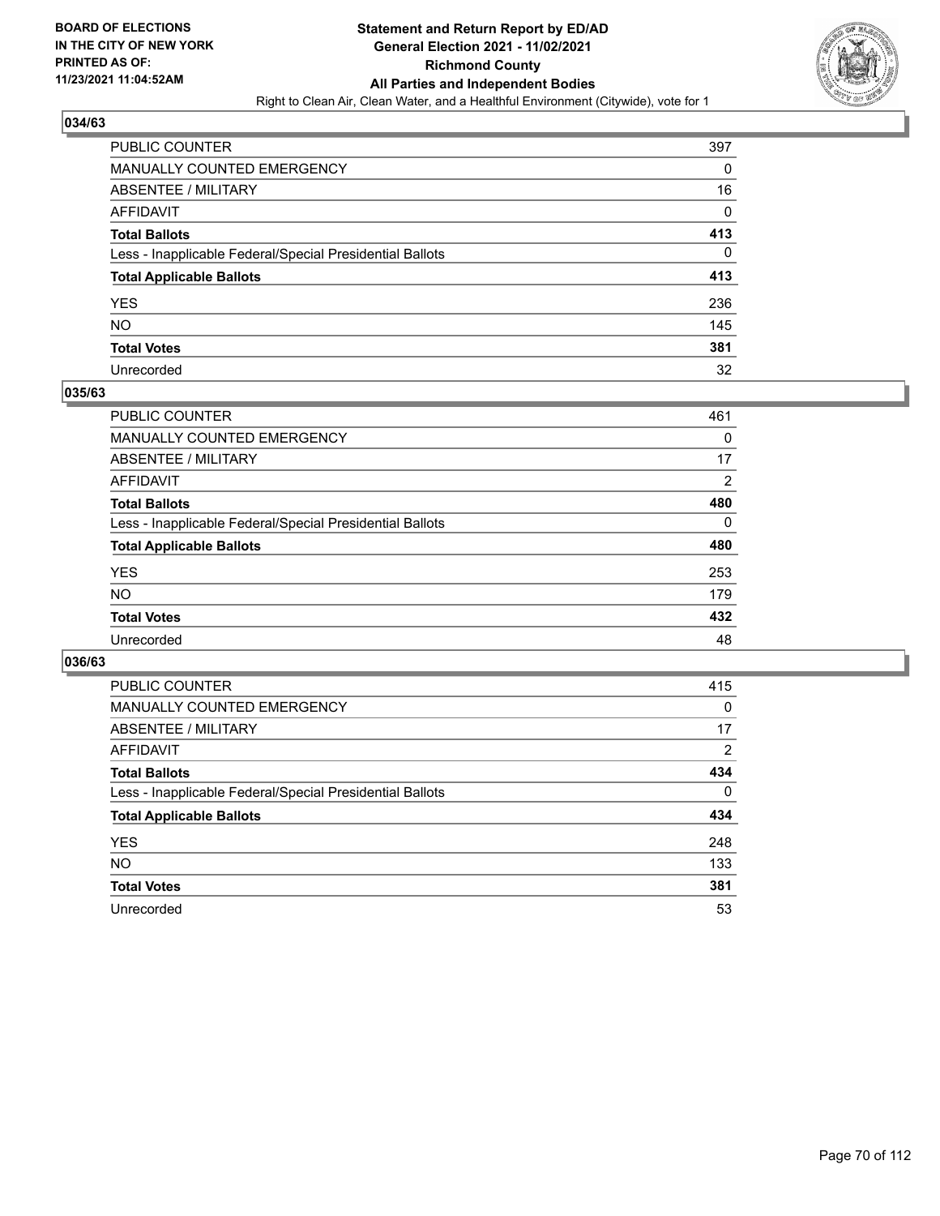BOARD OF ELECTIONS
IN THE CITY OF NEW YORK
PRINTED AS OF:
11/23/2021 11:04:52AM

**Statement and Return Report by ED/AD**
**General Election 2021 - 11/02/2021**
**Richmond County**
**All Parties and Independent Bodies**
Right to Clean Air, Clean Water, and a Healthful Environment (Citywide), vote for 1

## 034/63

| | |
|---|---|
| PUBLIC COUNTER | 397 |
| MANUALLY COUNTED EMERGENCY | 0 |
| ABSENTEE / MILITARY | 16 |
| AFFIDAVIT | 0 |
| **Total Ballots** | **413** |
| Less - Inapplicable Federal/Special Presidential Ballots | 0 |
| **Total Applicable Ballots** | **413** |
| YES | 236 |
| NO | 145 |
| **Total Votes** | **381** |
| Unrecorded | 32 |

## 035/63

| | |
|---|---|
| PUBLIC COUNTER | 461 |
| MANUALLY COUNTED EMERGENCY | 0 |
| ABSENTEE / MILITARY | 17 |
| AFFIDAVIT | 2 |
| **Total Ballots** | **480** |
| Less - Inapplicable Federal/Special Presidential Ballots | 0 |
| **Total Applicable Ballots** | **480** |
| YES | 253 |
| NO | 179 |
| **Total Votes** | **432** |
| Unrecorded | 48 |

## 036/63

| | |
|---|---|
| PUBLIC COUNTER | 415 |
| MANUALLY COUNTED EMERGENCY | 0 |
| ABSENTEE / MILITARY | 17 |
| AFFIDAVIT | 2 |
| **Total Ballots** | **434** |
| Less - Inapplicable Federal/Special Presidential Ballots | 0 |
| **Total Applicable Ballots** | **434** |
| YES | 248 |
| NO | 133 |
| **Total Votes** | **381** |
| Unrecorded | 53 |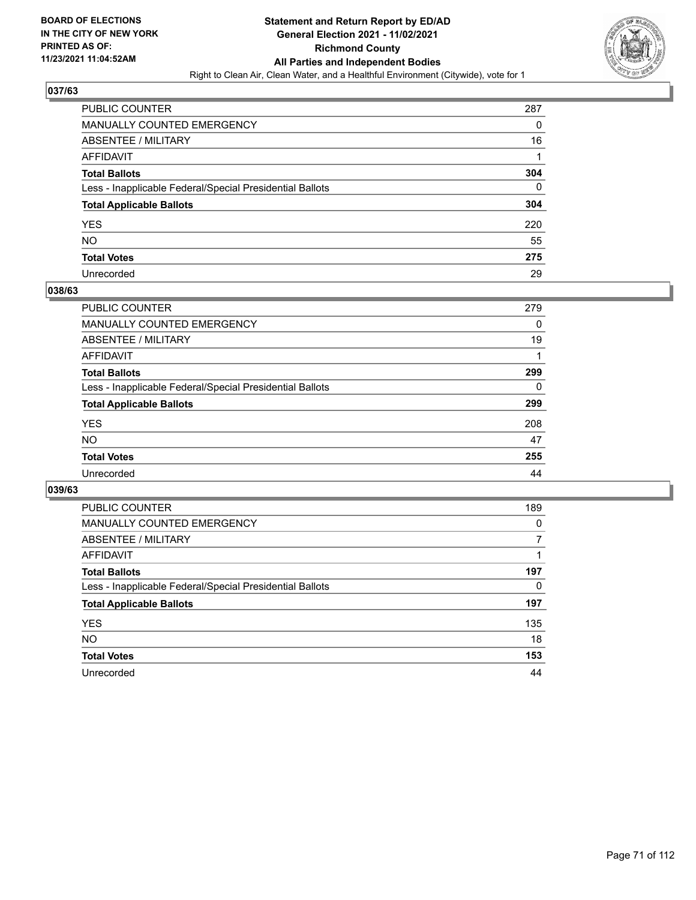BOARD OF ELECTIONS
IN THE CITY OF NEW YORK
PRINTED AS OF:
11/23/2021 11:04:52AM

**Statement and Return Report by ED/AD**
**General Election 2021 - 11/02/2021**
**Richmond County**
**All Parties and Independent Bodies**
Right to Clean Air, Clean Water, and a Healthful Environment (Citywide), vote for 1

### 037/63

| | |
|---|---|
| PUBLIC COUNTER | 287 |
| MANUALLY COUNTED EMERGENCY | 0 |
| ABSENTEE / MILITARY | 16 |
| AFFIDAVIT | 1 |
| **Total Ballots** | **304** |
| Less - Inapplicable Federal/Special Presidential Ballots | 0 |
| **Total Applicable Ballots** | **304** |
| YES | 220 |
| NO | 55 |
| **Total Votes** | **275** |
| Unrecorded | 29 |

### 038/63

| | |
|---|---|
| PUBLIC COUNTER | 279 |
| MANUALLY COUNTED EMERGENCY | 0 |
| ABSENTEE / MILITARY | 19 |
| AFFIDAVIT | 1 |
| **Total Ballots** | **299** |
| Less - Inapplicable Federal/Special Presidential Ballots | 0 |
| **Total Applicable Ballots** | **299** |
| YES | 208 |
| NO | 47 |
| **Total Votes** | **255** |
| Unrecorded | 44 |

### 039/63

| | |
|---|---|
| PUBLIC COUNTER | 189 |
| MANUALLY COUNTED EMERGENCY | 0 |
| ABSENTEE / MILITARY | 7 |
| AFFIDAVIT | 1 |
| **Total Ballots** | **197** |
| Less - Inapplicable Federal/Special Presidential Ballots | 0 |
| **Total Applicable Ballots** | **197** |
| YES | 135 |
| NO | 18 |
| **Total Votes** | **153** |
| Unrecorded | 44 |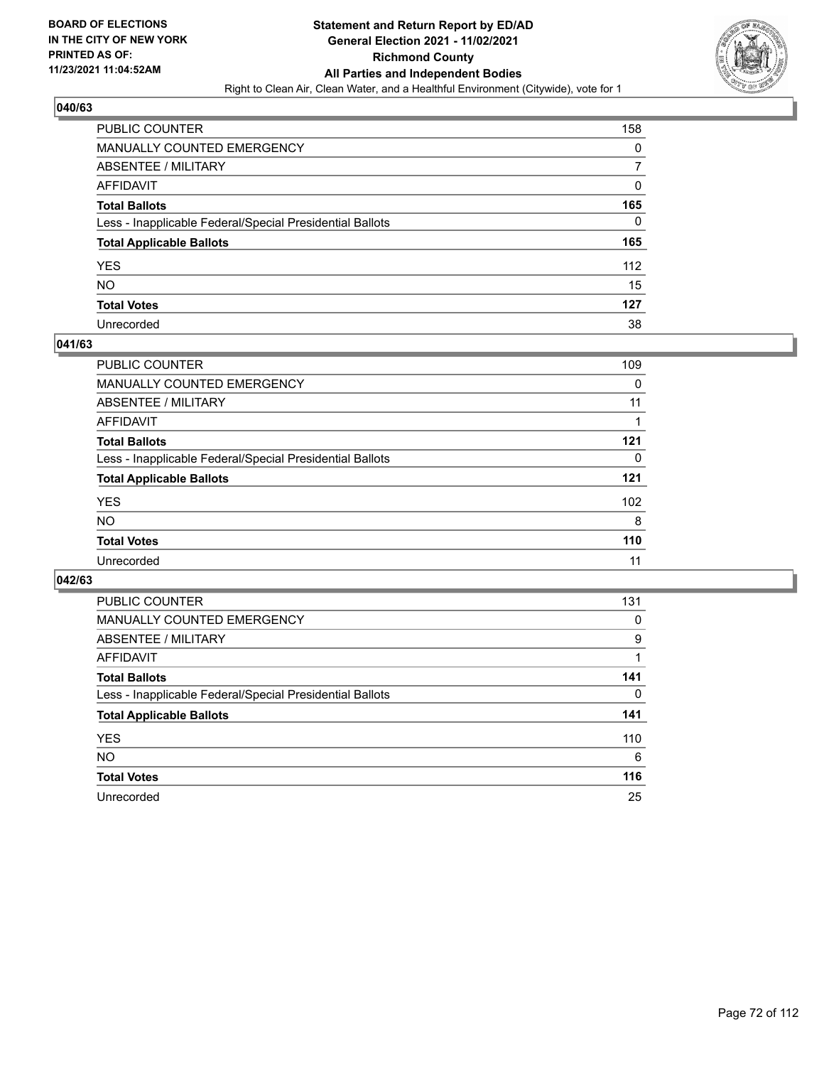## 040/63

| | |
|---|---|
| PUBLIC COUNTER | 158 |
| MANUALLY COUNTED EMERGENCY | 0 |
| ABSENTEE / MILITARY | 7 |
| AFFIDAVIT | 0 |
| **Total Ballots** | **165** |
| Less - Inapplicable Federal/Special Presidential Ballots | 0 |
| **Total Applicable Ballots** | **165** |
| YES | 112 |
| NO | 15 |
| **Total Votes** | **127** |
| Unrecorded | 38 |

## 041/63

| | |
|---|---|
| PUBLIC COUNTER | 109 |
| MANUALLY COUNTED EMERGENCY | 0 |
| ABSENTEE / MILITARY | 11 |
| AFFIDAVIT | 1 |
| **Total Ballots** | **121** |
| Less - Inapplicable Federal/Special Presidential Ballots | 0 |
| **Total Applicable Ballots** | **121** |
| YES | 102 |
| NO | 8 |
| **Total Votes** | **110** |
| Unrecorded | 11 |

## 042/63

| | |
|---|---|
| PUBLIC COUNTER | 131 |
| MANUALLY COUNTED EMERGENCY | 0 |
| ABSENTEE / MILITARY | 9 |
| AFFIDAVIT | 1 |
| **Total Ballots** | **141** |
| Less - Inapplicable Federal/Special Presidential Ballots | 0 |
| **Total Applicable Ballots** | **141** |
| YES | 110 |
| NO | 6 |
| **Total Votes** | **116** |
| Unrecorded | 25 |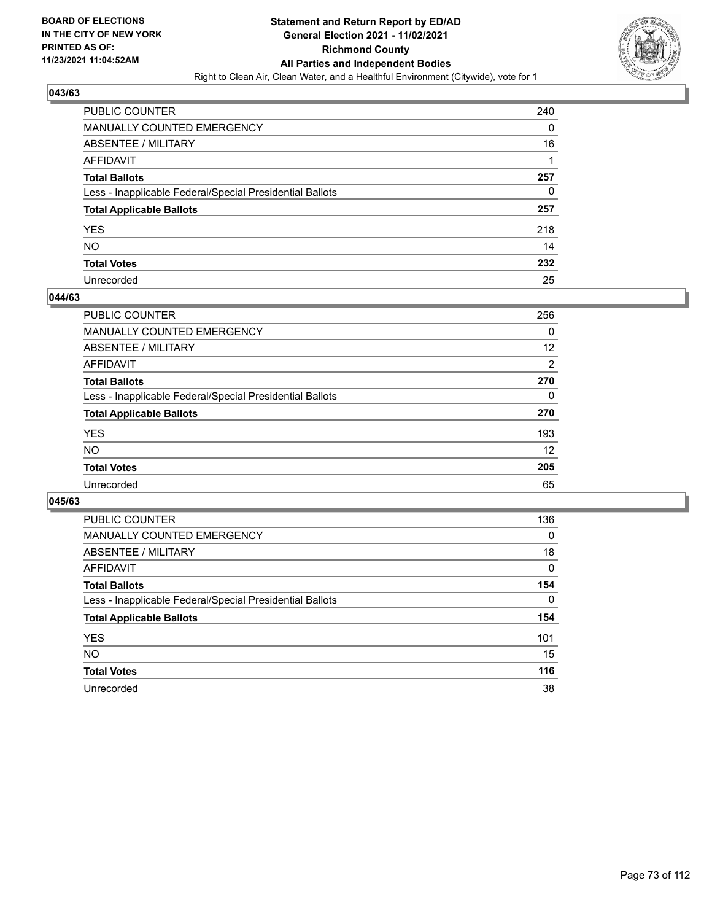BOARD OF ELECTIONS
IN THE CITY OF NEW YORK
PRINTED AS OF:
11/23/2021 11:04:52AM

# Statement and Return Report by ED/AD
## General Election 2021 - 11/02/2021
## Richmond County
## All Parties and Independent Bodies
Right to Clean Air, Clean Water, and a Healthful Environment (Citywide), vote for 1

### 043/63

| | |
|---|---|
| PUBLIC COUNTER | 240 |
| MANUALLY COUNTED EMERGENCY | 0 |
| ABSENTEE / MILITARY | 16 |
| AFFIDAVIT | 1 |
| **Total Ballots** | **257** |
| Less - Inapplicable Federal/Special Presidential Ballots | 0 |
| **Total Applicable Ballots** | **257** |
| YES | 218 |
| NO | 14 |
| **Total Votes** | **232** |
| Unrecorded | 25 |

### 044/63

| | |
|---|---|
| PUBLIC COUNTER | 256 |
| MANUALLY COUNTED EMERGENCY | 0 |
| ABSENTEE / MILITARY | 12 |
| AFFIDAVIT | 2 |
| **Total Ballots** | **270** |
| Less - Inapplicable Federal/Special Presidential Ballots | 0 |
| **Total Applicable Ballots** | **270** |
| YES | 193 |
| NO | 12 |
| **Total Votes** | **205** |
| Unrecorded | 65 |

### 045/63

| | |
|---|---|
| PUBLIC COUNTER | 136 |
| MANUALLY COUNTED EMERGENCY | 0 |
| ABSENTEE / MILITARY | 18 |
| AFFIDAVIT | 0 |
| **Total Ballots** | **154** |
| Less - Inapplicable Federal/Special Presidential Ballots | 0 |
| **Total Applicable Ballots** | **154** |
| YES | 101 |
| NO | 15 |
| **Total Votes** | **116** |
| Unrecorded | 38 |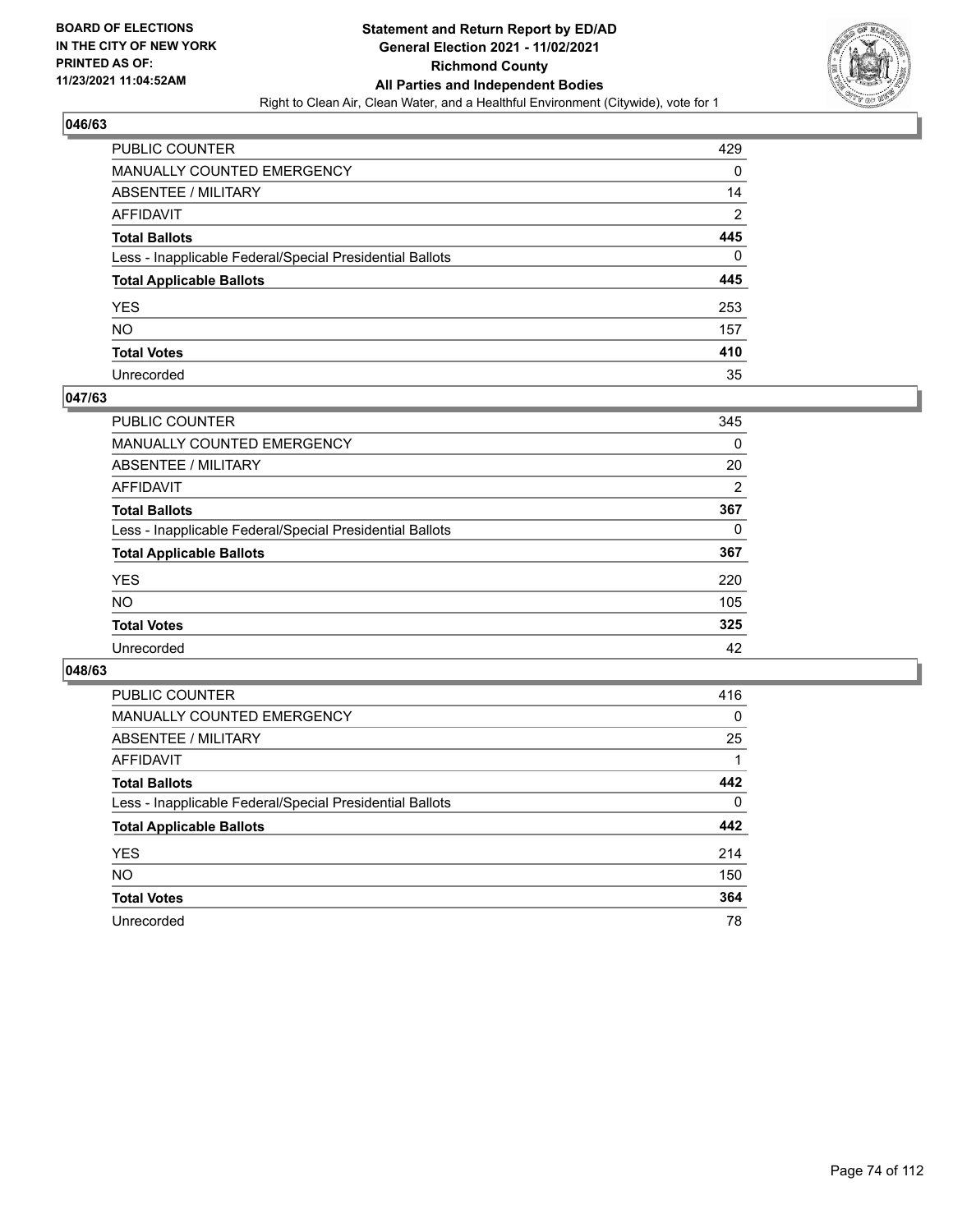BOARD OF ELECTIONS
IN THE CITY OF NEW YORK
PRINTED AS OF:
11/23/2021 11:04:52AM

**Statement and Return Report by ED/AD**
**General Election 2021 - 11/02/2021**
**Richmond County**
**All Parties and Independent Bodies**
Right to Clean Air, Clean Water, and a Healthful Environment (Citywide), vote for 1

## 046/63

| | |
|---|---|
| PUBLIC COUNTER | 429 |
| MANUALLY COUNTED EMERGENCY | 0 |
| ABSENTEE / MILITARY | 14 |
| AFFIDAVIT | 2 |
| **Total Ballots** | **445** |
| Less - Inapplicable Federal/Special Presidential Ballots | 0 |
| **Total Applicable Ballots** | **445** |
| YES | 253 |
| NO | 157 |
| **Total Votes** | **410** |
| Unrecorded | 35 |

## 047/63

| | |
|---|---|
| PUBLIC COUNTER | 345 |
| MANUALLY COUNTED EMERGENCY | 0 |
| ABSENTEE / MILITARY | 20 |
| AFFIDAVIT | 2 |
| **Total Ballots** | **367** |
| Less - Inapplicable Federal/Special Presidential Ballots | 0 |
| **Total Applicable Ballots** | **367** |
| YES | 220 |
| NO | 105 |
| **Total Votes** | **325** |
| Unrecorded | 42 |

## 048/63

| | |
|---|---|
| PUBLIC COUNTER | 416 |
| MANUALLY COUNTED EMERGENCY | 0 |
| ABSENTEE / MILITARY | 25 |
| AFFIDAVIT | 1 |
| **Total Ballots** | **442** |
| Less - Inapplicable Federal/Special Presidential Ballots | 0 |
| **Total Applicable Ballots** | **442** |
| YES | 214 |
| NO | 150 |
| **Total Votes** | **364** |
| Unrecorded | 78 |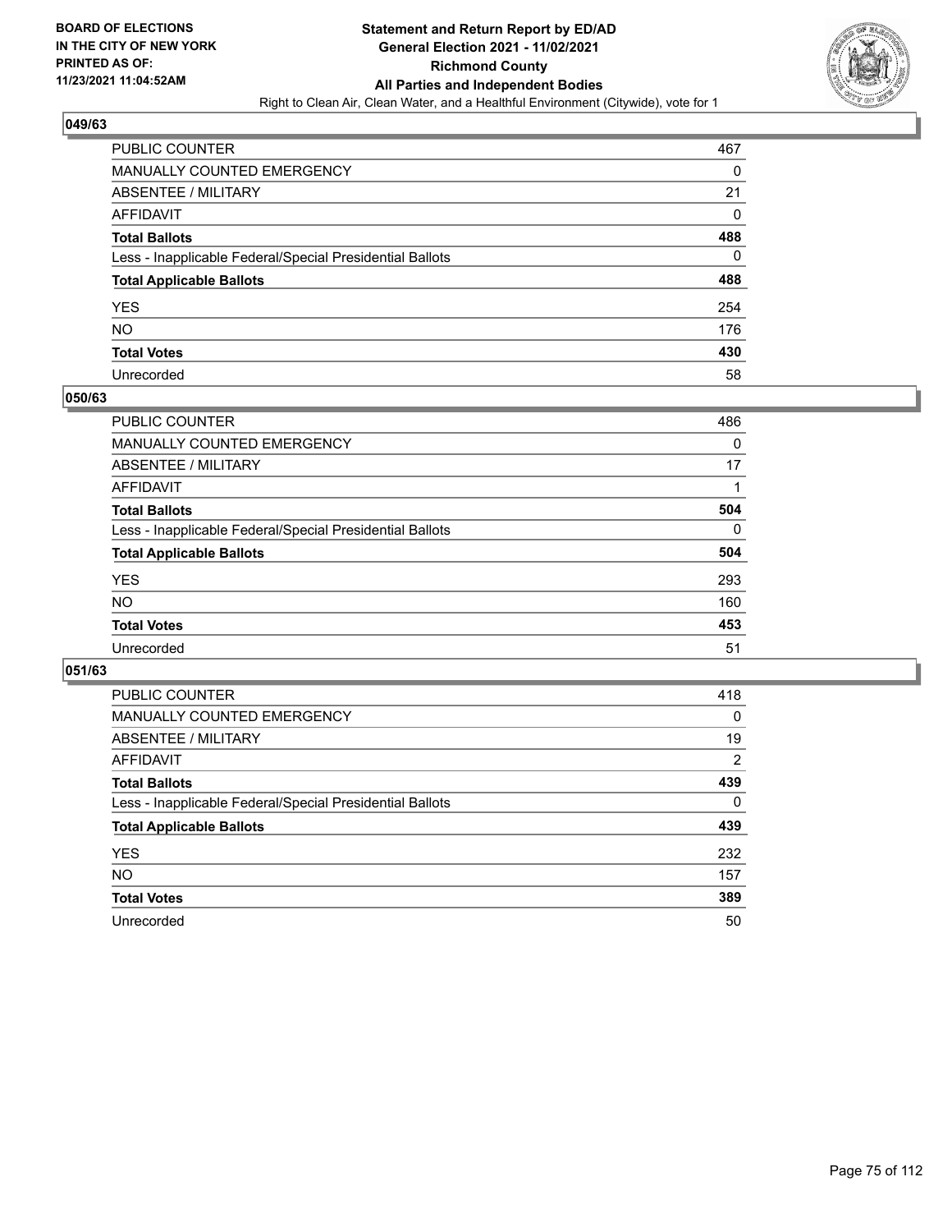BOARD OF ELECTIONS
IN THE CITY OF NEW YORK
PRINTED AS OF:
11/23/2021 11:04:52AM

**Statement and Return Report by ED/AD**
**General Election 2021 - 11/02/2021**
**Richmond County**
**All Parties and Independent Bodies**
Right to Clean Air, Clean Water, and a Healthful Environment (Citywide), vote for 1

### 049/63

| | |
|---|---|
| PUBLIC COUNTER | 467 |
| MANUALLY COUNTED EMERGENCY | 0 |
| ABSENTEE / MILITARY | 21 |
| AFFIDAVIT | 0 |
| **Total Ballots** | **488** |
| Less - Inapplicable Federal/Special Presidential Ballots | 0 |
| **Total Applicable Ballots** | **488** |
| YES | 254 |
| NO | 176 |
| **Total Votes** | **430** |
| Unrecorded | 58 |

### 050/63

| | |
|---|---|
| PUBLIC COUNTER | 486 |
| MANUALLY COUNTED EMERGENCY | 0 |
| ABSENTEE / MILITARY | 17 |
| AFFIDAVIT | 1 |
| **Total Ballots** | **504** |
| Less - Inapplicable Federal/Special Presidential Ballots | 0 |
| **Total Applicable Ballots** | **504** |
| YES | 293 |
| NO | 160 |
| **Total Votes** | **453** |
| Unrecorded | 51 |

### 051/63

| | |
|---|---|
| PUBLIC COUNTER | 418 |
| MANUALLY COUNTED EMERGENCY | 0 |
| ABSENTEE / MILITARY | 19 |
| AFFIDAVIT | 2 |
| **Total Ballots** | **439** |
| Less - Inapplicable Federal/Special Presidential Ballots | 0 |
| **Total Applicable Ballots** | **439** |
| YES | 232 |
| NO | 157 |
| **Total Votes** | **389** |
| Unrecorded | 50 |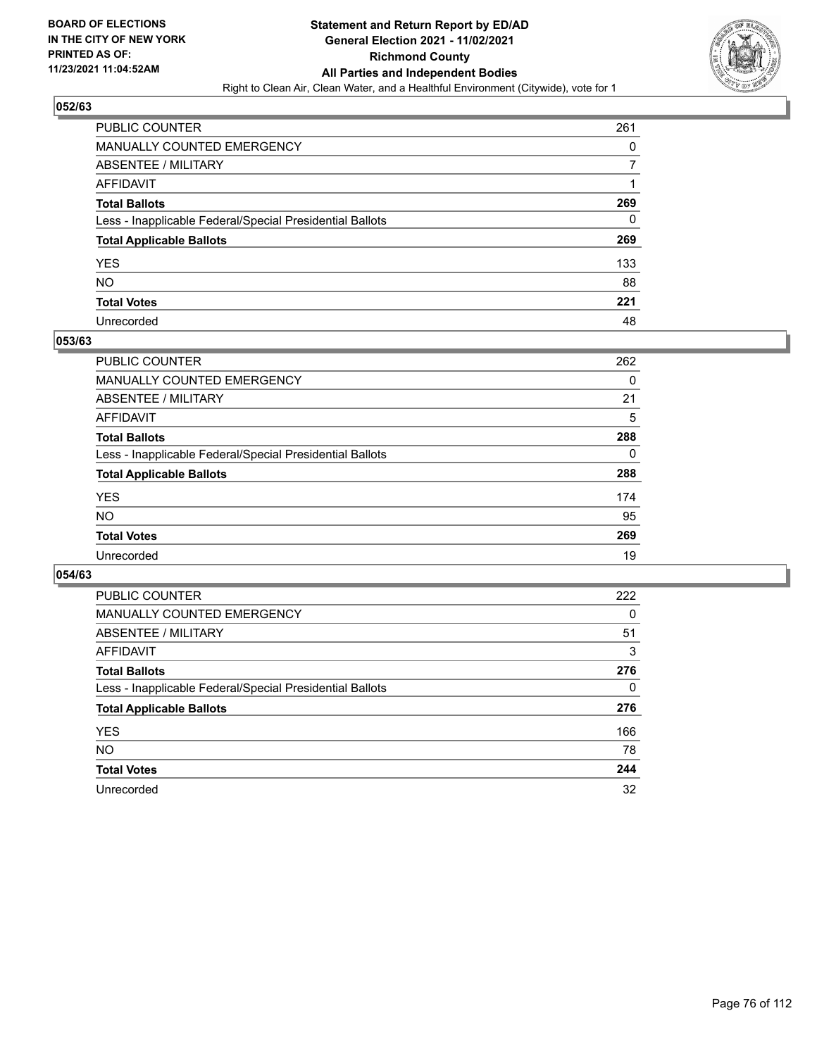BOARD OF ELECTIONS
IN THE CITY OF NEW YORK
PRINTED AS OF:
11/23/2021 11:04:52AM

**Statement and Return Report by ED/AD**
**General Election 2021 - 11/02/2021**
**Richmond County**
**All Parties and Independent Bodies**
Right to Clean Air, Clean Water, and a Healthful Environment (Citywide), vote for 1

### 052/63

| | |
|---|---|
| PUBLIC COUNTER | 261 |
| MANUALLY COUNTED EMERGENCY | 0 |
| ABSENTEE / MILITARY | 7 |
| AFFIDAVIT | 1 |
| **Total Ballots** | **269** |
| Less - Inapplicable Federal/Special Presidential Ballots | 0 |
| **Total Applicable Ballots** | **269** |
| YES | 133 |
| NO | 88 |
| **Total Votes** | **221** |
| Unrecorded | 48 |

### 053/63

| | |
|---|---|
| PUBLIC COUNTER | 262 |
| MANUALLY COUNTED EMERGENCY | 0 |
| ABSENTEE / MILITARY | 21 |
| AFFIDAVIT | 5 |
| **Total Ballots** | **288** |
| Less - Inapplicable Federal/Special Presidential Ballots | 0 |
| **Total Applicable Ballots** | **288** |
| YES | 174 |
| NO | 95 |
| **Total Votes** | **269** |
| Unrecorded | 19 |

### 054/63

| | |
|---|---|
| PUBLIC COUNTER | 222 |
| MANUALLY COUNTED EMERGENCY | 0 |
| ABSENTEE / MILITARY | 51 |
| AFFIDAVIT | 3 |
| **Total Ballots** | **276** |
| Less - Inapplicable Federal/Special Presidential Ballots | 0 |
| **Total Applicable Ballots** | **276** |
| YES | 166 |
| NO | 78 |
| **Total Votes** | **244** |
| Unrecorded | 32 |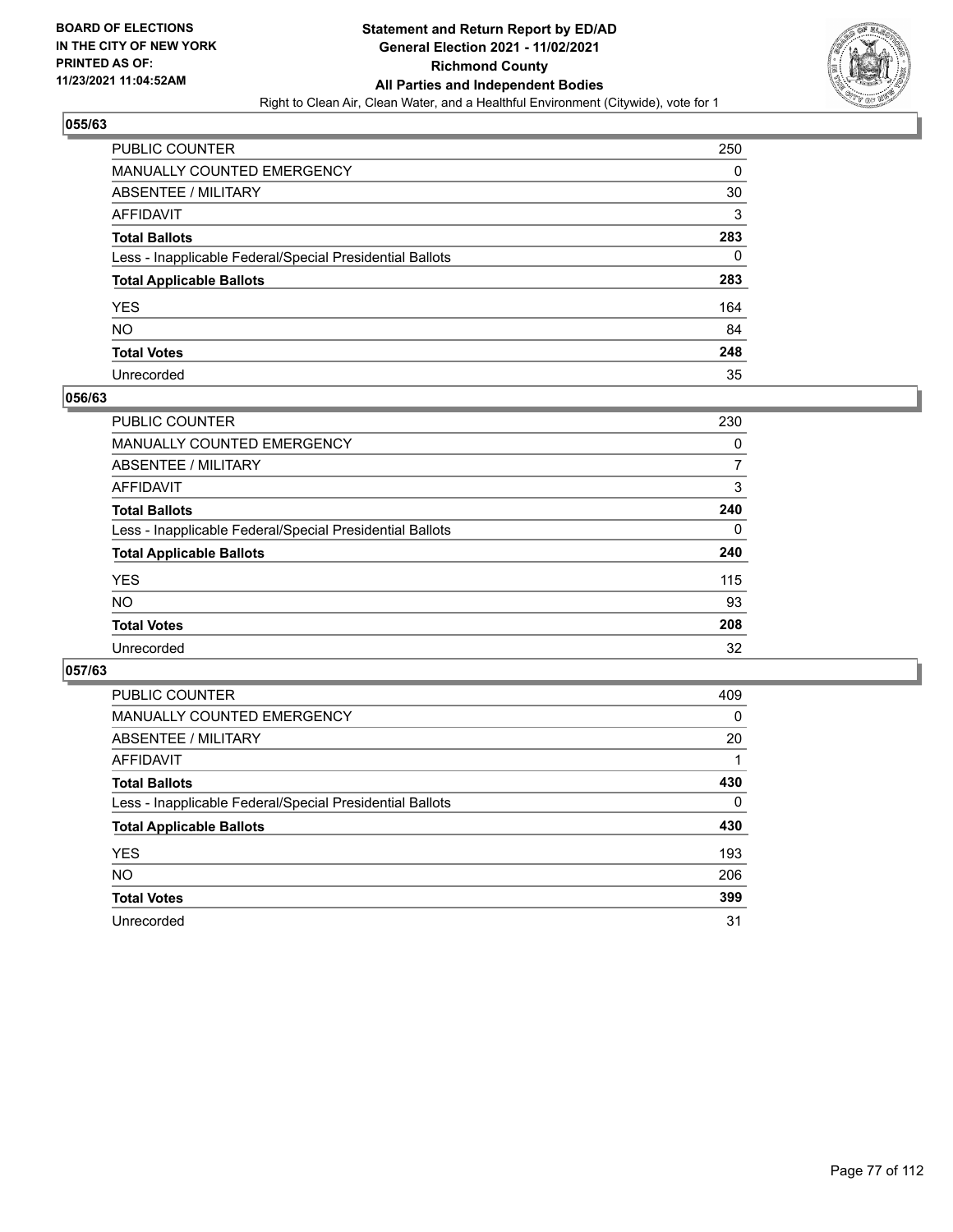BOARD OF ELECTIONS
IN THE CITY OF NEW YORK
PRINTED AS OF:
11/23/2021 11:04:52AM

# Statement and Return Report by ED/AD
## General Election 2021 - 11/02/2021
## Richmond County
## All Parties and Independent Bodies
Right to Clean Air, Clean Water, and a Healthful Environment (Citywide), vote for 1

### 055/63

| | |
|---|---|
| PUBLIC COUNTER | 250 |
| MANUALLY COUNTED EMERGENCY | 0 |
| ABSENTEE / MILITARY | 30 |
| AFFIDAVIT | 3 |
| **Total Ballots** | **283** |
| Less - Inapplicable Federal/Special Presidential Ballots | 0 |
| **Total Applicable Ballots** | **283** |
| YES | 164 |
| NO | 84 |
| **Total Votes** | **248** |
| Unrecorded | 35 |

### 056/63

| | |
|---|---|
| PUBLIC COUNTER | 230 |
| MANUALLY COUNTED EMERGENCY | 0 |
| ABSENTEE / MILITARY | 7 |
| AFFIDAVIT | 3 |
| **Total Ballots** | **240** |
| Less - Inapplicable Federal/Special Presidential Ballots | 0 |
| **Total Applicable Ballots** | **240** |
| YES | 115 |
| NO | 93 |
| **Total Votes** | **208** |
| Unrecorded | 32 |

### 057/63

| | |
|---|---|
| PUBLIC COUNTER | 409 |
| MANUALLY COUNTED EMERGENCY | 0 |
| ABSENTEE / MILITARY | 20 |
| AFFIDAVIT | 1 |
| **Total Ballots** | **430** |
| Less - Inapplicable Federal/Special Presidential Ballots | 0 |
| **Total Applicable Ballots** | **430** |
| YES | 193 |
| NO | 206 |
| **Total Votes** | **399** |
| Unrecorded | 31 |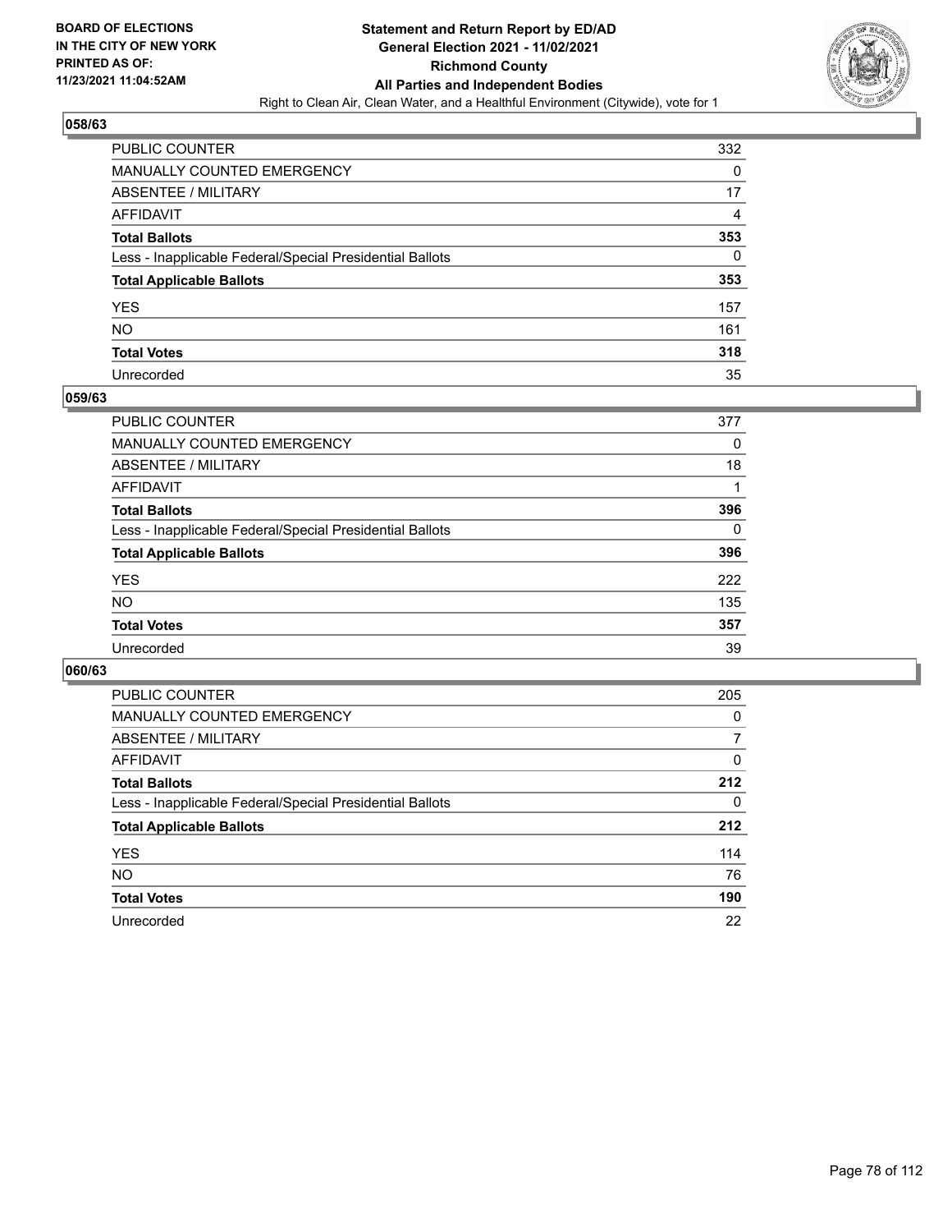BOARD OF ELECTIONS
IN THE CITY OF NEW YORK
PRINTED AS OF:
11/23/2021 11:04:52AM

**Statement and Return Report by ED/AD**
**General Election 2021 - 11/02/2021**
**Richmond County**
**All Parties and Independent Bodies**
Right to Clean Air, Clean Water, and a Healthful Environment (Citywide), vote for 1

### 058/63

| | |
|---|---|
| PUBLIC COUNTER | 332 |
| MANUALLY COUNTED EMERGENCY | 0 |
| ABSENTEE / MILITARY | 17 |
| AFFIDAVIT | 4 |
| **Total Ballots** | **353** |
| Less - Inapplicable Federal/Special Presidential Ballots | 0 |
| **Total Applicable Ballots** | **353** |
| YES | 157 |
| NO | 161 |
| **Total Votes** | **318** |
| Unrecorded | 35 |

### 059/63

| | |
|---|---|
| PUBLIC COUNTER | 377 |
| MANUALLY COUNTED EMERGENCY | 0 |
| ABSENTEE / MILITARY | 18 |
| AFFIDAVIT | 1 |
| **Total Ballots** | **396** |
| Less - Inapplicable Federal/Special Presidential Ballots | 0 |
| **Total Applicable Ballots** | **396** |
| YES | 222 |
| NO | 135 |
| **Total Votes** | **357** |
| Unrecorded | 39 |

### 060/63

| | |
|---|---|
| PUBLIC COUNTER | 205 |
| MANUALLY COUNTED EMERGENCY | 0 |
| ABSENTEE / MILITARY | 7 |
| AFFIDAVIT | 0 |
| **Total Ballots** | **212** |
| Less - Inapplicable Federal/Special Presidential Ballots | 0 |
| **Total Applicable Ballots** | **212** |
| YES | 114 |
| NO | 76 |
| **Total Votes** | **190** |
| Unrecorded | 22 |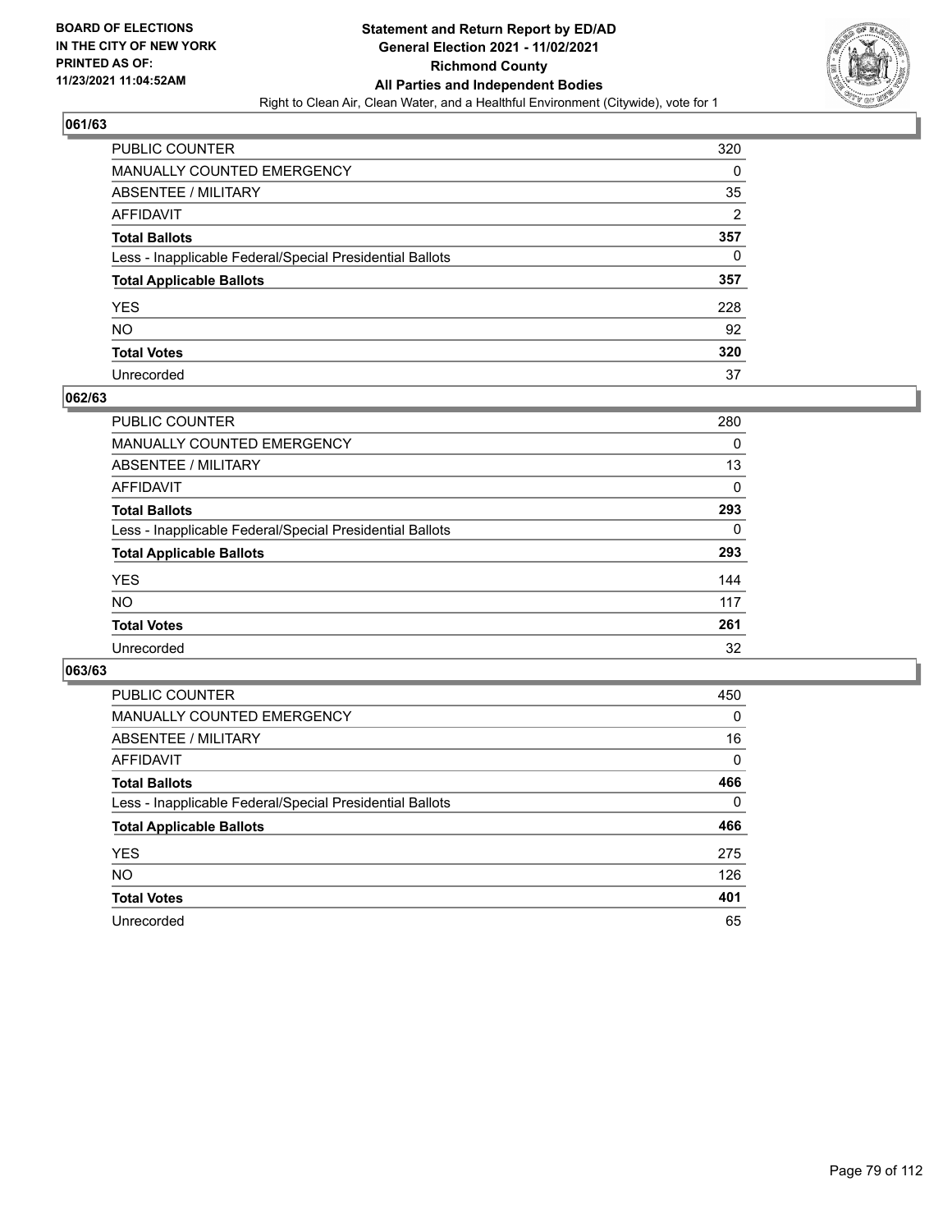BOARD OF ELECTIONS
IN THE CITY OF NEW YORK
PRINTED AS OF:
11/23/2021 11:04:52AM

# Statement and Return Report by ED/AD
## General Election 2021 - 11/02/2021
## Richmond County
## All Parties and Independent Bodies

Right to Clean Air, Clean Water, and a Healthful Environment (Citywide), vote for 1

### 061/63

| | |
|---|---|
| PUBLIC COUNTER | 320 |
| MANUALLY COUNTED EMERGENCY | 0 |
| ABSENTEE / MILITARY | 35 |
| AFFIDAVIT | 2 |
| **Total Ballots** | **357** |
| Less - Inapplicable Federal/Special Presidential Ballots | 0 |
| **Total Applicable Ballots** | **357** |
| YES | 228 |
| NO | 92 |
| **Total Votes** | **320** |
| Unrecorded | 37 |

### 062/63

| | |
|---|---|
| PUBLIC COUNTER | 280 |
| MANUALLY COUNTED EMERGENCY | 0 |
| ABSENTEE / MILITARY | 13 |
| AFFIDAVIT | 0 |
| **Total Ballots** | **293** |
| Less - Inapplicable Federal/Special Presidential Ballots | 0 |
| **Total Applicable Ballots** | **293** |
| YES | 144 |
| NO | 117 |
| **Total Votes** | **261** |
| Unrecorded | 32 |

### 063/63

| | |
|---|---|
| PUBLIC COUNTER | 450 |
| MANUALLY COUNTED EMERGENCY | 0 |
| ABSENTEE / MILITARY | 16 |
| AFFIDAVIT | 0 |
| **Total Ballots** | **466** |
| Less - Inapplicable Federal/Special Presidential Ballots | 0 |
| **Total Applicable Ballots** | **466** |
| YES | 275 |
| NO | 126 |
| **Total Votes** | **401** |
| Unrecorded | 65 |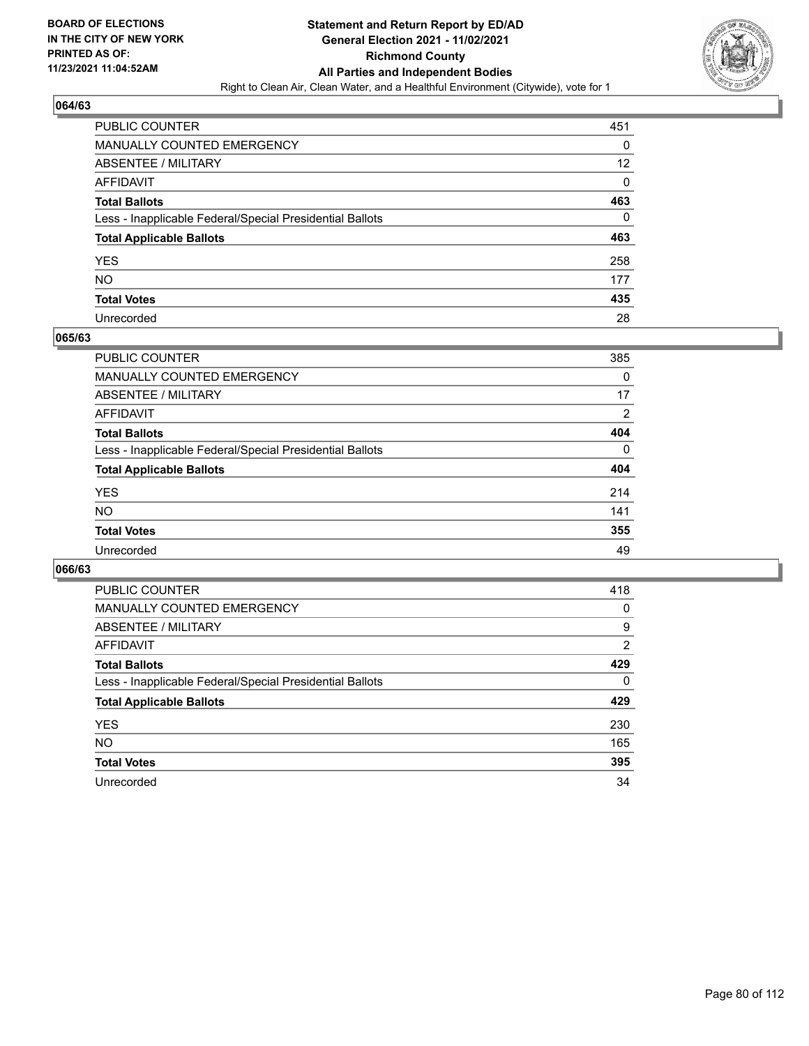BOARD OF ELECTIONS
IN THE CITY OF NEW YORK
PRINTED AS OF:
11/23/2021 11:04:52AM

**Statement and Return Report by ED/AD**
**General Election 2021 - 11/02/2021**
**Richmond County**
**All Parties and Independent Bodies**
Right to Clean Air, Clean Water, and a Healthful Environment (Citywide), vote for 1

## 064/63

| | |
|---|---|
| PUBLIC COUNTER | 451 |
| MANUALLY COUNTED EMERGENCY | 0 |
| ABSENTEE / MILITARY | 12 |
| AFFIDAVIT | 0 |
| **Total Ballots** | **463** |
| Less - Inapplicable Federal/Special Presidential Ballots | 0 |
| **Total Applicable Ballots** | **463** |
| YES | 258 |
| NO | 177 |
| **Total Votes** | **435** |
| Unrecorded | 28 |

## 065/63

| | |
|---|---|
| PUBLIC COUNTER | 385 |
| MANUALLY COUNTED EMERGENCY | 0 |
| ABSENTEE / MILITARY | 17 |
| AFFIDAVIT | 2 |
| **Total Ballots** | **404** |
| Less - Inapplicable Federal/Special Presidential Ballots | 0 |
| **Total Applicable Ballots** | **404** |
| YES | 214 |
| NO | 141 |
| **Total Votes** | **355** |
| Unrecorded | 49 |

## 066/63

| | |
|---|---|
| PUBLIC COUNTER | 418 |
| MANUALLY COUNTED EMERGENCY | 0 |
| ABSENTEE / MILITARY | 9 |
| AFFIDAVIT | 2 |
| **Total Ballots** | **429** |
| Less - Inapplicable Federal/Special Presidential Ballots | 0 |
| **Total Applicable Ballots** | **429** |
| YES | 230 |
| NO | 165 |
| **Total Votes** | **395** |
| Unrecorded | 34 |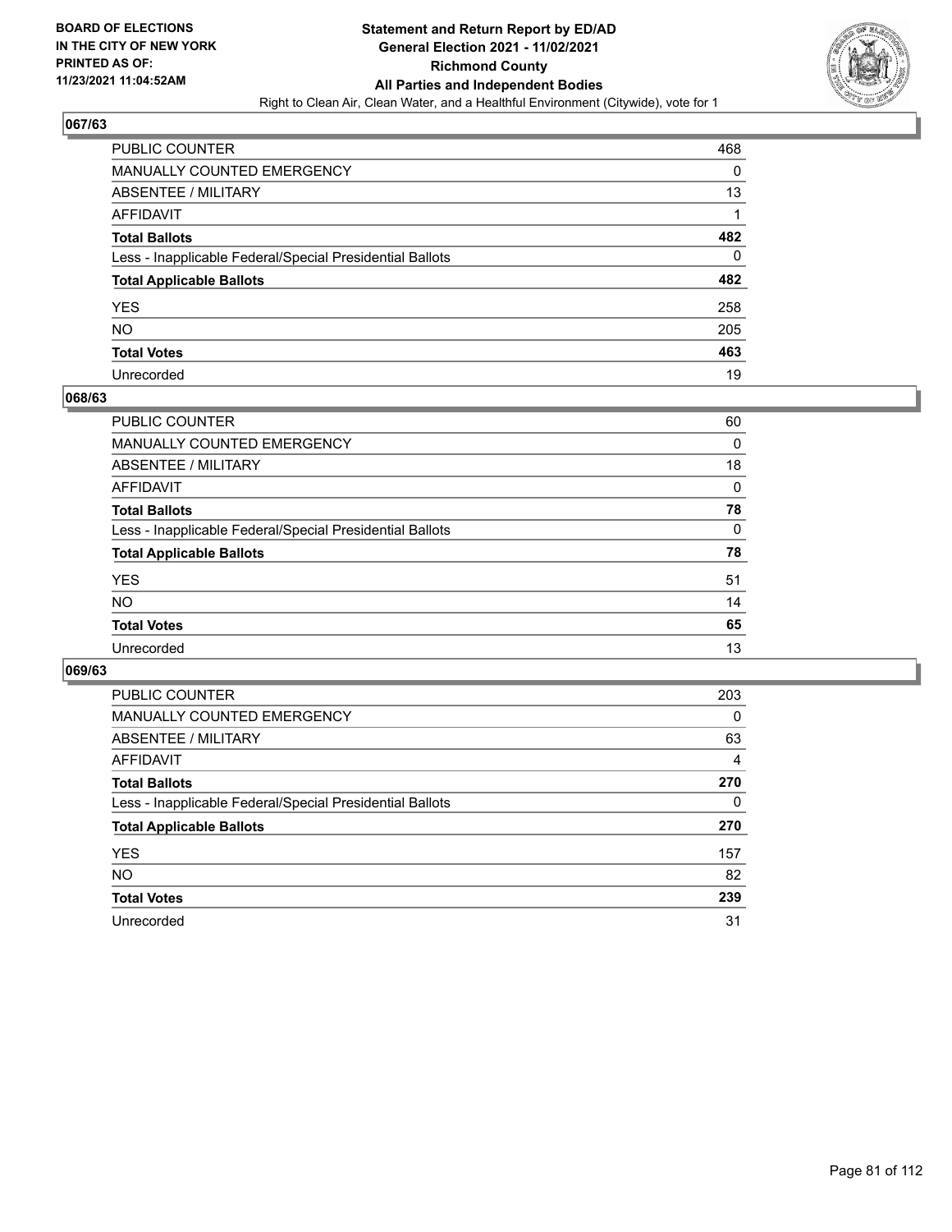BOARD OF ELECTIONS
IN THE CITY OF NEW YORK
PRINTED AS OF:
11/23/2021 11:04:52AM

**Statement and Return Report by ED/AD**
**General Election 2021 - 11/02/2021**
**Richmond County**
**All Parties and Independent Bodies**
Right to Clean Air, Clean Water, and a Healthful Environment (Citywide), vote for 1

### 067/63

| | |
|---|---|
| PUBLIC COUNTER | 468 |
| MANUALLY COUNTED EMERGENCY | 0 |
| ABSENTEE / MILITARY | 13 |
| AFFIDAVIT | 1 |
| **Total Ballots** | **482** |
| Less - Inapplicable Federal/Special Presidential Ballots | 0 |
| **Total Applicable Ballots** | **482** |
| YES | 258 |
| NO | 205 |
| **Total Votes** | **463** |
| Unrecorded | 19 |

### 068/63

| | |
|---|---|
| PUBLIC COUNTER | 60 |
| MANUALLY COUNTED EMERGENCY | 0 |
| ABSENTEE / MILITARY | 18 |
| AFFIDAVIT | 0 |
| **Total Ballots** | **78** |
| Less - Inapplicable Federal/Special Presidential Ballots | 0 |
| **Total Applicable Ballots** | **78** |
| YES | 51 |
| NO | 14 |
| **Total Votes** | **65** |
| Unrecorded | 13 |

### 069/63

| | |
|---|---|
| PUBLIC COUNTER | 203 |
| MANUALLY COUNTED EMERGENCY | 0 |
| ABSENTEE / MILITARY | 63 |
| AFFIDAVIT | 4 |
| **Total Ballots** | **270** |
| Less - Inapplicable Federal/Special Presidential Ballots | 0 |
| **Total Applicable Ballots** | **270** |
| YES | 157 |
| NO | 82 |
| **Total Votes** | **239** |
| Unrecorded | 31 |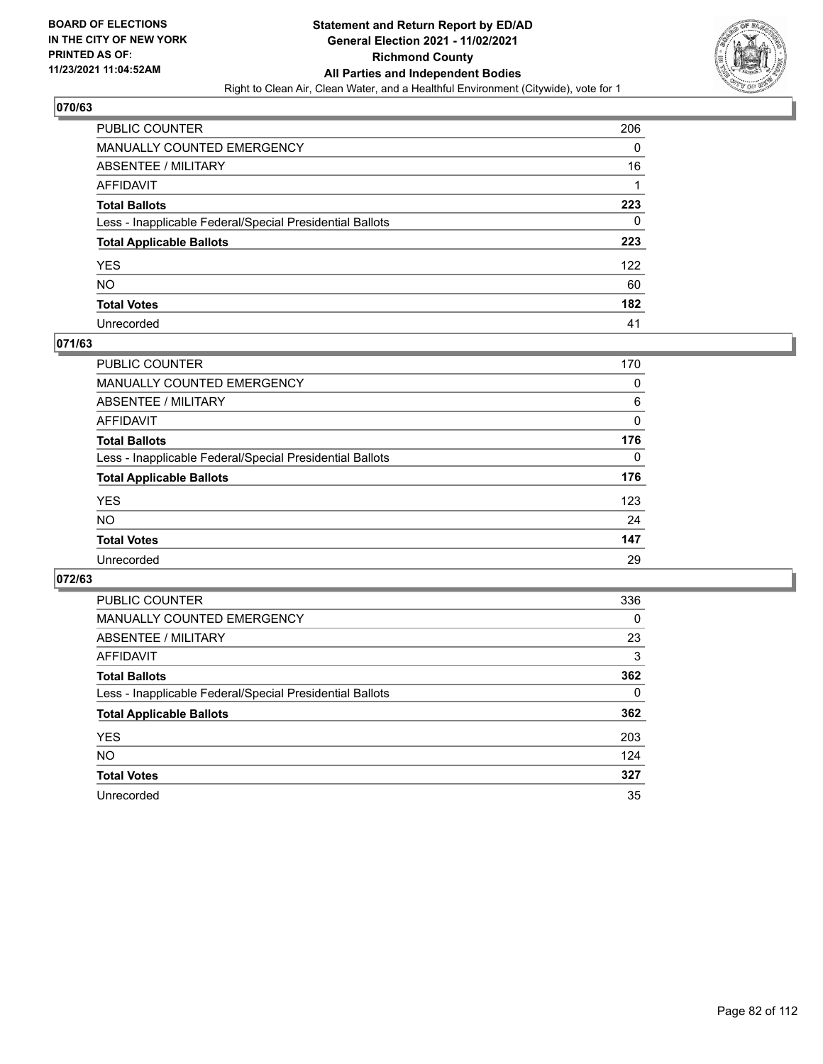**BOARD OF ELECTIONS IN THE CITY OF NEW YORK PRINTED AS OF: 11/23/2021 11:04:52AM**

# Statement and Return Report by ED/AD General Election 2021 - 11/02/2021 Richmond County All Parties and Independent Bodies

Right to Clean Air, Clean Water, and a Healthful Environment (Citywide), vote for 1

## 070/63

| | |
|---|---|
| PUBLIC COUNTER | 206 |
| MANUALLY COUNTED EMERGENCY | 0 |
| ABSENTEE / MILITARY | 16 |
| AFFIDAVIT | 1 |
| **Total Ballots** | **223** |
| Less - Inapplicable Federal/Special Presidential Ballots | 0 |
| **Total Applicable Ballots** | **223** |
| YES | 122 |
| NO | 60 |
| **Total Votes** | **182** |
| Unrecorded | 41 |

## 071/63

| | |
|---|---|
| PUBLIC COUNTER | 170 |
| MANUALLY COUNTED EMERGENCY | 0 |
| ABSENTEE / MILITARY | 6 |
| AFFIDAVIT | 0 |
| **Total Ballots** | **176** |
| Less - Inapplicable Federal/Special Presidential Ballots | 0 |
| **Total Applicable Ballots** | **176** |
| YES | 123 |
| NO | 24 |
| **Total Votes** | **147** |
| Unrecorded | 29 |

## 072/63

| | |
|---|---|
| PUBLIC COUNTER | 336 |
| MANUALLY COUNTED EMERGENCY | 0 |
| ABSENTEE / MILITARY | 23 |
| AFFIDAVIT | 3 |
| **Total Ballots** | **362** |
| Less - Inapplicable Federal/Special Presidential Ballots | 0 |
| **Total Applicable Ballots** | **362** |
| YES | 203 |
| NO | 124 |
| **Total Votes** | **327** |
| Unrecorded | 35 |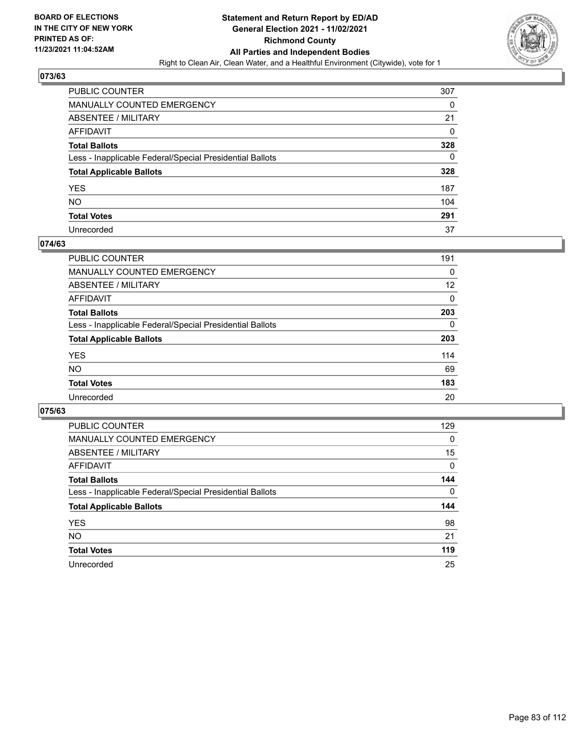BOARD OF ELECTIONS
IN THE CITY OF NEW YORK
PRINTED AS OF:
11/23/2021 11:04:52AM

# Statement and Return Report by ED/AD
## General Election 2021 - 11/02/2021
## Richmond County
## All Parties and Independent Bodies
Right to Clean Air, Clean Water, and a Healthful Environment (Citywide), vote for 1

### 073/63

| | |
|---|---|
| PUBLIC COUNTER | 307 |
| MANUALLY COUNTED EMERGENCY | 0 |
| ABSENTEE / MILITARY | 21 |
| AFFIDAVIT | 0 |
| **Total Ballots** | **328** |
| Less - Inapplicable Federal/Special Presidential Ballots | 0 |
| **Total Applicable Ballots** | **328** |
| YES | 187 |
| NO | 104 |
| **Total Votes** | **291** |
| Unrecorded | 37 |

### 074/63

| | |
|---|---|
| PUBLIC COUNTER | 191 |
| MANUALLY COUNTED EMERGENCY | 0 |
| ABSENTEE / MILITARY | 12 |
| AFFIDAVIT | 0 |
| **Total Ballots** | **203** |
| Less - Inapplicable Federal/Special Presidential Ballots | 0 |
| **Total Applicable Ballots** | **203** |
| YES | 114 |
| NO | 69 |
| **Total Votes** | **183** |
| Unrecorded | 20 |

### 075/63

| | |
|---|---|
| PUBLIC COUNTER | 129 |
| MANUALLY COUNTED EMERGENCY | 0 |
| ABSENTEE / MILITARY | 15 |
| AFFIDAVIT | 0 |
| **Total Ballots** | **144** |
| Less - Inapplicable Federal/Special Presidential Ballots | 0 |
| **Total Applicable Ballots** | **144** |
| YES | 98 |
| NO | 21 |
| **Total Votes** | **119** |
| Unrecorded | 25 |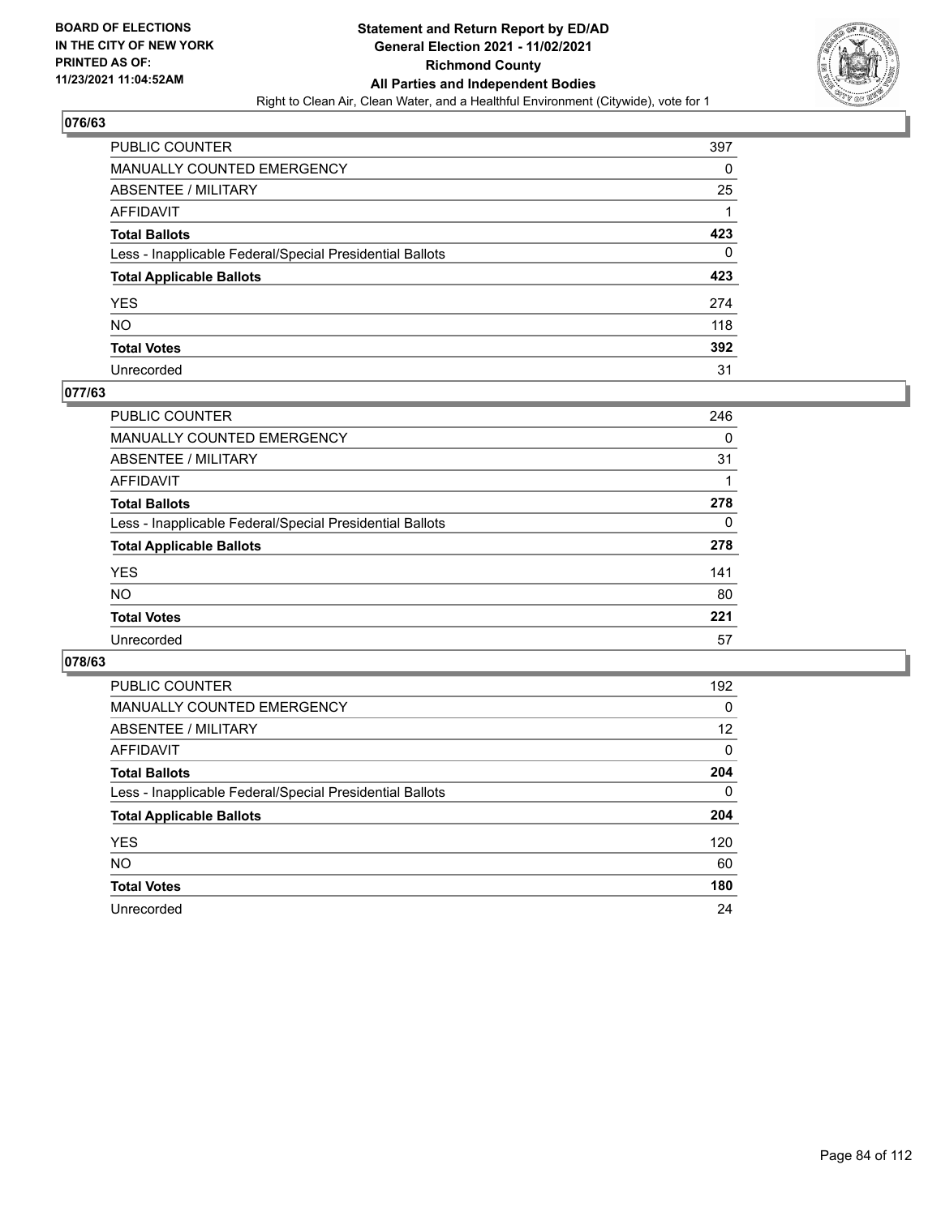BOARD OF ELECTIONS
IN THE CITY OF NEW YORK
PRINTED AS OF:
11/23/2021 11:04:52AM

**Statement and Return Report by ED/AD**
**General Election 2021 - 11/02/2021**
**Richmond County**
**All Parties and Independent Bodies**
Right to Clean Air, Clean Water, and a Healthful Environment (Citywide), vote for 1

### 076/63

| | |
|---|---|
| PUBLIC COUNTER | 397 |
| MANUALLY COUNTED EMERGENCY | 0 |
| ABSENTEE / MILITARY | 25 |
| AFFIDAVIT | 1 |
| **Total Ballots** | **423** |
| Less - Inapplicable Federal/Special Presidential Ballots | 0 |
| **Total Applicable Ballots** | **423** |
| YES | 274 |
| NO | 118 |
| **Total Votes** | **392** |
| Unrecorded | 31 |

### 077/63

| | |
|---|---|
| PUBLIC COUNTER | 246 |
| MANUALLY COUNTED EMERGENCY | 0 |
| ABSENTEE / MILITARY | 31 |
| AFFIDAVIT | 1 |
| **Total Ballots** | **278** |
| Less - Inapplicable Federal/Special Presidential Ballots | 0 |
| **Total Applicable Ballots** | **278** |
| YES | 141 |
| NO | 80 |
| **Total Votes** | **221** |
| Unrecorded | 57 |

### 078/63

| | |
|---|---|
| PUBLIC COUNTER | 192 |
| MANUALLY COUNTED EMERGENCY | 0 |
| ABSENTEE / MILITARY | 12 |
| AFFIDAVIT | 0 |
| **Total Ballots** | **204** |
| Less - Inapplicable Federal/Special Presidential Ballots | 0 |
| **Total Applicable Ballots** | **204** |
| YES | 120 |
| NO | 60 |
| **Total Votes** | **180** |
| Unrecorded | 24 |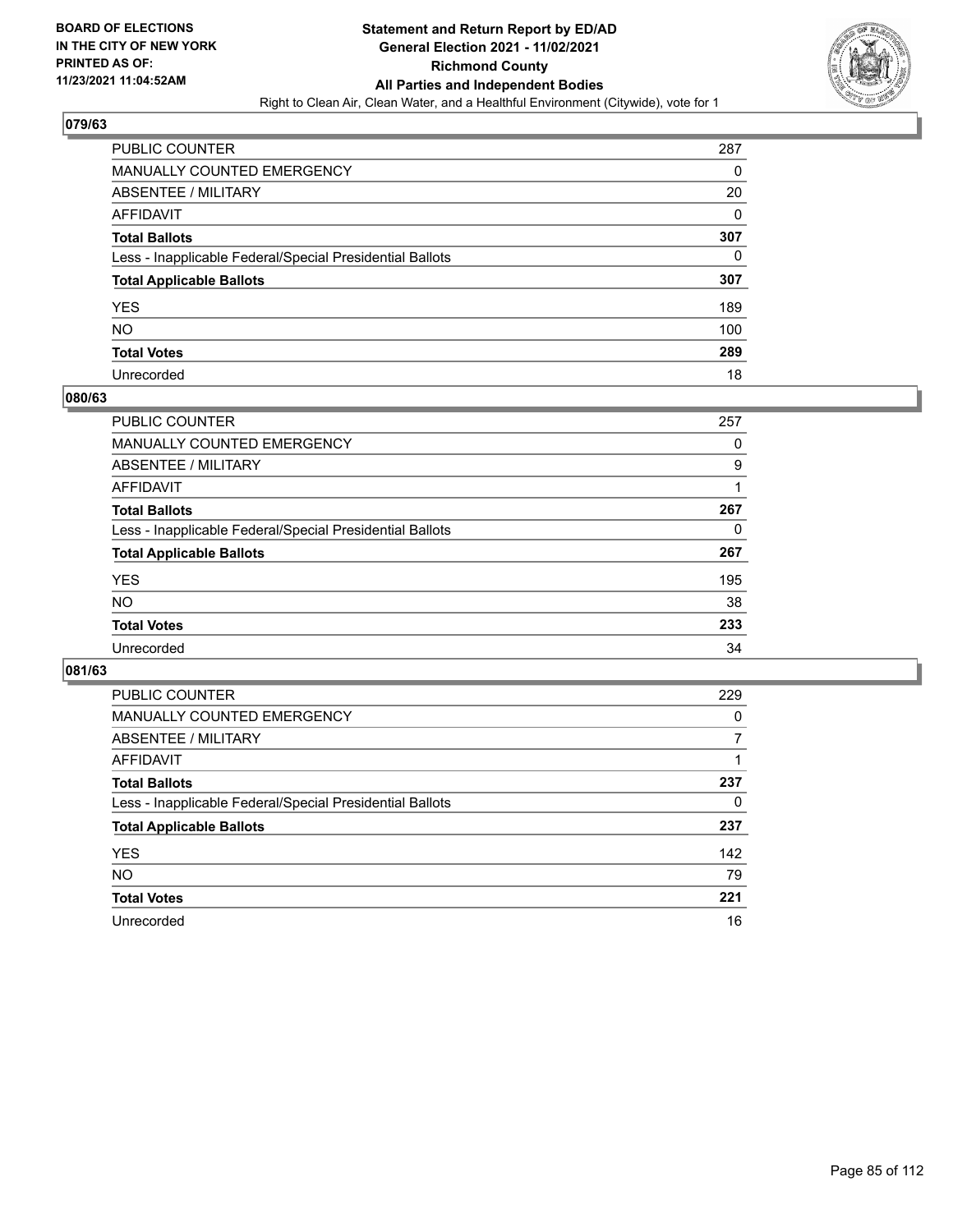## 079/63

| | |
|---|---|
| PUBLIC COUNTER | 287 |
| MANUALLY COUNTED EMERGENCY | 0 |
| ABSENTEE / MILITARY | 20 |
| AFFIDAVIT | 0 |
| **Total Ballots** | **307** |
| Less - Inapplicable Federal/Special Presidential Ballots | 0 |
| **Total Applicable Ballots** | **307** |
| YES | 189 |
| NO | 100 |
| **Total Votes** | **289** |
| Unrecorded | 18 |

## 080/63

| | |
|---|---|
| PUBLIC COUNTER | 257 |
| MANUALLY COUNTED EMERGENCY | 0 |
| ABSENTEE / MILITARY | 9 |
| AFFIDAVIT | 1 |
| **Total Ballots** | **267** |
| Less - Inapplicable Federal/Special Presidential Ballots | 0 |
| **Total Applicable Ballots** | **267** |
| YES | 195 |
| NO | 38 |
| **Total Votes** | **233** |
| Unrecorded | 34 |

## 081/63

| | |
|---|---|
| PUBLIC COUNTER | 229 |
| MANUALLY COUNTED EMERGENCY | 0 |
| ABSENTEE / MILITARY | 7 |
| AFFIDAVIT | 1 |
| **Total Ballots** | **237** |
| Less - Inapplicable Federal/Special Presidential Ballots | 0 |
| **Total Applicable Ballots** | **237** |
| YES | 142 |
| NO | 79 |
| **Total Votes** | **221** |
| Unrecorded | 16 |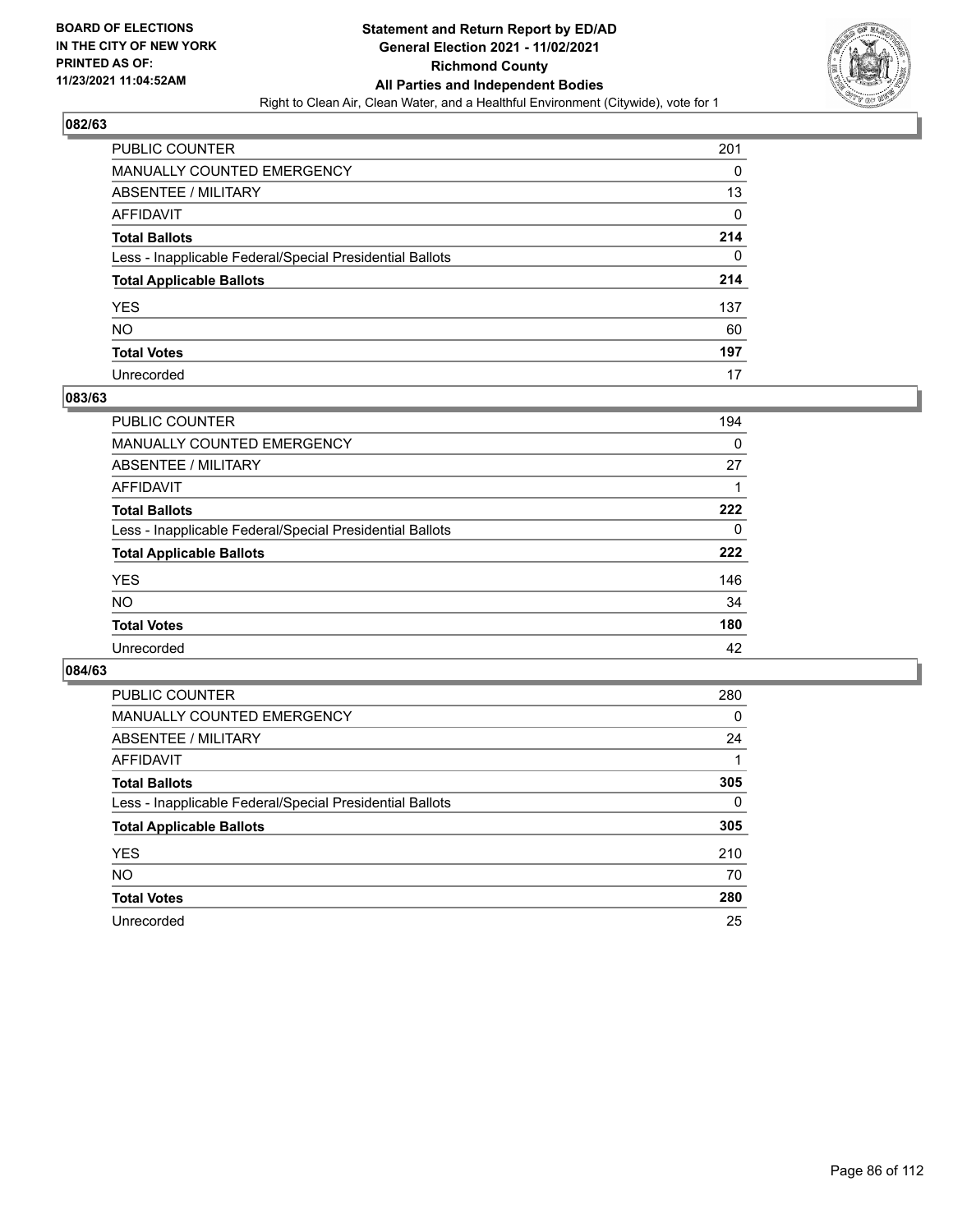BOARD OF ELECTIONS
IN THE CITY OF NEW YORK
PRINTED AS OF:
11/23/2021 11:04:52AM

**Statement and Return Report by ED/AD**
**General Election 2021 - 11/02/2021**
**Richmond County**
**All Parties and Independent Bodies**
Right to Clean Air, Clean Water, and a Healthful Environment (Citywide), vote for 1

## 082/63

| | |
|---|---|
| PUBLIC COUNTER | 201 |
| MANUALLY COUNTED EMERGENCY | 0 |
| ABSENTEE / MILITARY | 13 |
| AFFIDAVIT | 0 |
| **Total Ballots** | **214** |
| Less - Inapplicable Federal/Special Presidential Ballots | 0 |
| **Total Applicable Ballots** | **214** |
| YES | 137 |
| NO | 60 |
| **Total Votes** | **197** |
| Unrecorded | 17 |

## 083/63

| | |
|---|---|
| PUBLIC COUNTER | 194 |
| MANUALLY COUNTED EMERGENCY | 0 |
| ABSENTEE / MILITARY | 27 |
| AFFIDAVIT | 1 |
| **Total Ballots** | **222** |
| Less - Inapplicable Federal/Special Presidential Ballots | 0 |
| **Total Applicable Ballots** | **222** |
| YES | 146 |
| NO | 34 |
| **Total Votes** | **180** |
| Unrecorded | 42 |

## 084/63

| | |
|---|---|
| PUBLIC COUNTER | 280 |
| MANUALLY COUNTED EMERGENCY | 0 |
| ABSENTEE / MILITARY | 24 |
| AFFIDAVIT | 1 |
| **Total Ballots** | **305** |
| Less - Inapplicable Federal/Special Presidential Ballots | 0 |
| **Total Applicable Ballots** | **305** |
| YES | 210 |
| NO | 70 |
| **Total Votes** | **280** |
| Unrecorded | 25 |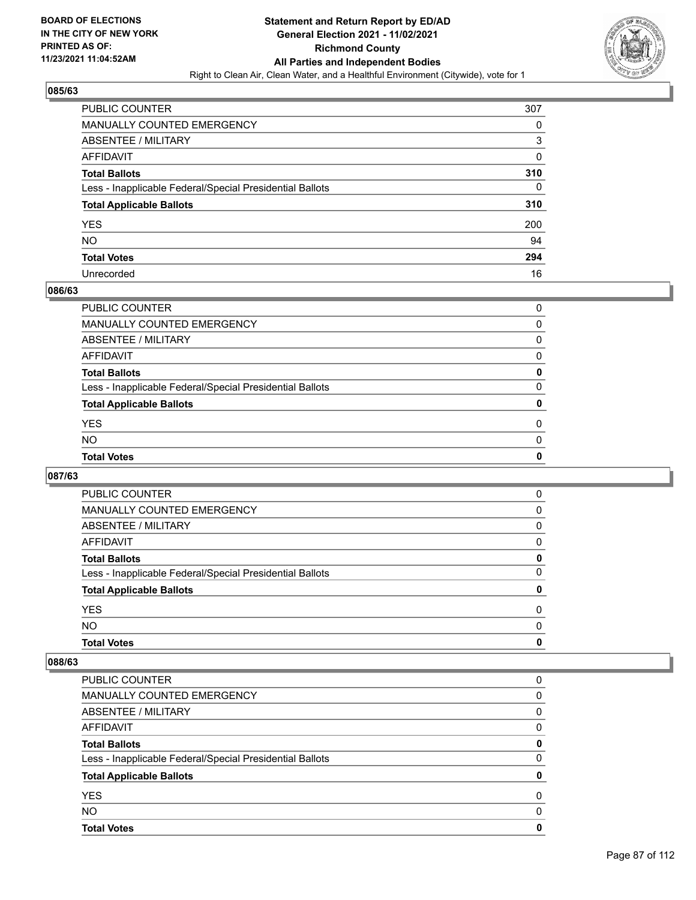## 085/63

| | |
|---|---|
| PUBLIC COUNTER | 307 |
| MANUALLY COUNTED EMERGENCY | 0 |
| ABSENTEE / MILITARY | 3 |
| AFFIDAVIT | 0 |
| **Total Ballots** | **310** |
| Less - Inapplicable Federal/Special Presidential Ballots | 0 |
| **Total Applicable Ballots** | **310** |
| YES | 200 |
| NO | 94 |
| **Total Votes** | **294** |
| Unrecorded | 16 |

## 086/63

| | |
|---|---|
| PUBLIC COUNTER | 0 |
| MANUALLY COUNTED EMERGENCY | 0 |
| ABSENTEE / MILITARY | 0 |
| AFFIDAVIT | 0 |
| **Total Ballots** | **0** |
| Less - Inapplicable Federal/Special Presidential Ballots | 0 |
| **Total Applicable Ballots** | **0** |
| YES | 0 |
| NO | 0 |
| **Total Votes** | **0** |

## 087/63

| | |
|---|---|
| PUBLIC COUNTER | 0 |
| MANUALLY COUNTED EMERGENCY | 0 |
| ABSENTEE / MILITARY | 0 |
| AFFIDAVIT | 0 |
| **Total Ballots** | **0** |
| Less - Inapplicable Federal/Special Presidential Ballots | 0 |
| **Total Applicable Ballots** | **0** |
| YES | 0 |
| NO | 0 |
| **Total Votes** | **0** |

## 088/63

| | |
|---|---|
| PUBLIC COUNTER | 0 |
| MANUALLY COUNTED EMERGENCY | 0 |
| ABSENTEE / MILITARY | 0 |
| AFFIDAVIT | 0 |
| **Total Ballots** | **0** |
| Less - Inapplicable Federal/Special Presidential Ballots | 0 |
| **Total Applicable Ballots** | **0** |
| YES | 0 |
| NO | 0 |
| **Total Votes** | **0** |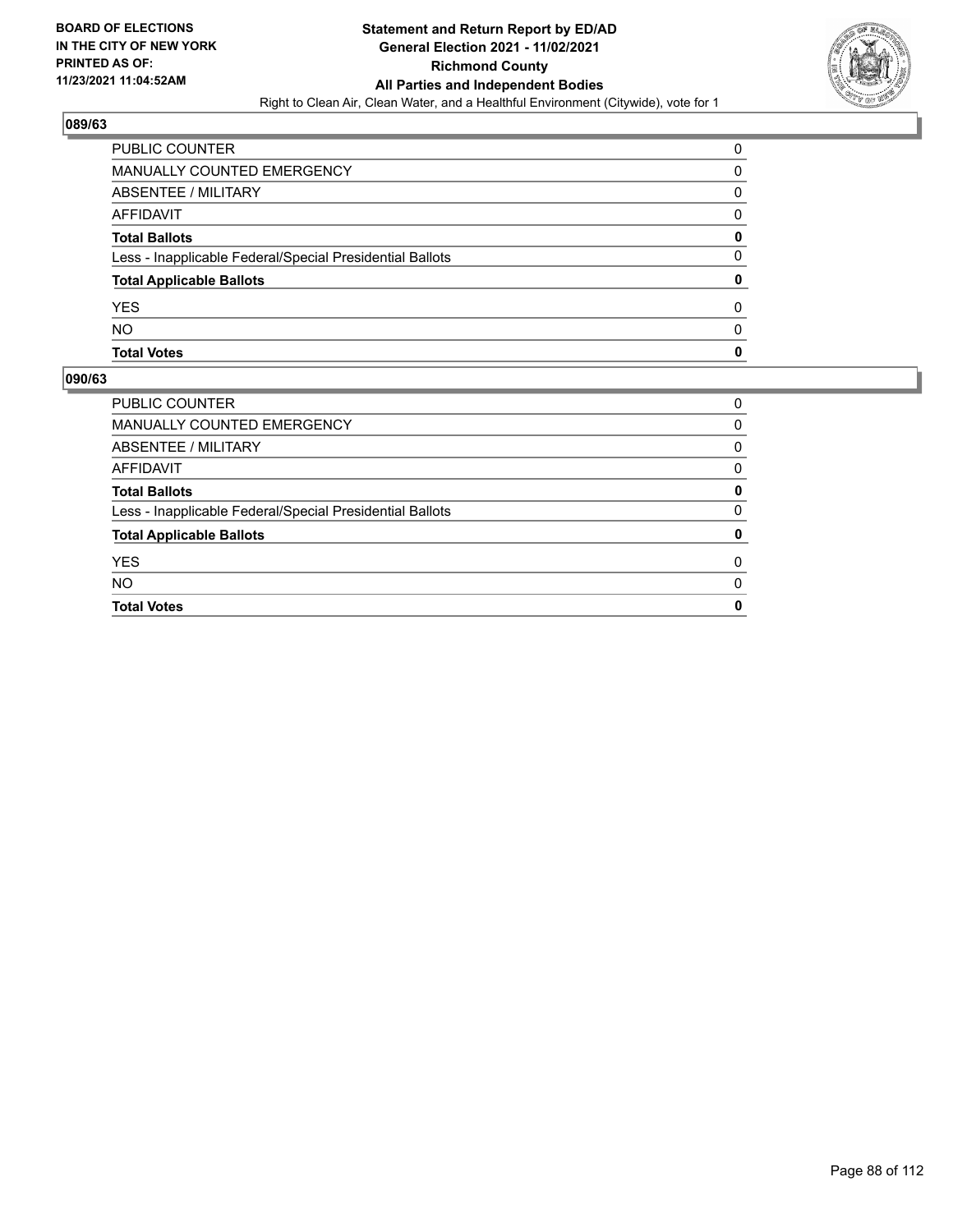## 089/63

| | |
|---|---|
| PUBLIC COUNTER | 0 |
| MANUALLY COUNTED EMERGENCY | 0 |
| ABSENTEE / MILITARY | 0 |
| AFFIDAVIT | 0 |
| **Total Ballots** | **0** |
| Less - Inapplicable Federal/Special Presidential Ballots | 0 |
| **Total Applicable Ballots** | **0** |
| YES | 0 |
| NO | 0 |
| **Total Votes** | **0** |

## 090/63

| | |
|---|---|
| PUBLIC COUNTER | 0 |
| MANUALLY COUNTED EMERGENCY | 0 |
| ABSENTEE / MILITARY | 0 |
| AFFIDAVIT | 0 |
| **Total Ballots** | **0** |
| Less - Inapplicable Federal/Special Presidential Ballots | 0 |
| **Total Applicable Ballots** | **0** |
| YES | 0 |
| NO | 0 |
| **Total Votes** | **0** |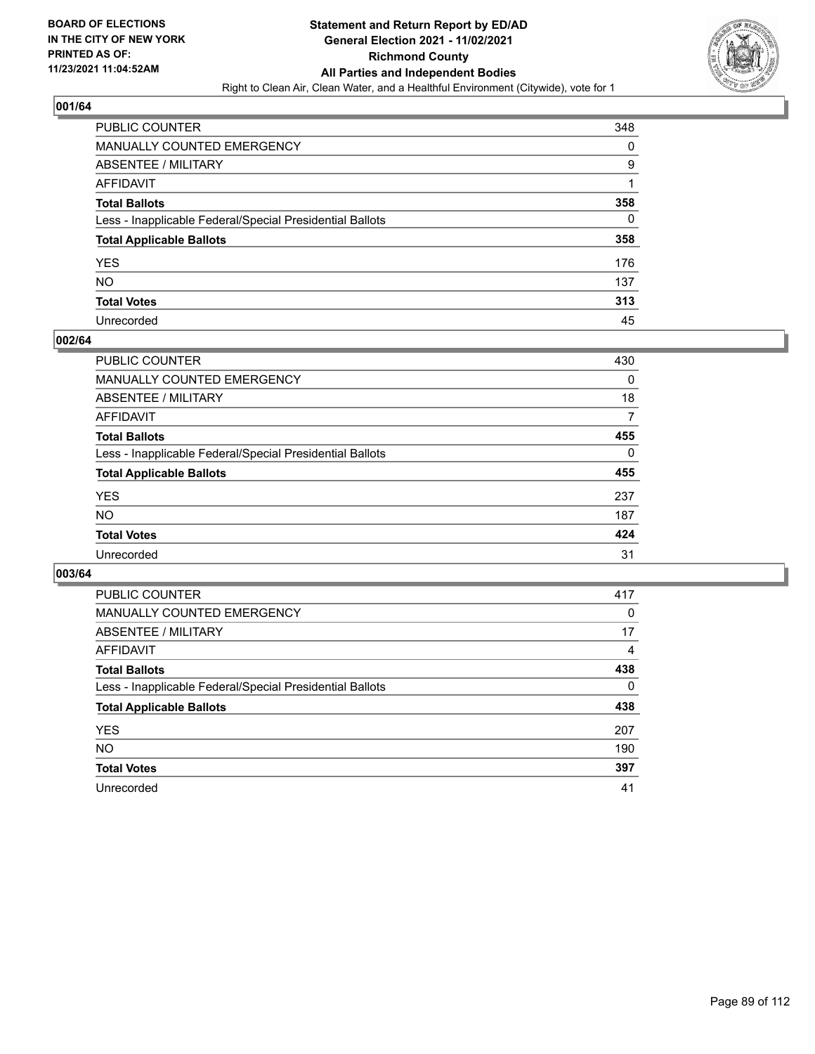**BOARD OF ELECTIONS IN THE CITY OF NEW YORK PRINTED AS OF: 11/23/2021 11:04:52AM**

# Statement and Return Report by ED/AD
## General Election 2021 - 11/02/2021
## Richmond County
## All Parties and Independent Bodies
Right to Clean Air, Clean Water, and a Healthful Environment (Citywide), vote for 1

### 001/64

| | |
|---|---|
| PUBLIC COUNTER | 348 |
| MANUALLY COUNTED EMERGENCY | 0 |
| ABSENTEE / MILITARY | 9 |
| AFFIDAVIT | 1 |
| **Total Ballots** | **358** |
| Less - Inapplicable Federal/Special Presidential Ballots | 0 |
| **Total Applicable Ballots** | **358** |
| YES | 176 |
| NO | 137 |
| **Total Votes** | **313** |
| Unrecorded | 45 |

### 002/64

| | |
|---|---|
| PUBLIC COUNTER | 430 |
| MANUALLY COUNTED EMERGENCY | 0 |
| ABSENTEE / MILITARY | 18 |
| AFFIDAVIT | 7 |
| **Total Ballots** | **455** |
| Less - Inapplicable Federal/Special Presidential Ballots | 0 |
| **Total Applicable Ballots** | **455** |
| YES | 237 |
| NO | 187 |
| **Total Votes** | **424** |
| Unrecorded | 31 |

### 003/64

| | |
|---|---|
| PUBLIC COUNTER | 417 |
| MANUALLY COUNTED EMERGENCY | 0 |
| ABSENTEE / MILITARY | 17 |
| AFFIDAVIT | 4 |
| **Total Ballots** | **438** |
| Less - Inapplicable Federal/Special Presidential Ballots | 0 |
| **Total Applicable Ballots** | **438** |
| YES | 207 |
| NO | 190 |
| **Total Votes** | **397** |
| Unrecorded | 41 |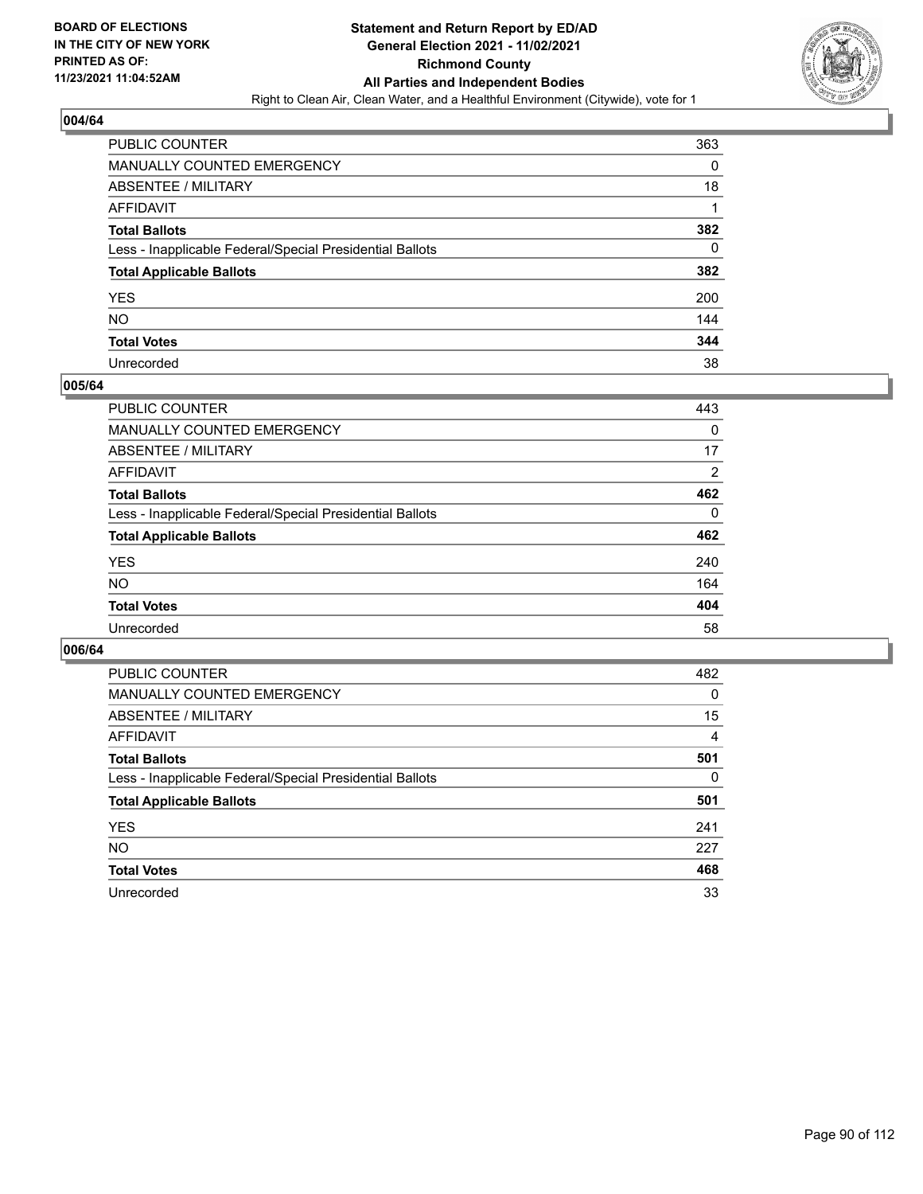BOARD OF ELECTIONS
IN THE CITY OF NEW YORK
PRINTED AS OF:
11/23/2021 11:04:52AM

**Statement and Return Report by ED/AD**
**General Election 2021 - 11/02/2021**
**Richmond County**
**All Parties and Independent Bodies**
Right to Clean Air, Clean Water, and a Healthful Environment (Citywide), vote for 1

## 004/64

| | |
|---|---|
| PUBLIC COUNTER | 363 |
| MANUALLY COUNTED EMERGENCY | 0 |
| ABSENTEE / MILITARY | 18 |
| AFFIDAVIT | 1 |
| **Total Ballots** | **382** |
| Less - Inapplicable Federal/Special Presidential Ballots | 0 |
| **Total Applicable Ballots** | **382** |
| YES | 200 |
| NO | 144 |
| **Total Votes** | **344** |
| Unrecorded | 38 |

## 005/64

| | |
|---|---|
| PUBLIC COUNTER | 443 |
| MANUALLY COUNTED EMERGENCY | 0 |
| ABSENTEE / MILITARY | 17 |
| AFFIDAVIT | 2 |
| **Total Ballots** | **462** |
| Less - Inapplicable Federal/Special Presidential Ballots | 0 |
| **Total Applicable Ballots** | **462** |
| YES | 240 |
| NO | 164 |
| **Total Votes** | **404** |
| Unrecorded | 58 |

## 006/64

| | |
|---|---|
| PUBLIC COUNTER | 482 |
| MANUALLY COUNTED EMERGENCY | 0 |
| ABSENTEE / MILITARY | 15 |
| AFFIDAVIT | 4 |
| **Total Ballots** | **501** |
| Less - Inapplicable Federal/Special Presidential Ballots | 0 |
| **Total Applicable Ballots** | **501** |
| YES | 241 |
| NO | 227 |
| **Total Votes** | **468** |
| Unrecorded | 33 |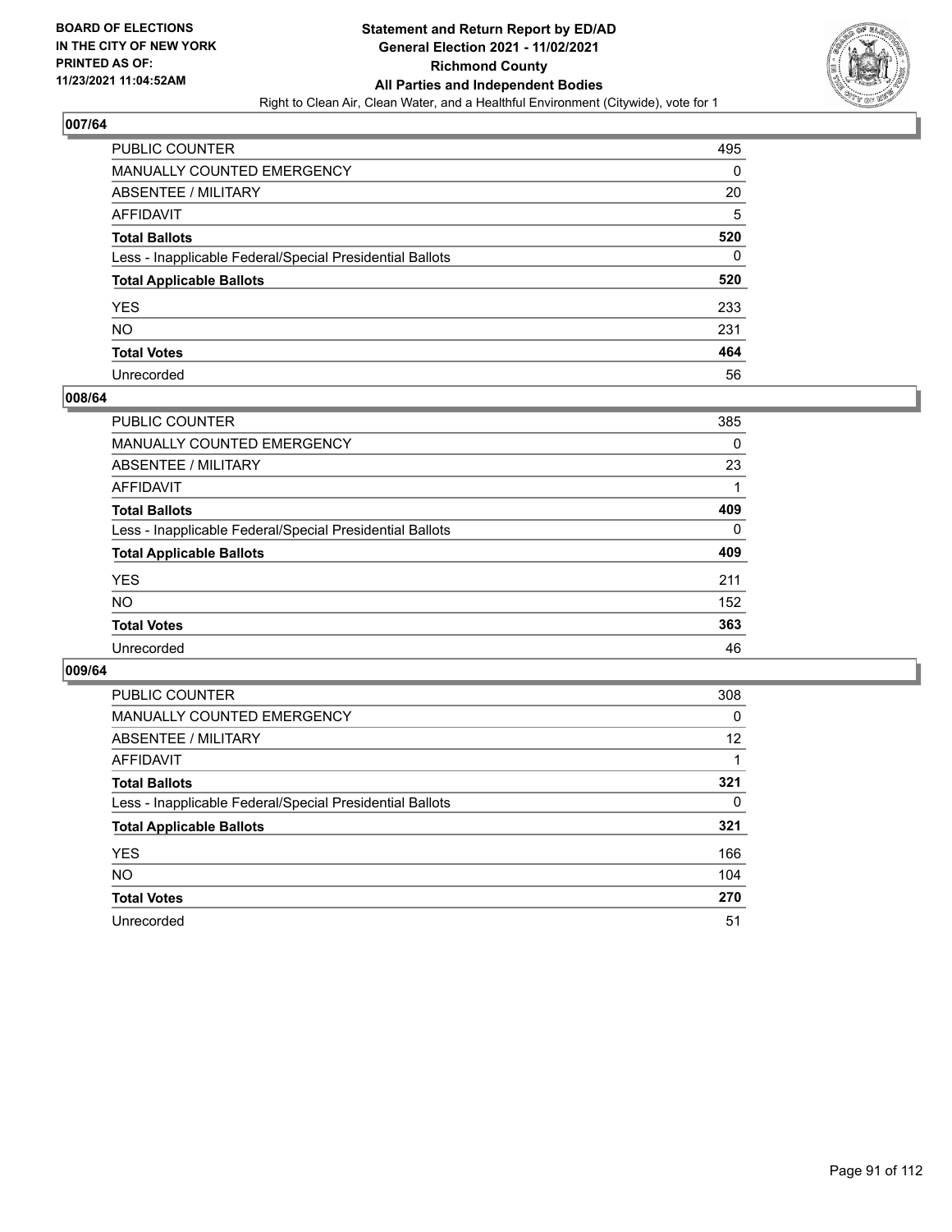BOARD OF ELECTIONS
IN THE CITY OF NEW YORK
PRINTED AS OF:
11/23/2021 11:04:52AM

**Statement and Return Report by ED/AD**
**General Election 2021 - 11/02/2021**
**Richmond County**
**All Parties and Independent Bodies**
Right to Clean Air, Clean Water, and a Healthful Environment (Citywide), vote for 1

## 007/64

| | |
|---|---|
| PUBLIC COUNTER | 495 |
| MANUALLY COUNTED EMERGENCY | 0 |
| ABSENTEE / MILITARY | 20 |
| AFFIDAVIT | 5 |
| **Total Ballots** | **520** |
| Less - Inapplicable Federal/Special Presidential Ballots | 0 |
| **Total Applicable Ballots** | **520** |
| YES | 233 |
| NO | 231 |
| **Total Votes** | **464** |
| Unrecorded | 56 |

## 008/64

| | |
|---|---|
| PUBLIC COUNTER | 385 |
| MANUALLY COUNTED EMERGENCY | 0 |
| ABSENTEE / MILITARY | 23 |
| AFFIDAVIT | 1 |
| **Total Ballots** | **409** |
| Less - Inapplicable Federal/Special Presidential Ballots | 0 |
| **Total Applicable Ballots** | **409** |
| YES | 211 |
| NO | 152 |
| **Total Votes** | **363** |
| Unrecorded | 46 |

## 009/64

| | |
|---|---|
| PUBLIC COUNTER | 308 |
| MANUALLY COUNTED EMERGENCY | 0 |
| ABSENTEE / MILITARY | 12 |
| AFFIDAVIT | 1 |
| **Total Ballots** | **321** |
| Less - Inapplicable Federal/Special Presidential Ballots | 0 |
| **Total Applicable Ballots** | **321** |
| YES | 166 |
| NO | 104 |
| **Total Votes** | **270** |
| Unrecorded | 51 |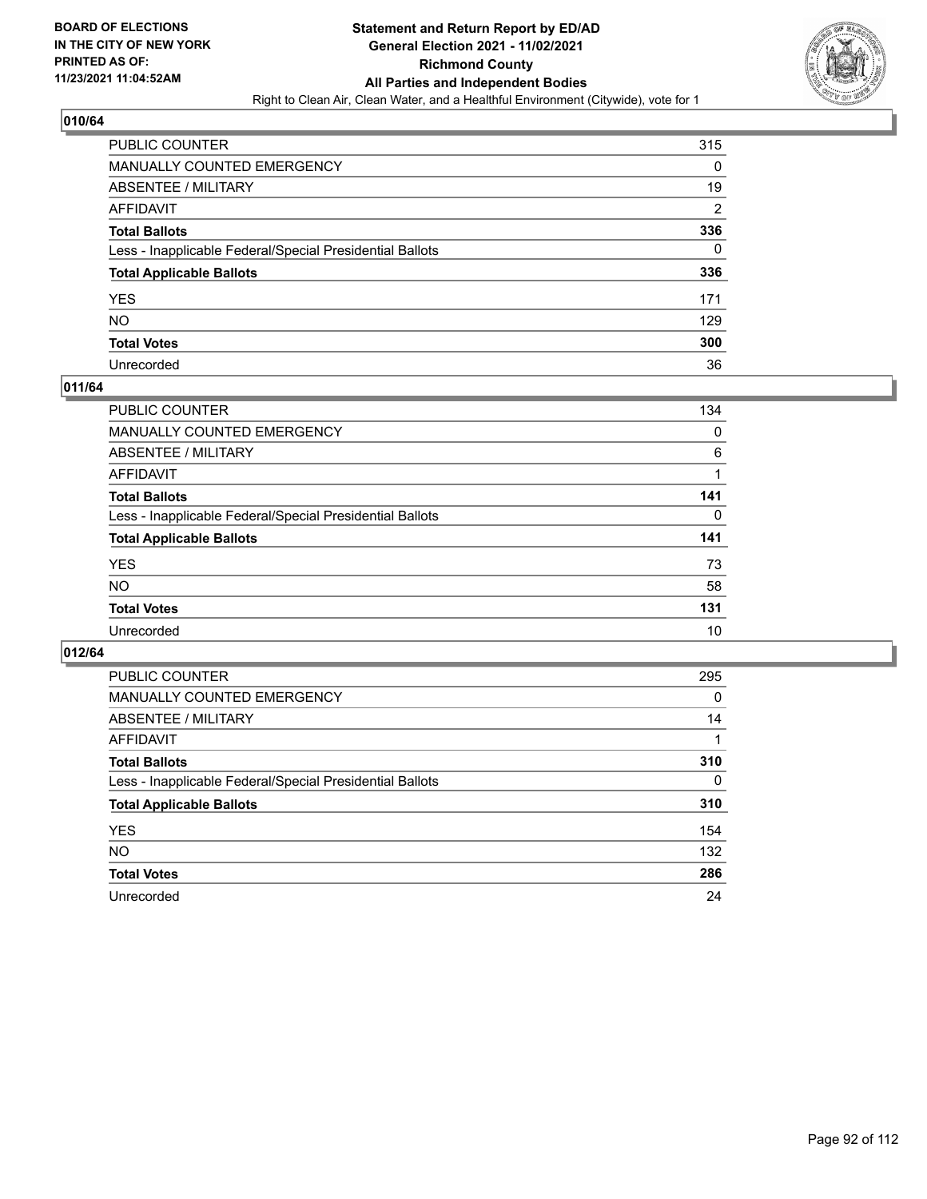**BOARD OF ELECTIONS IN THE CITY OF NEW YORK PRINTED AS OF: 11/23/2021 11:04:52AM**

**Statement and Return Report by ED/AD General Election 2021 - 11/02/2021 Richmond County All Parties and Independent Bodies**

Right to Clean Air, Clean Water, and a Healthful Environment (Citywide), vote for 1

## 010/64

| | |
|---|---|
| PUBLIC COUNTER | 315 |
| MANUALLY COUNTED EMERGENCY | 0 |
| ABSENTEE / MILITARY | 19 |
| AFFIDAVIT | 2 |
| **Total Ballots** | **336** |
| Less - Inapplicable Federal/Special Presidential Ballots | 0 |
| **Total Applicable Ballots** | **336** |
| YES | 171 |
| NO | 129 |
| **Total Votes** | **300** |
| Unrecorded | 36 |

## 011/64

| | |
|---|---|
| PUBLIC COUNTER | 134 |
| MANUALLY COUNTED EMERGENCY | 0 |
| ABSENTEE / MILITARY | 6 |
| AFFIDAVIT | 1 |
| **Total Ballots** | **141** |
| Less - Inapplicable Federal/Special Presidential Ballots | 0 |
| **Total Applicable Ballots** | **141** |
| YES | 73 |
| NO | 58 |
| **Total Votes** | **131** |
| Unrecorded | 10 |

## 012/64

| | |
|---|---|
| PUBLIC COUNTER | 295 |
| MANUALLY COUNTED EMERGENCY | 0 |
| ABSENTEE / MILITARY | 14 |
| AFFIDAVIT | 1 |
| **Total Ballots** | **310** |
| Less - Inapplicable Federal/Special Presidential Ballots | 0 |
| **Total Applicable Ballots** | **310** |
| YES | 154 |
| NO | 132 |
| **Total Votes** | **286** |
| Unrecorded | 24 |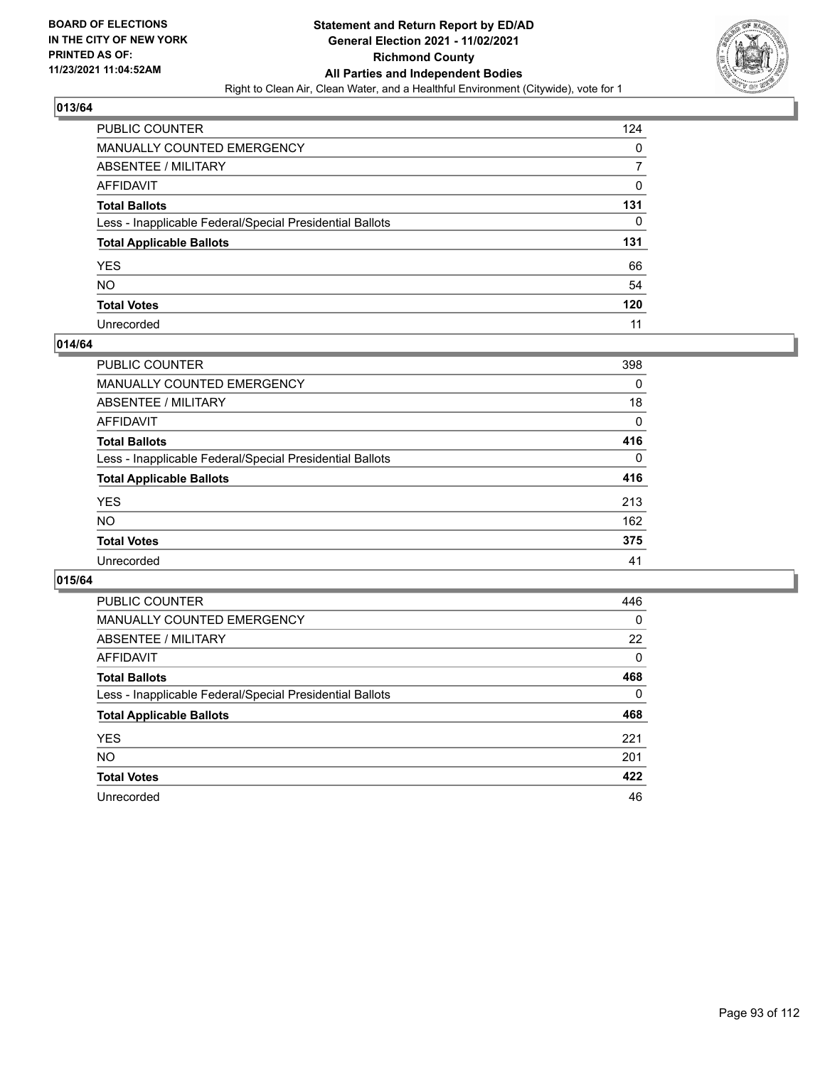BOARD OF ELECTIONS
IN THE CITY OF NEW YORK
PRINTED AS OF:
11/23/2021 11:04:52AM

**Statement and Return Report by ED/AD**
**General Election 2021 - 11/02/2021**
**Richmond County**
**All Parties and Independent Bodies**
Right to Clean Air, Clean Water, and a Healthful Environment (Citywide), vote for 1

## 013/64

| | |
|---|---|
| PUBLIC COUNTER | 124 |
| MANUALLY COUNTED EMERGENCY | 0 |
| ABSENTEE / MILITARY | 7 |
| AFFIDAVIT | 0 |
| **Total Ballots** | **131** |
| Less - Inapplicable Federal/Special Presidential Ballots | 0 |
| **Total Applicable Ballots** | **131** |
| YES | 66 |
| NO | 54 |
| **Total Votes** | **120** |
| Unrecorded | 11 |

## 014/64

| | |
|---|---|
| PUBLIC COUNTER | 398 |
| MANUALLY COUNTED EMERGENCY | 0 |
| ABSENTEE / MILITARY | 18 |
| AFFIDAVIT | 0 |
| **Total Ballots** | **416** |
| Less - Inapplicable Federal/Special Presidential Ballots | 0 |
| **Total Applicable Ballots** | **416** |
| YES | 213 |
| NO | 162 |
| **Total Votes** | **375** |
| Unrecorded | 41 |

## 015/64

| | |
|---|---|
| PUBLIC COUNTER | 446 |
| MANUALLY COUNTED EMERGENCY | 0 |
| ABSENTEE / MILITARY | 22 |
| AFFIDAVIT | 0 |
| **Total Ballots** | **468** |
| Less - Inapplicable Federal/Special Presidential Ballots | 0 |
| **Total Applicable Ballots** | **468** |
| YES | 221 |
| NO | 201 |
| **Total Votes** | **422** |
| Unrecorded | 46 |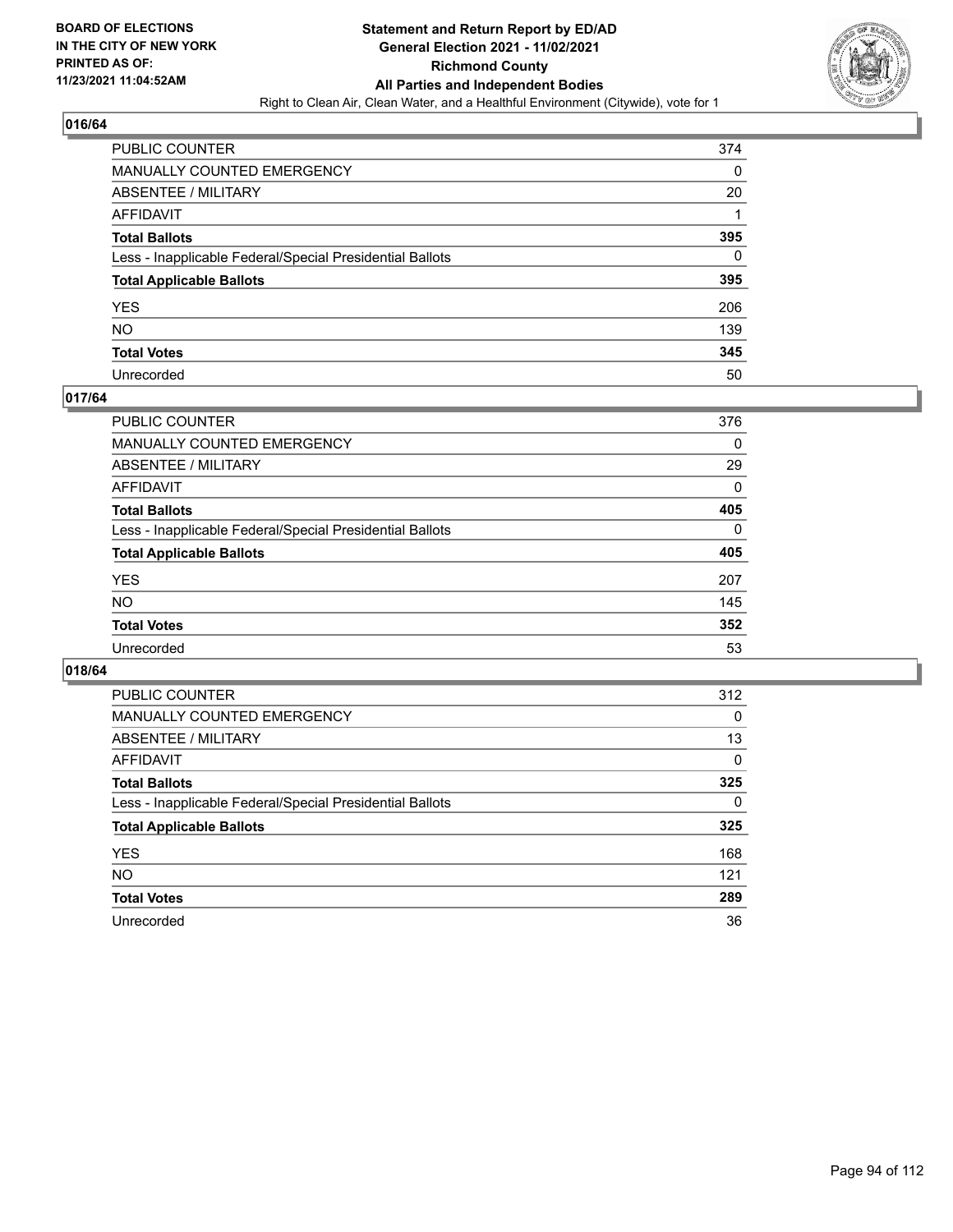**BOARD OF ELECTIONS IN THE CITY OF NEW YORK PRINTED AS OF: 11/23/2021 11:04:52AM**

# Statement and Return Report by ED/AD
## General Election 2021 - 11/02/2021
## Richmond County
## All Parties and Independent Bodies
Right to Clean Air, Clean Water, and a Healthful Environment (Citywide), vote for 1

### 016/64

| | |
|---|---|
| PUBLIC COUNTER | 374 |
| MANUALLY COUNTED EMERGENCY | 0 |
| ABSENTEE / MILITARY | 20 |
| AFFIDAVIT | 1 |
| **Total Ballots** | **395** |
| Less - Inapplicable Federal/Special Presidential Ballots | 0 |
| **Total Applicable Ballots** | **395** |
| YES | 206 |
| NO | 139 |
| **Total Votes** | **345** |
| Unrecorded | 50 |

### 017/64

| | |
|---|---|
| PUBLIC COUNTER | 376 |
| MANUALLY COUNTED EMERGENCY | 0 |
| ABSENTEE / MILITARY | 29 |
| AFFIDAVIT | 0 |
| **Total Ballots** | **405** |
| Less - Inapplicable Federal/Special Presidential Ballots | 0 |
| **Total Applicable Ballots** | **405** |
| YES | 207 |
| NO | 145 |
| **Total Votes** | **352** |
| Unrecorded | 53 |

### 018/64

| | |
|---|---|
| PUBLIC COUNTER | 312 |
| MANUALLY COUNTED EMERGENCY | 0 |
| ABSENTEE / MILITARY | 13 |
| AFFIDAVIT | 0 |
| **Total Ballots** | **325** |
| Less - Inapplicable Federal/Special Presidential Ballots | 0 |
| **Total Applicable Ballots** | **325** |
| YES | 168 |
| NO | 121 |
| **Total Votes** | **289** |
| Unrecorded | 36 |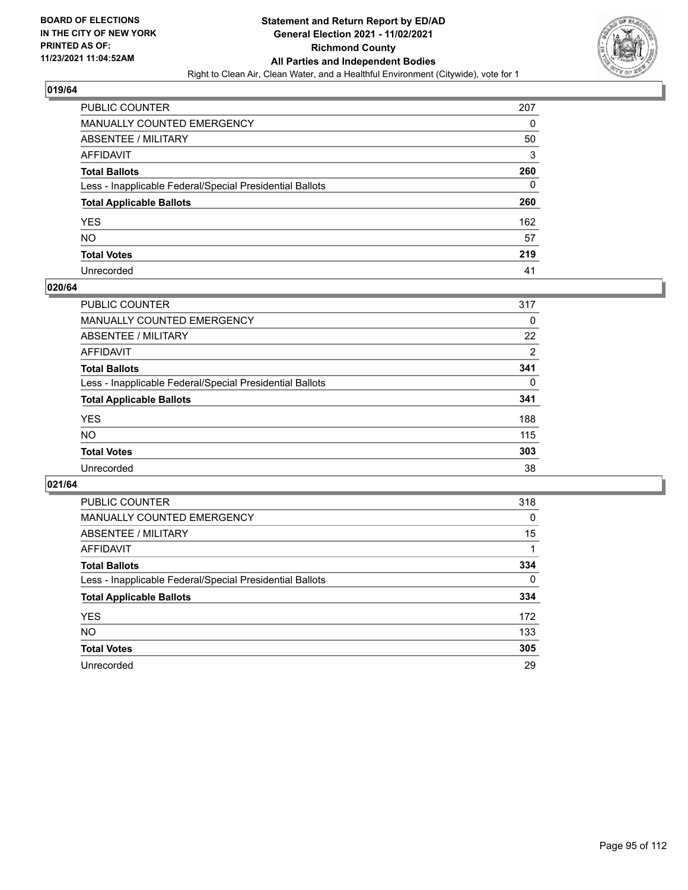**BOARD OF ELECTIONS IN THE CITY OF NEW YORK PRINTED AS OF: 11/23/2021 11:04:52AM**

# Statement and Return Report by ED/AD
## General Election 2021 - 11/02/2021
## Richmond County
## All Parties and Independent Bodies
Right to Clean Air, Clean Water, and a Healthful Environment (Citywide), vote for 1

### 019/64

| | |
|---|---|
| PUBLIC COUNTER | 207 |
| MANUALLY COUNTED EMERGENCY | 0 |
| ABSENTEE / MILITARY | 50 |
| AFFIDAVIT | 3 |
| **Total Ballots** | **260** |
| Less - Inapplicable Federal/Special Presidential Ballots | 0 |
| **Total Applicable Ballots** | **260** |
| YES | 162 |
| NO | 57 |
| **Total Votes** | **219** |
| Unrecorded | 41 |

### 020/64

| | |
|---|---|
| PUBLIC COUNTER | 317 |
| MANUALLY COUNTED EMERGENCY | 0 |
| ABSENTEE / MILITARY | 22 |
| AFFIDAVIT | 2 |
| **Total Ballots** | **341** |
| Less - Inapplicable Federal/Special Presidential Ballots | 0 |
| **Total Applicable Ballots** | **341** |
| YES | 188 |
| NO | 115 |
| **Total Votes** | **303** |
| Unrecorded | 38 |

### 021/64

| | |
|---|---|
| PUBLIC COUNTER | 318 |
| MANUALLY COUNTED EMERGENCY | 0 |
| ABSENTEE / MILITARY | 15 |
| AFFIDAVIT | 1 |
| **Total Ballots** | **334** |
| Less - Inapplicable Federal/Special Presidential Ballots | 0 |
| **Total Applicable Ballots** | **334** |
| YES | 172 |
| NO | 133 |
| **Total Votes** | **305** |
| Unrecorded | 29 |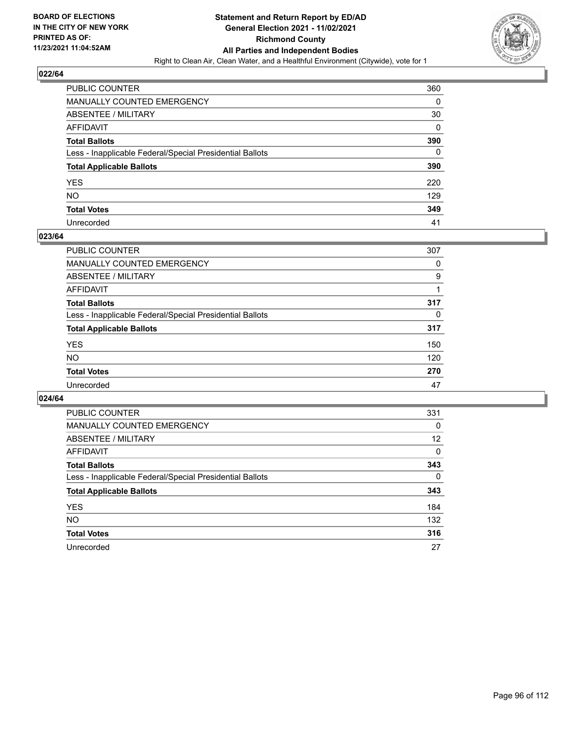BOARD OF ELECTIONS
IN THE CITY OF NEW YORK
PRINTED AS OF:
11/23/2021 11:04:52AM

**Statement and Return Report by ED/AD**
**General Election 2021 - 11/02/2021**
**Richmond County**
**All Parties and Independent Bodies**
Right to Clean Air, Clean Water, and a Healthful Environment (Citywide), vote for 1

### 022/64

| | |
|---|---|
| PUBLIC COUNTER | 360 |
| MANUALLY COUNTED EMERGENCY | 0 |
| ABSENTEE / MILITARY | 30 |
| AFFIDAVIT | 0 |
| **Total Ballots** | **390** |
| Less - Inapplicable Federal/Special Presidential Ballots | 0 |
| **Total Applicable Ballots** | **390** |
| YES | 220 |
| NO | 129 |
| **Total Votes** | **349** |
| Unrecorded | 41 |

### 023/64

| | |
|---|---|
| PUBLIC COUNTER | 307 |
| MANUALLY COUNTED EMERGENCY | 0 |
| ABSENTEE / MILITARY | 9 |
| AFFIDAVIT | 1 |
| **Total Ballots** | **317** |
| Less - Inapplicable Federal/Special Presidential Ballots | 0 |
| **Total Applicable Ballots** | **317** |
| YES | 150 |
| NO | 120 |
| **Total Votes** | **270** |
| Unrecorded | 47 |

### 024/64

| | |
|---|---|
| PUBLIC COUNTER | 331 |
| MANUALLY COUNTED EMERGENCY | 0 |
| ABSENTEE / MILITARY | 12 |
| AFFIDAVIT | 0 |
| **Total Ballots** | **343** |
| Less - Inapplicable Federal/Special Presidential Ballots | 0 |
| **Total Applicable Ballots** | **343** |
| YES | 184 |
| NO | 132 |
| **Total Votes** | **316** |
| Unrecorded | 27 |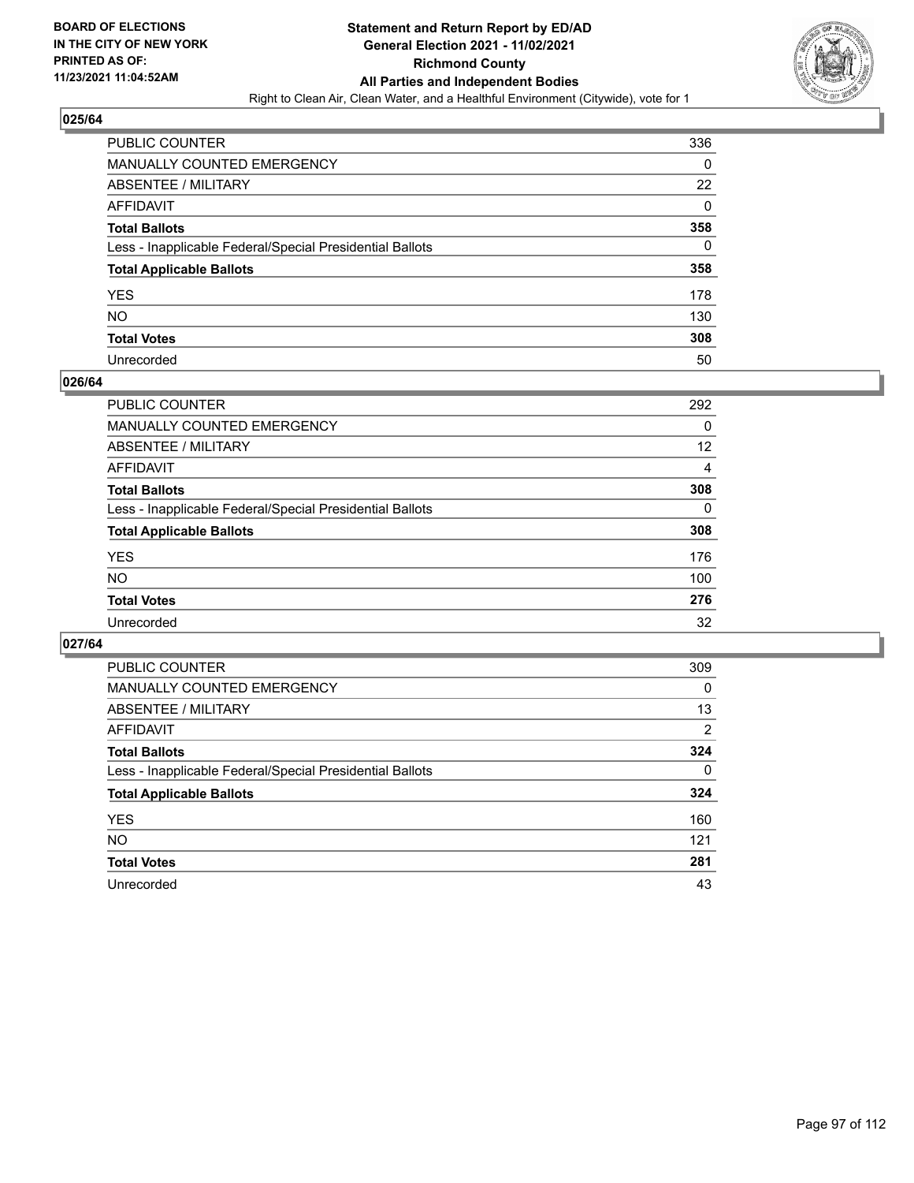BOARD OF ELECTIONS
IN THE CITY OF NEW YORK
PRINTED AS OF:
11/23/2021 11:04:52AM

# Statement and Return Report by ED/AD
## General Election 2021 - 11/02/2021
## Richmond County
## All Parties and Independent Bodies

Right to Clean Air, Clean Water, and a Healthful Environment (Citywide), vote for 1

### 025/64

| | |
|---|---|
| PUBLIC COUNTER | 336 |
| MANUALLY COUNTED EMERGENCY | 0 |
| ABSENTEE / MILITARY | 22 |
| AFFIDAVIT | 0 |
| **Total Ballots** | **358** |
| Less - Inapplicable Federal/Special Presidential Ballots | 0 |
| **Total Applicable Ballots** | **358** |
| YES | 178 |
| NO | 130 |
| **Total Votes** | **308** |
| Unrecorded | 50 |

### 026/64

| | |
|---|---|
| PUBLIC COUNTER | 292 |
| MANUALLY COUNTED EMERGENCY | 0 |
| ABSENTEE / MILITARY | 12 |
| AFFIDAVIT | 4 |
| **Total Ballots** | **308** |
| Less - Inapplicable Federal/Special Presidential Ballots | 0 |
| **Total Applicable Ballots** | **308** |
| YES | 176 |
| NO | 100 |
| **Total Votes** | **276** |
| Unrecorded | 32 |

### 027/64

| | |
|---|---|
| PUBLIC COUNTER | 309 |
| MANUALLY COUNTED EMERGENCY | 0 |
| ABSENTEE / MILITARY | 13 |
| AFFIDAVIT | 2 |
| **Total Ballots** | **324** |
| Less - Inapplicable Federal/Special Presidential Ballots | 0 |
| **Total Applicable Ballots** | **324** |
| YES | 160 |
| NO | 121 |
| **Total Votes** | **281** |
| Unrecorded | 43 |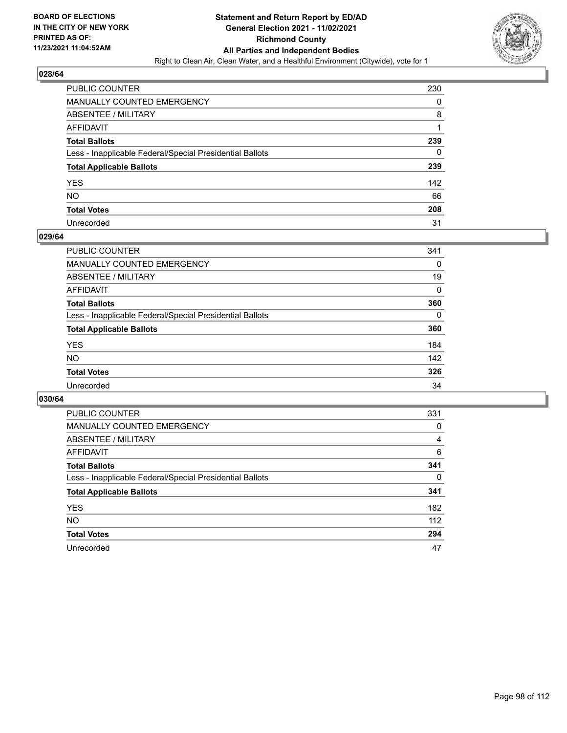BOARD OF ELECTIONS
IN THE CITY OF NEW YORK
PRINTED AS OF:
11/23/2021 11:04:52AM

**Statement and Return Report by ED/AD**
**General Election 2021 - 11/02/2021**
**Richmond County**
**All Parties and Independent Bodies**
Right to Clean Air, Clean Water, and a Healthful Environment (Citywide), vote for 1

## 028/64

| | |
|---|---|
| PUBLIC COUNTER | 230 |
| MANUALLY COUNTED EMERGENCY | 0 |
| ABSENTEE / MILITARY | 8 |
| AFFIDAVIT | 1 |
| **Total Ballots** | **239** |
| Less - Inapplicable Federal/Special Presidential Ballots | 0 |
| **Total Applicable Ballots** | **239** |
| YES | 142 |
| NO | 66 |
| **Total Votes** | **208** |
| Unrecorded | 31 |

## 029/64

| | |
|---|---|
| PUBLIC COUNTER | 341 |
| MANUALLY COUNTED EMERGENCY | 0 |
| ABSENTEE / MILITARY | 19 |
| AFFIDAVIT | 0 |
| **Total Ballots** | **360** |
| Less - Inapplicable Federal/Special Presidential Ballots | 0 |
| **Total Applicable Ballots** | **360** |
| YES | 184 |
| NO | 142 |
| **Total Votes** | **326** |
| Unrecorded | 34 |

## 030/64

| | |
|---|---|
| PUBLIC COUNTER | 331 |
| MANUALLY COUNTED EMERGENCY | 0 |
| ABSENTEE / MILITARY | 4 |
| AFFIDAVIT | 6 |
| **Total Ballots** | **341** |
| Less - Inapplicable Federal/Special Presidential Ballots | 0 |
| **Total Applicable Ballots** | **341** |
| YES | 182 |
| NO | 112 |
| **Total Votes** | **294** |
| Unrecorded | 47 |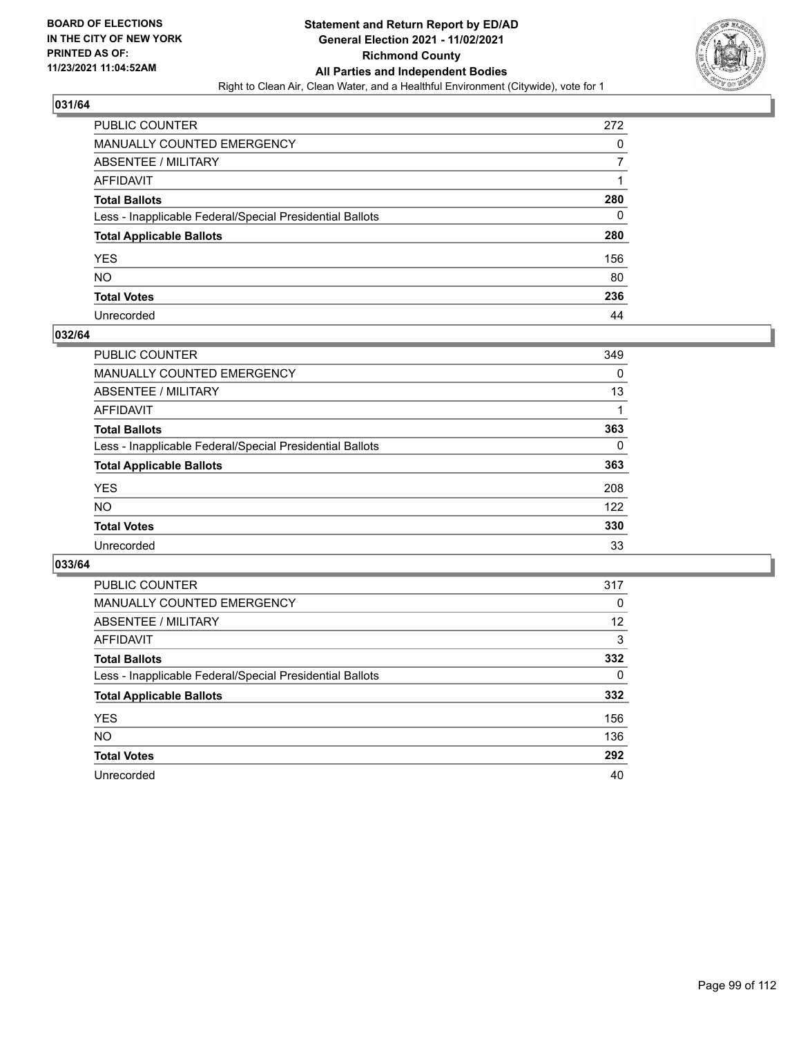BOARD OF ELECTIONS
IN THE CITY OF NEW YORK
PRINTED AS OF:
11/23/2021 11:04:52AM

**Statement and Return Report by ED/AD**
**General Election 2021 - 11/02/2021**
**Richmond County**
**All Parties and Independent Bodies**
Right to Clean Air, Clean Water, and a Healthful Environment (Citywide), vote for 1

## 031/64

| | |
|---|---|
| PUBLIC COUNTER | 272 |
| MANUALLY COUNTED EMERGENCY | 0 |
| ABSENTEE / MILITARY | 7 |
| AFFIDAVIT | 1 |
| **Total Ballots** | **280** |
| Less - Inapplicable Federal/Special Presidential Ballots | 0 |
| **Total Applicable Ballots** | **280** |
| YES | 156 |
| NO | 80 |
| **Total Votes** | **236** |
| Unrecorded | 44 |

## 032/64

| | |
|---|---|
| PUBLIC COUNTER | 349 |
| MANUALLY COUNTED EMERGENCY | 0 |
| ABSENTEE / MILITARY | 13 |
| AFFIDAVIT | 1 |
| **Total Ballots** | **363** |
| Less - Inapplicable Federal/Special Presidential Ballots | 0 |
| **Total Applicable Ballots** | **363** |
| YES | 208 |
| NO | 122 |
| **Total Votes** | **330** |
| Unrecorded | 33 |

## 033/64

| | |
|---|---|
| PUBLIC COUNTER | 317 |
| MANUALLY COUNTED EMERGENCY | 0 |
| ABSENTEE / MILITARY | 12 |
| AFFIDAVIT | 3 |
| **Total Ballots** | **332** |
| Less - Inapplicable Federal/Special Presidential Ballots | 0 |
| **Total Applicable Ballots** | **332** |
| YES | 156 |
| NO | 136 |
| **Total Votes** | **292** |
| Unrecorded | 40 |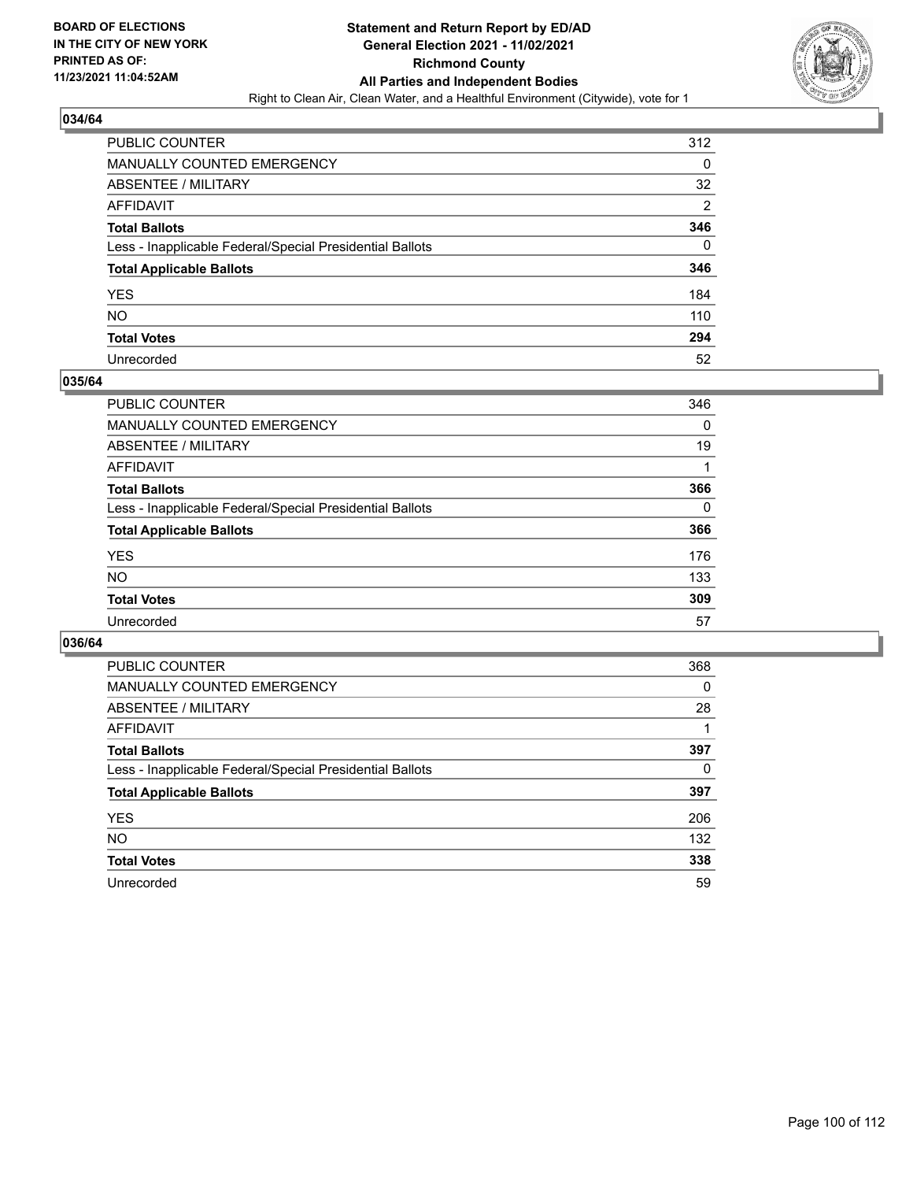BOARD OF ELECTIONS
IN THE CITY OF NEW YORK
PRINTED AS OF:
11/23/2021 11:04:52AM

**Statement and Return Report by ED/AD**
**General Election 2021 - 11/02/2021**
**Richmond County**
**All Parties and Independent Bodies**
Right to Clean Air, Clean Water, and a Healthful Environment (Citywide), vote for 1

### 034/64

| | |
|---|---|
| PUBLIC COUNTER | 312 |
| MANUALLY COUNTED EMERGENCY | 0 |
| ABSENTEE / MILITARY | 32 |
| AFFIDAVIT | 2 |
| **Total Ballots** | **346** |
| Less - Inapplicable Federal/Special Presidential Ballots | 0 |
| **Total Applicable Ballots** | **346** |
| YES | 184 |
| NO | 110 |
| **Total Votes** | **294** |
| Unrecorded | 52 |

### 035/64

| | |
|---|---|
| PUBLIC COUNTER | 346 |
| MANUALLY COUNTED EMERGENCY | 0 |
| ABSENTEE / MILITARY | 19 |
| AFFIDAVIT | 1 |
| **Total Ballots** | **366** |
| Less - Inapplicable Federal/Special Presidential Ballots | 0 |
| **Total Applicable Ballots** | **366** |
| YES | 176 |
| NO | 133 |
| **Total Votes** | **309** |
| Unrecorded | 57 |

### 036/64

| | |
|---|---|
| PUBLIC COUNTER | 368 |
| MANUALLY COUNTED EMERGENCY | 0 |
| ABSENTEE / MILITARY | 28 |
| AFFIDAVIT | 1 |
| **Total Ballots** | **397** |
| Less - Inapplicable Federal/Special Presidential Ballots | 0 |
| **Total Applicable Ballots** | **397** |
| YES | 206 |
| NO | 132 |
| **Total Votes** | **338** |
| Unrecorded | 59 |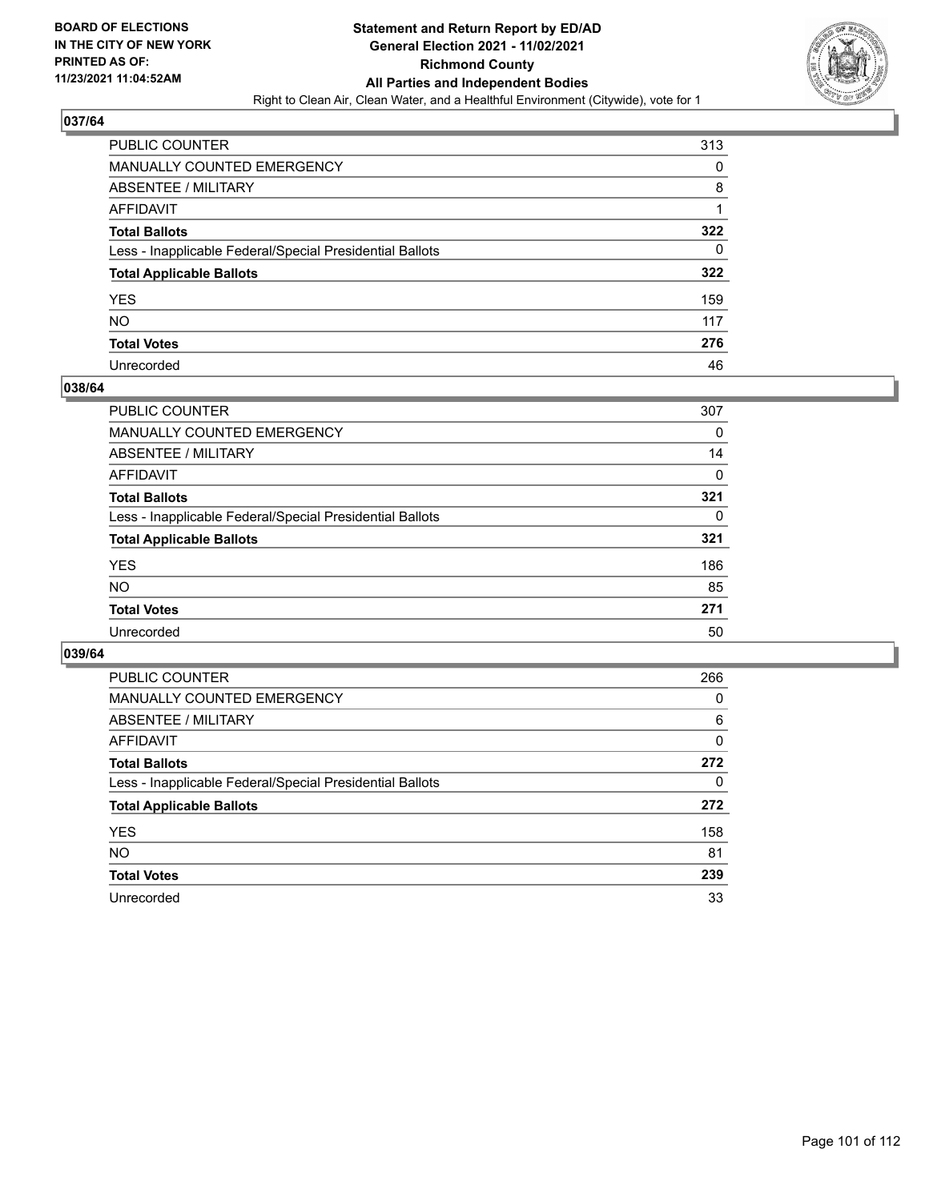BOARD OF ELECTIONS
IN THE CITY OF NEW YORK
PRINTED AS OF:
11/23/2021 11:04:52AM

**Statement and Return Report by ED/AD**
**General Election 2021 - 11/02/2021**
**Richmond County**
**All Parties and Independent Bodies**
Right to Clean Air, Clean Water, and a Healthful Environment (Citywide), vote for 1

## 037/64

| | |
|---|---|
| PUBLIC COUNTER | 313 |
| MANUALLY COUNTED EMERGENCY | 0 |
| ABSENTEE / MILITARY | 8 |
| AFFIDAVIT | 1 |
| **Total Ballots** | **322** |
| Less - Inapplicable Federal/Special Presidential Ballots | 0 |
| **Total Applicable Ballots** | **322** |
| YES | 159 |
| NO | 117 |
| **Total Votes** | **276** |
| Unrecorded | 46 |

## 038/64

| | |
|---|---|
| PUBLIC COUNTER | 307 |
| MANUALLY COUNTED EMERGENCY | 0 |
| ABSENTEE / MILITARY | 14 |
| AFFIDAVIT | 0 |
| **Total Ballots** | **321** |
| Less - Inapplicable Federal/Special Presidential Ballots | 0 |
| **Total Applicable Ballots** | **321** |
| YES | 186 |
| NO | 85 |
| **Total Votes** | **271** |
| Unrecorded | 50 |

## 039/64

| | |
|---|---|
| PUBLIC COUNTER | 266 |
| MANUALLY COUNTED EMERGENCY | 0 |
| ABSENTEE / MILITARY | 6 |
| AFFIDAVIT | 0 |
| **Total Ballots** | **272** |
| Less - Inapplicable Federal/Special Presidential Ballots | 0 |
| **Total Applicable Ballots** | **272** |
| YES | 158 |
| NO | 81 |
| **Total Votes** | **239** |
| Unrecorded | 33 |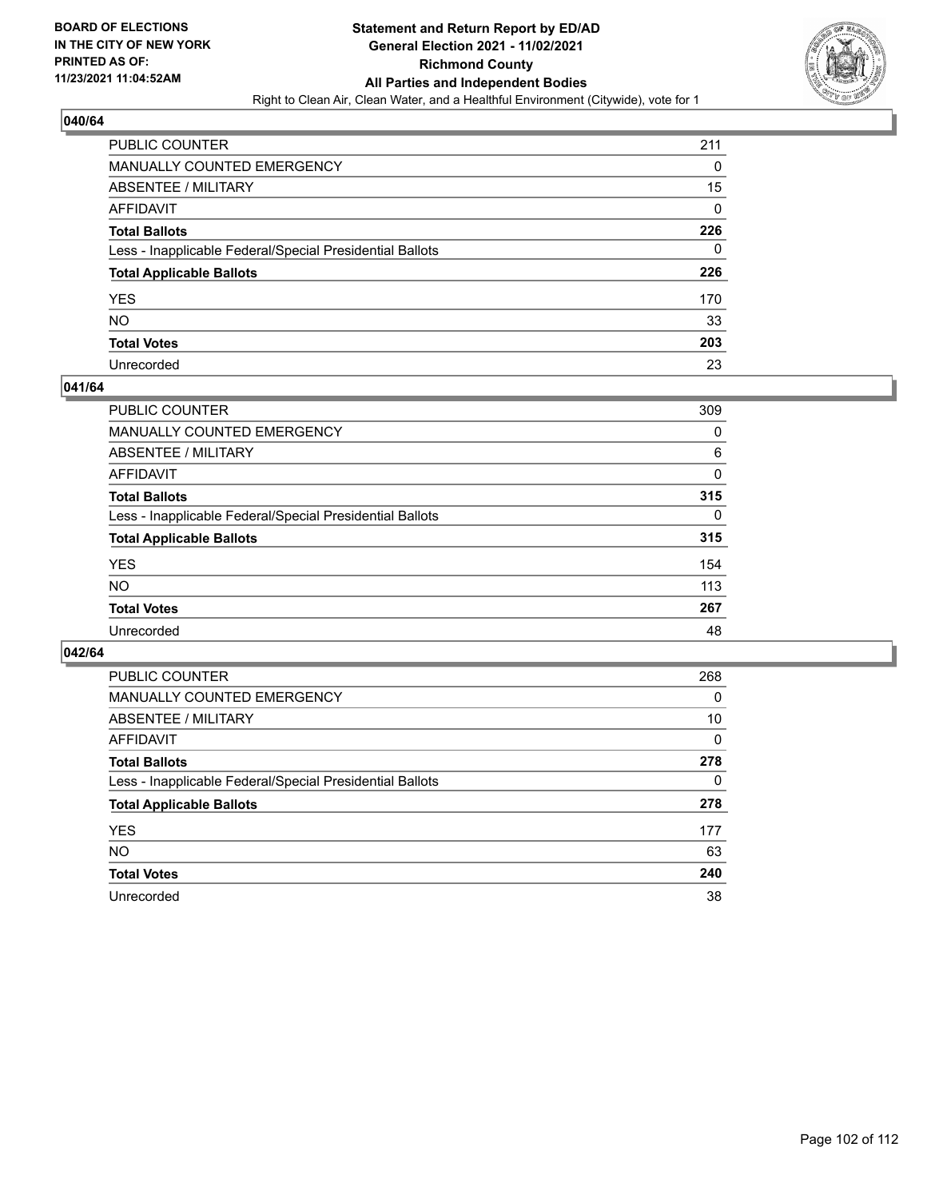BOARD OF ELECTIONS
IN THE CITY OF NEW YORK
PRINTED AS OF:
11/23/2021 11:04:52AM

**Statement and Return Report by ED/AD**
**General Election 2021 - 11/02/2021**
**Richmond County**
**All Parties and Independent Bodies**
Right to Clean Air, Clean Water, and a Healthful Environment (Citywide), vote for 1

### 040/64

| | |
|---|---|
| PUBLIC COUNTER | 211 |
| MANUALLY COUNTED EMERGENCY | 0 |
| ABSENTEE / MILITARY | 15 |
| AFFIDAVIT | 0 |
| **Total Ballots** | **226** |
| Less - Inapplicable Federal/Special Presidential Ballots | 0 |
| **Total Applicable Ballots** | **226** |
| YES | 170 |
| NO | 33 |
| **Total Votes** | **203** |
| Unrecorded | 23 |

### 041/64

| | |
|---|---|
| PUBLIC COUNTER | 309 |
| MANUALLY COUNTED EMERGENCY | 0 |
| ABSENTEE / MILITARY | 6 |
| AFFIDAVIT | 0 |
| **Total Ballots** | **315** |
| Less - Inapplicable Federal/Special Presidential Ballots | 0 |
| **Total Applicable Ballots** | **315** |
| YES | 154 |
| NO | 113 |
| **Total Votes** | **267** |
| Unrecorded | 48 |

### 042/64

| | |
|---|---|
| PUBLIC COUNTER | 268 |
| MANUALLY COUNTED EMERGENCY | 0 |
| ABSENTEE / MILITARY | 10 |
| AFFIDAVIT | 0 |
| **Total Ballots** | **278** |
| Less - Inapplicable Federal/Special Presidential Ballots | 0 |
| **Total Applicable Ballots** | **278** |
| YES | 177 |
| NO | 63 |
| **Total Votes** | **240** |
| Unrecorded | 38 |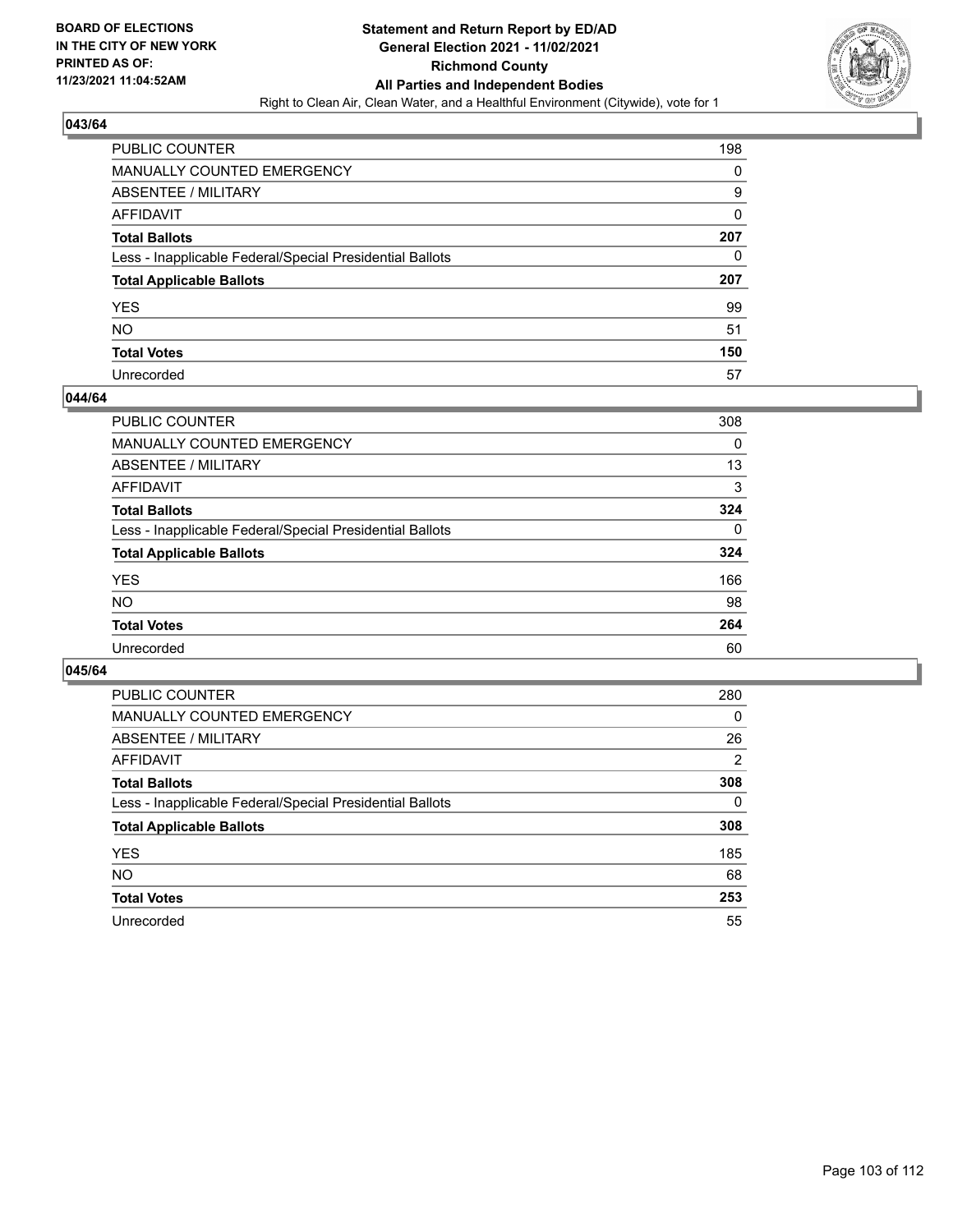BOARD OF ELECTIONS
IN THE CITY OF NEW YORK
PRINTED AS OF:
11/23/2021 11:04:52AM

# Statement and Return Report by ED/AD
## General Election 2021 - 11/02/2021
## Richmond County
## All Parties and Independent Bodies
Right to Clean Air, Clean Water, and a Healthful Environment (Citywide), vote for 1

### 043/64

| | |
|---|---|
| PUBLIC COUNTER | 198 |
| MANUALLY COUNTED EMERGENCY | 0 |
| ABSENTEE / MILITARY | 9 |
| AFFIDAVIT | 0 |
| **Total Ballots** | **207** |
| Less - Inapplicable Federal/Special Presidential Ballots | 0 |
| **Total Applicable Ballots** | **207** |
| YES | 99 |
| NO | 51 |
| **Total Votes** | **150** |
| Unrecorded | 57 |

### 044/64

| | |
|---|---|
| PUBLIC COUNTER | 308 |
| MANUALLY COUNTED EMERGENCY | 0 |
| ABSENTEE / MILITARY | 13 |
| AFFIDAVIT | 3 |
| **Total Ballots** | **324** |
| Less - Inapplicable Federal/Special Presidential Ballots | 0 |
| **Total Applicable Ballots** | **324** |
| YES | 166 |
| NO | 98 |
| **Total Votes** | **264** |
| Unrecorded | 60 |

### 045/64

| | |
|---|---|
| PUBLIC COUNTER | 280 |
| MANUALLY COUNTED EMERGENCY | 0 |
| ABSENTEE / MILITARY | 26 |
| AFFIDAVIT | 2 |
| **Total Ballots** | **308** |
| Less - Inapplicable Federal/Special Presidential Ballots | 0 |
| **Total Applicable Ballots** | **308** |
| YES | 185 |
| NO | 68 |
| **Total Votes** | **253** |
| Unrecorded | 55 |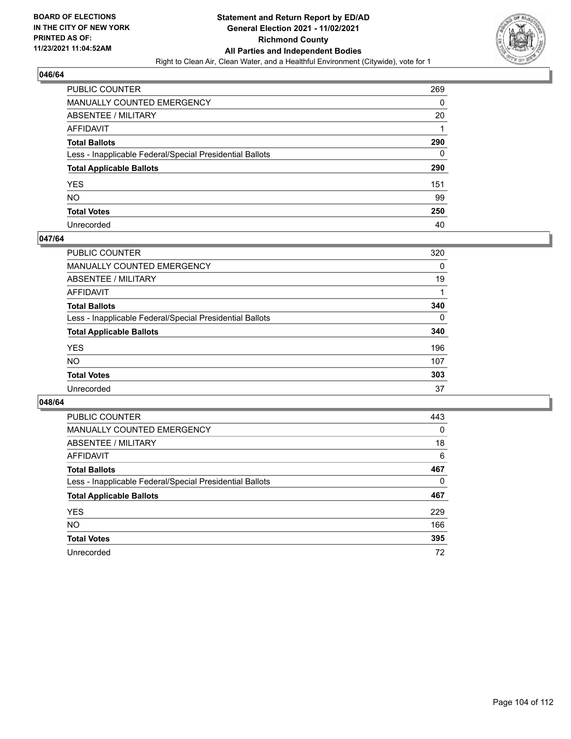**BOARD OF ELECTIONS IN THE CITY OF NEW YORK PRINTED AS OF: 11/23/2021 11:04:52AM**

**Statement and Return Report by ED/AD General Election 2021 - 11/02/2021 Richmond County All Parties and Independent Bodies**

Right to Clean Air, Clean Water, and a Healthful Environment (Citywide), vote for 1

## 046/64

| | |
|---|---|
| PUBLIC COUNTER | 269 |
| MANUALLY COUNTED EMERGENCY | 0 |
| ABSENTEE / MILITARY | 20 |
| AFFIDAVIT | 1 |
| **Total Ballots** | **290** |
| Less - Inapplicable Federal/Special Presidential Ballots | 0 |
| **Total Applicable Ballots** | **290** |
| YES | 151 |
| NO | 99 |
| **Total Votes** | **250** |
| Unrecorded | 40 |

## 047/64

| | |
|---|---|
| PUBLIC COUNTER | 320 |
| MANUALLY COUNTED EMERGENCY | 0 |
| ABSENTEE / MILITARY | 19 |
| AFFIDAVIT | 1 |
| **Total Ballots** | **340** |
| Less - Inapplicable Federal/Special Presidential Ballots | 0 |
| **Total Applicable Ballots** | **340** |
| YES | 196 |
| NO | 107 |
| **Total Votes** | **303** |
| Unrecorded | 37 |

## 048/64

| | |
|---|---|
| PUBLIC COUNTER | 443 |
| MANUALLY COUNTED EMERGENCY | 0 |
| ABSENTEE / MILITARY | 18 |
| AFFIDAVIT | 6 |
| **Total Ballots** | **467** |
| Less - Inapplicable Federal/Special Presidential Ballots | 0 |
| **Total Applicable Ballots** | **467** |
| YES | 229 |
| NO | 166 |
| **Total Votes** | **395** |
| Unrecorded | 72 |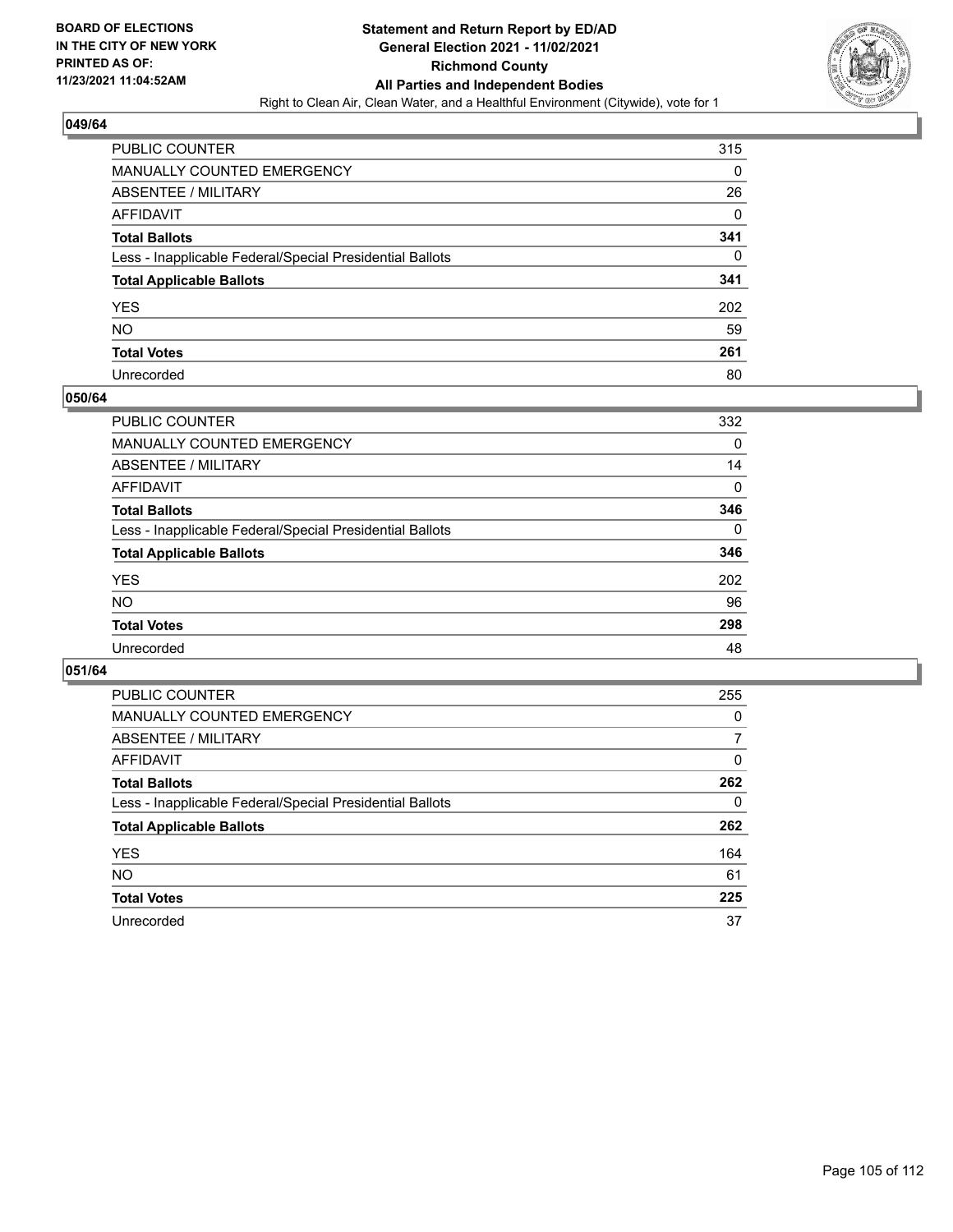BOARD OF ELECTIONS
IN THE CITY OF NEW YORK
PRINTED AS OF:
11/23/2021 11:04:52AM

**Statement and Return Report by ED/AD**
**General Election 2021 - 11/02/2021**
**Richmond County**
**All Parties and Independent Bodies**
Right to Clean Air, Clean Water, and a Healthful Environment (Citywide), vote for 1

### 049/64

| | |
|---|---|
| PUBLIC COUNTER | 315 |
| MANUALLY COUNTED EMERGENCY | 0 |
| ABSENTEE / MILITARY | 26 |
| AFFIDAVIT | 0 |
| **Total Ballots** | **341** |
| Less - Inapplicable Federal/Special Presidential Ballots | 0 |
| **Total Applicable Ballots** | **341** |
| YES | 202 |
| NO | 59 |
| **Total Votes** | **261** |
| Unrecorded | 80 |

### 050/64

| | |
|---|---|
| PUBLIC COUNTER | 332 |
| MANUALLY COUNTED EMERGENCY | 0 |
| ABSENTEE / MILITARY | 14 |
| AFFIDAVIT | 0 |
| **Total Ballots** | **346** |
| Less - Inapplicable Federal/Special Presidential Ballots | 0 |
| **Total Applicable Ballots** | **346** |
| YES | 202 |
| NO | 96 |
| **Total Votes** | **298** |
| Unrecorded | 48 |

### 051/64

| | |
|---|---|
| PUBLIC COUNTER | 255 |
| MANUALLY COUNTED EMERGENCY | 0 |
| ABSENTEE / MILITARY | 7 |
| AFFIDAVIT | 0 |
| **Total Ballots** | **262** |
| Less - Inapplicable Federal/Special Presidential Ballots | 0 |
| **Total Applicable Ballots** | **262** |
| YES | 164 |
| NO | 61 |
| **Total Votes** | **225** |
| Unrecorded | 37 |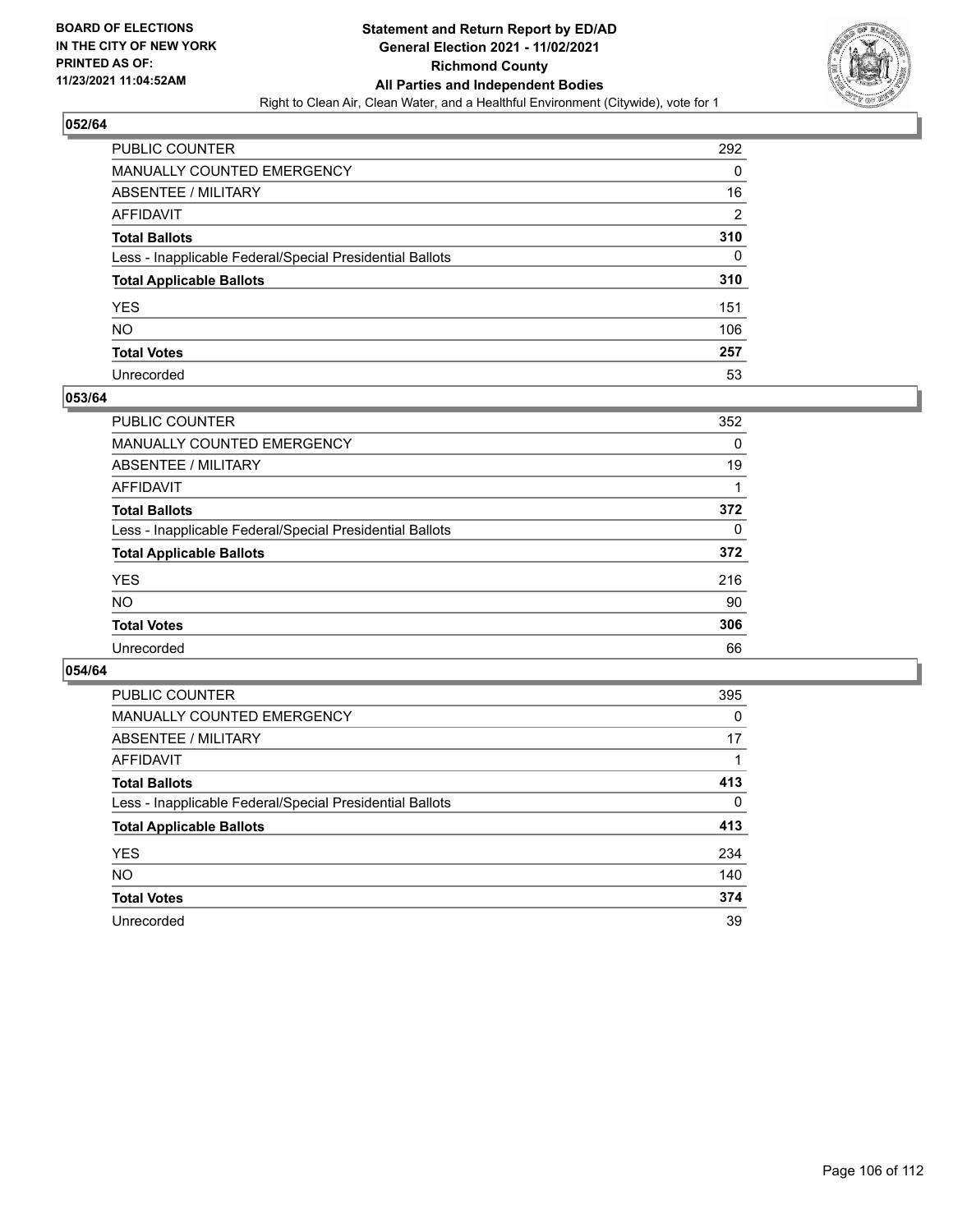BOARD OF ELECTIONS
IN THE CITY OF NEW YORK
PRINTED AS OF:
11/23/2021 11:04:52AM

**Statement and Return Report by ED/AD**
**General Election 2021 - 11/02/2021**
**Richmond County**
**All Parties and Independent Bodies**
Right to Clean Air, Clean Water, and a Healthful Environment (Citywide), vote for 1

## 052/64

| | |
|---|---|
| PUBLIC COUNTER | 292 |
| MANUALLY COUNTED EMERGENCY | 0 |
| ABSENTEE / MILITARY | 16 |
| AFFIDAVIT | 2 |
| **Total Ballots** | **310** |
| Less - Inapplicable Federal/Special Presidential Ballots | 0 |
| **Total Applicable Ballots** | **310** |
| YES | 151 |
| NO | 106 |
| **Total Votes** | **257** |
| Unrecorded | 53 |

## 053/64

| | |
|---|---|
| PUBLIC COUNTER | 352 |
| MANUALLY COUNTED EMERGENCY | 0 |
| ABSENTEE / MILITARY | 19 |
| AFFIDAVIT | 1 |
| **Total Ballots** | **372** |
| Less - Inapplicable Federal/Special Presidential Ballots | 0 |
| **Total Applicable Ballots** | **372** |
| YES | 216 |
| NO | 90 |
| **Total Votes** | **306** |
| Unrecorded | 66 |

## 054/64

| | |
|---|---|
| PUBLIC COUNTER | 395 |
| MANUALLY COUNTED EMERGENCY | 0 |
| ABSENTEE / MILITARY | 17 |
| AFFIDAVIT | 1 |
| **Total Ballots** | **413** |
| Less - Inapplicable Federal/Special Presidential Ballots | 0 |
| **Total Applicable Ballots** | **413** |
| YES | 234 |
| NO | 140 |
| **Total Votes** | **374** |
| Unrecorded | 39 |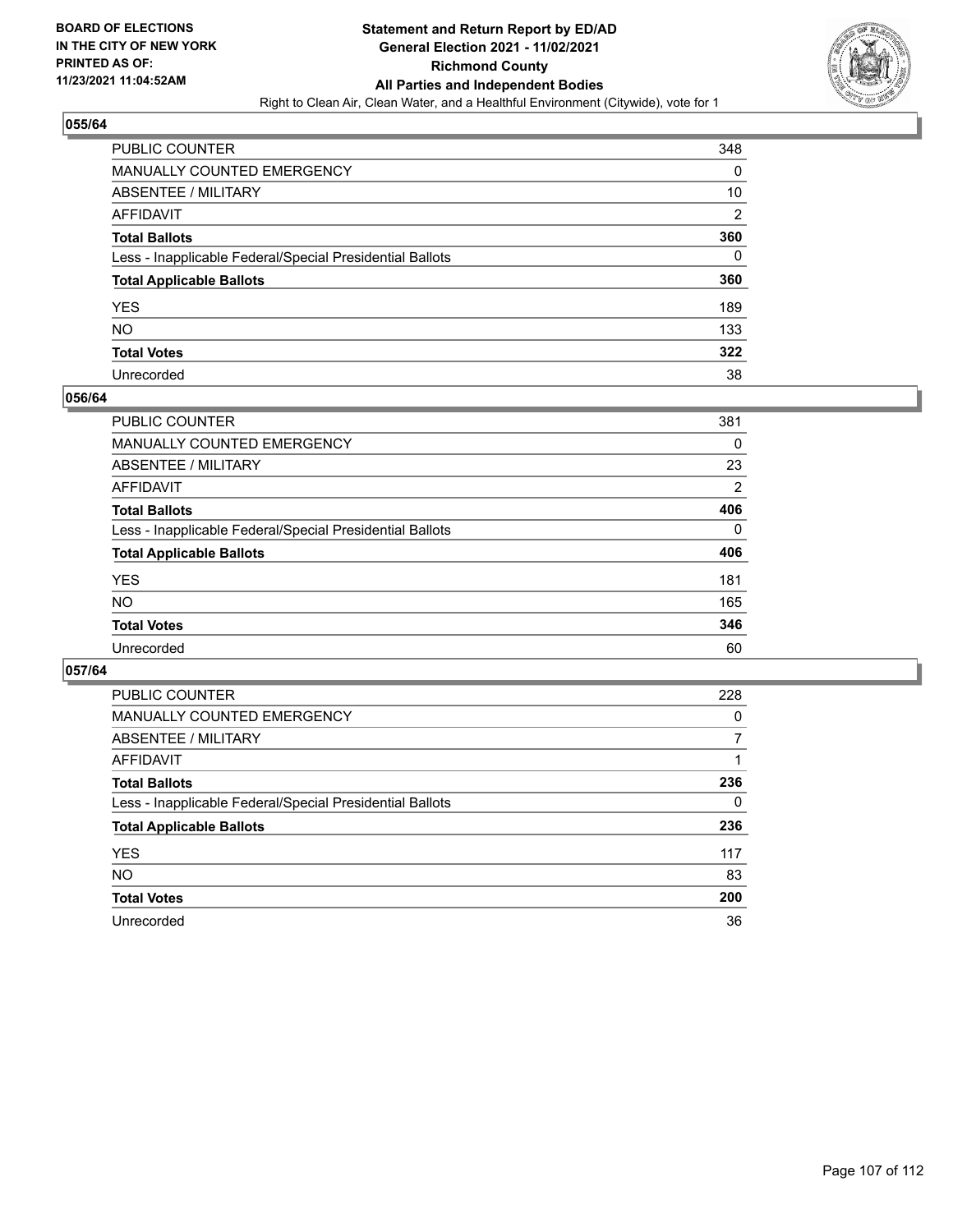BOARD OF ELECTIONS
IN THE CITY OF NEW YORK
PRINTED AS OF:
11/23/2021 11:04:52AM

**Statement and Return Report by ED/AD**
**General Election 2021 - 11/02/2021**
**Richmond County**
**All Parties and Independent Bodies**
Right to Clean Air, Clean Water, and a Healthful Environment (Citywide), vote for 1

## 055/64

| | |
|---|---|
| PUBLIC COUNTER | 348 |
| MANUALLY COUNTED EMERGENCY | 0 |
| ABSENTEE / MILITARY | 10 |
| AFFIDAVIT | 2 |
| **Total Ballots** | **360** |
| Less - Inapplicable Federal/Special Presidential Ballots | 0 |
| **Total Applicable Ballots** | **360** |
| YES | 189 |
| NO | 133 |
| **Total Votes** | **322** |
| Unrecorded | 38 |

## 056/64

| | |
|---|---|
| PUBLIC COUNTER | 381 |
| MANUALLY COUNTED EMERGENCY | 0 |
| ABSENTEE / MILITARY | 23 |
| AFFIDAVIT | 2 |
| **Total Ballots** | **406** |
| Less - Inapplicable Federal/Special Presidential Ballots | 0 |
| **Total Applicable Ballots** | **406** |
| YES | 181 |
| NO | 165 |
| **Total Votes** | **346** |
| Unrecorded | 60 |

## 057/64

| | |
|---|---|
| PUBLIC COUNTER | 228 |
| MANUALLY COUNTED EMERGENCY | 0 |
| ABSENTEE / MILITARY | 7 |
| AFFIDAVIT | 1 |
| **Total Ballots** | **236** |
| Less - Inapplicable Federal/Special Presidential Ballots | 0 |
| **Total Applicable Ballots** | **236** |
| YES | 117 |
| NO | 83 |
| **Total Votes** | **200** |
| Unrecorded | 36 |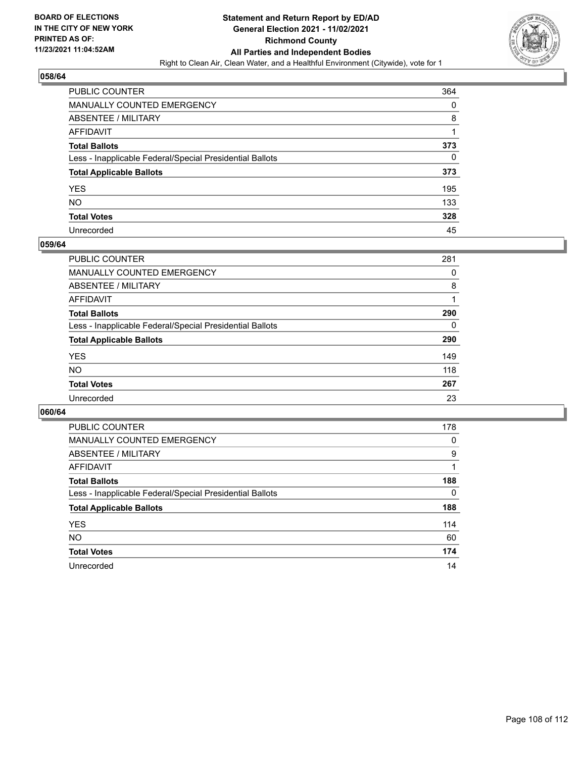**BOARD OF ELECTIONS IN THE CITY OF NEW YORK PRINTED AS OF: 11/23/2021 11:04:52AM**

# Statement and Return Report by ED/AD
## General Election 2021 - 11/02/2021
## Richmond County
## All Parties and Independent Bodies
Right to Clean Air, Clean Water, and a Healthful Environment (Citywide), vote for 1

### 058/64

| | |
|---|---|
| PUBLIC COUNTER | 364 |
| MANUALLY COUNTED EMERGENCY | 0 |
| ABSENTEE / MILITARY | 8 |
| AFFIDAVIT | 1 |
| **Total Ballots** | **373** |
| Less - Inapplicable Federal/Special Presidential Ballots | 0 |
| **Total Applicable Ballots** | **373** |
| YES | 195 |
| NO | 133 |
| **Total Votes** | **328** |
| Unrecorded | 45 |

### 059/64

| | |
|---|---|
| PUBLIC COUNTER | 281 |
| MANUALLY COUNTED EMERGENCY | 0 |
| ABSENTEE / MILITARY | 8 |
| AFFIDAVIT | 1 |
| **Total Ballots** | **290** |
| Less - Inapplicable Federal/Special Presidential Ballots | 0 |
| **Total Applicable Ballots** | **290** |
| YES | 149 |
| NO | 118 |
| **Total Votes** | **267** |
| Unrecorded | 23 |

### 060/64

| | |
|---|---|
| PUBLIC COUNTER | 178 |
| MANUALLY COUNTED EMERGENCY | 0 |
| ABSENTEE / MILITARY | 9 |
| AFFIDAVIT | 1 |
| **Total Ballots** | **188** |
| Less - Inapplicable Federal/Special Presidential Ballots | 0 |
| **Total Applicable Ballots** | **188** |
| YES | 114 |
| NO | 60 |
| **Total Votes** | **174** |
| Unrecorded | 14 |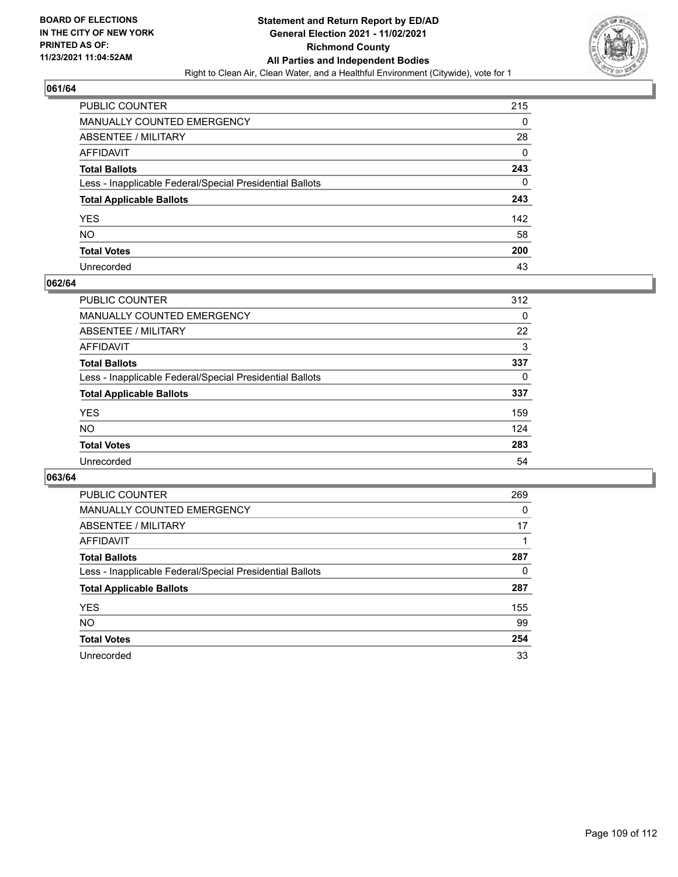BOARD OF ELECTIONS
IN THE CITY OF NEW YORK
PRINTED AS OF:
11/23/2021 11:04:52AM

# Statement and Return Report by ED/AD
## General Election 2021 - 11/02/2021
## Richmond County
## All Parties and Independent Bodies
Right to Clean Air, Clean Water, and a Healthful Environment (Citywide), vote for 1

### 061/64

| | |
|---|---|
| PUBLIC COUNTER | 215 |
| MANUALLY COUNTED EMERGENCY | 0 |
| ABSENTEE / MILITARY | 28 |
| AFFIDAVIT | 0 |
| **Total Ballots** | **243** |
| Less - Inapplicable Federal/Special Presidential Ballots | 0 |
| **Total Applicable Ballots** | **243** |
| YES | 142 |
| NO | 58 |
| **Total Votes** | **200** |
| Unrecorded | 43 |

### 062/64

| | |
|---|---|
| PUBLIC COUNTER | 312 |
| MANUALLY COUNTED EMERGENCY | 0 |
| ABSENTEE / MILITARY | 22 |
| AFFIDAVIT | 3 |
| **Total Ballots** | **337** |
| Less - Inapplicable Federal/Special Presidential Ballots | 0 |
| **Total Applicable Ballots** | **337** |
| YES | 159 |
| NO | 124 |
| **Total Votes** | **283** |
| Unrecorded | 54 |

### 063/64

| | |
|---|---|
| PUBLIC COUNTER | 269 |
| MANUALLY COUNTED EMERGENCY | 0 |
| ABSENTEE / MILITARY | 17 |
| AFFIDAVIT | 1 |
| **Total Ballots** | **287** |
| Less - Inapplicable Federal/Special Presidential Ballots | 0 |
| **Total Applicable Ballots** | **287** |
| YES | 155 |
| NO | 99 |
| **Total Votes** | **254** |
| Unrecorded | 33 |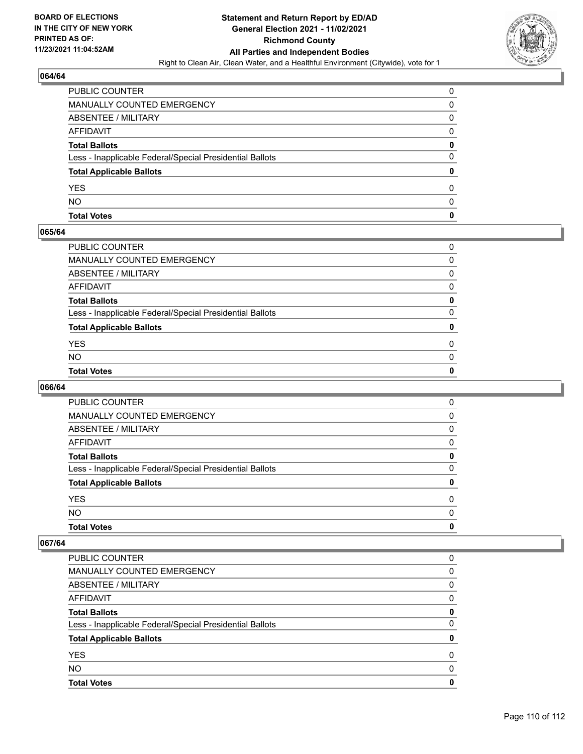**Statement and Return Report by ED/AD**
**General Election 2021 - 11/02/2021**
**Richmond County**
**All Parties and Independent Bodies**
Right to Clean Air, Clean Water, and a Healthful Environment (Citywide), vote for 1

BOARD OF ELECTIONS IN THE CITY OF NEW YORK PRINTED AS OF: 11/23/2021 11:04:52AM

**064/64**

| | |
|---|---|
| PUBLIC COUNTER | 0 |
| MANUALLY COUNTED EMERGENCY | 0 |
| ABSENTEE / MILITARY | 0 |
| AFFIDAVIT | 0 |
| **Total Ballots** | **0** |
| Less - Inapplicable Federal/Special Presidential Ballots | 0 |
| **Total Applicable Ballots** | **0** |
| YES | 0 |
| NO | 0 |
| **Total Votes** | **0** |

**065/64**

| | |
|---|---|
| PUBLIC COUNTER | 0 |
| MANUALLY COUNTED EMERGENCY | 0 |
| ABSENTEE / MILITARY | 0 |
| AFFIDAVIT | 0 |
| **Total Ballots** | **0** |
| Less - Inapplicable Federal/Special Presidential Ballots | 0 |
| **Total Applicable Ballots** | **0** |
| YES | 0 |
| NO | 0 |
| **Total Votes** | **0** |

**066/64**

| | |
|---|---|
| PUBLIC COUNTER | 0 |
| MANUALLY COUNTED EMERGENCY | 0 |
| ABSENTEE / MILITARY | 0 |
| AFFIDAVIT | 0 |
| **Total Ballots** | **0** |
| Less - Inapplicable Federal/Special Presidential Ballots | 0 |
| **Total Applicable Ballots** | **0** |
| YES | 0 |
| NO | 0 |
| **Total Votes** | **0** |

**067/64**

| | |
|---|---|
| PUBLIC COUNTER | 0 |
| MANUALLY COUNTED EMERGENCY | 0 |
| ABSENTEE / MILITARY | 0 |
| AFFIDAVIT | 0 |
| **Total Ballots** | **0** |
| Less - Inapplicable Federal/Special Presidential Ballots | 0 |
| **Total Applicable Ballots** | **0** |
| YES | 0 |
| NO | 0 |
| **Total Votes** | **0** |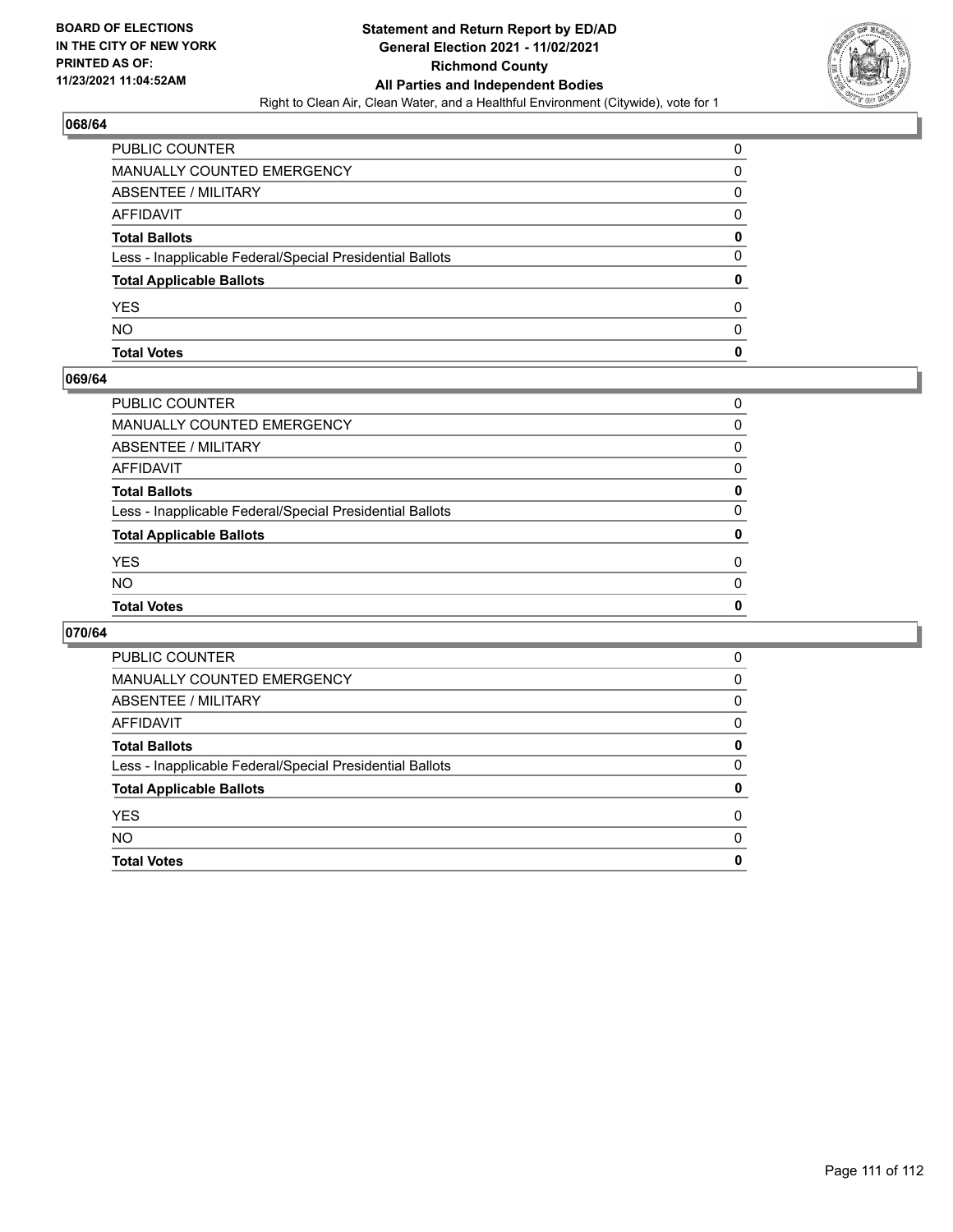**BOARD OF ELECTIONS IN THE CITY OF NEW YORK PRINTED AS OF: 11/23/2021 11:04:52AM**

# Statement and Return Report by ED/AD
## General Election 2021 - 11/02/2021
## Richmond County
## All Parties and Independent Bodies
Right to Clean Air, Clean Water, and a Healthful Environment (Citywide), vote for 1

### 068/64

| | |
|---|---|
| PUBLIC COUNTER | 0 |
| MANUALLY COUNTED EMERGENCY | 0 |
| ABSENTEE / MILITARY | 0 |
| AFFIDAVIT | 0 |
| **Total Ballots** | **0** |
| Less - Inapplicable Federal/Special Presidential Ballots | 0 |
| **Total Applicable Ballots** | **0** |
| YES | 0 |
| NO | 0 |
| **Total Votes** | **0** |

### 069/64

| | |
|---|---|
| PUBLIC COUNTER | 0 |
| MANUALLY COUNTED EMERGENCY | 0 |
| ABSENTEE / MILITARY | 0 |
| AFFIDAVIT | 0 |
| **Total Ballots** | **0** |
| Less - Inapplicable Federal/Special Presidential Ballots | 0 |
| **Total Applicable Ballots** | **0** |
| YES | 0 |
| NO | 0 |
| **Total Votes** | **0** |

### 070/64

| | |
|---|---|
| PUBLIC COUNTER | 0 |
| MANUALLY COUNTED EMERGENCY | 0 |
| ABSENTEE / MILITARY | 0 |
| AFFIDAVIT | 0 |
| **Total Ballots** | **0** |
| Less - Inapplicable Federal/Special Presidential Ballots | 0 |
| **Total Applicable Ballots** | **0** |
| YES | 0 |
| NO | 0 |
| **Total Votes** | **0** |